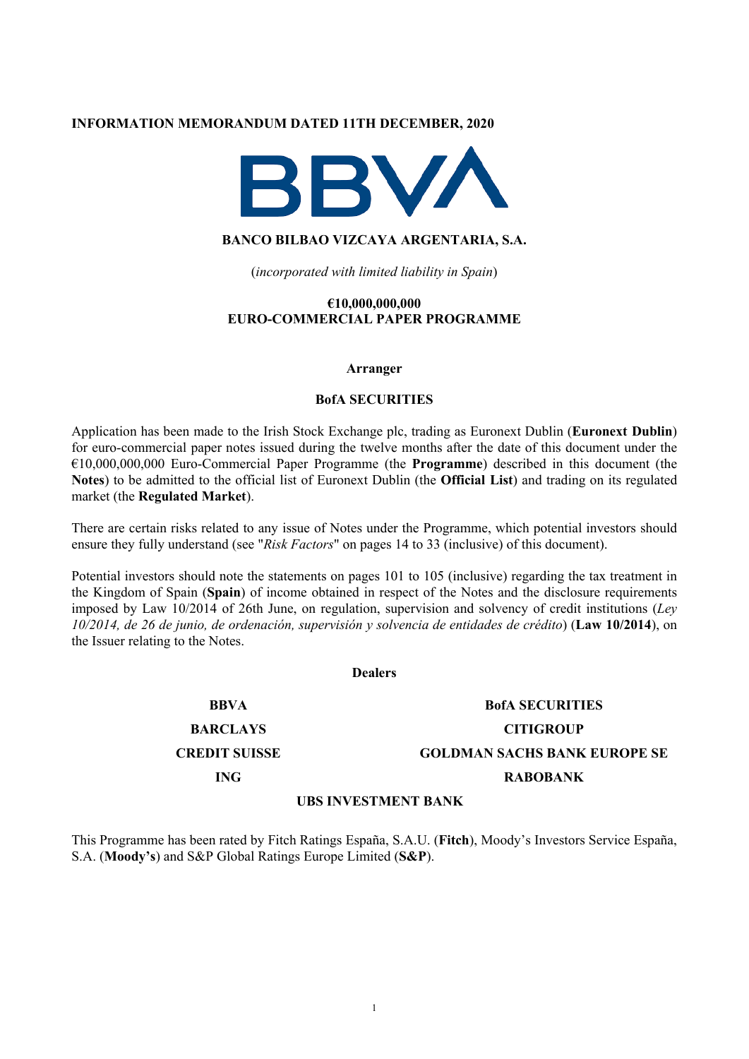**INFORMATION MEMORANDUM DATED 11TH DECEMBER, 2020**

**BANCO BILBAO VIZCAYA ARGENTARIA, S.A.**

(*incorporated with limited liability in Spain*)

**€10,000,000,000**
**EURO-COMMERCIAL PAPER PROGRAMME**

**Arranger**

**BofA SECURITIES**

Application has been made to the Irish Stock Exchange plc, trading as Euronext Dublin (**Euronext Dublin**) for euro-commercial paper notes issued during the twelve months after the date of this document under the €10,000,000,000 Euro-Commercial Paper Programme (the **Programme**) described in this document (the **Notes**) to be admitted to the official list of Euronext Dublin (the **Official List**) and trading on its regulated market (the **Regulated Market**).

There are certain risks related to any issue of Notes under the Programme, which potential investors should ensure they fully understand (see "*Risk Factors*" on pages 14 to 33 (inclusive) of this document).

Potential investors should note the statements on pages 101 to 105 (inclusive) regarding the tax treatment in the Kingdom of Spain (**Spain**) of income obtained in respect of the Notes and the disclosure requirements imposed by Law 10/2014 of 26th June, on regulation, supervision and solvency of credit institutions (*Ley 10/2014, de 26 de junio, de ordenación, supervisión y solvencia de entidades de crédito*) (**Law 10/2014**), on the Issuer relating to the Notes.

**Dealers**

**BBVA** | **BofA SECURITIES**

**BARCLAYS** | **CITIGROUP**

**CREDIT SUISSE** | **GOLDMAN SACHS BANK EUROPE SE**

**ING** | **RABOBANK**

**UBS INVESTMENT BANK**

This Programme has been rated by Fitch Ratings España, S.A.U. (**Fitch**), Moody's Investors Service España, S.A. (**Moody's**) and S&P Global Ratings Europe Limited (**S&P**).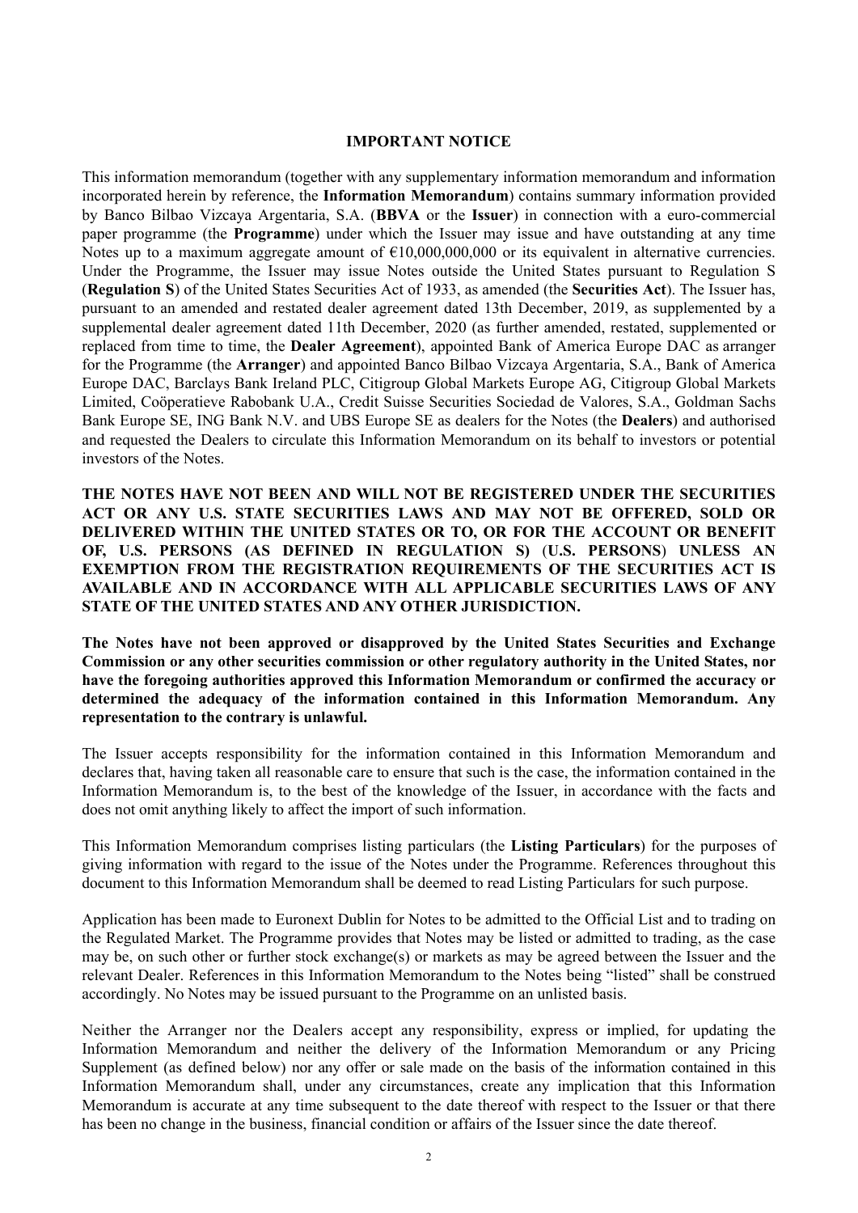## IMPORTANT NOTICE

This information memorandum (together with any supplementary information memorandum and information incorporated herein by reference, the **Information Memorandum**) contains summary information provided by Banco Bilbao Vizcaya Argentaria, S.A. (**BBVA** or the **Issuer**) in connection with a euro-commercial paper programme (the **Programme**) under which the Issuer may issue and have outstanding at any time Notes up to a maximum aggregate amount of €10,000,000,000 or its equivalent in alternative currencies. Under the Programme, the Issuer may issue Notes outside the United States pursuant to Regulation S (**Regulation S**) of the United States Securities Act of 1933, as amended (the **Securities Act**). The Issuer has, pursuant to an amended and restated dealer agreement dated 13th December, 2019, as supplemented by a supplemental dealer agreement dated 11th December, 2020 (as further amended, restated, supplemented or replaced from time to time, the **Dealer Agreement**), appointed Bank of America Europe DAC as arranger for the Programme (the **Arranger**) and appointed Banco Bilbao Vizcaya Argentaria, S.A., Bank of America Europe DAC, Barclays Bank Ireland PLC, Citigroup Global Markets Europe AG, Citigroup Global Markets Limited, Coöperatieve Rabobank U.A., Credit Suisse Securities Sociedad de Valores, S.A., Goldman Sachs Bank Europe SE, ING Bank N.V. and UBS Europe SE as dealers for the Notes (the **Dealers**) and authorised and requested the Dealers to circulate this Information Memorandum on its behalf to investors or potential investors of the Notes.

**THE NOTES HAVE NOT BEEN AND WILL NOT BE REGISTERED UNDER THE SECURITIES ACT OR ANY U.S. STATE SECURITIES LAWS AND MAY NOT BE OFFERED, SOLD OR DELIVERED WITHIN THE UNITED STATES OR TO, OR FOR THE ACCOUNT OR BENEFIT OF, U.S. PERSONS (AS DEFINED IN REGULATION S) (U.S. PERSONS) UNLESS AN EXEMPTION FROM THE REGISTRATION REQUIREMENTS OF THE SECURITIES ACT IS AVAILABLE AND IN ACCORDANCE WITH ALL APPLICABLE SECURITIES LAWS OF ANY STATE OF THE UNITED STATES AND ANY OTHER JURISDICTION.**

**The Notes have not been approved or disapproved by the United States Securities and Exchange Commission or any other securities commission or other regulatory authority in the United States, nor have the foregoing authorities approved this Information Memorandum or confirmed the accuracy or determined the adequacy of the information contained in this Information Memorandum. Any representation to the contrary is unlawful.**

The Issuer accepts responsibility for the information contained in this Information Memorandum and declares that, having taken all reasonable care to ensure that such is the case, the information contained in the Information Memorandum is, to the best of the knowledge of the Issuer, in accordance with the facts and does not omit anything likely to affect the import of such information.

This Information Memorandum comprises listing particulars (the **Listing Particulars**) for the purposes of giving information with regard to the issue of the Notes under the Programme. References throughout this document to this Information Memorandum shall be deemed to read Listing Particulars for such purpose.

Application has been made to Euronext Dublin for Notes to be admitted to the Official List and to trading on the Regulated Market. The Programme provides that Notes may be listed or admitted to trading, as the case may be, on such other or further stock exchange(s) or markets as may be agreed between the Issuer and the relevant Dealer. References in this Information Memorandum to the Notes being "listed" shall be construed accordingly. No Notes may be issued pursuant to the Programme on an unlisted basis.

Neither the Arranger nor the Dealers accept any responsibility, express or implied, for updating the Information Memorandum and neither the delivery of the Information Memorandum or any Pricing Supplement (as defined below) nor any offer or sale made on the basis of the information contained in this Information Memorandum shall, under any circumstances, create any implication that this Information Memorandum is accurate at any time subsequent to the date thereof with respect to the Issuer or that there has been no change in the business, financial condition or affairs of the Issuer since the date thereof.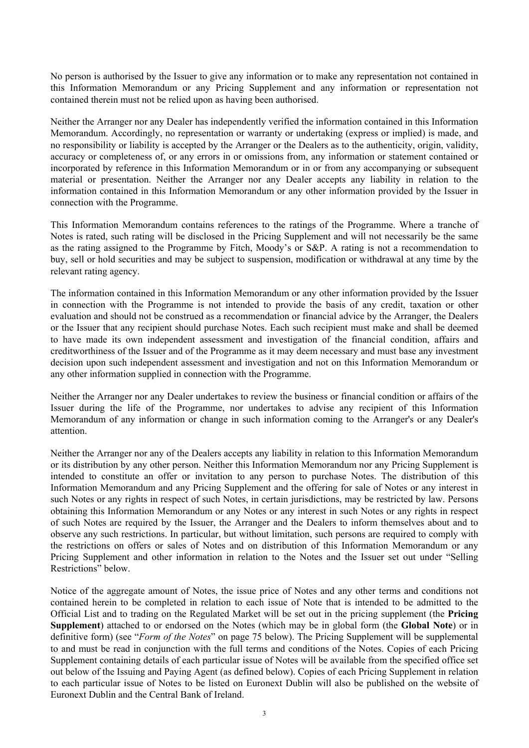No person is authorised by the Issuer to give any information or to make any representation not contained in this Information Memorandum or any Pricing Supplement and any information or representation not contained therein must not be relied upon as having been authorised.

Neither the Arranger nor any Dealer has independently verified the information contained in this Information Memorandum. Accordingly, no representation or warranty or undertaking (express or implied) is made, and no responsibility or liability is accepted by the Arranger or the Dealers as to the authenticity, origin, validity, accuracy or completeness of, or any errors in or omissions from, any information or statement contained or incorporated by reference in this Information Memorandum or in or from any accompanying or subsequent material or presentation. Neither the Arranger nor any Dealer accepts any liability in relation to the information contained in this Information Memorandum or any other information provided by the Issuer in connection with the Programme.

This Information Memorandum contains references to the ratings of the Programme. Where a tranche of Notes is rated, such rating will be disclosed in the Pricing Supplement and will not necessarily be the same as the rating assigned to the Programme by Fitch, Moody's or S&P. A rating is not a recommendation to buy, sell or hold securities and may be subject to suspension, modification or withdrawal at any time by the relevant rating agency.

The information contained in this Information Memorandum or any other information provided by the Issuer in connection with the Programme is not intended to provide the basis of any credit, taxation or other evaluation and should not be construed as a recommendation or financial advice by the Arranger, the Dealers or the Issuer that any recipient should purchase Notes. Each such recipient must make and shall be deemed to have made its own independent assessment and investigation of the financial condition, affairs and creditworthiness of the Issuer and of the Programme as it may deem necessary and must base any investment decision upon such independent assessment and investigation and not on this Information Memorandum or any other information supplied in connection with the Programme.

Neither the Arranger nor any Dealer undertakes to review the business or financial condition or affairs of the Issuer during the life of the Programme, nor undertakes to advise any recipient of this Information Memorandum of any information or change in such information coming to the Arranger's or any Dealer's attention.

Neither the Arranger nor any of the Dealers accepts any liability in relation to this Information Memorandum or its distribution by any other person. Neither this Information Memorandum nor any Pricing Supplement is intended to constitute an offer or invitation to any person to purchase Notes. The distribution of this Information Memorandum and any Pricing Supplement and the offering for sale of Notes or any interest in such Notes or any rights in respect of such Notes, in certain jurisdictions, may be restricted by law. Persons obtaining this Information Memorandum or any Notes or any interest in such Notes or any rights in respect of such Notes are required by the Issuer, the Arranger and the Dealers to inform themselves about and to observe any such restrictions. In particular, but without limitation, such persons are required to comply with the restrictions on offers or sales of Notes and on distribution of this Information Memorandum or any Pricing Supplement and other information in relation to the Notes and the Issuer set out under "Selling Restrictions" below.

Notice of the aggregate amount of Notes, the issue price of Notes and any other terms and conditions not contained herein to be completed in relation to each issue of Note that is intended to be admitted to the Official List and to trading on the Regulated Market will be set out in the pricing supplement (the **Pricing Supplement**) attached to or endorsed on the Notes (which may be in global form (the **Global Note**) or in definitive form) (see "*Form of the Notes*" on page 75 below). The Pricing Supplement will be supplemental to and must be read in conjunction with the full terms and conditions of the Notes. Copies of each Pricing Supplement containing details of each particular issue of Notes will be available from the specified office set out below of the Issuing and Paying Agent (as defined below). Copies of each Pricing Supplement in relation to each particular issue of Notes to be listed on Euronext Dublin will also be published on the website of Euronext Dublin and the Central Bank of Ireland.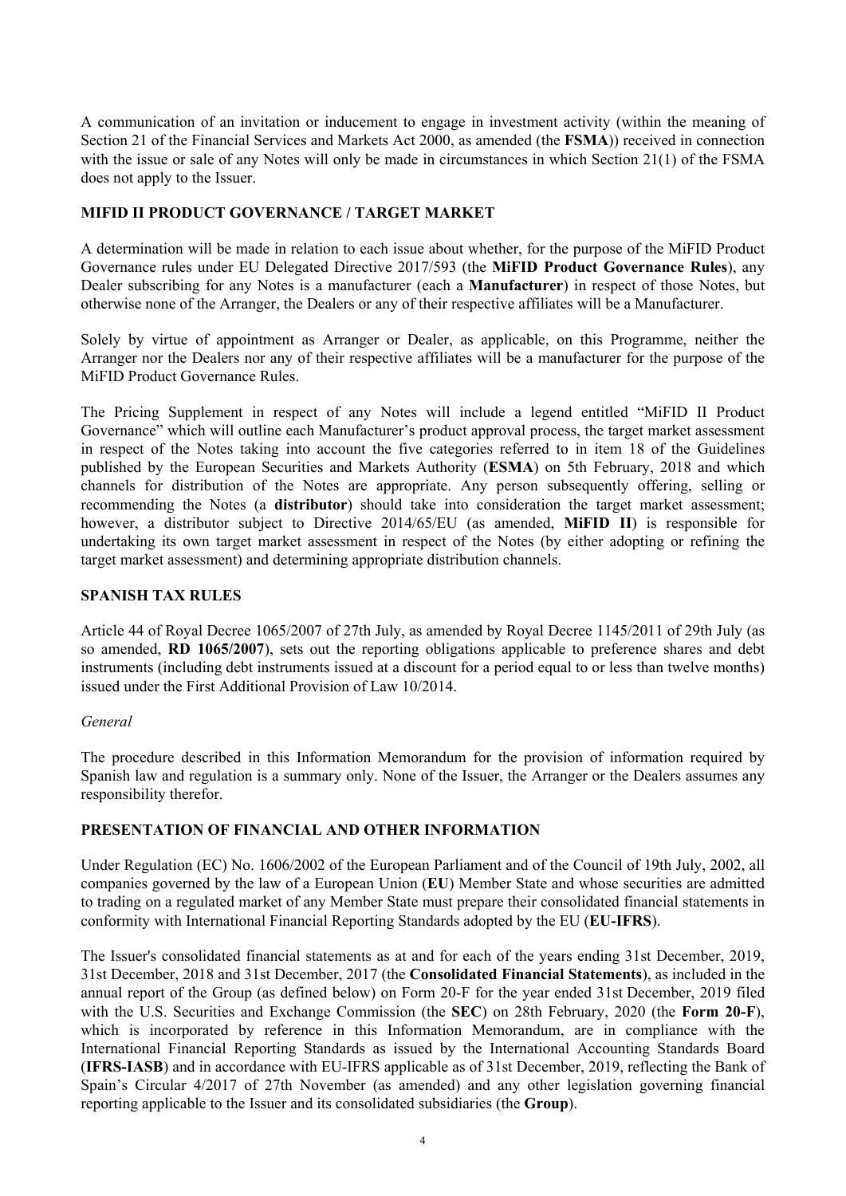A communication of an invitation or inducement to engage in investment activity (within the meaning of Section 21 of the Financial Services and Markets Act 2000, as amended (the **FSMA**)) received in connection with the issue or sale of any Notes will only be made in circumstances in which Section 21(1) of the FSMA does not apply to the Issuer.

## MIFID II PRODUCT GOVERNANCE / TARGET MARKET

A determination will be made in relation to each issue about whether, for the purpose of the MiFID Product Governance rules under EU Delegated Directive 2017/593 (the **MiFID Product Governance Rules**), any Dealer subscribing for any Notes is a manufacturer (each a **Manufacturer**) in respect of those Notes, but otherwise none of the Arranger, the Dealers or any of their respective affiliates will be a Manufacturer.

Solely by virtue of appointment as Arranger or Dealer, as applicable, on this Programme, neither the Arranger nor the Dealers nor any of their respective affiliates will be a manufacturer for the purpose of the MiFID Product Governance Rules.

The Pricing Supplement in respect of any Notes will include a legend entitled "MiFID II Product Governance" which will outline each Manufacturer's product approval process, the target market assessment in respect of the Notes taking into account the five categories referred to in item 18 of the Guidelines published by the European Securities and Markets Authority (**ESMA**) on 5th February, 2018 and which channels for distribution of the Notes are appropriate. Any person subsequently offering, selling or recommending the Notes (a **distributor**) should take into consideration the target market assessment; however, a distributor subject to Directive 2014/65/EU (as amended, **MiFID II**) is responsible for undertaking its own target market assessment in respect of the Notes (by either adopting or refining the target market assessment) and determining appropriate distribution channels.

## SPANISH TAX RULES

Article 44 of Royal Decree 1065/2007 of 27th July, as amended by Royal Decree 1145/2011 of 29th July (as so amended, **RD 1065/2007**), sets out the reporting obligations applicable to preference shares and debt instruments (including debt instruments issued at a discount for a period equal to or less than twelve months) issued under the First Additional Provision of Law 10/2014.

*General*

The procedure described in this Information Memorandum for the provision of information required by Spanish law and regulation is a summary only. None of the Issuer, the Arranger or the Dealers assumes any responsibility therefor.

## PRESENTATION OF FINANCIAL AND OTHER INFORMATION

Under Regulation (EC) No. 1606/2002 of the European Parliament and of the Council of 19th July, 2002, all companies governed by the law of a European Union (**EU**) Member State and whose securities are admitted to trading on a regulated market of any Member State must prepare their consolidated financial statements in conformity with International Financial Reporting Standards adopted by the EU (**EU-IFRS**).

The Issuer's consolidated financial statements as at and for each of the years ending 31st December, 2019, 31st December, 2018 and 31st December, 2017 (the **Consolidated Financial Statements**), as included in the annual report of the Group (as defined below) on Form 20-F for the year ended 31st December, 2019 filed with the U.S. Securities and Exchange Commission (the **SEC**) on 28th February, 2020 (the **Form 20-F**), which is incorporated by reference in this Information Memorandum, are in compliance with the International Financial Reporting Standards as issued by the International Accounting Standards Board (**IFRS-IASB**) and in accordance with EU-IFRS applicable as of 31st December, 2019, reflecting the Bank of Spain's Circular 4/2017 of 27th November (as amended) and any other legislation governing financial reporting applicable to the Issuer and its consolidated subsidiaries (the **Group**).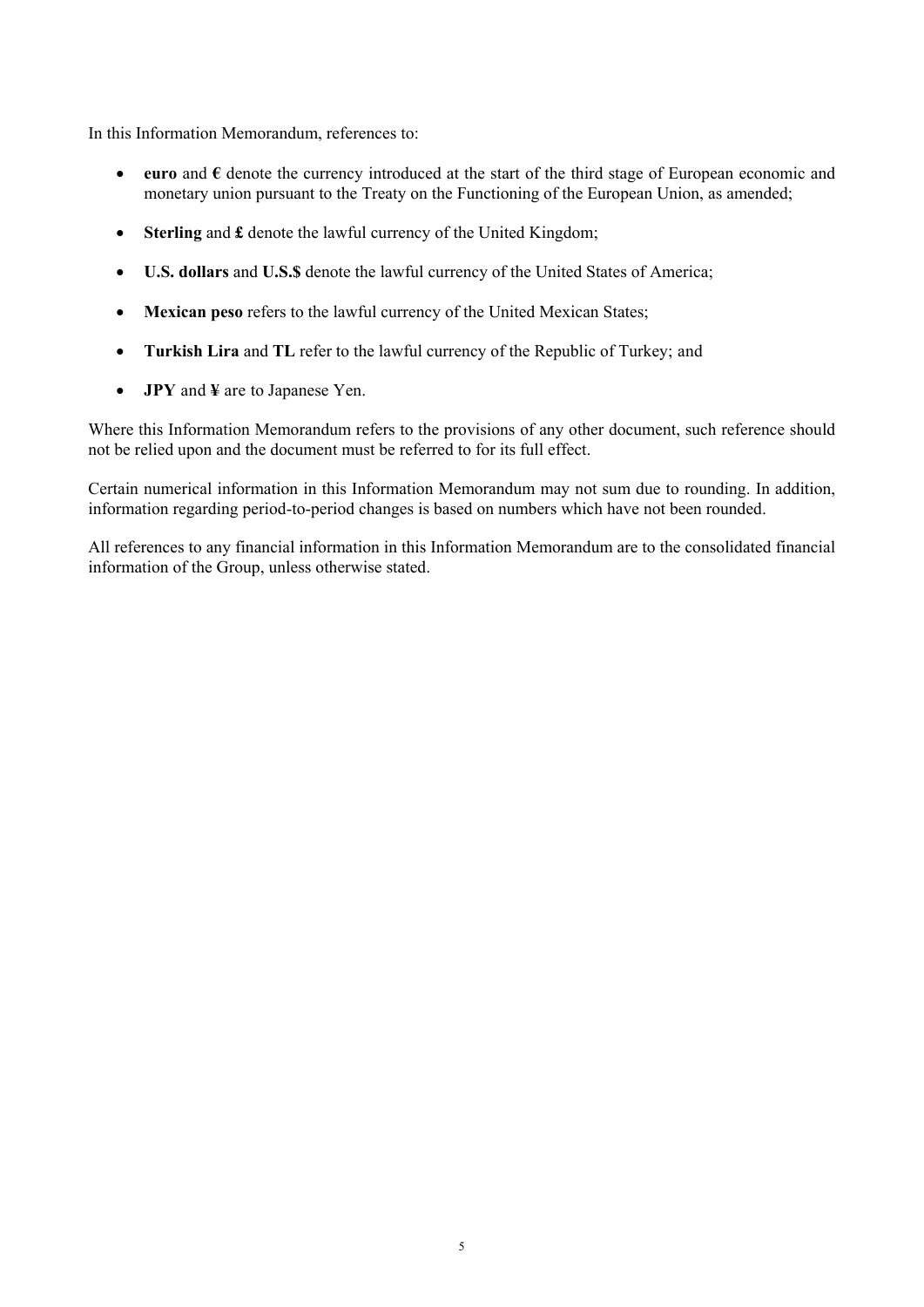In this Information Memorandum, references to:

- **euro** and **€** denote the currency introduced at the start of the third stage of European economic and monetary union pursuant to the Treaty on the Functioning of the European Union, as amended;
- **Sterling** and **£** denote the lawful currency of the United Kingdom;
- **U.S. dollars** and **U.S.$** denote the lawful currency of the United States of America;
- **Mexican peso** refers to the lawful currency of the United Mexican States;
- **Turkish Lira** and **TL** refer to the lawful currency of the Republic of Turkey; and
- **JPY** and **¥** are to Japanese Yen.

Where this Information Memorandum refers to the provisions of any other document, such reference should not be relied upon and the document must be referred to for its full effect.

Certain numerical information in this Information Memorandum may not sum due to rounding. In addition, information regarding period-to-period changes is based on numbers which have not been rounded.

All references to any financial information in this Information Memorandum are to the consolidated financial information of the Group, unless otherwise stated.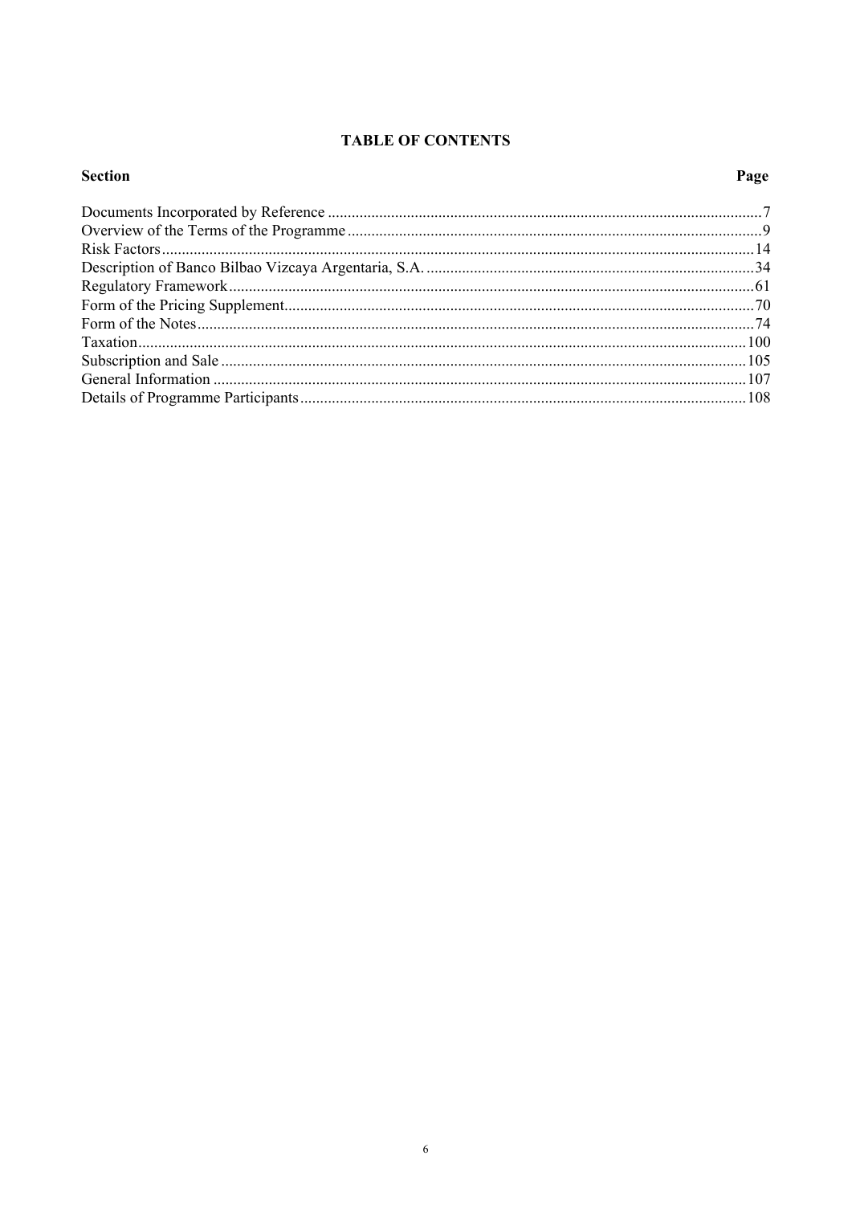# TABLE OF CONTENTS

| Section | Page |
| --- | --- |
| Documents Incorporated by Reference | 7 |
| Overview of the Terms of the Programme | 9 |
| Risk Factors | 14 |
| Description of Banco Bilbao Vizcaya Argentaria, S.A. | 34 |
| Regulatory Framework | 61 |
| Form of the Pricing Supplement | 70 |
| Form of the Notes | 74 |
| Taxation | 100 |
| Subscription and Sale | 105 |
| General Information | 107 |
| Details of Programme Participants | 108 |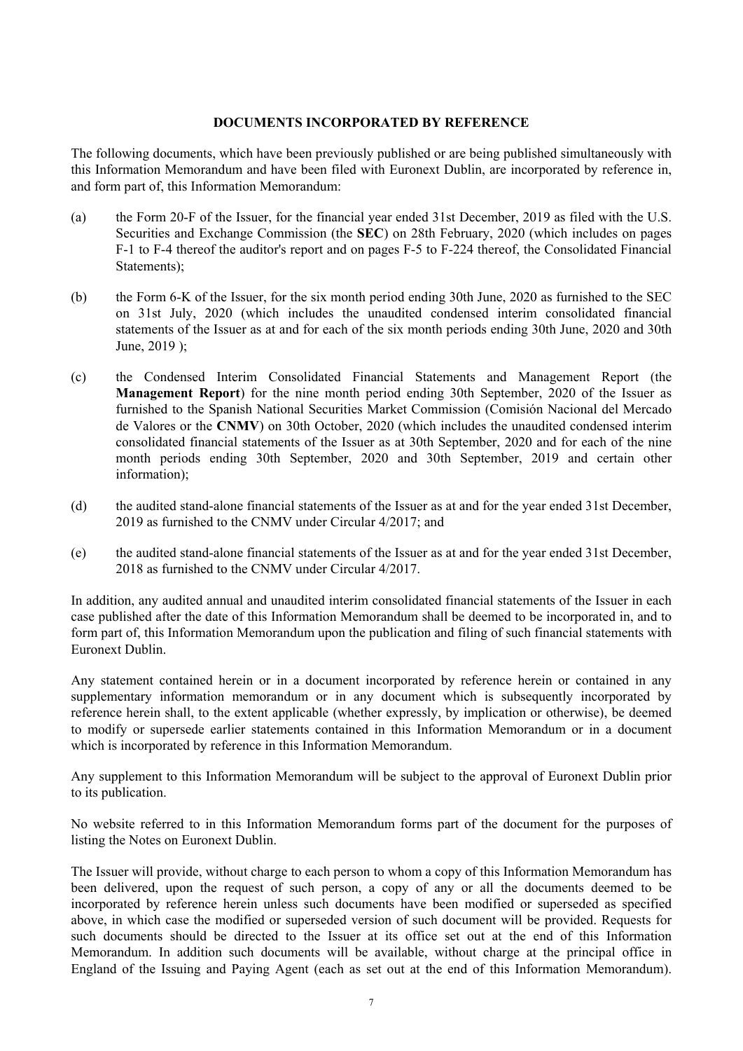## DOCUMENTS INCORPORATED BY REFERENCE

The following documents, which have been previously published or are being published simultaneously with this Information Memorandum and have been filed with Euronext Dublin, are incorporated by reference in, and form part of, this Information Memorandum:

(a) the Form 20-F of the Issuer, for the financial year ended 31st December, 2019 as filed with the U.S. Securities and Exchange Commission (the **SEC**) on 28th February, 2020 (which includes on pages F-1 to F-4 thereof the auditor's report and on pages F-5 to F-224 thereof, the Consolidated Financial Statements);

(b) the Form 6-K of the Issuer, for the six month period ending 30th June, 2020 as furnished to the SEC on 31st July, 2020 (which includes the unaudited condensed interim consolidated financial statements of the Issuer as at and for each of the six month periods ending 30th June, 2020 and 30th June, 2019 );

(c) the Condensed Interim Consolidated Financial Statements and Management Report (the **Management Report**) for the nine month period ending 30th September, 2020 of the Issuer as furnished to the Spanish National Securities Market Commission (Comisión Nacional del Mercado de Valores or the **CNMV**) on 30th October, 2020 (which includes the unaudited condensed interim consolidated financial statements of the Issuer as at 30th September, 2020 and for each of the nine month periods ending 30th September, 2020 and 30th September, 2019 and certain other information);

(d) the audited stand-alone financial statements of the Issuer as at and for the year ended 31st December, 2019 as furnished to the CNMV under Circular 4/2017; and

(e) the audited stand-alone financial statements of the Issuer as at and for the year ended 31st December, 2018 as furnished to the CNMV under Circular 4/2017.

In addition, any audited annual and unaudited interim consolidated financial statements of the Issuer in each case published after the date of this Information Memorandum shall be deemed to be incorporated in, and to form part of, this Information Memorandum upon the publication and filing of such financial statements with Euronext Dublin.

Any statement contained herein or in a document incorporated by reference herein or contained in any supplementary information memorandum or in any document which is subsequently incorporated by reference herein shall, to the extent applicable (whether expressly, by implication or otherwise), be deemed to modify or supersede earlier statements contained in this Information Memorandum or in a document which is incorporated by reference in this Information Memorandum.

Any supplement to this Information Memorandum will be subject to the approval of Euronext Dublin prior to its publication.

No website referred to in this Information Memorandum forms part of the document for the purposes of listing the Notes on Euronext Dublin.

The Issuer will provide, without charge to each person to whom a copy of this Information Memorandum has been delivered, upon the request of such person, a copy of any or all the documents deemed to be incorporated by reference herein unless such documents have been modified or superseded as specified above, in which case the modified or superseded version of such document will be provided. Requests for such documents should be directed to the Issuer at its office set out at the end of this Information Memorandum. In addition such documents will be available, without charge at the principal office in England of the Issuing and Paying Agent (each as set out at the end of this Information Memorandum).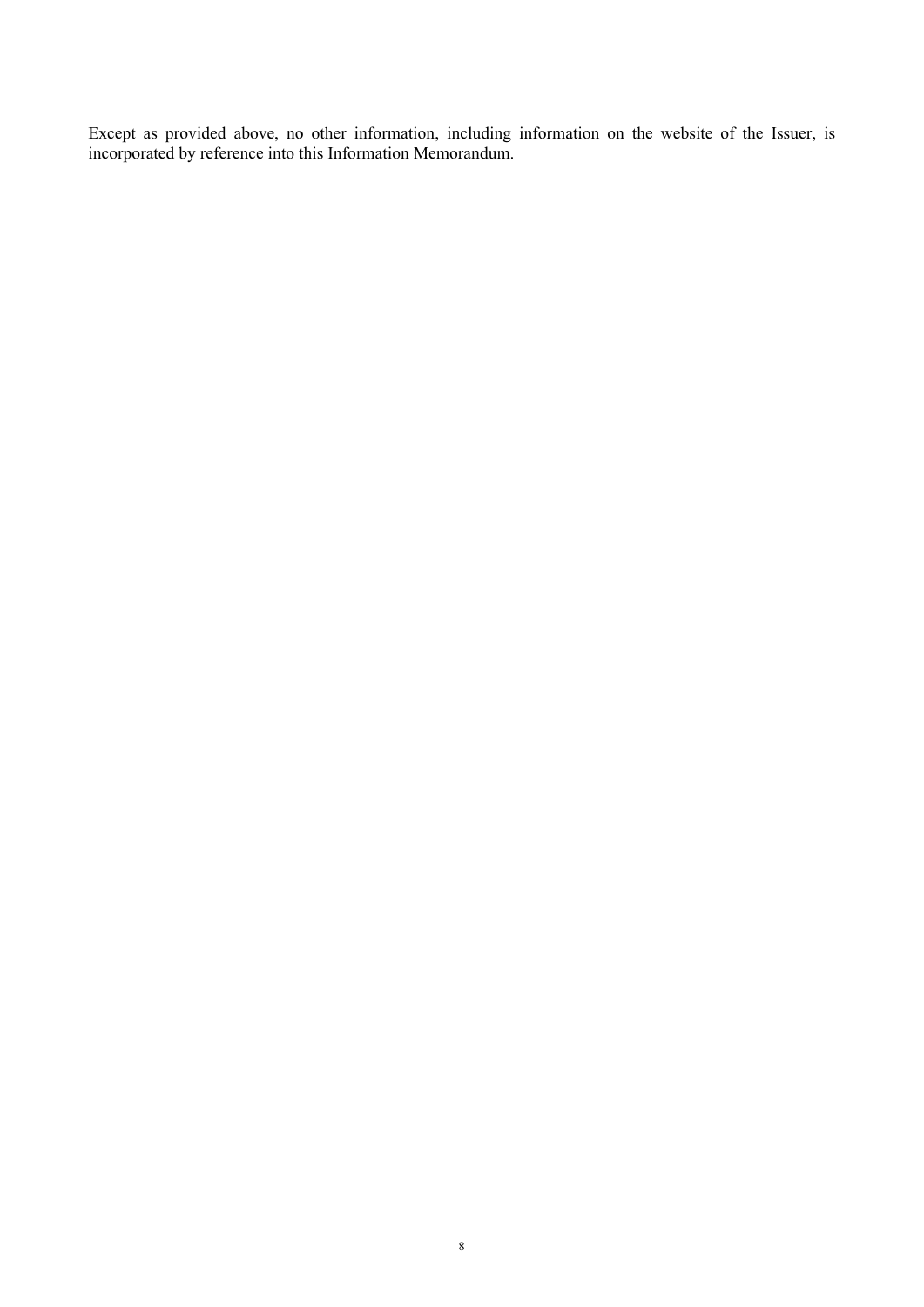Except as provided above, no other information, including information on the website of the Issuer, is incorporated by reference into this Information Memorandum.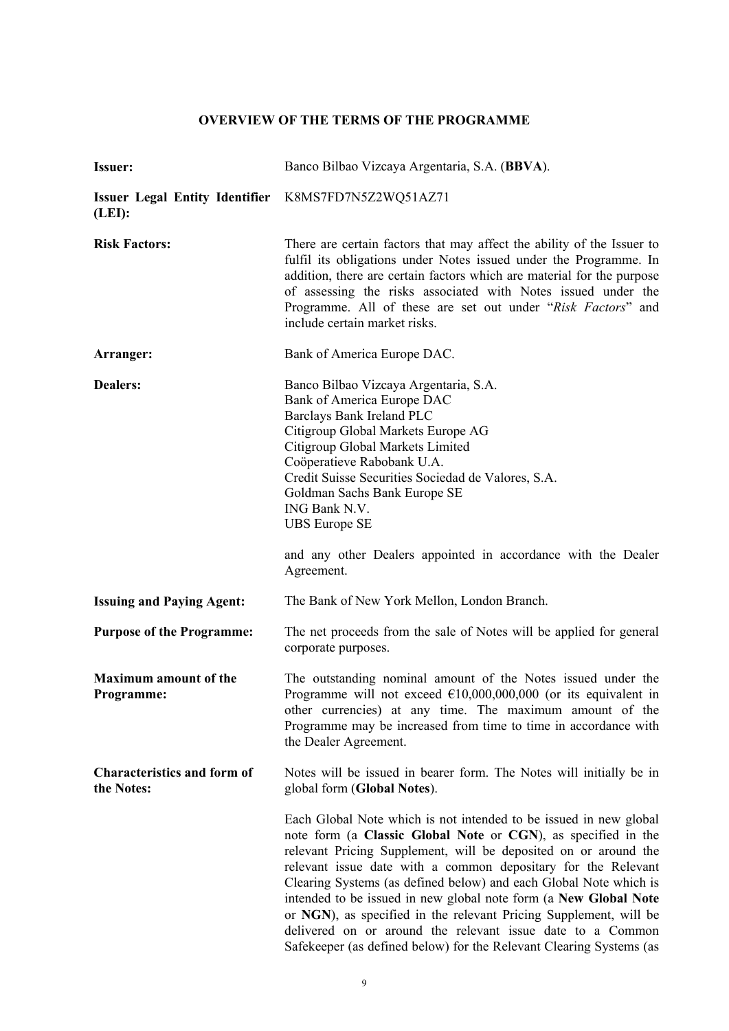## OVERVIEW OF THE TERMS OF THE PROGRAMME

| | |
|---|---|
| **Issuer:** | Banco Bilbao Vizcaya Argentaria, S.A. (**BBVA**). |
| **Issuer Legal Entity Identifier (LEI):** | K8MS7FD7N5Z2WQ51AZ71 |
| **Risk Factors:** | There are certain factors that may affect the ability of the Issuer to fulfil its obligations under Notes issued under the Programme. In addition, there are certain factors which are material for the purpose of assessing the risks associated with Notes issued under the Programme. All of these are set out under "*Risk Factors*" and include certain market risks. |
| **Arranger:** | Bank of America Europe DAC. |
| **Dealers:** | Banco Bilbao Vizcaya Argentaria, S.A.<br>Bank of America Europe DAC<br>Barclays Bank Ireland PLC<br>Citigroup Global Markets Europe AG<br>Citigroup Global Markets Limited<br>Coöperatieve Rabobank U.A.<br>Credit Suisse Securities Sociedad de Valores, S.A.<br>Goldman Sachs Bank Europe SE<br>ING Bank N.V.<br>UBS Europe SE<br><br>and any other Dealers appointed in accordance with the Dealer Agreement. |
| **Issuing and Paying Agent:** | The Bank of New York Mellon, London Branch. |
| **Purpose of the Programme:** | The net proceeds from the sale of Notes will be applied for general corporate purposes. |
| **Maximum amount of the Programme:** | The outstanding nominal amount of the Notes issued under the Programme will not exceed €10,000,000,000 (or its equivalent in other currencies) at any time. The maximum amount of the Programme may be increased from time to time in accordance with the Dealer Agreement. |
| **Characteristics and form of the Notes:** | Notes will be issued in bearer form. The Notes will initially be in global form (**Global Notes**).<br><br>Each Global Note which is not intended to be issued in new global note form (a **Classic Global Note** or **CGN**), as specified in the relevant Pricing Supplement, will be deposited on or around the relevant issue date with a common depositary for the Relevant Clearing Systems (as defined below) and each Global Note which is intended to be issued in new global note form (a **New Global Note** or **NGN**), as specified in the relevant Pricing Supplement, will be delivered on or around the relevant issue date to a Common Safekeeper (as defined below) for the Relevant Clearing Systems (as |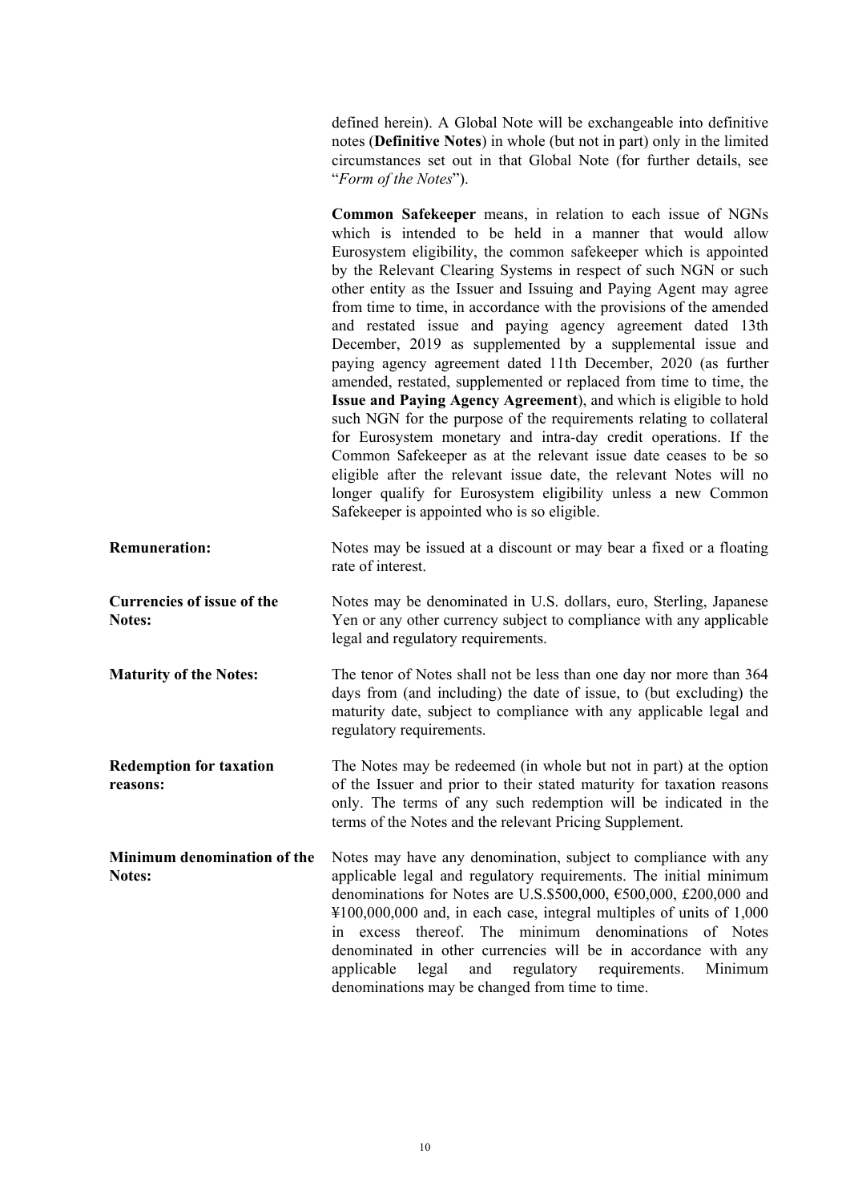defined herein). A Global Note will be exchangeable into definitive notes (**Definitive Notes**) in whole (but not in part) only in the limited circumstances set out in that Global Note (for further details, see "*Form of the Notes*").

**Common Safekeeper** means, in relation to each issue of NGNs which is intended to be held in a manner that would allow Eurosystem eligibility, the common safekeeper which is appointed by the Relevant Clearing Systems in respect of such NGN or such other entity as the Issuer and Issuing and Paying Agent may agree from time to time, in accordance with the provisions of the amended and restated issue and paying agency agreement dated 13th December, 2019 as supplemented by a supplemental issue and paying agency agreement dated 11th December, 2020 (as further amended, restated, supplemented or replaced from time to time, the **Issue and Paying Agency Agreement**), and which is eligible to hold such NGN for the purpose of the requirements relating to collateral for Eurosystem monetary and intra-day credit operations. If the Common Safekeeper as at the relevant issue date ceases to be so eligible after the relevant issue date, the relevant Notes will no longer qualify for Eurosystem eligibility unless a new Common Safekeeper is appointed who is so eligible.

**Remuneration:** Notes may be issued at a discount or may bear a fixed or a floating rate of interest.

**Currencies of issue of the Notes:** Notes may be denominated in U.S. dollars, euro, Sterling, Japanese Yen or any other currency subject to compliance with any applicable legal and regulatory requirements.

**Maturity of the Notes:** The tenor of Notes shall not be less than one day nor more than 364 days from (and including) the date of issue, to (but excluding) the maturity date, subject to compliance with any applicable legal and regulatory requirements.

**Redemption for taxation reasons:** The Notes may be redeemed (in whole but not in part) at the option of the Issuer and prior to their stated maturity for taxation reasons only. The terms of any such redemption will be indicated in the terms of the Notes and the relevant Pricing Supplement.

**Minimum denomination of the Notes:** Notes may have any denomination, subject to compliance with any applicable legal and regulatory requirements. The initial minimum denominations for Notes are U.S.$500,000, €500,000, £200,000 and ¥100,000,000 and, in each case, integral multiples of units of 1,000 in excess thereof. The minimum denominations of Notes denominated in other currencies will be in accordance with any applicable legal and regulatory requirements. Minimum denominations may be changed from time to time.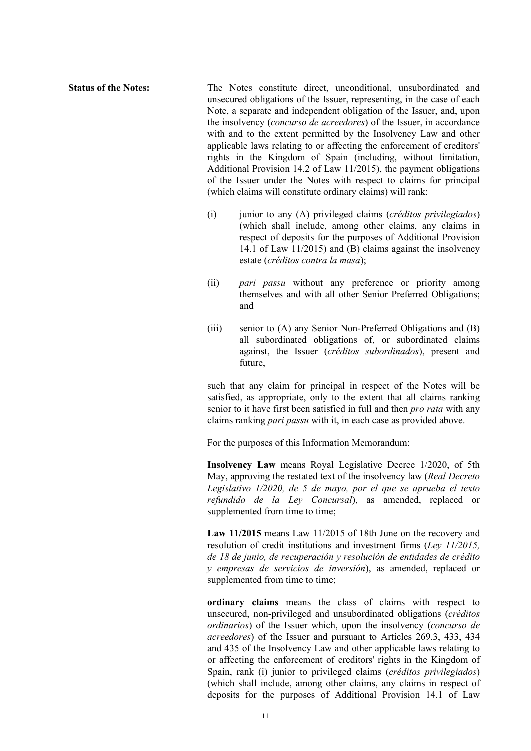**Status of the Notes:** The Notes constitute direct, unconditional, unsubordinated and unsecured obligations of the Issuer, representing, in the case of each Note, a separate and independent obligation of the Issuer, and, upon the insolvency (*concurso de acreedores*) of the Issuer, in accordance with and to the extent permitted by the Insolvency Law and other applicable laws relating to or affecting the enforcement of creditors' rights in the Kingdom of Spain (including, without limitation, Additional Provision 14.2 of Law 11/2015), the payment obligations of the Issuer under the Notes with respect to claims for principal (which claims will constitute ordinary claims) will rank:

(i) junior to any (A) privileged claims (*créditos privilegiados*) (which shall include, among other claims, any claims in respect of deposits for the purposes of Additional Provision 14.1 of Law 11/2015) and (B) claims against the insolvency estate (*créditos contra la masa*);

(ii) *pari passu* without any preference or priority among themselves and with all other Senior Preferred Obligations; and

(iii) senior to (A) any Senior Non-Preferred Obligations and (B) all subordinated obligations of, or subordinated claims against, the Issuer (*créditos subordinados*), present and future,

such that any claim for principal in respect of the Notes will be satisfied, as appropriate, only to the extent that all claims ranking senior to it have first been satisfied in full and then *pro rata* with any claims ranking *pari passu* with it, in each case as provided above.

For the purposes of this Information Memorandum:

**Insolvency Law** means Royal Legislative Decree 1/2020, of 5th May, approving the restated text of the insolvency law (*Real Decreto Legislativo 1/2020, de 5 de mayo, por el que se aprueba el texto refundido de la Ley Concursal*), as amended, replaced or supplemented from time to time;

**Law 11/2015** means Law 11/2015 of 18th June on the recovery and resolution of credit institutions and investment firms (*Ley 11/2015, de 18 de junio, de recuperación y resolución de entidades de crédito y empresas de servicios de inversión*), as amended, replaced or supplemented from time to time;

**ordinary claims** means the class of claims with respect to unsecured, non-privileged and unsubordinated obligations (*créditos ordinarios*) of the Issuer which, upon the insolvency (*concurso de acreedores*) of the Issuer and pursuant to Articles 269.3, 433, 434 and 435 of the Insolvency Law and other applicable laws relating to or affecting the enforcement of creditors' rights in the Kingdom of Spain, rank (i) junior to privileged claims (*créditos privilegiados*) (which shall include, among other claims, any claims in respect of deposits for the purposes of Additional Provision 14.1 of Law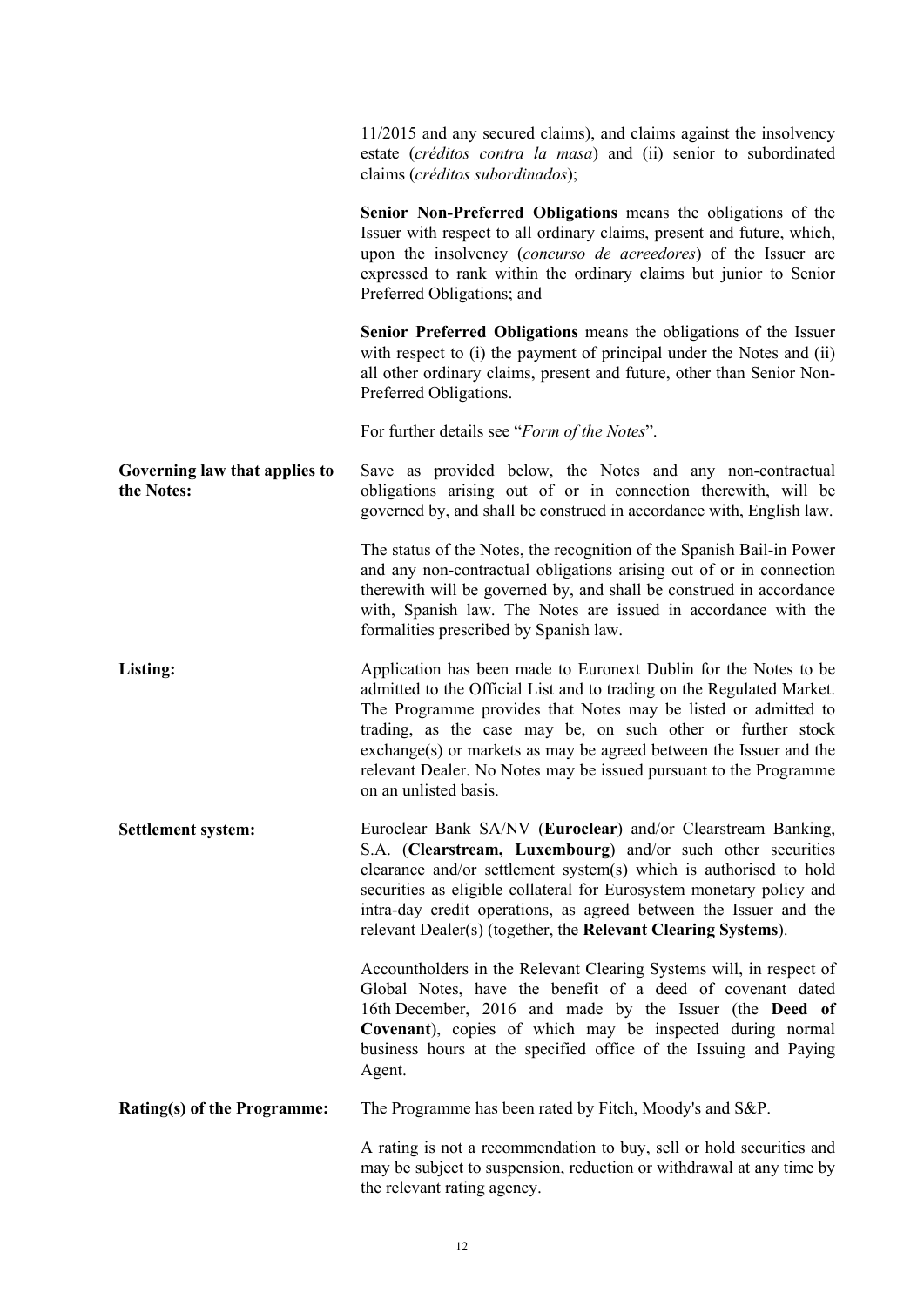11/2015 and any secured claims), and claims against the insolvency estate (*créditos contra la masa*) and (ii) senior to subordinated claims (*créditos subordinados*);

**Senior Non-Preferred Obligations** means the obligations of the Issuer with respect to all ordinary claims, present and future, which, upon the insolvency (*concurso de acreedores*) of the Issuer are expressed to rank within the ordinary claims but junior to Senior Preferred Obligations; and

**Senior Preferred Obligations** means the obligations of the Issuer with respect to (i) the payment of principal under the Notes and (ii) all other ordinary claims, present and future, other than Senior Non-Preferred Obligations.

For further details see "*Form of the Notes*".

**Governing law that applies to the Notes:**

Save as provided below, the Notes and any non-contractual obligations arising out of or in connection therewith, will be governed by, and shall be construed in accordance with, English law.

The status of the Notes, the recognition of the Spanish Bail-in Power and any non-contractual obligations arising out of or in connection therewith will be governed by, and shall be construed in accordance with, Spanish law. The Notes are issued in accordance with the formalities prescribed by Spanish law.

**Listing:**

Application has been made to Euronext Dublin for the Notes to be admitted to the Official List and to trading on the Regulated Market. The Programme provides that Notes may be listed or admitted to trading, as the case may be, on such other or further stock exchange(s) or markets as may be agreed between the Issuer and the relevant Dealer. No Notes may be issued pursuant to the Programme on an unlisted basis.

**Settlement system:**

Euroclear Bank SA/NV (**Euroclear**) and/or Clearstream Banking, S.A. (**Clearstream, Luxembourg**) and/or such other securities clearance and/or settlement system(s) which is authorised to hold securities as eligible collateral for Eurosystem monetary policy and intra-day credit operations, as agreed between the Issuer and the relevant Dealer(s) (together, the **Relevant Clearing Systems**).

Accountholders in the Relevant Clearing Systems will, in respect of Global Notes, have the benefit of a deed of covenant dated 16th December, 2016 and made by the Issuer (the **Deed of Covenant**), copies of which may be inspected during normal business hours at the specified office of the Issuing and Paying Agent.

**Rating(s) of the Programme:**

The Programme has been rated by Fitch, Moody's and S&P.

A rating is not a recommendation to buy, sell or hold securities and may be subject to suspension, reduction or withdrawal at any time by the relevant rating agency.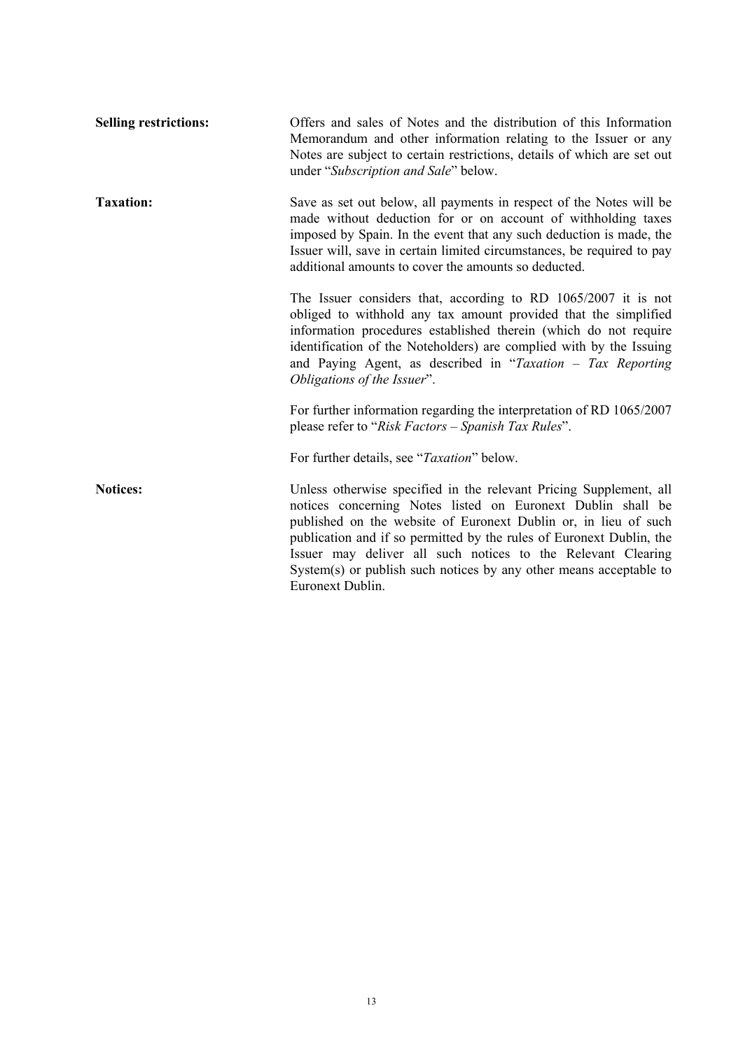**Selling restrictions:** Offers and sales of Notes and the distribution of this Information Memorandum and other information relating to the Issuer or any Notes are subject to certain restrictions, details of which are set out under "*Subscription and Sale*" below.

**Taxation:** Save as set out below, all payments in respect of the Notes will be made without deduction for or on account of withholding taxes imposed by Spain. In the event that any such deduction is made, the Issuer will, save in certain limited circumstances, be required to pay additional amounts to cover the amounts so deducted.

The Issuer considers that, according to RD 1065/2007 it is not obliged to withhold any tax amount provided that the simplified information procedures established therein (which do not require identification of the Noteholders) are complied with by the Issuing and Paying Agent, as described in "*Taxation – Tax Reporting Obligations of the Issuer*".

For further information regarding the interpretation of RD 1065/2007 please refer to "*Risk Factors – Spanish Tax Rules*".

For further details, see "*Taxation*" below.

**Notices:** Unless otherwise specified in the relevant Pricing Supplement, all notices concerning Notes listed on Euronext Dublin shall be published on the website of Euronext Dublin or, in lieu of such publication and if so permitted by the rules of Euronext Dublin, the Issuer may deliver all such notices to the Relevant Clearing System(s) or publish such notices by any other means acceptable to Euronext Dublin.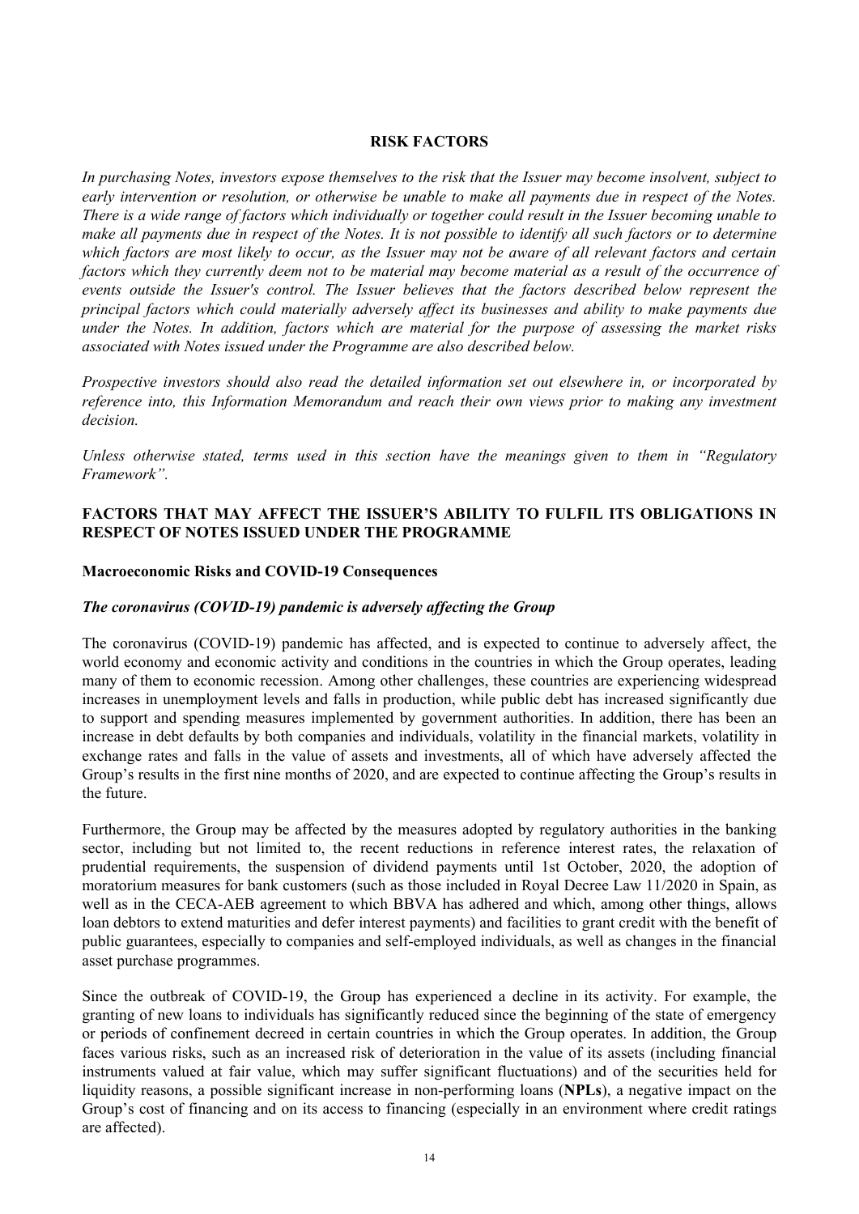# RISK FACTORS

*In purchasing Notes, investors expose themselves to the risk that the Issuer may become insolvent, subject to early intervention or resolution, or otherwise be unable to make all payments due in respect of the Notes. There is a wide range of factors which individually or together could result in the Issuer becoming unable to make all payments due in respect of the Notes. It is not possible to identify all such factors or to determine which factors are most likely to occur, as the Issuer may not be aware of all relevant factors and certain factors which they currently deem not to be material may become material as a result of the occurrence of events outside the Issuer's control. The Issuer believes that the factors described below represent the principal factors which could materially adversely affect its businesses and ability to make payments due under the Notes. In addition, factors which are material for the purpose of assessing the market risks associated with Notes issued under the Programme are also described below.*

*Prospective investors should also read the detailed information set out elsewhere in, or incorporated by reference into, this Information Memorandum and reach their own views prior to making any investment decision.*

*Unless otherwise stated, terms used in this section have the meanings given to them in "Regulatory Framework".*

## FACTORS THAT MAY AFFECT THE ISSUER'S ABILITY TO FULFIL ITS OBLIGATIONS IN RESPECT OF NOTES ISSUED UNDER THE PROGRAMME

### Macroeconomic Risks and COVID-19 Consequences

#### *The coronavirus (COVID-19) pandemic is adversely affecting the Group*

The coronavirus (COVID-19) pandemic has affected, and is expected to continue to adversely affect, the world economy and economic activity and conditions in the countries in which the Group operates, leading many of them to economic recession. Among other challenges, these countries are experiencing widespread increases in unemployment levels and falls in production, while public debt has increased significantly due to support and spending measures implemented by government authorities. In addition, there has been an increase in debt defaults by both companies and individuals, volatility in the financial markets, volatility in exchange rates and falls in the value of assets and investments, all of which have adversely affected the Group's results in the first nine months of 2020, and are expected to continue affecting the Group's results in the future.

Furthermore, the Group may be affected by the measures adopted by regulatory authorities in the banking sector, including but not limited to, the recent reductions in reference interest rates, the relaxation of prudential requirements, the suspension of dividend payments until 1st October, 2020, the adoption of moratorium measures for bank customers (such as those included in Royal Decree Law 11/2020 in Spain, as well as in the CECA-AEB agreement to which BBVA has adhered and which, among other things, allows loan debtors to extend maturities and defer interest payments) and facilities to grant credit with the benefit of public guarantees, especially to companies and self-employed individuals, as well as changes in the financial asset purchase programmes.

Since the outbreak of COVID-19, the Group has experienced a decline in its activity. For example, the granting of new loans to individuals has significantly reduced since the beginning of the state of emergency or periods of confinement decreed in certain countries in which the Group operates. In addition, the Group faces various risks, such as an increased risk of deterioration in the value of its assets (including financial instruments valued at fair value, which may suffer significant fluctuations) and of the securities held for liquidity reasons, a possible significant increase in non-performing loans (**NPLs**), a negative impact on the Group's cost of financing and on its access to financing (especially in an environment where credit ratings are affected).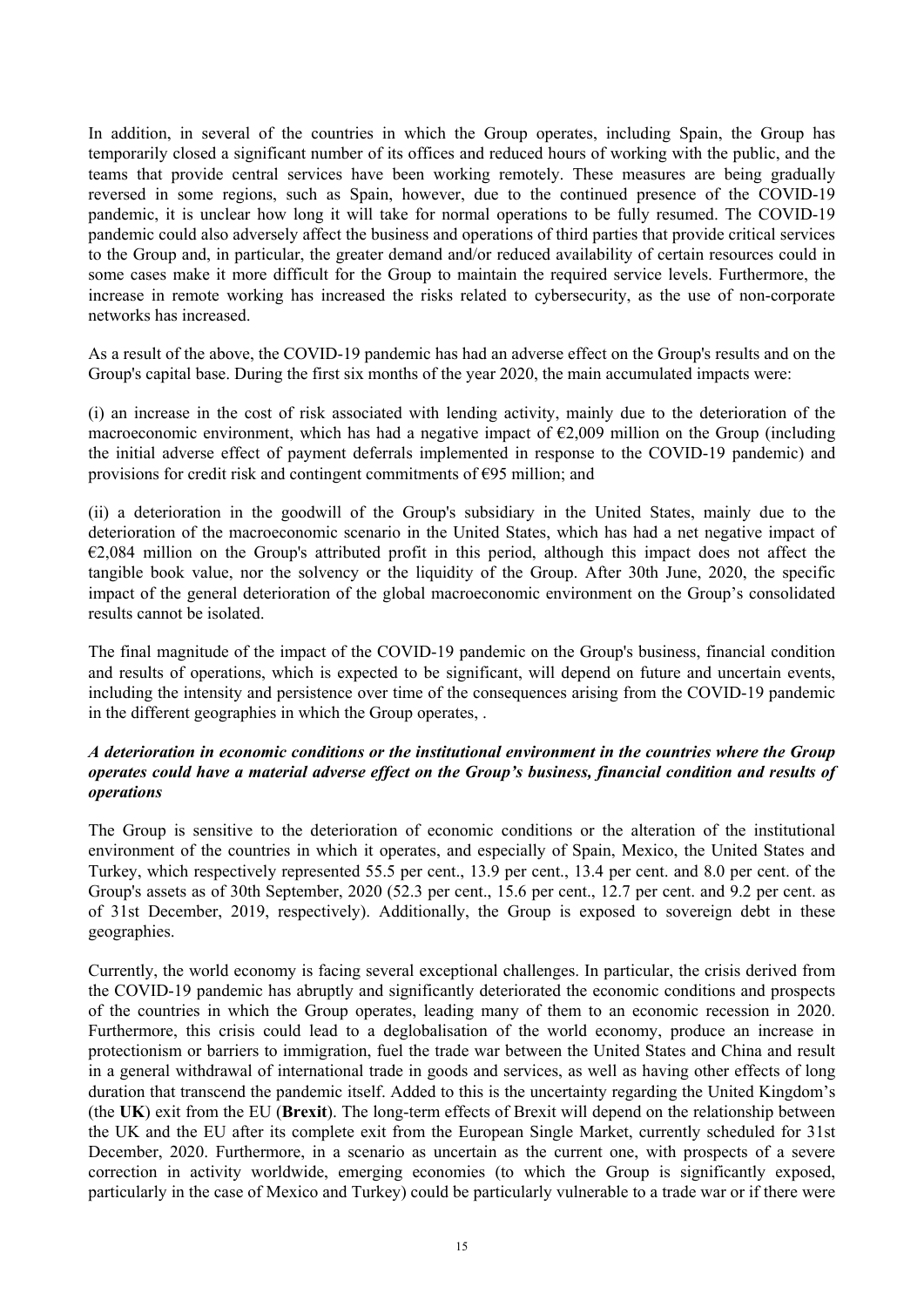In addition, in several of the countries in which the Group operates, including Spain, the Group has temporarily closed a significant number of its offices and reduced hours of working with the public, and the teams that provide central services have been working remotely. These measures are being gradually reversed in some regions, such as Spain, however, due to the continued presence of the COVID-19 pandemic, it is unclear how long it will take for normal operations to be fully resumed. The COVID-19 pandemic could also adversely affect the business and operations of third parties that provide critical services to the Group and, in particular, the greater demand and/or reduced availability of certain resources could in some cases make it more difficult for the Group to maintain the required service levels. Furthermore, the increase in remote working has increased the risks related to cybersecurity, as the use of non-corporate networks has increased.

As a result of the above, the COVID-19 pandemic has had an adverse effect on the Group's results and on the Group's capital base. During the first six months of the year 2020, the main accumulated impacts were:

(i) an increase in the cost of risk associated with lending activity, mainly due to the deterioration of the macroeconomic environment, which has had a negative impact of €2,009 million on the Group (including the initial adverse effect of payment deferrals implemented in response to the COVID-19 pandemic) and provisions for credit risk and contingent commitments of €95 million; and

(ii) a deterioration in the goodwill of the Group's subsidiary in the United States, mainly due to the deterioration of the macroeconomic scenario in the United States, which has had a net negative impact of €2,084 million on the Group's attributed profit in this period, although this impact does not affect the tangible book value, nor the solvency or the liquidity of the Group. After 30th June, 2020, the specific impact of the general deterioration of the global macroeconomic environment on the Group's consolidated results cannot be isolated.

The final magnitude of the impact of the COVID-19 pandemic on the Group's business, financial condition and results of operations, which is expected to be significant, will depend on future and uncertain events, including the intensity and persistence over time of the consequences arising from the COVID-19 pandemic in the different geographies in which the Group operates, .

***A deterioration in economic conditions or the institutional environment in the countries where the Group operates could have a material adverse effect on the Group's business, financial condition and results of operations***

The Group is sensitive to the deterioration of economic conditions or the alteration of the institutional environment of the countries in which it operates, and especially of Spain, Mexico, the United States and Turkey, which respectively represented 55.5 per cent., 13.9 per cent., 13.4 per cent. and 8.0 per cent. of the Group's assets as of 30th September, 2020 (52.3 per cent., 15.6 per cent., 12.7 per cent. and 9.2 per cent. as of 31st December, 2019, respectively). Additionally, the Group is exposed to sovereign debt in these geographies.

Currently, the world economy is facing several exceptional challenges. In particular, the crisis derived from the COVID-19 pandemic has abruptly and significantly deteriorated the economic conditions and prospects of the countries in which the Group operates, leading many of them to an economic recession in 2020. Furthermore, this crisis could lead to a deglobalisation of the world economy, produce an increase in protectionism or barriers to immigration, fuel the trade war between the United States and China and result in a general withdrawal of international trade in goods and services, as well as having other effects of long duration that transcend the pandemic itself. Added to this is the uncertainty regarding the United Kingdom's (the **UK**) exit from the EU (**Brexit**). The long-term effects of Brexit will depend on the relationship between the UK and the EU after its complete exit from the European Single Market, currently scheduled for 31st December, 2020. Furthermore, in a scenario as uncertain as the current one, with prospects of a severe correction in activity worldwide, emerging economies (to which the Group is significantly exposed, particularly in the case of Mexico and Turkey) could be particularly vulnerable to a trade war or if there were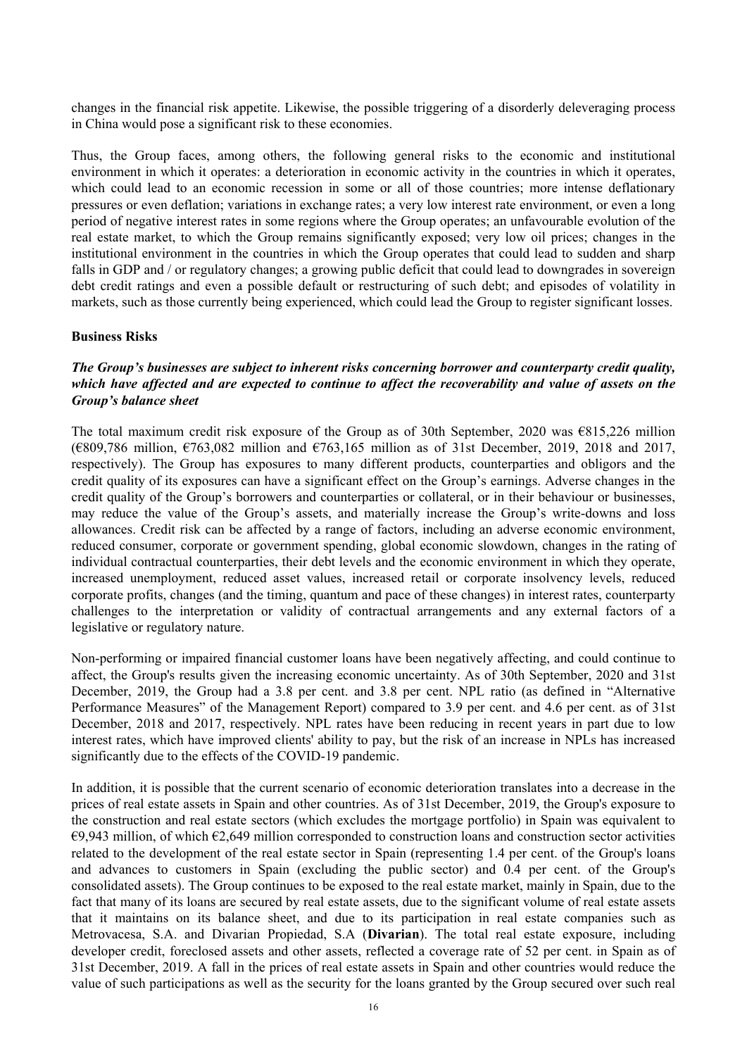changes in the financial risk appetite. Likewise, the possible triggering of a disorderly deleveraging process in China would pose a significant risk to these economies.

Thus, the Group faces, among others, the following general risks to the economic and institutional environment in which it operates: a deterioration in economic activity in the countries in which it operates, which could lead to an economic recession in some or all of those countries; more intense deflationary pressures or even deflation; variations in exchange rates; a very low interest rate environment, or even a long period of negative interest rates in some regions where the Group operates; an unfavourable evolution of the real estate market, to which the Group remains significantly exposed; very low oil prices; changes in the institutional environment in the countries in which the Group operates that could lead to sudden and sharp falls in GDP and / or regulatory changes; a growing public deficit that could lead to downgrades in sovereign debt credit ratings and even a possible default or restructuring of such debt; and episodes of volatility in markets, such as those currently being experienced, which could lead the Group to register significant losses.

**Business Risks**

***The Group's businesses are subject to inherent risks concerning borrower and counterparty credit quality, which have affected and are expected to continue to affect the recoverability and value of assets on the Group's balance sheet***

The total maximum credit risk exposure of the Group as of 30th September, 2020 was €815,226 million (€809,786 million, €763,082 million and €763,165 million as of 31st December, 2019, 2018 and 2017, respectively). The Group has exposures to many different products, counterparties and obligors and the credit quality of its exposures can have a significant effect on the Group's earnings. Adverse changes in the credit quality of the Group's borrowers and counterparties or collateral, or in their behaviour or businesses, may reduce the value of the Group's assets, and materially increase the Group's write-downs and loss allowances. Credit risk can be affected by a range of factors, including an adverse economic environment, reduced consumer, corporate or government spending, global economic slowdown, changes in the rating of individual contractual counterparties, their debt levels and the economic environment in which they operate, increased unemployment, reduced asset values, increased retail or corporate insolvency levels, reduced corporate profits, changes (and the timing, quantum and pace of these changes) in interest rates, counterparty challenges to the interpretation or validity of contractual arrangements and any external factors of a legislative or regulatory nature.

Non-performing or impaired financial customer loans have been negatively affecting, and could continue to affect, the Group's results given the increasing economic uncertainty. As of 30th September, 2020 and 31st December, 2019, the Group had a 3.8 per cent. and 3.8 per cent. NPL ratio (as defined in "Alternative Performance Measures" of the Management Report) compared to 3.9 per cent. and 4.6 per cent. as of 31st December, 2018 and 2017, respectively. NPL rates have been reducing in recent years in part due to low interest rates, which have improved clients' ability to pay, but the risk of an increase in NPLs has increased significantly due to the effects of the COVID-19 pandemic.

In addition, it is possible that the current scenario of economic deterioration translates into a decrease in the prices of real estate assets in Spain and other countries. As of 31st December, 2019, the Group's exposure to the construction and real estate sectors (which excludes the mortgage portfolio) in Spain was equivalent to €9,943 million, of which €2,649 million corresponded to construction loans and construction sector activities related to the development of the real estate sector in Spain (representing 1.4 per cent. of the Group's loans and advances to customers in Spain (excluding the public sector) and 0.4 per cent. of the Group's consolidated assets). The Group continues to be exposed to the real estate market, mainly in Spain, due to the fact that many of its loans are secured by real estate assets, due to the significant volume of real estate assets that it maintains on its balance sheet, and due to its participation in real estate companies such as Metrovacesa, S.A. and Divarian Propiedad, S.A (**Divarian**). The total real estate exposure, including developer credit, foreclosed assets and other assets, reflected a coverage rate of 52 per cent. in Spain as of 31st December, 2019. A fall in the prices of real estate assets in Spain and other countries would reduce the value of such participations as well as the security for the loans granted by the Group secured over such real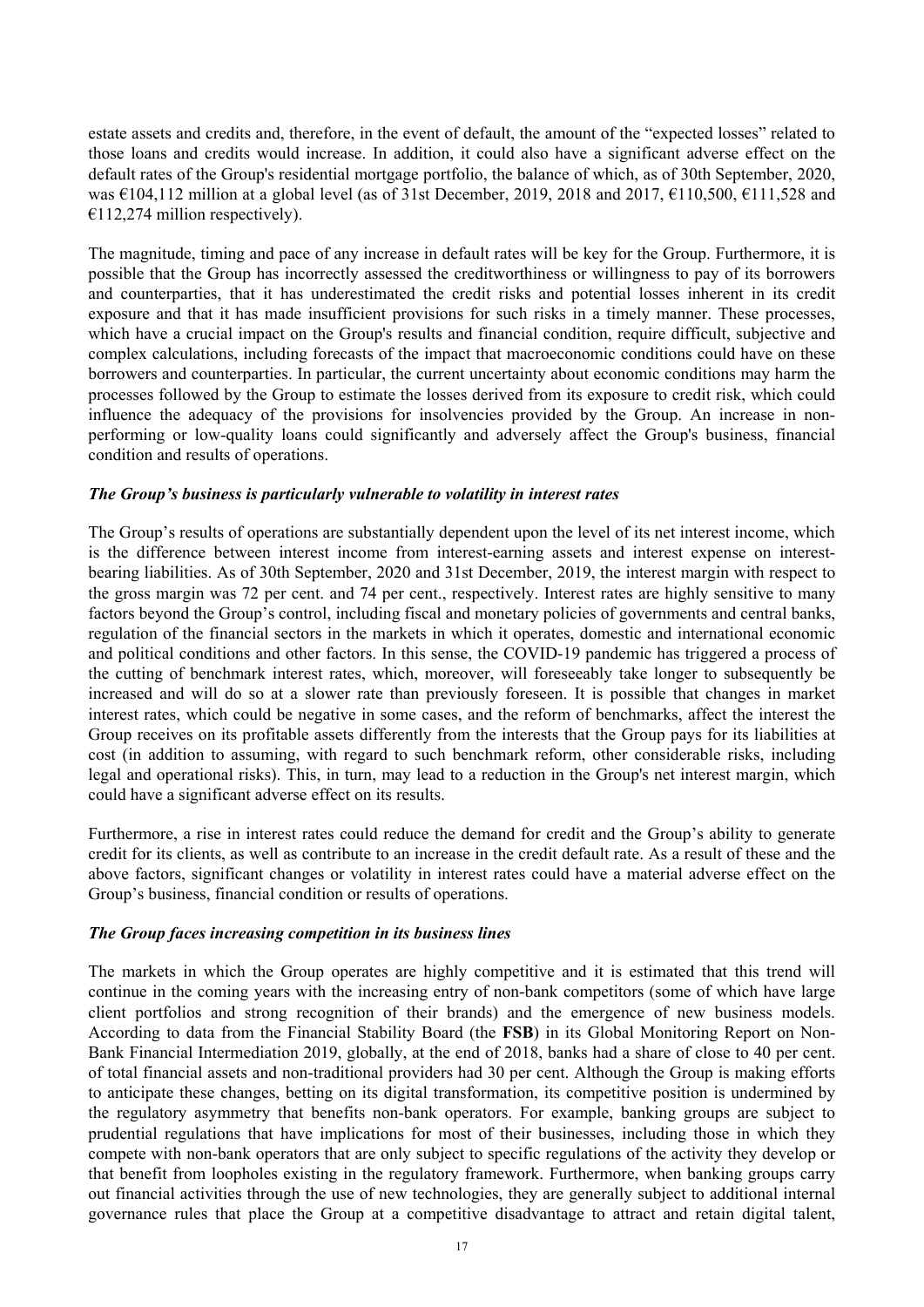estate assets and credits and, therefore, in the event of default, the amount of the "expected losses" related to those loans and credits would increase. In addition, it could also have a significant adverse effect on the default rates of the Group's residential mortgage portfolio, the balance of which, as of 30th September, 2020, was €104,112 million at a global level (as of 31st December, 2019, 2018 and 2017, €110,500, €111,528 and €112,274 million respectively).

The magnitude, timing and pace of any increase in default rates will be key for the Group. Furthermore, it is possible that the Group has incorrectly assessed the creditworthiness or willingness to pay of its borrowers and counterparties, that it has underestimated the credit risks and potential losses inherent in its credit exposure and that it has made insufficient provisions for such risks in a timely manner. These processes, which have a crucial impact on the Group's results and financial condition, require difficult, subjective and complex calculations, including forecasts of the impact that macroeconomic conditions could have on these borrowers and counterparties. In particular, the current uncertainty about economic conditions may harm the processes followed by the Group to estimate the losses derived from its exposure to credit risk, which could influence the adequacy of the provisions for insolvencies provided by the Group. An increase in non-performing or low-quality loans could significantly and adversely affect the Group's business, financial condition and results of operations.

***The Group's business is particularly vulnerable to volatility in interest rates***

The Group's results of operations are substantially dependent upon the level of its net interest income, which is the difference between interest income from interest-earning assets and interest expense on interest-bearing liabilities. As of 30th September, 2020 and 31st December, 2019, the interest margin with respect to the gross margin was 72 per cent. and 74 per cent., respectively. Interest rates are highly sensitive to many factors beyond the Group's control, including fiscal and monetary policies of governments and central banks, regulation of the financial sectors in the markets in which it operates, domestic and international economic and political conditions and other factors. In this sense, the COVID-19 pandemic has triggered a process of the cutting of benchmark interest rates, which, moreover, will foreseeably take longer to subsequently be increased and will do so at a slower rate than previously foreseen. It is possible that changes in market interest rates, which could be negative in some cases, and the reform of benchmarks, affect the interest the Group receives on its profitable assets differently from the interests that the Group pays for its liabilities at cost (in addition to assuming, with regard to such benchmark reform, other considerable risks, including legal and operational risks). This, in turn, may lead to a reduction in the Group's net interest margin, which could have a significant adverse effect on its results.

Furthermore, a rise in interest rates could reduce the demand for credit and the Group's ability to generate credit for its clients, as well as contribute to an increase in the credit default rate. As a result of these and the above factors, significant changes or volatility in interest rates could have a material adverse effect on the Group's business, financial condition or results of operations.

***The Group faces increasing competition in its business lines***

The markets in which the Group operates are highly competitive and it is estimated that this trend will continue in the coming years with the increasing entry of non-bank competitors (some of which have large client portfolios and strong recognition of their brands) and the emergence of new business models. According to data from the Financial Stability Board (the **FSB**) in its Global Monitoring Report on Non-Bank Financial Intermediation 2019, globally, at the end of 2018, banks had a share of close to 40 per cent. of total financial assets and non-traditional providers had 30 per cent. Although the Group is making efforts to anticipate these changes, betting on its digital transformation, its competitive position is undermined by the regulatory asymmetry that benefits non-bank operators. For example, banking groups are subject to prudential regulations that have implications for most of their businesses, including those in which they compete with non-bank operators that are only subject to specific regulations of the activity they develop or that benefit from loopholes existing in the regulatory framework. Furthermore, when banking groups carry out financial activities through the use of new technologies, they are generally subject to additional internal governance rules that place the Group at a competitive disadvantage to attract and retain digital talent,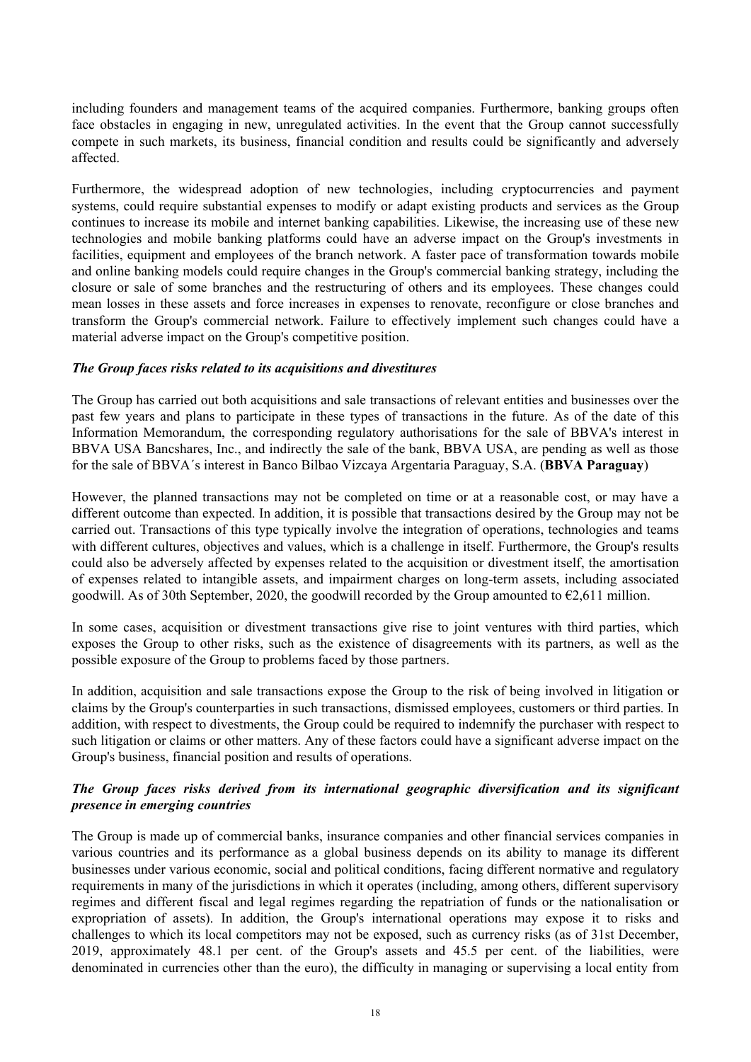including founders and management teams of the acquired companies. Furthermore, banking groups often face obstacles in engaging in new, unregulated activities. In the event that the Group cannot successfully compete in such markets, its business, financial condition and results could be significantly and adversely affected.

Furthermore, the widespread adoption of new technologies, including cryptocurrencies and payment systems, could require substantial expenses to modify or adapt existing products and services as the Group continues to increase its mobile and internet banking capabilities. Likewise, the increasing use of these new technologies and mobile banking platforms could have an adverse impact on the Group's investments in facilities, equipment and employees of the branch network. A faster pace of transformation towards mobile and online banking models could require changes in the Group's commercial banking strategy, including the closure or sale of some branches and the restructuring of others and its employees. These changes could mean losses in these assets and force increases in expenses to renovate, reconfigure or close branches and transform the Group's commercial network. Failure to effectively implement such changes could have a material adverse impact on the Group's competitive position.

***The Group faces risks related to its acquisitions and divestitures***

The Group has carried out both acquisitions and sale transactions of relevant entities and businesses over the past few years and plans to participate in these types of transactions in the future. As of the date of this Information Memorandum, the corresponding regulatory authorisations for the sale of BBVA's interest in BBVA USA Bancshares, Inc., and indirectly the sale of the bank, BBVA USA, are pending as well as those for the sale of BBVA´s interest in Banco Bilbao Vizcaya Argentaria Paraguay, S.A. (**BBVA Paraguay**)

However, the planned transactions may not be completed on time or at a reasonable cost, or may have a different outcome than expected. In addition, it is possible that transactions desired by the Group may not be carried out. Transactions of this type typically involve the integration of operations, technologies and teams with different cultures, objectives and values, which is a challenge in itself. Furthermore, the Group's results could also be adversely affected by expenses related to the acquisition or divestment itself, the amortisation of expenses related to intangible assets, and impairment charges on long-term assets, including associated goodwill. As of 30th September, 2020, the goodwill recorded by the Group amounted to €2,611 million.

In some cases, acquisition or divestment transactions give rise to joint ventures with third parties, which exposes the Group to other risks, such as the existence of disagreements with its partners, as well as the possible exposure of the Group to problems faced by those partners.

In addition, acquisition and sale transactions expose the Group to the risk of being involved in litigation or claims by the Group's counterparties in such transactions, dismissed employees, customers or third parties. In addition, with respect to divestments, the Group could be required to indemnify the purchaser with respect to such litigation or claims or other matters. Any of these factors could have a significant adverse impact on the Group's business, financial position and results of operations.

***The Group faces risks derived from its international geographic diversification and its significant presence in emerging countries***

The Group is made up of commercial banks, insurance companies and other financial services companies in various countries and its performance as a global business depends on its ability to manage its different businesses under various economic, social and political conditions, facing different normative and regulatory requirements in many of the jurisdictions in which it operates (including, among others, different supervisory regimes and different fiscal and legal regimes regarding the repatriation of funds or the nationalisation or expropriation of assets). In addition, the Group's international operations may expose it to risks and challenges to which its local competitors may not be exposed, such as currency risks (as of 31st December, 2019, approximately 48.1 per cent. of the Group's assets and 45.5 per cent. of the liabilities, were denominated in currencies other than the euro), the difficulty in managing or supervising a local entity from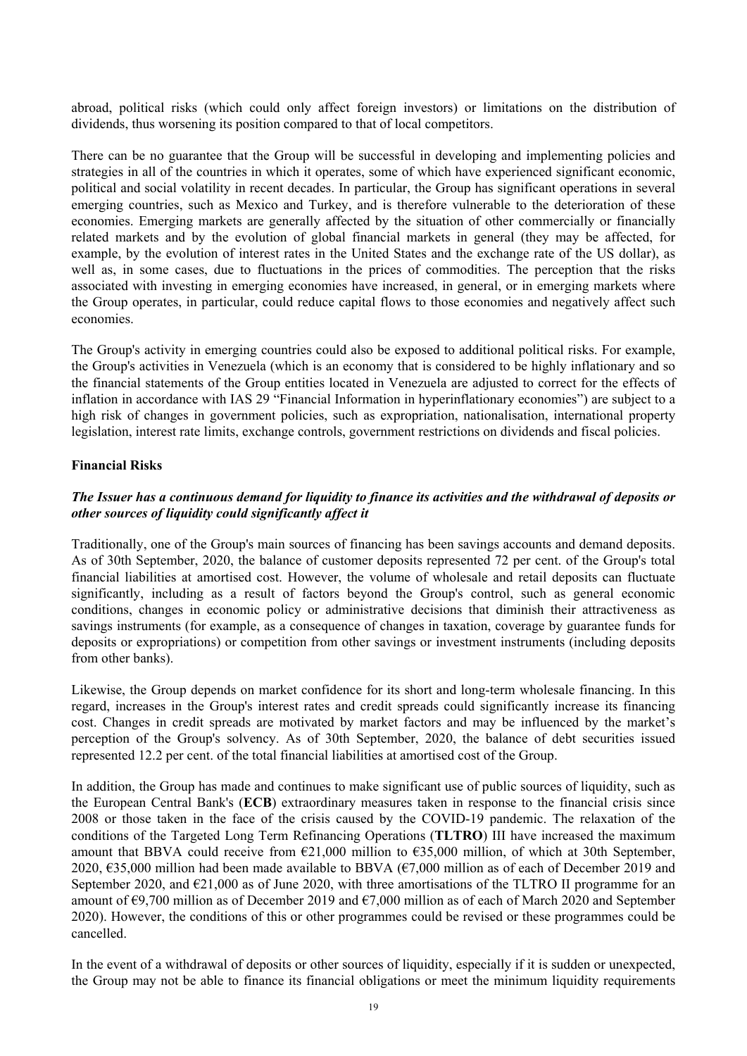abroad, political risks (which could only affect foreign investors) or limitations on the distribution of dividends, thus worsening its position compared to that of local competitors.

There can be no guarantee that the Group will be successful in developing and implementing policies and strategies in all of the countries in which it operates, some of which have experienced significant economic, political and social volatility in recent decades. In particular, the Group has significant operations in several emerging countries, such as Mexico and Turkey, and is therefore vulnerable to the deterioration of these economies. Emerging markets are generally affected by the situation of other commercially or financially related markets and by the evolution of global financial markets in general (they may be affected, for example, by the evolution of interest rates in the United States and the exchange rate of the US dollar), as well as, in some cases, due to fluctuations in the prices of commodities. The perception that the risks associated with investing in emerging economies have increased, in general, or in emerging markets where the Group operates, in particular, could reduce capital flows to those economies and negatively affect such economies.

The Group's activity in emerging countries could also be exposed to additional political risks. For example, the Group's activities in Venezuela (which is an economy that is considered to be highly inflationary and so the financial statements of the Group entities located in Venezuela are adjusted to correct for the effects of inflation in accordance with IAS 29 "Financial Information in hyperinflationary economies") are subject to a high risk of changes in government policies, such as expropriation, nationalisation, international property legislation, interest rate limits, exchange controls, government restrictions on dividends and fiscal policies.

**Financial Risks**

***The Issuer has a continuous demand for liquidity to finance its activities and the withdrawal of deposits or other sources of liquidity could significantly affect it***

Traditionally, one of the Group's main sources of financing has been savings accounts and demand deposits. As of 30th September, 2020, the balance of customer deposits represented 72 per cent. of the Group's total financial liabilities at amortised cost. However, the volume of wholesale and retail deposits can fluctuate significantly, including as a result of factors beyond the Group's control, such as general economic conditions, changes in economic policy or administrative decisions that diminish their attractiveness as savings instruments (for example, as a consequence of changes in taxation, coverage by guarantee funds for deposits or expropriations) or competition from other savings or investment instruments (including deposits from other banks).

Likewise, the Group depends on market confidence for its short and long-term wholesale financing. In this regard, increases in the Group's interest rates and credit spreads could significantly increase its financing cost. Changes in credit spreads are motivated by market factors and may be influenced by the market's perception of the Group's solvency. As of 30th September, 2020, the balance of debt securities issued represented 12.2 per cent. of the total financial liabilities at amortised cost of the Group.

In addition, the Group has made and continues to make significant use of public sources of liquidity, such as the European Central Bank's (**ECB**) extraordinary measures taken in response to the financial crisis since 2008 or those taken in the face of the crisis caused by the COVID-19 pandemic. The relaxation of the conditions of the Targeted Long Term Refinancing Operations (**TLTRO**) III have increased the maximum amount that BBVA could receive from €21,000 million to €35,000 million, of which at 30th September, 2020, €35,000 million had been made available to BBVA (€7,000 million as of each of December 2019 and September 2020, and €21,000 as of June 2020, with three amortisations of the TLTRO II programme for an amount of €9,700 million as of December 2019 and €7,000 million as of each of March 2020 and September 2020). However, the conditions of this or other programmes could be revised or these programmes could be cancelled.

In the event of a withdrawal of deposits or other sources of liquidity, especially if it is sudden or unexpected, the Group may not be able to finance its financial obligations or meet the minimum liquidity requirements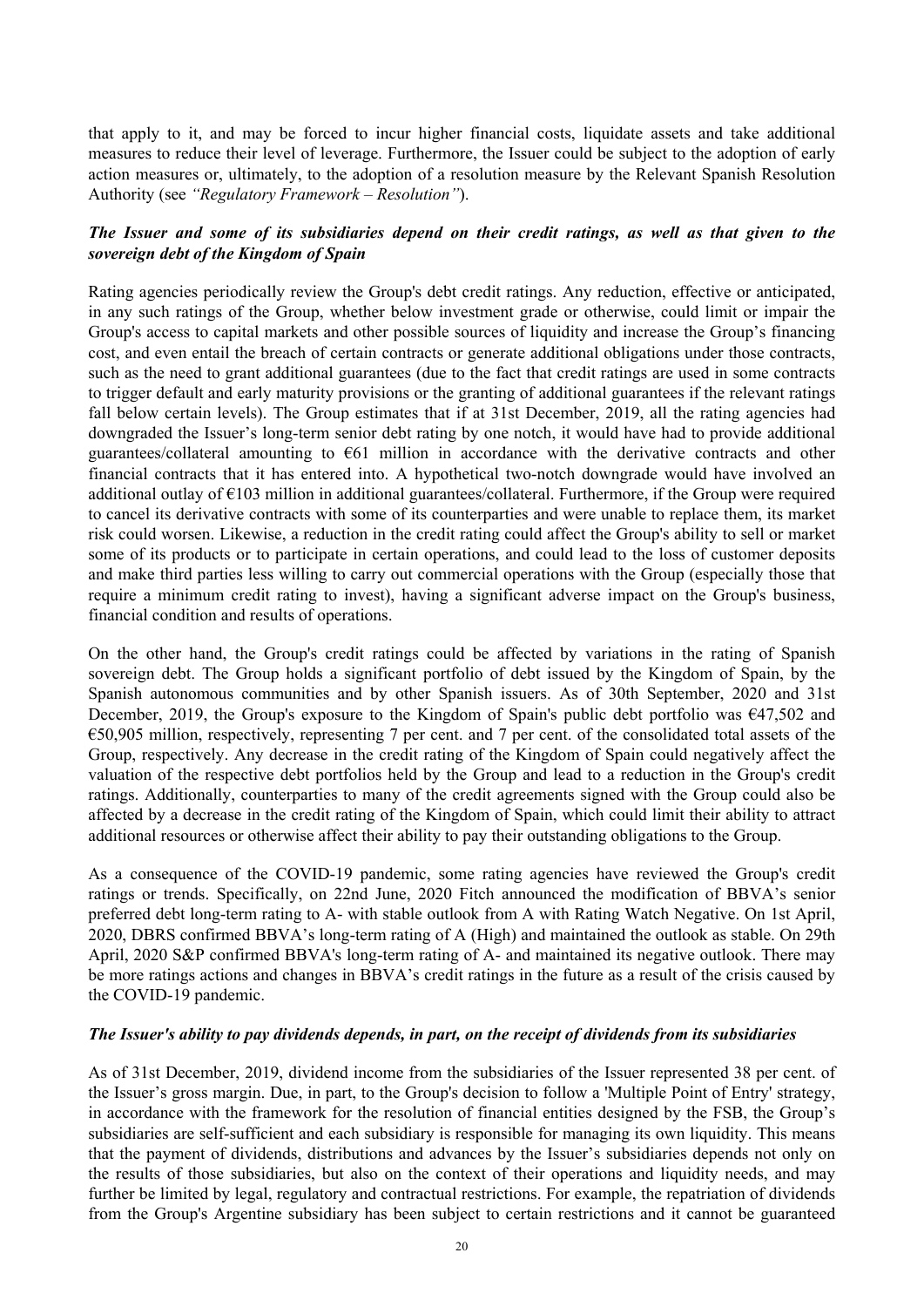that apply to it, and may be forced to incur higher financial costs, liquidate assets and take additional measures to reduce their level of leverage. Furthermore, the Issuer could be subject to the adoption of early action measures or, ultimately, to the adoption of a resolution measure by the Relevant Spanish Resolution Authority (see *"Regulatory Framework – Resolution"*).

***The Issuer and some of its subsidiaries depend on their credit ratings, as well as that given to the sovereign debt of the Kingdom of Spain***

Rating agencies periodically review the Group's debt credit ratings. Any reduction, effective or anticipated, in any such ratings of the Group, whether below investment grade or otherwise, could limit or impair the Group's access to capital markets and other possible sources of liquidity and increase the Group's financing cost, and even entail the breach of certain contracts or generate additional obligations under those contracts, such as the need to grant additional guarantees (due to the fact that credit ratings are used in some contracts to trigger default and early maturity provisions or the granting of additional guarantees if the relevant ratings fall below certain levels). The Group estimates that if at 31st December, 2019, all the rating agencies had downgraded the Issuer's long-term senior debt rating by one notch, it would have had to provide additional guarantees/collateral amounting to €61 million in accordance with the derivative contracts and other financial contracts that it has entered into. A hypothetical two-notch downgrade would have involved an additional outlay of €103 million in additional guarantees/collateral. Furthermore, if the Group were required to cancel its derivative contracts with some of its counterparties and were unable to replace them, its market risk could worsen. Likewise, a reduction in the credit rating could affect the Group's ability to sell or market some of its products or to participate in certain operations, and could lead to the loss of customer deposits and make third parties less willing to carry out commercial operations with the Group (especially those that require a minimum credit rating to invest), having a significant adverse impact on the Group's business, financial condition and results of operations.

On the other hand, the Group's credit ratings could be affected by variations in the rating of Spanish sovereign debt. The Group holds a significant portfolio of debt issued by the Kingdom of Spain, by the Spanish autonomous communities and by other Spanish issuers. As of 30th September, 2020 and 31st December, 2019, the Group's exposure to the Kingdom of Spain's public debt portfolio was €47,502 and €50,905 million, respectively, representing 7 per cent. and 7 per cent. of the consolidated total assets of the Group, respectively. Any decrease in the credit rating of the Kingdom of Spain could negatively affect the valuation of the respective debt portfolios held by the Group and lead to a reduction in the Group's credit ratings. Additionally, counterparties to many of the credit agreements signed with the Group could also be affected by a decrease in the credit rating of the Kingdom of Spain, which could limit their ability to attract additional resources or otherwise affect their ability to pay their outstanding obligations to the Group.

As a consequence of the COVID-19 pandemic, some rating agencies have reviewed the Group's credit ratings or trends. Specifically, on 22nd June, 2020 Fitch announced the modification of BBVA's senior preferred debt long-term rating to A- with stable outlook from A with Rating Watch Negative. On 1st April, 2020, DBRS confirmed BBVA's long-term rating of A (High) and maintained the outlook as stable. On 29th April, 2020 S&P confirmed BBVA's long-term rating of A- and maintained its negative outlook. There may be more ratings actions and changes in BBVA's credit ratings in the future as a result of the crisis caused by the COVID-19 pandemic.

***The Issuer's ability to pay dividends depends, in part, on the receipt of dividends from its subsidiaries***

As of 31st December, 2019, dividend income from the subsidiaries of the Issuer represented 38 per cent. of the Issuer's gross margin. Due, in part, to the Group's decision to follow a 'Multiple Point of Entry' strategy, in accordance with the framework for the resolution of financial entities designed by the FSB, the Group's subsidiaries are self-sufficient and each subsidiary is responsible for managing its own liquidity. This means that the payment of dividends, distributions and advances by the Issuer's subsidiaries depends not only on the results of those subsidiaries, but also on the context of their operations and liquidity needs, and may further be limited by legal, regulatory and contractual restrictions. For example, the repatriation of dividends from the Group's Argentine subsidiary has been subject to certain restrictions and it cannot be guaranteed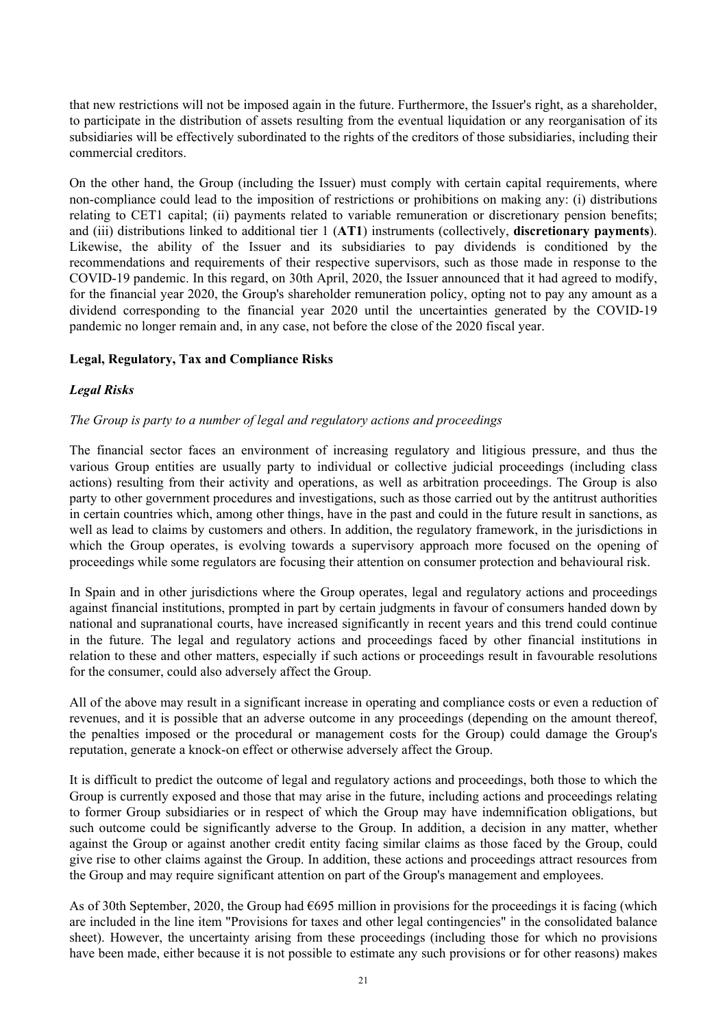that new restrictions will not be imposed again in the future. Furthermore, the Issuer's right, as a shareholder, to participate in the distribution of assets resulting from the eventual liquidation or any reorganisation of its subsidiaries will be effectively subordinated to the rights of the creditors of those subsidiaries, including their commercial creditors.

On the other hand, the Group (including the Issuer) must comply with certain capital requirements, where non-compliance could lead to the imposition of restrictions or prohibitions on making any: (i) distributions relating to CET1 capital; (ii) payments related to variable remuneration or discretionary pension benefits; and (iii) distributions linked to additional tier 1 (**AT1**) instruments (collectively, **discretionary payments**). Likewise, the ability of the Issuer and its subsidiaries to pay dividends is conditioned by the recommendations and requirements of their respective supervisors, such as those made in response to the COVID-19 pandemic. In this regard, on 30th April, 2020, the Issuer announced that it had agreed to modify, for the financial year 2020, the Group's shareholder remuneration policy, opting not to pay any amount as a dividend corresponding to the financial year 2020 until the uncertainties generated by the COVID-19 pandemic no longer remain and, in any case, not before the close of the 2020 fiscal year.

**Legal, Regulatory, Tax and Compliance Risks**

***Legal Risks***

*The Group is party to a number of legal and regulatory actions and proceedings*

The financial sector faces an environment of increasing regulatory and litigious pressure, and thus the various Group entities are usually party to individual or collective judicial proceedings (including class actions) resulting from their activity and operations, as well as arbitration proceedings. The Group is also party to other government procedures and investigations, such as those carried out by the antitrust authorities in certain countries which, among other things, have in the past and could in the future result in sanctions, as well as lead to claims by customers and others. In addition, the regulatory framework, in the jurisdictions in which the Group operates, is evolving towards a supervisory approach more focused on the opening of proceedings while some regulators are focusing their attention on consumer protection and behavioural risk.

In Spain and in other jurisdictions where the Group operates, legal and regulatory actions and proceedings against financial institutions, prompted in part by certain judgments in favour of consumers handed down by national and supranational courts, have increased significantly in recent years and this trend could continue in the future. The legal and regulatory actions and proceedings faced by other financial institutions in relation to these and other matters, especially if such actions or proceedings result in favourable resolutions for the consumer, could also adversely affect the Group.

All of the above may result in a significant increase in operating and compliance costs or even a reduction of revenues, and it is possible that an adverse outcome in any proceedings (depending on the amount thereof, the penalties imposed or the procedural or management costs for the Group) could damage the Group's reputation, generate a knock-on effect or otherwise adversely affect the Group.

It is difficult to predict the outcome of legal and regulatory actions and proceedings, both those to which the Group is currently exposed and those that may arise in the future, including actions and proceedings relating to former Group subsidiaries or in respect of which the Group may have indemnification obligations, but such outcome could be significantly adverse to the Group. In addition, a decision in any matter, whether against the Group or against another credit entity facing similar claims as those faced by the Group, could give rise to other claims against the Group. In addition, these actions and proceedings attract resources from the Group and may require significant attention on part of the Group's management and employees.

As of 30th September, 2020, the Group had €695 million in provisions for the proceedings it is facing (which are included in the line item "Provisions for taxes and other legal contingencies" in the consolidated balance sheet). However, the uncertainty arising from these proceedings (including those for which no provisions have been made, either because it is not possible to estimate any such provisions or for other reasons) makes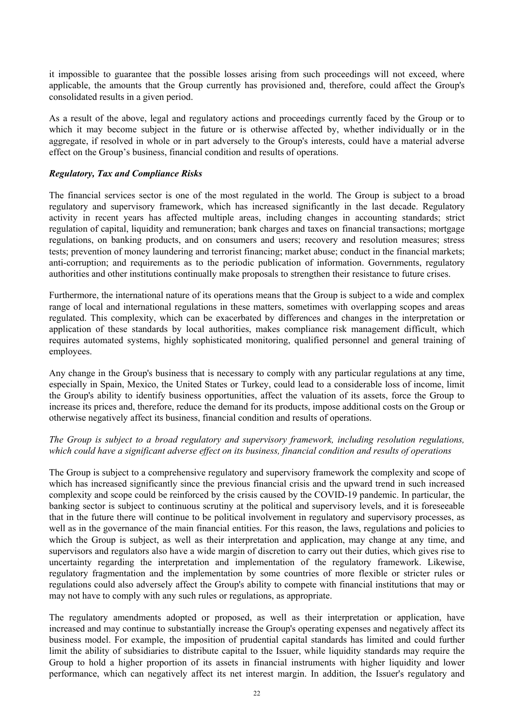it impossible to guarantee that the possible losses arising from such proceedings will not exceed, where applicable, the amounts that the Group currently has provisioned and, therefore, could affect the Group's consolidated results in a given period.

As a result of the above, legal and regulatory actions and proceedings currently faced by the Group or to which it may become subject in the future or is otherwise affected by, whether individually or in the aggregate, if resolved in whole or in part adversely to the Group's interests, could have a material adverse effect on the Group's business, financial condition and results of operations.

***Regulatory, Tax and Compliance Risks***

The financial services sector is one of the most regulated in the world. The Group is subject to a broad regulatory and supervisory framework, which has increased significantly in the last decade. Regulatory activity in recent years has affected multiple areas, including changes in accounting standards; strict regulation of capital, liquidity and remuneration; bank charges and taxes on financial transactions; mortgage regulations, on banking products, and on consumers and users; recovery and resolution measures; stress tests; prevention of money laundering and terrorist financing; market abuse; conduct in the financial markets; anti-corruption; and requirements as to the periodic publication of information. Governments, regulatory authorities and other institutions continually make proposals to strengthen their resistance to future crises.

Furthermore, the international nature of its operations means that the Group is subject to a wide and complex range of local and international regulations in these matters, sometimes with overlapping scopes and areas regulated. This complexity, which can be exacerbated by differences and changes in the interpretation or application of these standards by local authorities, makes compliance risk management difficult, which requires automated systems, highly sophisticated monitoring, qualified personnel and general training of employees.

Any change in the Group's business that is necessary to comply with any particular regulations at any time, especially in Spain, Mexico, the United States or Turkey, could lead to a considerable loss of income, limit the Group's ability to identify business opportunities, affect the valuation of its assets, force the Group to increase its prices and, therefore, reduce the demand for its products, impose additional costs on the Group or otherwise negatively affect its business, financial condition and results of operations.

*The Group is subject to a broad regulatory and supervisory framework, including resolution regulations, which could have a significant adverse effect on its business, financial condition and results of operations*

The Group is subject to a comprehensive regulatory and supervisory framework the complexity and scope of which has increased significantly since the previous financial crisis and the upward trend in such increased complexity and scope could be reinforced by the crisis caused by the COVID-19 pandemic. In particular, the banking sector is subject to continuous scrutiny at the political and supervisory levels, and it is foreseeable that in the future there will continue to be political involvement in regulatory and supervisory processes, as well as in the governance of the main financial entities. For this reason, the laws, regulations and policies to which the Group is subject, as well as their interpretation and application, may change at any time, and supervisors and regulators also have a wide margin of discretion to carry out their duties, which gives rise to uncertainty regarding the interpretation and implementation of the regulatory framework. Likewise, regulatory fragmentation and the implementation by some countries of more flexible or stricter rules or regulations could also adversely affect the Group's ability to compete with financial institutions that may or may not have to comply with any such rules or regulations, as appropriate.

The regulatory amendments adopted or proposed, as well as their interpretation or application, have increased and may continue to substantially increase the Group's operating expenses and negatively affect its business model. For example, the imposition of prudential capital standards has limited and could further limit the ability of subsidiaries to distribute capital to the Issuer, while liquidity standards may require the Group to hold a higher proportion of its assets in financial instruments with higher liquidity and lower performance, which can negatively affect its net interest margin. In addition, the Issuer's regulatory and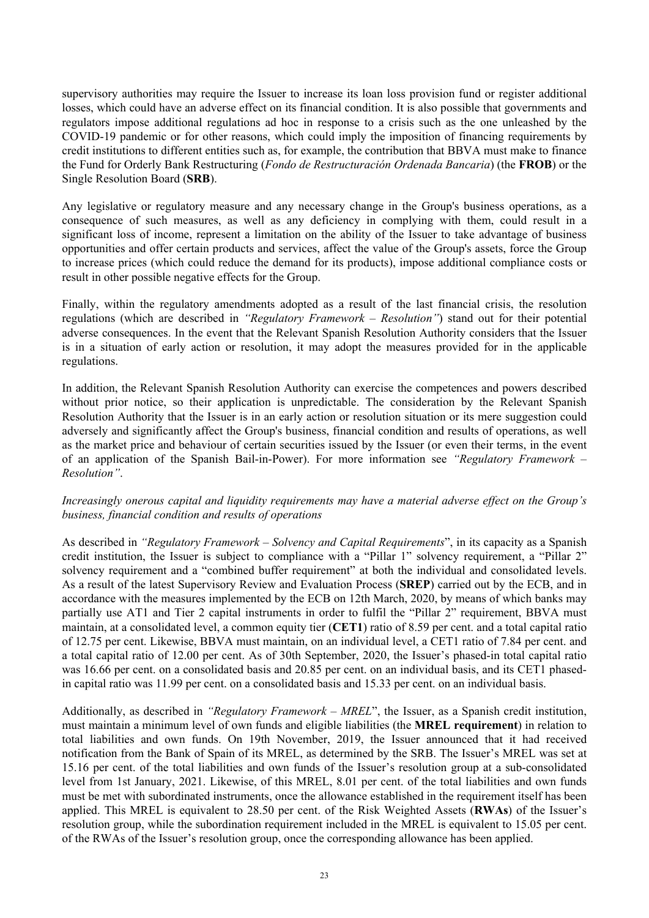supervisory authorities may require the Issuer to increase its loan loss provision fund or register additional losses, which could have an adverse effect on its financial condition. It is also possible that governments and regulators impose additional regulations ad hoc in response to a crisis such as the one unleashed by the COVID-19 pandemic or for other reasons, which could imply the imposition of financing requirements by credit institutions to different entities such as, for example, the contribution that BBVA must make to finance the Fund for Orderly Bank Restructuring (*Fondo de Restructuración Ordenada Bancaria*) (the **FROB**) or the Single Resolution Board (**SRB**).

Any legislative or regulatory measure and any necessary change in the Group's business operations, as a consequence of such measures, as well as any deficiency in complying with them, could result in a significant loss of income, represent a limitation on the ability of the Issuer to take advantage of business opportunities and offer certain products and services, affect the value of the Group's assets, force the Group to increase prices (which could reduce the demand for its products), impose additional compliance costs or result in other possible negative effects for the Group.

Finally, within the regulatory amendments adopted as a result of the last financial crisis, the resolution regulations (which are described in *"Regulatory Framework – Resolution"*) stand out for their potential adverse consequences. In the event that the Relevant Spanish Resolution Authority considers that the Issuer is in a situation of early action or resolution, it may adopt the measures provided for in the applicable regulations.

In addition, the Relevant Spanish Resolution Authority can exercise the competences and powers described without prior notice, so their application is unpredictable. The consideration by the Relevant Spanish Resolution Authority that the Issuer is in an early action or resolution situation or its mere suggestion could adversely and significantly affect the Group's business, financial condition and results of operations, as well as the market price and behaviour of certain securities issued by the Issuer (or even their terms, in the event of an application of the Spanish Bail-in-Power). For more information see *"Regulatory Framework – Resolution"*.

*Increasingly onerous capital and liquidity requirements may have a material adverse effect on the Group's business, financial condition and results of operations*

As described in *"Regulatory Framework – Solvency and Capital Requirements*", in its capacity as a Spanish credit institution, the Issuer is subject to compliance with a "Pillar 1" solvency requirement, a "Pillar 2" solvency requirement and a "combined buffer requirement" at both the individual and consolidated levels. As a result of the latest Supervisory Review and Evaluation Process (**SREP**) carried out by the ECB, and in accordance with the measures implemented by the ECB on 12th March, 2020, by means of which banks may partially use AT1 and Tier 2 capital instruments in order to fulfil the "Pillar 2" requirement, BBVA must maintain, at a consolidated level, a common equity tier (**CET1**) ratio of 8.59 per cent. and a total capital ratio of 12.75 per cent. Likewise, BBVA must maintain, on an individual level, a CET1 ratio of 7.84 per cent. and a total capital ratio of 12.00 per cent. As of 30th September, 2020, the Issuer's phased-in total capital ratio was 16.66 per cent. on a consolidated basis and 20.85 per cent. on an individual basis, and its CET1 phased-in capital ratio was 11.99 per cent. on a consolidated basis and 15.33 per cent. on an individual basis.

Additionally, as described in *"Regulatory Framework – MREL*", the Issuer, as a Spanish credit institution, must maintain a minimum level of own funds and eligible liabilities (the **MREL requirement**) in relation to total liabilities and own funds. On 19th November, 2019, the Issuer announced that it had received notification from the Bank of Spain of its MREL, as determined by the SRB. The Issuer's MREL was set at 15.16 per cent. of the total liabilities and own funds of the Issuer's resolution group at a sub-consolidated level from 1st January, 2021. Likewise, of this MREL, 8.01 per cent. of the total liabilities and own funds must be met with subordinated instruments, once the allowance established in the requirement itself has been applied. This MREL is equivalent to 28.50 per cent. of the Risk Weighted Assets (**RWAs**) of the Issuer's resolution group, while the subordination requirement included in the MREL is equivalent to 15.05 per cent. of the RWAs of the Issuer's resolution group, once the corresponding allowance has been applied.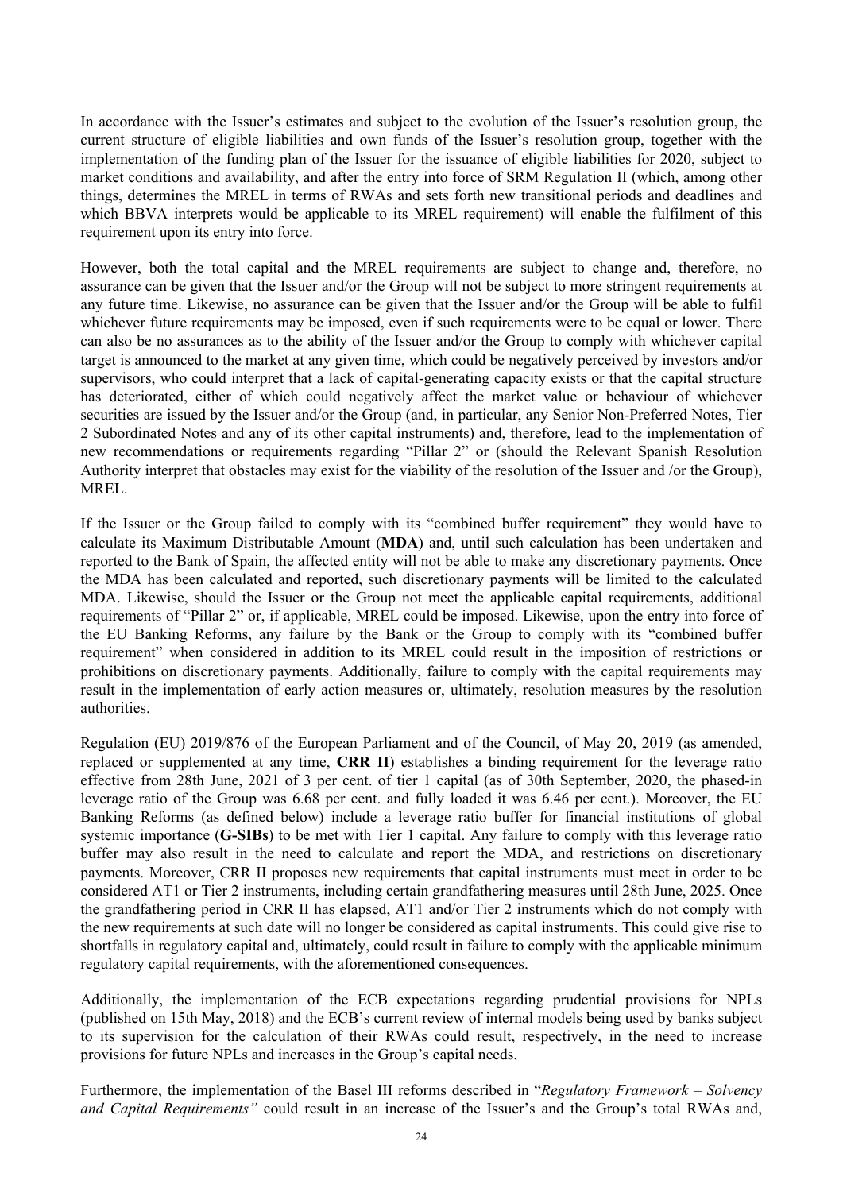In accordance with the Issuer's estimates and subject to the evolution of the Issuer's resolution group, the current structure of eligible liabilities and own funds of the Issuer's resolution group, together with the implementation of the funding plan of the Issuer for the issuance of eligible liabilities for 2020, subject to market conditions and availability, and after the entry into force of SRM Regulation II (which, among other things, determines the MREL in terms of RWAs and sets forth new transitional periods and deadlines and which BBVA interprets would be applicable to its MREL requirement) will enable the fulfilment of this requirement upon its entry into force.

However, both the total capital and the MREL requirements are subject to change and, therefore, no assurance can be given that the Issuer and/or the Group will not be subject to more stringent requirements at any future time. Likewise, no assurance can be given that the Issuer and/or the Group will be able to fulfil whichever future requirements may be imposed, even if such requirements were to be equal or lower. There can also be no assurances as to the ability of the Issuer and/or the Group to comply with whichever capital target is announced to the market at any given time, which could be negatively perceived by investors and/or supervisors, who could interpret that a lack of capital-generating capacity exists or that the capital structure has deteriorated, either of which could negatively affect the market value or behaviour of whichever securities are issued by the Issuer and/or the Group (and, in particular, any Senior Non-Preferred Notes, Tier 2 Subordinated Notes and any of its other capital instruments) and, therefore, lead to the implementation of new recommendations or requirements regarding "Pillar 2" or (should the Relevant Spanish Resolution Authority interpret that obstacles may exist for the viability of the resolution of the Issuer and /or the Group), MREL.

If the Issuer or the Group failed to comply with its "combined buffer requirement" they would have to calculate its Maximum Distributable Amount (**MDA**) and, until such calculation has been undertaken and reported to the Bank of Spain, the affected entity will not be able to make any discretionary payments. Once the MDA has been calculated and reported, such discretionary payments will be limited to the calculated MDA. Likewise, should the Issuer or the Group not meet the applicable capital requirements, additional requirements of "Pillar 2" or, if applicable, MREL could be imposed. Likewise, upon the entry into force of the EU Banking Reforms, any failure by the Bank or the Group to comply with its "combined buffer requirement" when considered in addition to its MREL could result in the imposition of restrictions or prohibitions on discretionary payments. Additionally, failure to comply with the capital requirements may result in the implementation of early action measures or, ultimately, resolution measures by the resolution authorities.

Regulation (EU) 2019/876 of the European Parliament and of the Council, of May 20, 2019 (as amended, replaced or supplemented at any time, **CRR II**) establishes a binding requirement for the leverage ratio effective from 28th June, 2021 of 3 per cent. of tier 1 capital (as of 30th September, 2020, the phased-in leverage ratio of the Group was 6.68 per cent. and fully loaded it was 6.46 per cent.). Moreover, the EU Banking Reforms (as defined below) include a leverage ratio buffer for financial institutions of global systemic importance (**G-SIBs**) to be met with Tier 1 capital. Any failure to comply with this leverage ratio buffer may also result in the need to calculate and report the MDA, and restrictions on discretionary payments. Moreover, CRR II proposes new requirements that capital instruments must meet in order to be considered AT1 or Tier 2 instruments, including certain grandfathering measures until 28th June, 2025. Once the grandfathering period in CRR II has elapsed, AT1 and/or Tier 2 instruments which do not comply with the new requirements at such date will no longer be considered as capital instruments. This could give rise to shortfalls in regulatory capital and, ultimately, could result in failure to comply with the applicable minimum regulatory capital requirements, with the aforementioned consequences.

Additionally, the implementation of the ECB expectations regarding prudential provisions for NPLs (published on 15th May, 2018) and the ECB's current review of internal models being used by banks subject to its supervision for the calculation of their RWAs could result, respectively, in the need to increase provisions for future NPLs and increases in the Group's capital needs.

Furthermore, the implementation of the Basel III reforms described in "*Regulatory Framework – Solvency and Capital Requirements"* could result in an increase of the Issuer's and the Group's total RWAs and,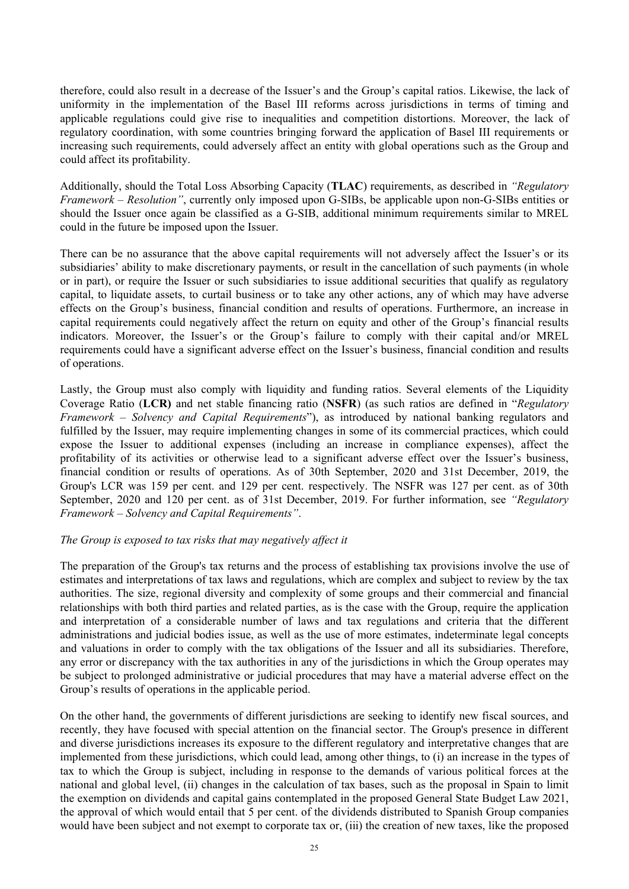therefore, could also result in a decrease of the Issuer's and the Group's capital ratios. Likewise, the lack of uniformity in the implementation of the Basel III reforms across jurisdictions in terms of timing and applicable regulations could give rise to inequalities and competition distortions. Moreover, the lack of regulatory coordination, with some countries bringing forward the application of Basel III requirements or increasing such requirements, could adversely affect an entity with global operations such as the Group and could affect its profitability.

Additionally, should the Total Loss Absorbing Capacity (**TLAC**) requirements, as described in *"Regulatory Framework – Resolution"*, currently only imposed upon G-SIBs, be applicable upon non-G-SIBs entities or should the Issuer once again be classified as a G-SIB, additional minimum requirements similar to MREL could in the future be imposed upon the Issuer.

There can be no assurance that the above capital requirements will not adversely affect the Issuer's or its subsidiaries' ability to make discretionary payments, or result in the cancellation of such payments (in whole or in part), or require the Issuer or such subsidiaries to issue additional securities that qualify as regulatory capital, to liquidate assets, to curtail business or to take any other actions, any of which may have adverse effects on the Group's business, financial condition and results of operations. Furthermore, an increase in capital requirements could negatively affect the return on equity and other of the Group's financial results indicators. Moreover, the Issuer's or the Group's failure to comply with their capital and/or MREL requirements could have a significant adverse effect on the Issuer's business, financial condition and results of operations.

Lastly, the Group must also comply with liquidity and funding ratios. Several elements of the Liquidity Coverage Ratio (**LCR)** and net stable financing ratio (**NSFR**) (as such ratios are defined in "*Regulatory Framework – Solvency and Capital Requirements*"), as introduced by national banking regulators and fulfilled by the Issuer, may require implementing changes in some of its commercial practices, which could expose the Issuer to additional expenses (including an increase in compliance expenses), affect the profitability of its activities or otherwise lead to a significant adverse effect over the Issuer's business, financial condition or results of operations. As of 30th September, 2020 and 31st December, 2019, the Group's LCR was 159 per cent. and 129 per cent. respectively. The NSFR was 127 per cent. as of 30th September, 2020 and 120 per cent. as of 31st December, 2019. For further information, see *"Regulatory Framework – Solvency and Capital Requirements"*.

*The Group is exposed to tax risks that may negatively affect it*

The preparation of the Group's tax returns and the process of establishing tax provisions involve the use of estimates and interpretations of tax laws and regulations, which are complex and subject to review by the tax authorities. The size, regional diversity and complexity of some groups and their commercial and financial relationships with both third parties and related parties, as is the case with the Group, require the application and interpretation of a considerable number of laws and tax regulations and criteria that the different administrations and judicial bodies issue, as well as the use of more estimates, indeterminate legal concepts and valuations in order to comply with the tax obligations of the Issuer and all its subsidiaries. Therefore, any error or discrepancy with the tax authorities in any of the jurisdictions in which the Group operates may be subject to prolonged administrative or judicial procedures that may have a material adverse effect on the Group's results of operations in the applicable period.

On the other hand, the governments of different jurisdictions are seeking to identify new fiscal sources, and recently, they have focused with special attention on the financial sector. The Group's presence in different and diverse jurisdictions increases its exposure to the different regulatory and interpretative changes that are implemented from these jurisdictions, which could lead, among other things, to (i) an increase in the types of tax to which the Group is subject, including in response to the demands of various political forces at the national and global level, (ii) changes in the calculation of tax bases, such as the proposal in Spain to limit the exemption on dividends and capital gains contemplated in the proposed General State Budget Law 2021, the approval of which would entail that 5 per cent. of the dividends distributed to Spanish Group companies would have been subject and not exempt to corporate tax or, (iii) the creation of new taxes, like the proposed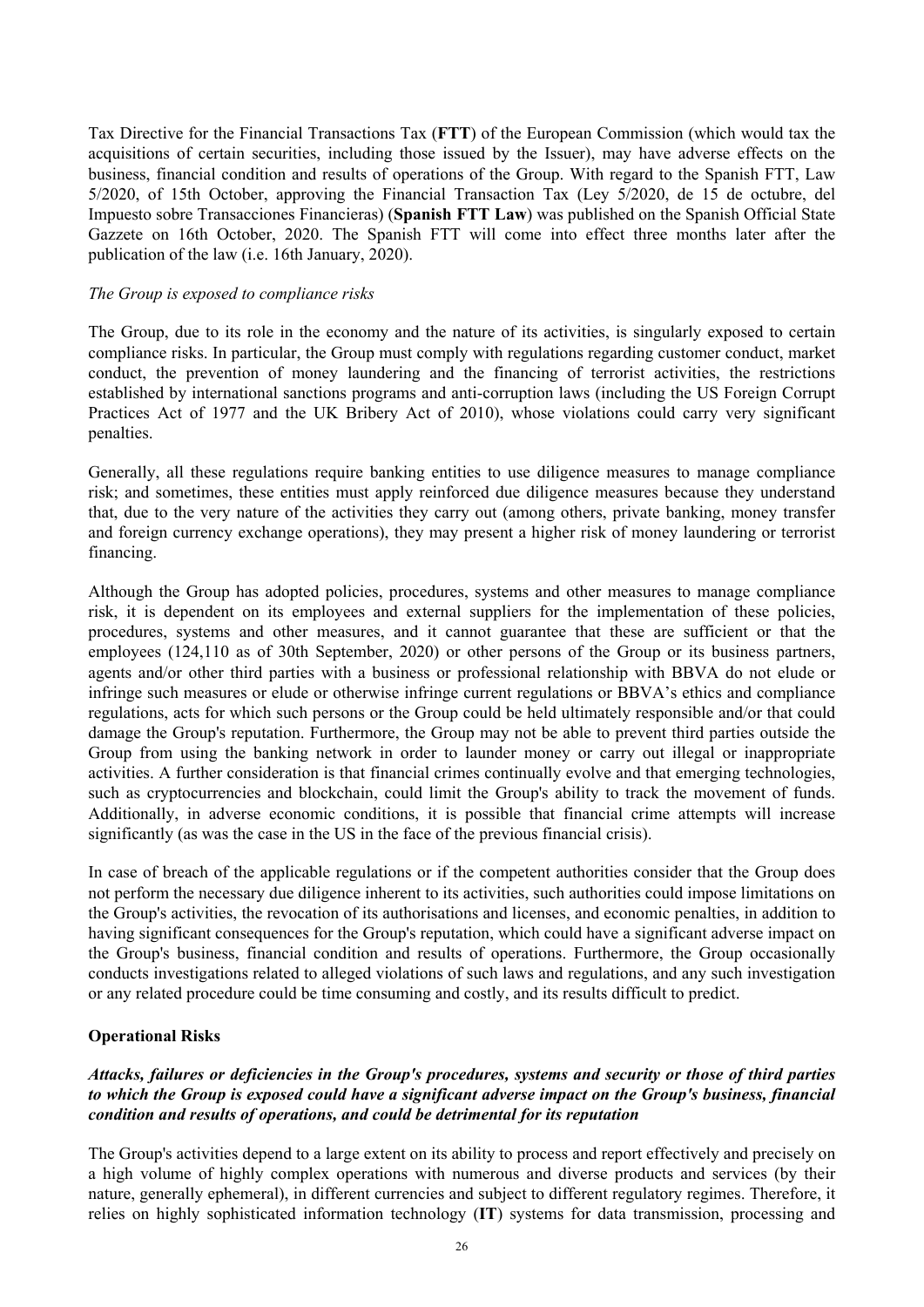Tax Directive for the Financial Transactions Tax (**FTT**) of the European Commission (which would tax the acquisitions of certain securities, including those issued by the Issuer), may have adverse effects on the business, financial condition and results of operations of the Group. With regard to the Spanish FTT, Law 5/2020, of 15th October, approving the Financial Transaction Tax (Ley 5/2020, de 15 de octubre, del Impuesto sobre Transacciones Financieras) (**Spanish FTT Law**) was published on the Spanish Official State Gazzete on 16th October, 2020. The Spanish FTT will come into effect three months later after the publication of the law (i.e. 16th January, 2020).

*The Group is exposed to compliance risks*

The Group, due to its role in the economy and the nature of its activities, is singularly exposed to certain compliance risks. In particular, the Group must comply with regulations regarding customer conduct, market conduct, the prevention of money laundering and the financing of terrorist activities, the restrictions established by international sanctions programs and anti-corruption laws (including the US Foreign Corrupt Practices Act of 1977 and the UK Bribery Act of 2010), whose violations could carry very significant penalties.

Generally, all these regulations require banking entities to use diligence measures to manage compliance risk; and sometimes, these entities must apply reinforced due diligence measures because they understand that, due to the very nature of the activities they carry out (among others, private banking, money transfer and foreign currency exchange operations), they may present a higher risk of money laundering or terrorist financing.

Although the Group has adopted policies, procedures, systems and other measures to manage compliance risk, it is dependent on its employees and external suppliers for the implementation of these policies, procedures, systems and other measures, and it cannot guarantee that these are sufficient or that the employees (124,110 as of 30th September, 2020) or other persons of the Group or its business partners, agents and/or other third parties with a business or professional relationship with BBVA do not elude or infringe such measures or elude or otherwise infringe current regulations or BBVA's ethics and compliance regulations, acts for which such persons or the Group could be held ultimately responsible and/or that could damage the Group's reputation. Furthermore, the Group may not be able to prevent third parties outside the Group from using the banking network in order to launder money or carry out illegal or inappropriate activities. A further consideration is that financial crimes continually evolve and that emerging technologies, such as cryptocurrencies and blockchain, could limit the Group's ability to track the movement of funds. Additionally, in adverse economic conditions, it is possible that financial crime attempts will increase significantly (as was the case in the US in the face of the previous financial crisis).

In case of breach of the applicable regulations or if the competent authorities consider that the Group does not perform the necessary due diligence inherent to its activities, such authorities could impose limitations on the Group's activities, the revocation of its authorisations and licenses, and economic penalties, in addition to having significant consequences for the Group's reputation, which could have a significant adverse impact on the Group's business, financial condition and results of operations. Furthermore, the Group occasionally conducts investigations related to alleged violations of such laws and regulations, and any such investigation or any related procedure could be time consuming and costly, and its results difficult to predict.

**Operational Risks**

***Attacks, failures or deficiencies in the Group's procedures, systems and security or those of third parties to which the Group is exposed could have a significant adverse impact on the Group's business, financial condition and results of operations, and could be detrimental for its reputation***

The Group's activities depend to a large extent on its ability to process and report effectively and precisely on a high volume of highly complex operations with numerous and diverse products and services (by their nature, generally ephemeral), in different currencies and subject to different regulatory regimes. Therefore, it relies on highly sophisticated information technology (**IT**) systems for data transmission, processing and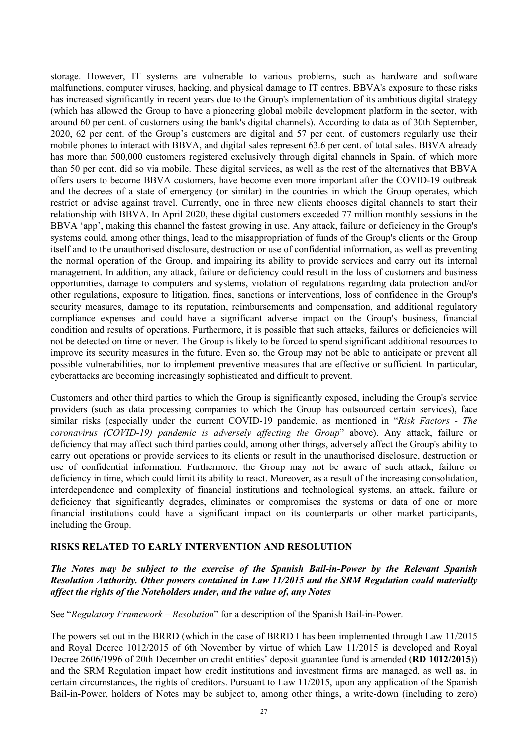storage. However, IT systems are vulnerable to various problems, such as hardware and software malfunctions, computer viruses, hacking, and physical damage to IT centres. BBVA's exposure to these risks has increased significantly in recent years due to the Group's implementation of its ambitious digital strategy (which has allowed the Group to have a pioneering global mobile development platform in the sector, with around 60 per cent. of customers using the bank's digital channels). According to data as of 30th September, 2020, 62 per cent. of the Group's customers are digital and 57 per cent. of customers regularly use their mobile phones to interact with BBVA, and digital sales represent 63.6 per cent. of total sales. BBVA already has more than 500,000 customers registered exclusively through digital channels in Spain, of which more than 50 per cent. did so via mobile. These digital services, as well as the rest of the alternatives that BBVA offers users to become BBVA customers, have become even more important after the COVID-19 outbreak and the decrees of a state of emergency (or similar) in the countries in which the Group operates, which restrict or advise against travel. Currently, one in three new clients chooses digital channels to start their relationship with BBVA. In April 2020, these digital customers exceeded 77 million monthly sessions in the BBVA 'app', making this channel the fastest growing in use. Any attack, failure or deficiency in the Group's systems could, among other things, lead to the misappropriation of funds of the Group's clients or the Group itself and to the unauthorised disclosure, destruction or use of confidential information, as well as preventing the normal operation of the Group, and impairing its ability to provide services and carry out its internal management. In addition, any attack, failure or deficiency could result in the loss of customers and business opportunities, damage to computers and systems, violation of regulations regarding data protection and/or other regulations, exposure to litigation, fines, sanctions or interventions, loss of confidence in the Group's security measures, damage to its reputation, reimbursements and compensation, and additional regulatory compliance expenses and could have a significant adverse impact on the Group's business, financial condition and results of operations. Furthermore, it is possible that such attacks, failures or deficiencies will not be detected on time or never. The Group is likely to be forced to spend significant additional resources to improve its security measures in the future. Even so, the Group may not be able to anticipate or prevent all possible vulnerabilities, nor to implement preventive measures that are effective or sufficient. In particular, cyberattacks are becoming increasingly sophisticated and difficult to prevent.

Customers and other third parties to which the Group is significantly exposed, including the Group's service providers (such as data processing companies to which the Group has outsourced certain services), face similar risks (especially under the current COVID-19 pandemic, as mentioned in "*Risk Factors - The coronavirus (COVID-19) pandemic is adversely affecting the Group*" above). Any attack, failure or deficiency that may affect such third parties could, among other things, adversely affect the Group's ability to carry out operations or provide services to its clients or result in the unauthorised disclosure, destruction or use of confidential information. Furthermore, the Group may not be aware of such attack, failure or deficiency in time, which could limit its ability to react. Moreover, as a result of the increasing consolidation, interdependence and complexity of financial institutions and technological systems, an attack, failure or deficiency that significantly degrades, eliminates or compromises the systems or data of one or more financial institutions could have a significant impact on its counterparts or other market participants, including the Group.

## RISKS RELATED TO EARLY INTERVENTION AND RESOLUTION

***The Notes may be subject to the exercise of the Spanish Bail-in-Power by the Relevant Spanish Resolution Authority. Other powers contained in Law 11/2015 and the SRM Regulation could materially affect the rights of the Noteholders under, and the value of, any Notes***

See "*Regulatory Framework – Resolution*" for a description of the Spanish Bail-in-Power.

The powers set out in the BRRD (which in the case of BRRD I has been implemented through Law 11/2015 and Royal Decree 1012/2015 of 6th November by virtue of which Law 11/2015 is developed and Royal Decree 2606/1996 of 20th December on credit entities' deposit guarantee fund is amended (**RD 1012/2015**)) and the SRM Regulation impact how credit institutions and investment firms are managed, as well as, in certain circumstances, the rights of creditors. Pursuant to Law 11/2015, upon any application of the Spanish Bail-in-Power, holders of Notes may be subject to, among other things, a write-down (including to zero)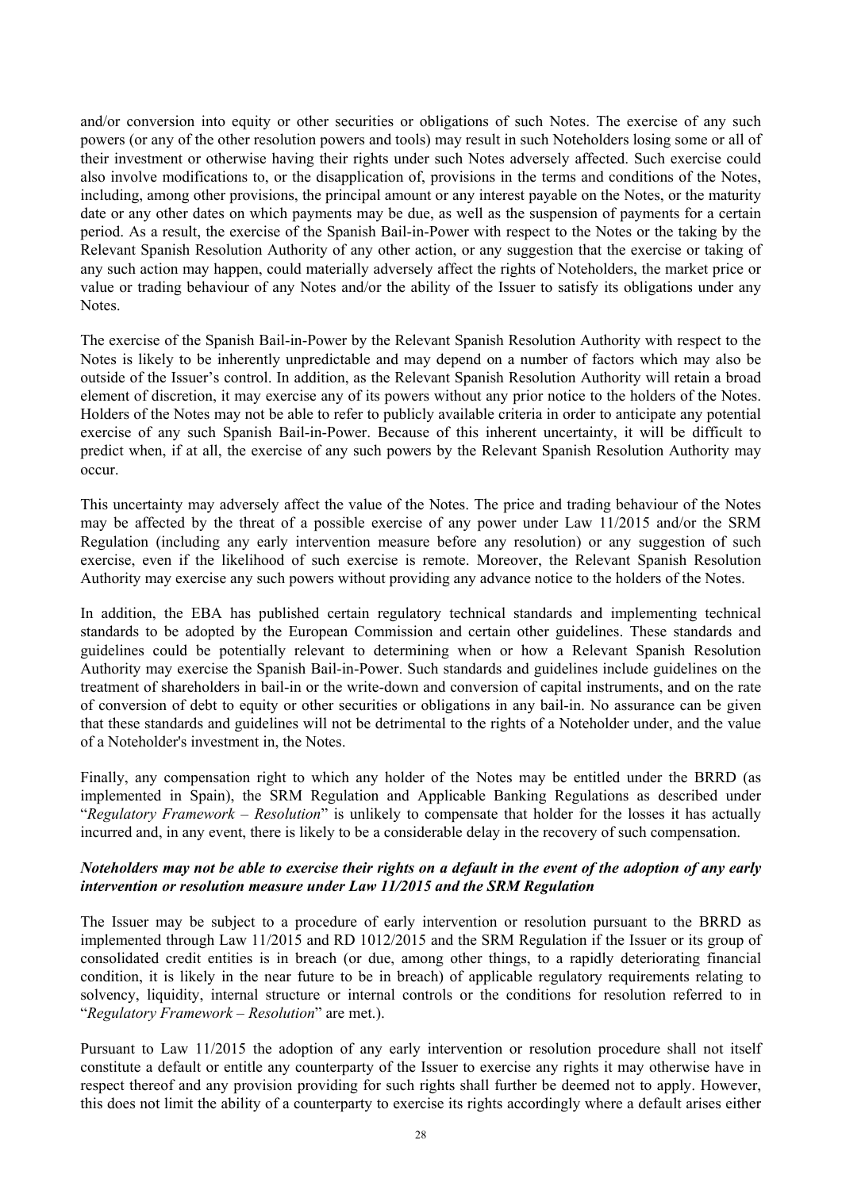and/or conversion into equity or other securities or obligations of such Notes. The exercise of any such powers (or any of the other resolution powers and tools) may result in such Noteholders losing some or all of their investment or otherwise having their rights under such Notes adversely affected. Such exercise could also involve modifications to, or the disapplication of, provisions in the terms and conditions of the Notes, including, among other provisions, the principal amount or any interest payable on the Notes, or the maturity date or any other dates on which payments may be due, as well as the suspension of payments for a certain period. As a result, the exercise of the Spanish Bail-in-Power with respect to the Notes or the taking by the Relevant Spanish Resolution Authority of any other action, or any suggestion that the exercise or taking of any such action may happen, could materially adversely affect the rights of Noteholders, the market price or value or trading behaviour of any Notes and/or the ability of the Issuer to satisfy its obligations under any Notes.

The exercise of the Spanish Bail-in-Power by the Relevant Spanish Resolution Authority with respect to the Notes is likely to be inherently unpredictable and may depend on a number of factors which may also be outside of the Issuer's control. In addition, as the Relevant Spanish Resolution Authority will retain a broad element of discretion, it may exercise any of its powers without any prior notice to the holders of the Notes. Holders of the Notes may not be able to refer to publicly available criteria in order to anticipate any potential exercise of any such Spanish Bail-in-Power. Because of this inherent uncertainty, it will be difficult to predict when, if at all, the exercise of any such powers by the Relevant Spanish Resolution Authority may occur.

This uncertainty may adversely affect the value of the Notes. The price and trading behaviour of the Notes may be affected by the threat of a possible exercise of any power under Law 11/2015 and/or the SRM Regulation (including any early intervention measure before any resolution) or any suggestion of such exercise, even if the likelihood of such exercise is remote. Moreover, the Relevant Spanish Resolution Authority may exercise any such powers without providing any advance notice to the holders of the Notes.

In addition, the EBA has published certain regulatory technical standards and implementing technical standards to be adopted by the European Commission and certain other guidelines. These standards and guidelines could be potentially relevant to determining when or how a Relevant Spanish Resolution Authority may exercise the Spanish Bail-in-Power. Such standards and guidelines include guidelines on the treatment of shareholders in bail-in or the write-down and conversion of capital instruments, and on the rate of conversion of debt to equity or other securities or obligations in any bail-in. No assurance can be given that these standards and guidelines will not be detrimental to the rights of a Noteholder under, and the value of a Noteholder's investment in, the Notes.

Finally, any compensation right to which any holder of the Notes may be entitled under the BRRD (as implemented in Spain), the SRM Regulation and Applicable Banking Regulations as described under "*Regulatory Framework – Resolution*" is unlikely to compensate that holder for the losses it has actually incurred and, in any event, there is likely to be a considerable delay in the recovery of such compensation.

***Noteholders may not be able to exercise their rights on a default in the event of the adoption of any early intervention or resolution measure under Law 11/2015 and the SRM Regulation***

The Issuer may be subject to a procedure of early intervention or resolution pursuant to the BRRD as implemented through Law 11/2015 and RD 1012/2015 and the SRM Regulation if the Issuer or its group of consolidated credit entities is in breach (or due, among other things, to a rapidly deteriorating financial condition, it is likely in the near future to be in breach) of applicable regulatory requirements relating to solvency, liquidity, internal structure or internal controls or the conditions for resolution referred to in "*Regulatory Framework – Resolution*" are met.).

Pursuant to Law 11/2015 the adoption of any early intervention or resolution procedure shall not itself constitute a default or entitle any counterparty of the Issuer to exercise any rights it may otherwise have in respect thereof and any provision providing for such rights shall further be deemed not to apply. However, this does not limit the ability of a counterparty to exercise its rights accordingly where a default arises either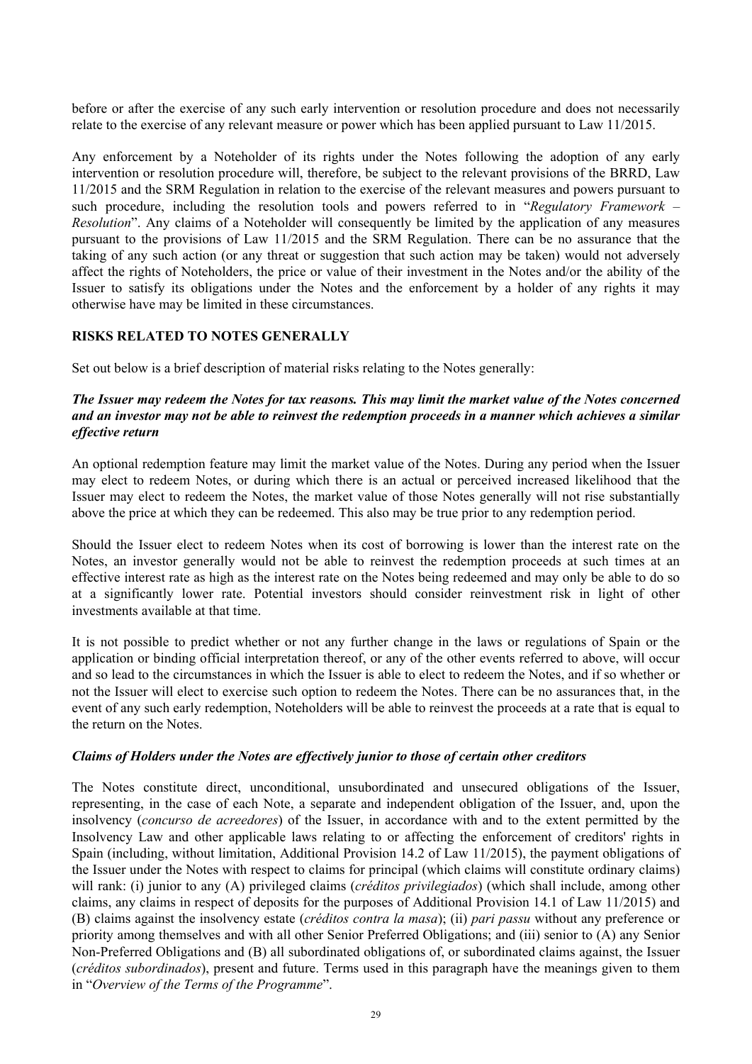before or after the exercise of any such early intervention or resolution procedure and does not necessarily relate to the exercise of any relevant measure or power which has been applied pursuant to Law 11/2015.

Any enforcement by a Noteholder of its rights under the Notes following the adoption of any early intervention or resolution procedure will, therefore, be subject to the relevant provisions of the BRRD, Law 11/2015 and the SRM Regulation in relation to the exercise of the relevant measures and powers pursuant to such procedure, including the resolution tools and powers referred to in "*Regulatory Framework – Resolution*". Any claims of a Noteholder will consequently be limited by the application of any measures pursuant to the provisions of Law 11/2015 and the SRM Regulation. There can be no assurance that the taking of any such action (or any threat or suggestion that such action may be taken) would not adversely affect the rights of Noteholders, the price or value of their investment in the Notes and/or the ability of the Issuer to satisfy its obligations under the Notes and the enforcement by a holder of any rights it may otherwise have may be limited in these circumstances.

## RISKS RELATED TO NOTES GENERALLY

Set out below is a brief description of material risks relating to the Notes generally:

### *The Issuer may redeem the Notes for tax reasons. This may limit the market value of the Notes concerned and an investor may not be able to reinvest the redemption proceeds in a manner which achieves a similar effective return*

An optional redemption feature may limit the market value of the Notes. During any period when the Issuer may elect to redeem Notes, or during which there is an actual or perceived increased likelihood that the Issuer may elect to redeem the Notes, the market value of those Notes generally will not rise substantially above the price at which they can be redeemed. This also may be true prior to any redemption period.

Should the Issuer elect to redeem Notes when its cost of borrowing is lower than the interest rate on the Notes, an investor generally would not be able to reinvest the redemption proceeds at such times at an effective interest rate as high as the interest rate on the Notes being redeemed and may only be able to do so at a significantly lower rate. Potential investors should consider reinvestment risk in light of other investments available at that time.

It is not possible to predict whether or not any further change in the laws or regulations of Spain or the application or binding official interpretation thereof, or any of the other events referred to above, will occur and so lead to the circumstances in which the Issuer is able to elect to redeem the Notes, and if so whether or not the Issuer will elect to exercise such option to redeem the Notes. There can be no assurances that, in the event of any such early redemption, Noteholders will be able to reinvest the proceeds at a rate that is equal to the return on the Notes.

### *Claims of Holders under the Notes are effectively junior to those of certain other creditors*

The Notes constitute direct, unconditional, unsubordinated and unsecured obligations of the Issuer, representing, in the case of each Note, a separate and independent obligation of the Issuer, and, upon the insolvency (*concurso de acreedores*) of the Issuer, in accordance with and to the extent permitted by the Insolvency Law and other applicable laws relating to or affecting the enforcement of creditors' rights in Spain (including, without limitation, Additional Provision 14.2 of Law 11/2015), the payment obligations of the Issuer under the Notes with respect to claims for principal (which claims will constitute ordinary claims) will rank: (i) junior to any (A) privileged claims (*créditos privilegiados*) (which shall include, among other claims, any claims in respect of deposits for the purposes of Additional Provision 14.1 of Law 11/2015) and (B) claims against the insolvency estate (*créditos contra la masa*); (ii) *pari passu* without any preference or priority among themselves and with all other Senior Preferred Obligations; and (iii) senior to (A) any Senior Non-Preferred Obligations and (B) all subordinated obligations of, or subordinated claims against, the Issuer (*créditos subordinados*), present and future. Terms used in this paragraph have the meanings given to them in "*Overview of the Terms of the Programme*".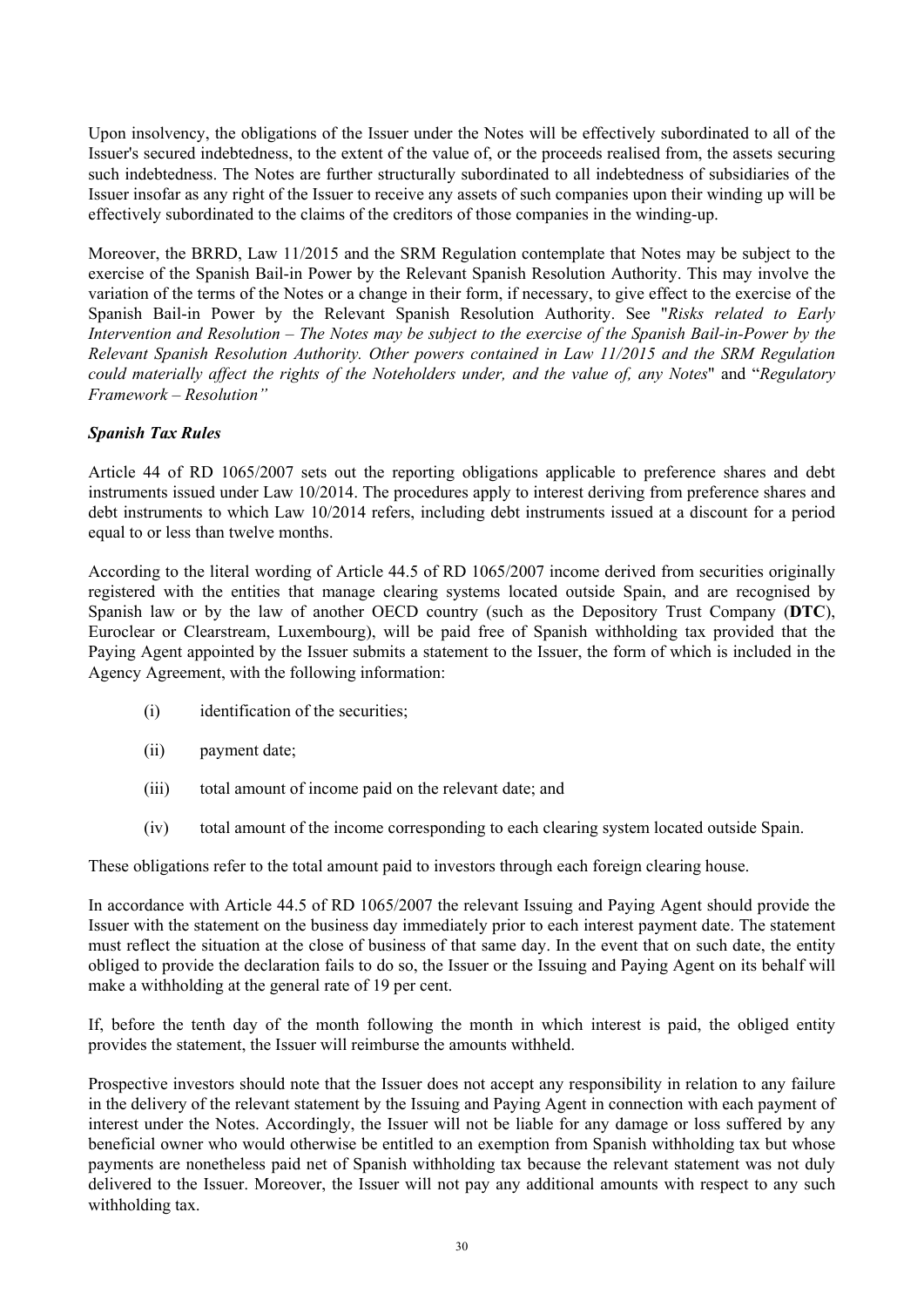Upon insolvency, the obligations of the Issuer under the Notes will be effectively subordinated to all of the Issuer's secured indebtedness, to the extent of the value of, or the proceeds realised from, the assets securing such indebtedness. The Notes are further structurally subordinated to all indebtedness of subsidiaries of the Issuer insofar as any right of the Issuer to receive any assets of such companies upon their winding up will be effectively subordinated to the claims of the creditors of those companies in the winding-up.

Moreover, the BRRD, Law 11/2015 and the SRM Regulation contemplate that Notes may be subject to the exercise of the Spanish Bail-in Power by the Relevant Spanish Resolution Authority. This may involve the variation of the terms of the Notes or a change in their form, if necessary, to give effect to the exercise of the Spanish Bail-in Power by the Relevant Spanish Resolution Authority. See "*Risks related to Early Intervention and Resolution – The Notes may be subject to the exercise of the Spanish Bail-in-Power by the Relevant Spanish Resolution Authority. Other powers contained in Law 11/2015 and the SRM Regulation could materially affect the rights of the Noteholders under, and the value of, any Notes*" and "*Regulatory Framework – Resolution*"

***Spanish Tax Rules***

Article 44 of RD 1065/2007 sets out the reporting obligations applicable to preference shares and debt instruments issued under Law 10/2014. The procedures apply to interest deriving from preference shares and debt instruments to which Law 10/2014 refers, including debt instruments issued at a discount for a period equal to or less than twelve months.

According to the literal wording of Article 44.5 of RD 1065/2007 income derived from securities originally registered with the entities that manage clearing systems located outside Spain, and are recognised by Spanish law or by the law of another OECD country (such as the Depository Trust Company (**DTC**), Euroclear or Clearstream, Luxembourg), will be paid free of Spanish withholding tax provided that the Paying Agent appointed by the Issuer submits a statement to the Issuer, the form of which is included in the Agency Agreement, with the following information:

(i) identification of the securities;

(ii) payment date;

(iii) total amount of income paid on the relevant date; and

(iv) total amount of the income corresponding to each clearing system located outside Spain.

These obligations refer to the total amount paid to investors through each foreign clearing house.

In accordance with Article 44.5 of RD 1065/2007 the relevant Issuing and Paying Agent should provide the Issuer with the statement on the business day immediately prior to each interest payment date. The statement must reflect the situation at the close of business of that same day. In the event that on such date, the entity obliged to provide the declaration fails to do so, the Issuer or the Issuing and Paying Agent on its behalf will make a withholding at the general rate of 19 per cent.

If, before the tenth day of the month following the month in which interest is paid, the obliged entity provides the statement, the Issuer will reimburse the amounts withheld.

Prospective investors should note that the Issuer does not accept any responsibility in relation to any failure in the delivery of the relevant statement by the Issuing and Paying Agent in connection with each payment of interest under the Notes. Accordingly, the Issuer will not be liable for any damage or loss suffered by any beneficial owner who would otherwise be entitled to an exemption from Spanish withholding tax but whose payments are nonetheless paid net of Spanish withholding tax because the relevant statement was not duly delivered to the Issuer. Moreover, the Issuer will not pay any additional amounts with respect to any such withholding tax.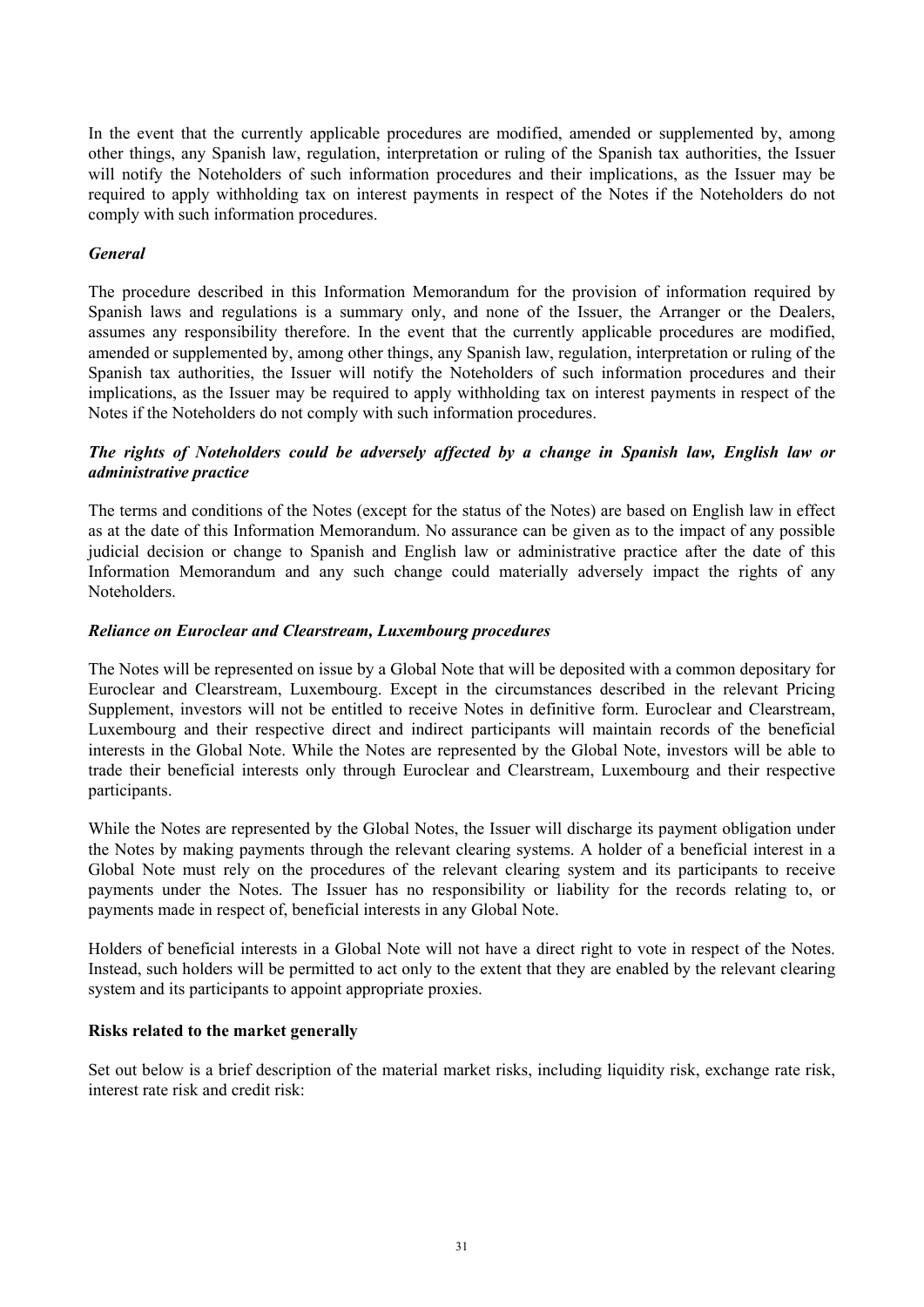In the event that the currently applicable procedures are modified, amended or supplemented by, among other things, any Spanish law, regulation, interpretation or ruling of the Spanish tax authorities, the Issuer will notify the Noteholders of such information procedures and their implications, as the Issuer may be required to apply withholding tax on interest payments in respect of the Notes if the Noteholders do not comply with such information procedures.

***General***

The procedure described in this Information Memorandum for the provision of information required by Spanish laws and regulations is a summary only, and none of the Issuer, the Arranger or the Dealers, assumes any responsibility therefore. In the event that the currently applicable procedures are modified, amended or supplemented by, among other things, any Spanish law, regulation, interpretation or ruling of the Spanish tax authorities, the Issuer will notify the Noteholders of such information procedures and their implications, as the Issuer may be required to apply withholding tax on interest payments in respect of the Notes if the Noteholders do not comply with such information procedures.

***The rights of Noteholders could be adversely affected by a change in Spanish law, English law or administrative practice***

The terms and conditions of the Notes (except for the status of the Notes) are based on English law in effect as at the date of this Information Memorandum. No assurance can be given as to the impact of any possible judicial decision or change to Spanish and English law or administrative practice after the date of this Information Memorandum and any such change could materially adversely impact the rights of any Noteholders.

***Reliance on Euroclear and Clearstream, Luxembourg procedures***

The Notes will be represented on issue by a Global Note that will be deposited with a common depositary for Euroclear and Clearstream, Luxembourg. Except in the circumstances described in the relevant Pricing Supplement, investors will not be entitled to receive Notes in definitive form. Euroclear and Clearstream, Luxembourg and their respective direct and indirect participants will maintain records of the beneficial interests in the Global Note. While the Notes are represented by the Global Note, investors will be able to trade their beneficial interests only through Euroclear and Clearstream, Luxembourg and their respective participants.

While the Notes are represented by the Global Notes, the Issuer will discharge its payment obligation under the Notes by making payments through the relevant clearing systems. A holder of a beneficial interest in a Global Note must rely on the procedures of the relevant clearing system and its participants to receive payments under the Notes. The Issuer has no responsibility or liability for the records relating to, or payments made in respect of, beneficial interests in any Global Note.

Holders of beneficial interests in a Global Note will not have a direct right to vote in respect of the Notes. Instead, such holders will be permitted to act only to the extent that they are enabled by the relevant clearing system and its participants to appoint appropriate proxies.

**Risks related to the market generally**

Set out below is a brief description of the material market risks, including liquidity risk, exchange rate risk, interest rate risk and credit risk: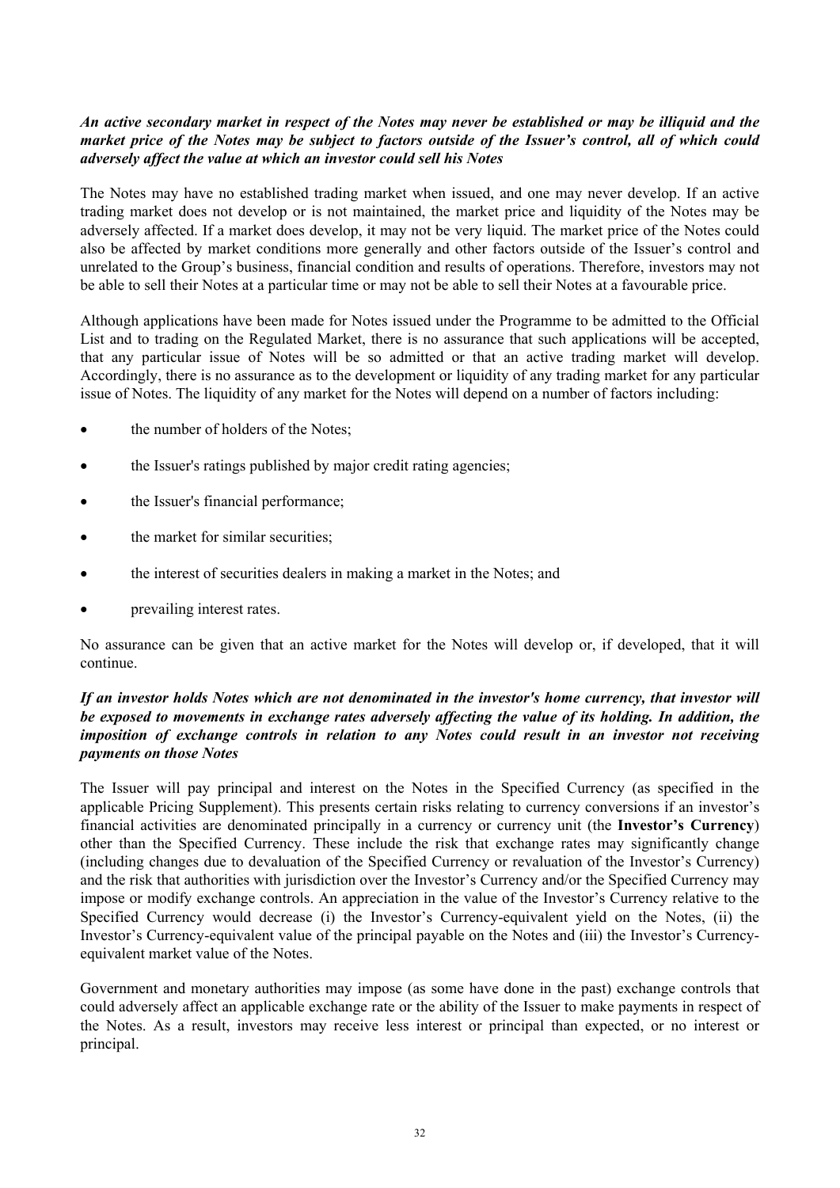***An active secondary market in respect of the Notes may never be established or may be illiquid and the market price of the Notes may be subject to factors outside of the Issuer's control, all of which could adversely affect the value at which an investor could sell his Notes***

The Notes may have no established trading market when issued, and one may never develop. If an active trading market does not develop or is not maintained, the market price and liquidity of the Notes may be adversely affected. If a market does develop, it may not be very liquid. The market price of the Notes could also be affected by market conditions more generally and other factors outside of the Issuer's control and unrelated to the Group's business, financial condition and results of operations. Therefore, investors may not be able to sell their Notes at a particular time or may not be able to sell their Notes at a favourable price.

Although applications have been made for Notes issued under the Programme to be admitted to the Official List and to trading on the Regulated Market, there is no assurance that such applications will be accepted, that any particular issue of Notes will be so admitted or that an active trading market will develop. Accordingly, there is no assurance as to the development or liquidity of any trading market for any particular issue of Notes. The liquidity of any market for the Notes will depend on a number of factors including:

- the number of holders of the Notes;
- the Issuer's ratings published by major credit rating agencies;
- the Issuer's financial performance;
- the market for similar securities;
- the interest of securities dealers in making a market in the Notes; and
- prevailing interest rates.

No assurance can be given that an active market for the Notes will develop or, if developed, that it will continue.

***If an investor holds Notes which are not denominated in the investor's home currency, that investor will be exposed to movements in exchange rates adversely affecting the value of its holding. In addition, the imposition of exchange controls in relation to any Notes could result in an investor not receiving payments on those Notes***

The Issuer will pay principal and interest on the Notes in the Specified Currency (as specified in the applicable Pricing Supplement). This presents certain risks relating to currency conversions if an investor's financial activities are denominated principally in a currency or currency unit (the **Investor's Currency**) other than the Specified Currency. These include the risk that exchange rates may significantly change (including changes due to devaluation of the Specified Currency or revaluation of the Investor's Currency) and the risk that authorities with jurisdiction over the Investor's Currency and/or the Specified Currency may impose or modify exchange controls. An appreciation in the value of the Investor's Currency relative to the Specified Currency would decrease (i) the Investor's Currency-equivalent yield on the Notes, (ii) the Investor's Currency-equivalent value of the principal payable on the Notes and (iii) the Investor's Currency-equivalent market value of the Notes.

Government and monetary authorities may impose (as some have done in the past) exchange controls that could adversely affect an applicable exchange rate or the ability of the Issuer to make payments in respect of the Notes. As a result, investors may receive less interest or principal than expected, or no interest or principal.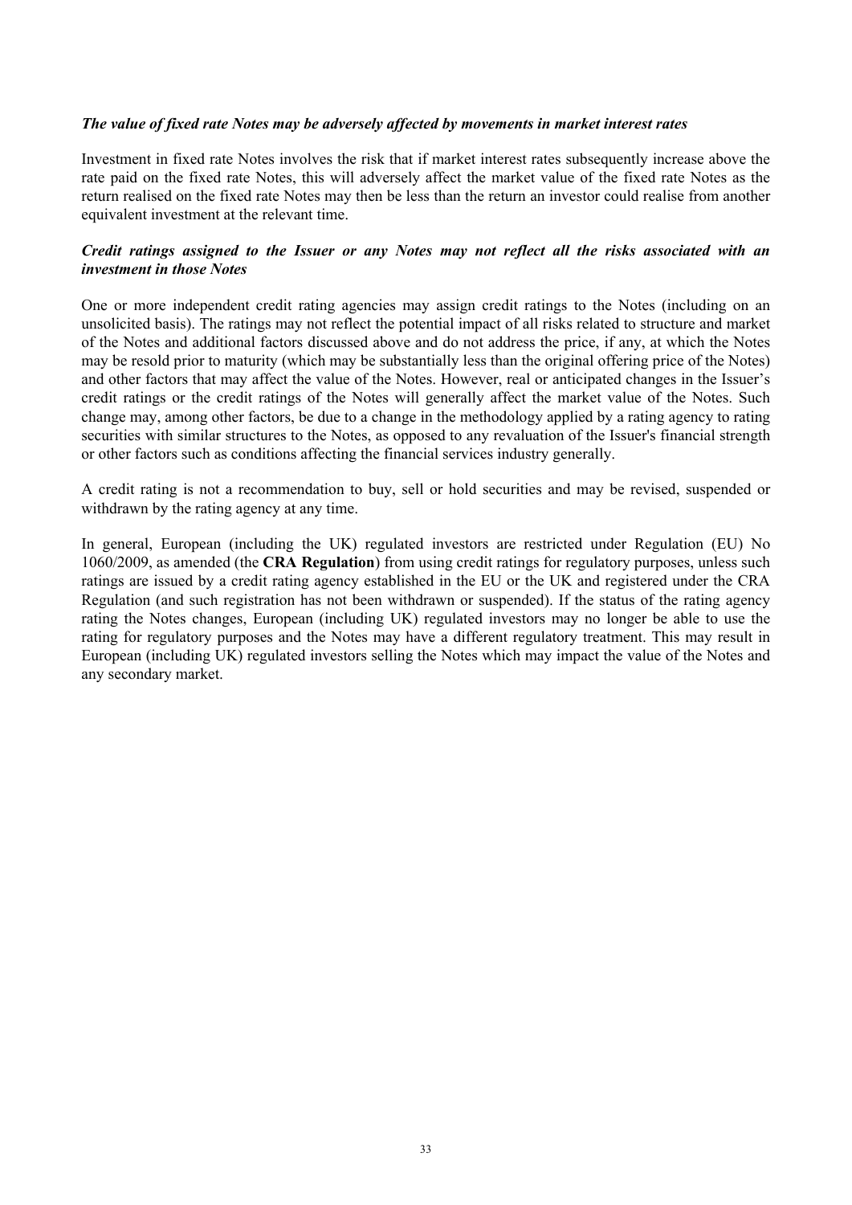***The value of fixed rate Notes may be adversely affected by movements in market interest rates***

Investment in fixed rate Notes involves the risk that if market interest rates subsequently increase above the rate paid on the fixed rate Notes, this will adversely affect the market value of the fixed rate Notes as the return realised on the fixed rate Notes may then be less than the return an investor could realise from another equivalent investment at the relevant time.

***Credit ratings assigned to the Issuer or any Notes may not reflect all the risks associated with an investment in those Notes***

One or more independent credit rating agencies may assign credit ratings to the Notes (including on an unsolicited basis). The ratings may not reflect the potential impact of all risks related to structure and market of the Notes and additional factors discussed above and do not address the price, if any, at which the Notes may be resold prior to maturity (which may be substantially less than the original offering price of the Notes) and other factors that may affect the value of the Notes. However, real or anticipated changes in the Issuer's credit ratings or the credit ratings of the Notes will generally affect the market value of the Notes. Such change may, among other factors, be due to a change in the methodology applied by a rating agency to rating securities with similar structures to the Notes, as opposed to any revaluation of the Issuer's financial strength or other factors such as conditions affecting the financial services industry generally.

A credit rating is not a recommendation to buy, sell or hold securities and may be revised, suspended or withdrawn by the rating agency at any time.

In general, European (including the UK) regulated investors are restricted under Regulation (EU) No 1060/2009, as amended (the **CRA Regulation**) from using credit ratings for regulatory purposes, unless such ratings are issued by a credit rating agency established in the EU or the UK and registered under the CRA Regulation (and such registration has not been withdrawn or suspended). If the status of the rating agency rating the Notes changes, European (including UK) regulated investors may no longer be able to use the rating for regulatory purposes and the Notes may have a different regulatory treatment. This may result in European (including UK) regulated investors selling the Notes which may impact the value of the Notes and any secondary market.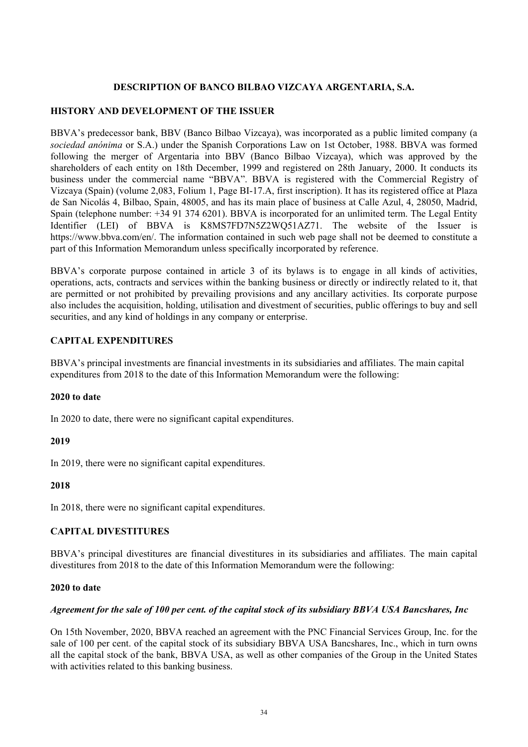## DESCRIPTION OF BANCO BILBAO VIZCAYA ARGENTARIA, S.A.

### HISTORY AND DEVELOPMENT OF THE ISSUER

BBVA's predecessor bank, BBV (Banco Bilbao Vizcaya), was incorporated as a public limited company (a *sociedad anónima* or S.A.) under the Spanish Corporations Law on 1st October, 1988. BBVA was formed following the merger of Argentaria into BBV (Banco Bilbao Vizcaya), which was approved by the shareholders of each entity on 18th December, 1999 and registered on 28th January, 2000. It conducts its business under the commercial name "BBVA". BBVA is registered with the Commercial Registry of Vizcaya (Spain) (volume 2,083, Folium 1, Page BI-17.A, first inscription). It has its registered office at Plaza de San Nicolás 4, Bilbao, Spain, 48005, and has its main place of business at Calle Azul, 4, 28050, Madrid, Spain (telephone number: +34 91 374 6201). BBVA is incorporated for an unlimited term. The Legal Entity Identifier (LEI) of BBVA is K8MS7FD7N5Z2WQ51AZ71. The website of the Issuer is https://www.bbva.com/en/. The information contained in such web page shall not be deemed to constitute a part of this Information Memorandum unless specifically incorporated by reference.

BBVA's corporate purpose contained in article 3 of its bylaws is to engage in all kinds of activities, operations, acts, contracts and services within the banking business or directly or indirectly related to it, that are permitted or not prohibited by prevailing provisions and any ancillary activities. Its corporate purpose also includes the acquisition, holding, utilisation and divestment of securities, public offerings to buy and sell securities, and any kind of holdings in any company or enterprise.

### CAPITAL EXPENDITURES

BBVA's principal investments are financial investments in its subsidiaries and affiliates. The main capital expenditures from 2018 to the date of this Information Memorandum were the following:

**2020 to date**

In 2020 to date, there were no significant capital expenditures.

**2019**

In 2019, there were no significant capital expenditures.

**2018**

In 2018, there were no significant capital expenditures.

### CAPITAL DIVESTITURES

BBVA's principal divestitures are financial divestitures in its subsidiaries and affiliates. The main capital divestitures from 2018 to the date of this Information Memorandum were the following:

**2020 to date**

***Agreement for the sale of 100 per cent. of the capital stock of its subsidiary BBVA USA Bancshares, Inc***

On 15th November, 2020, BBVA reached an agreement with the PNC Financial Services Group, Inc. for the sale of 100 per cent. of the capital stock of its subsidiary BBVA USA Bancshares, Inc., which in turn owns all the capital stock of the bank, BBVA USA, as well as other companies of the Group in the United States with activities related to this banking business.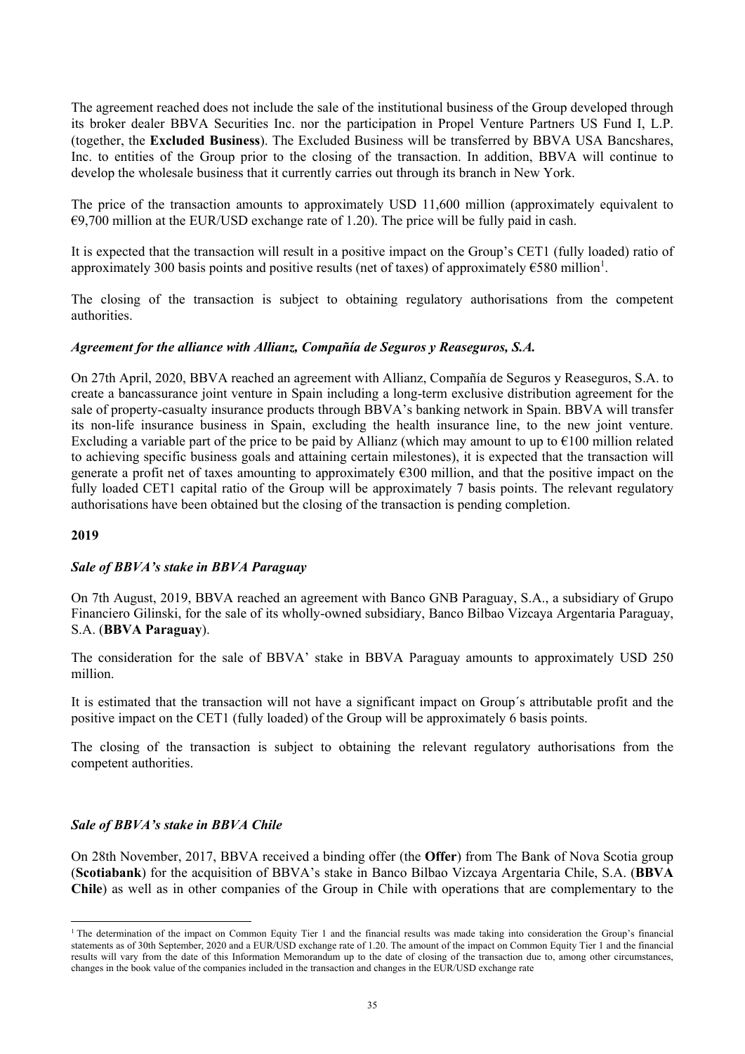The agreement reached does not include the sale of the institutional business of the Group developed through its broker dealer BBVA Securities Inc. nor the participation in Propel Venture Partners US Fund I, L.P. (together, the **Excluded Business**). The Excluded Business will be transferred by BBVA USA Bancshares, Inc. to entities of the Group prior to the closing of the transaction. In addition, BBVA will continue to develop the wholesale business that it currently carries out through its branch in New York.

The price of the transaction amounts to approximately USD 11,600 million (approximately equivalent to €9,700 million at the EUR/USD exchange rate of 1.20). The price will be fully paid in cash.

It is expected that the transaction will result in a positive impact on the Group's CET1 (fully loaded) ratio of approximately 300 basis points and positive results (net of taxes) of approximately €580 million[1].

The closing of the transaction is subject to obtaining regulatory authorisations from the competent authorities.

***Agreement for the alliance with Allianz, Compañía de Seguros y Reaseguros, S.A.***

On 27th April, 2020, BBVA reached an agreement with Allianz, Compañía de Seguros y Reaseguros, S.A. to create a bancassurance joint venture in Spain including a long-term exclusive distribution agreement for the sale of property-casualty insurance products through BBVA's banking network in Spain. BBVA will transfer its non-life insurance business in Spain, excluding the health insurance line, to the new joint venture. Excluding a variable part of the price to be paid by Allianz (which may amount to up to €100 million related to achieving specific business goals and attaining certain milestones), it is expected that the transaction will generate a profit net of taxes amounting to approximately €300 million, and that the positive impact on the fully loaded CET1 capital ratio of the Group will be approximately 7 basis points. The relevant regulatory authorisations have been obtained but the closing of the transaction is pending completion.

**2019**

***Sale of BBVA's stake in BBVA Paraguay***

On 7th August, 2019, BBVA reached an agreement with Banco GNB Paraguay, S.A., a subsidiary of Grupo Financiero Gilinski, for the sale of its wholly-owned subsidiary, Banco Bilbao Vizcaya Argentaria Paraguay, S.A. (**BBVA Paraguay**).

The consideration for the sale of BBVA' stake in BBVA Paraguay amounts to approximately USD 250 million.

It is estimated that the transaction will not have a significant impact on Group´s attributable profit and the positive impact on the CET1 (fully loaded) of the Group will be approximately 6 basis points.

The closing of the transaction is subject to obtaining the relevant regulatory authorisations from the competent authorities.

***Sale of BBVA's stake in BBVA Chile***

On 28th November, 2017, BBVA received a binding offer (the **Offer**) from The Bank of Nova Scotia group (**Scotiabank**) for the acquisition of BBVA's stake in Banco Bilbao Vizcaya Argentaria Chile, S.A. (**BBVA Chile**) as well as in other companies of the Group in Chile with operations that are complementary to the

[1] The determination of the impact on Common Equity Tier 1 and the financial results was made taking into consideration the Group's financial statements as of 30th September, 2020 and a EUR/USD exchange rate of 1.20. The amount of the impact on Common Equity Tier 1 and the financial results will vary from the date of this Information Memorandum up to the date of closing of the transaction due to, among other circumstances, changes in the book value of the companies included in the transaction and changes in the EUR/USD exchange rate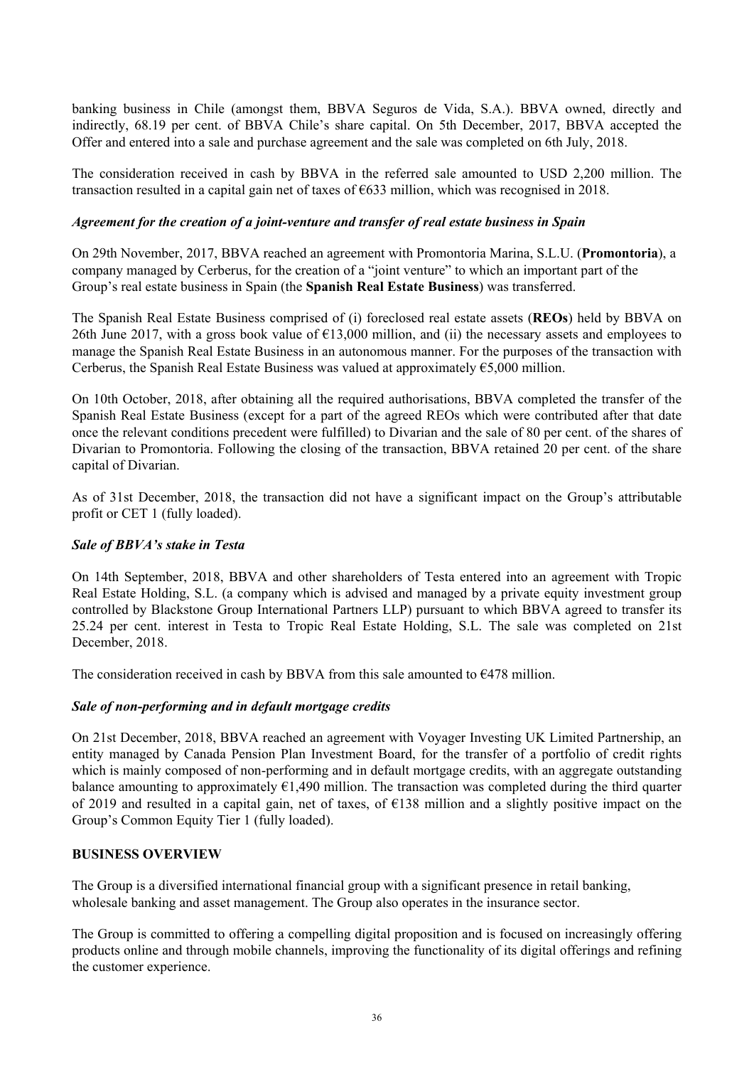banking business in Chile (amongst them, BBVA Seguros de Vida, S.A.). BBVA owned, directly and indirectly, 68.19 per cent. of BBVA Chile's share capital. On 5th December, 2017, BBVA accepted the Offer and entered into a sale and purchase agreement and the sale was completed on 6th July, 2018.

The consideration received in cash by BBVA in the referred sale amounted to USD 2,200 million. The transaction resulted in a capital gain net of taxes of €633 million, which was recognised in 2018.

### *Agreement for the creation of a joint-venture and transfer of real estate business in Spain*

On 29th November, 2017, BBVA reached an agreement with Promontoria Marina, S.L.U. (**Promontoria**), a company managed by Cerberus, for the creation of a "joint venture" to which an important part of the Group's real estate business in Spain (the **Spanish Real Estate Business**) was transferred.

The Spanish Real Estate Business comprised of (i) foreclosed real estate assets (**REOs**) held by BBVA on 26th June 2017, with a gross book value of €13,000 million, and (ii) the necessary assets and employees to manage the Spanish Real Estate Business in an autonomous manner. For the purposes of the transaction with Cerberus, the Spanish Real Estate Business was valued at approximately €5,000 million.

On 10th October, 2018, after obtaining all the required authorisations, BBVA completed the transfer of the Spanish Real Estate Business (except for a part of the agreed REOs which were contributed after that date once the relevant conditions precedent were fulfilled) to Divarian and the sale of 80 per cent. of the shares of Divarian to Promontoria. Following the closing of the transaction, BBVA retained 20 per cent. of the share capital of Divarian.

As of 31st December, 2018, the transaction did not have a significant impact on the Group's attributable profit or CET 1 (fully loaded).

### *Sale of BBVA's stake in Testa*

On 14th September, 2018, BBVA and other shareholders of Testa entered into an agreement with Tropic Real Estate Holding, S.L. (a company which is advised and managed by a private equity investment group controlled by Blackstone Group International Partners LLP) pursuant to which BBVA agreed to transfer its 25.24 per cent. interest in Testa to Tropic Real Estate Holding, S.L. The sale was completed on 21st December, 2018.

The consideration received in cash by BBVA from this sale amounted to €478 million.

### *Sale of non-performing and in default mortgage credits*

On 21st December, 2018, BBVA reached an agreement with Voyager Investing UK Limited Partnership, an entity managed by Canada Pension Plan Investment Board, for the transfer of a portfolio of credit rights which is mainly composed of non-performing and in default mortgage credits, with an aggregate outstanding balance amounting to approximately €1,490 million. The transaction was completed during the third quarter of 2019 and resulted in a capital gain, net of taxes, of €138 million and a slightly positive impact on the Group's Common Equity Tier 1 (fully loaded).

## BUSINESS OVERVIEW

The Group is a diversified international financial group with a significant presence in retail banking, wholesale banking and asset management. The Group also operates in the insurance sector.

The Group is committed to offering a compelling digital proposition and is focused on increasingly offering products online and through mobile channels, improving the functionality of its digital offerings and refining the customer experience.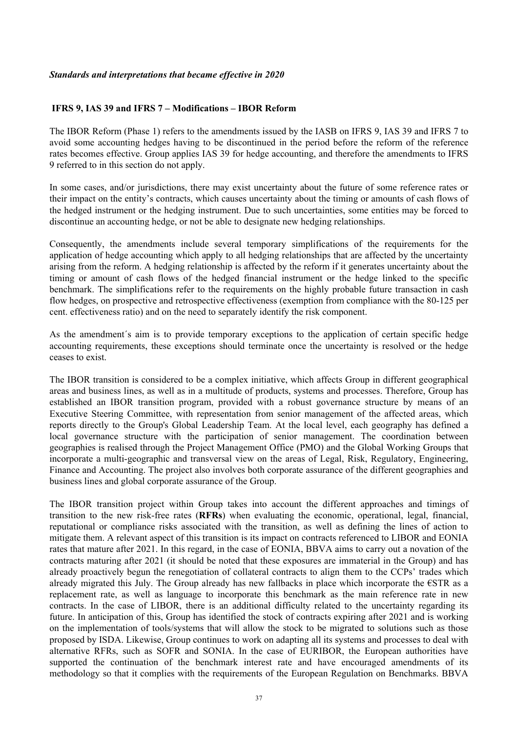*Standards and interpretations that became effective in 2020*

**IFRS 9, IAS 39 and IFRS 7 – Modifications – IBOR Reform**

The IBOR Reform (Phase 1) refers to the amendments issued by the IASB on IFRS 9, IAS 39 and IFRS 7 to avoid some accounting hedges having to be discontinued in the period before the reform of the reference rates becomes effective. Group applies IAS 39 for hedge accounting, and therefore the amendments to IFRS 9 referred to in this section do not apply.

In some cases, and/or jurisdictions, there may exist uncertainty about the future of some reference rates or their impact on the entity's contracts, which causes uncertainty about the timing or amounts of cash flows of the hedged instrument or the hedging instrument. Due to such uncertainties, some entities may be forced to discontinue an accounting hedge, or not be able to designate new hedging relationships.

Consequently, the amendments include several temporary simplifications of the requirements for the application of hedge accounting which apply to all hedging relationships that are affected by the uncertainty arising from the reform. A hedging relationship is affected by the reform if it generates uncertainty about the timing or amount of cash flows of the hedged financial instrument or the hedge linked to the specific benchmark. The simplifications refer to the requirements on the highly probable future transaction in cash flow hedges, on prospective and retrospective effectiveness (exemption from compliance with the 80-125 per cent. effectiveness ratio) and on the need to separately identify the risk component.

As the amendment´s aim is to provide temporary exceptions to the application of certain specific hedge accounting requirements, these exceptions should terminate once the uncertainty is resolved or the hedge ceases to exist.

The IBOR transition is considered to be a complex initiative, which affects Group in different geographical areas and business lines, as well as in a multitude of products, systems and processes. Therefore, Group has established an IBOR transition program, provided with a robust governance structure by means of an Executive Steering Committee, with representation from senior management of the affected areas, which reports directly to the Group's Global Leadership Team. At the local level, each geography has defined a local governance structure with the participation of senior management. The coordination between geographies is realised through the Project Management Office (PMO) and the Global Working Groups that incorporate a multi-geographic and transversal view on the areas of Legal, Risk, Regulatory, Engineering, Finance and Accounting. The project also involves both corporate assurance of the different geographies and business lines and global corporate assurance of the Group.

The IBOR transition project within Group takes into account the different approaches and timings of transition to the new risk-free rates (**RFRs**) when evaluating the economic, operational, legal, financial, reputational or compliance risks associated with the transition, as well as defining the lines of action to mitigate them. A relevant aspect of this transition is its impact on contracts referenced to LIBOR and EONIA rates that mature after 2021. In this regard, in the case of EONIA, BBVA aims to carry out a novation of the contracts maturing after 2021 (it should be noted that these exposures are immaterial in the Group) and has already proactively begun the renegotiation of collateral contracts to align them to the CCPs' trades which already migrated this July. The Group already has new fallbacks in place which incorporate the €STR as a replacement rate, as well as language to incorporate this benchmark as the main reference rate in new contracts. In the case of LIBOR, there is an additional difficulty related to the uncertainty regarding its future. In anticipation of this, Group has identified the stock of contracts expiring after 2021 and is working on the implementation of tools/systems that will allow the stock to be migrated to solutions such as those proposed by ISDA. Likewise, Group continues to work on adapting all its systems and processes to deal with alternative RFRs, such as SOFR and SONIA. In the case of EURIBOR, the European authorities have supported the continuation of the benchmark interest rate and have encouraged amendments of its methodology so that it complies with the requirements of the European Regulation on Benchmarks. BBVA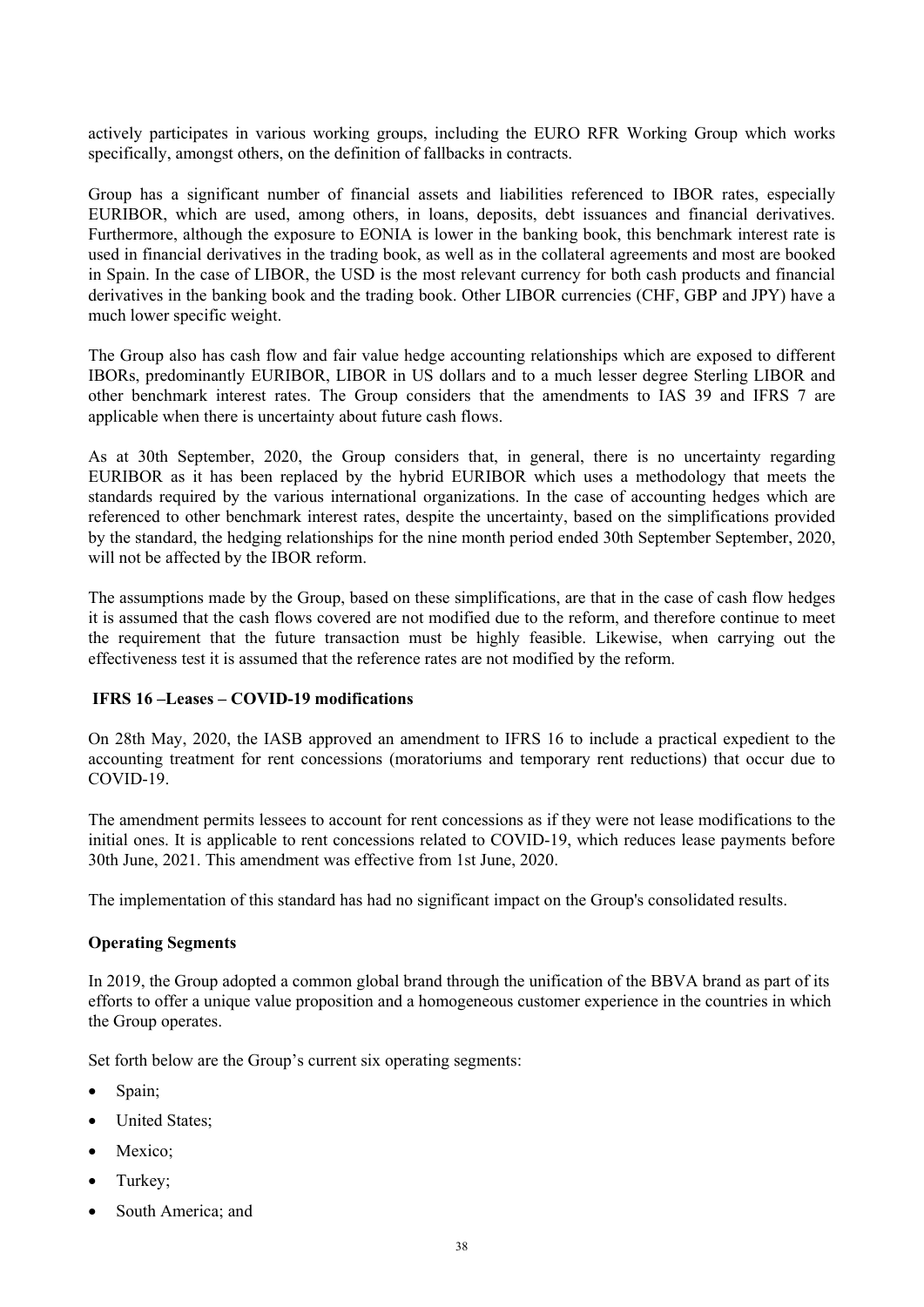actively participates in various working groups, including the EURO RFR Working Group which works specifically, amongst others, on the definition of fallbacks in contracts.

Group has a significant number of financial assets and liabilities referenced to IBOR rates, especially EURIBOR, which are used, among others, in loans, deposits, debt issuances and financial derivatives. Furthermore, although the exposure to EONIA is lower in the banking book, this benchmark interest rate is used in financial derivatives in the trading book, as well as in the collateral agreements and most are booked in Spain. In the case of LIBOR, the USD is the most relevant currency for both cash products and financial derivatives in the banking book and the trading book. Other LIBOR currencies (CHF, GBP and JPY) have a much lower specific weight.

The Group also has cash flow and fair value hedge accounting relationships which are exposed to different IBORs, predominantly EURIBOR, LIBOR in US dollars and to a much lesser degree Sterling LIBOR and other benchmark interest rates. The Group considers that the amendments to IAS 39 and IFRS 7 are applicable when there is uncertainty about future cash flows.

As at 30th September, 2020, the Group considers that, in general, there is no uncertainty regarding EURIBOR as it has been replaced by the hybrid EURIBOR which uses a methodology that meets the standards required by the various international organizations. In the case of accounting hedges which are referenced to other benchmark interest rates, despite the uncertainty, based on the simplifications provided by the standard, the hedging relationships for the nine month period ended 30th September September, 2020, will not be affected by the IBOR reform.

The assumptions made by the Group, based on these simplifications, are that in the case of cash flow hedges it is assumed that the cash flows covered are not modified due to the reform, and therefore continue to meet the requirement that the future transaction must be highly feasible. Likewise, when carrying out the effectiveness test it is assumed that the reference rates are not modified by the reform.

**IFRS 16 –Leases – COVID-19 modifications**

On 28th May, 2020, the IASB approved an amendment to IFRS 16 to include a practical expedient to the accounting treatment for rent concessions (moratoriums and temporary rent reductions) that occur due to COVID-19.

The amendment permits lessees to account for rent concessions as if they were not lease modifications to the initial ones. It is applicable to rent concessions related to COVID-19, which reduces lease payments before 30th June, 2021. This amendment was effective from 1st June, 2020.

The implementation of this standard has had no significant impact on the Group's consolidated results.

**Operating Segments**

In 2019, the Group adopted a common global brand through the unification of the BBVA brand as part of its efforts to offer a unique value proposition and a homogeneous customer experience in the countries in which the Group operates.

Set forth below are the Group's current six operating segments:

- Spain;
- United States;
- Mexico;
- Turkey;
- South America; and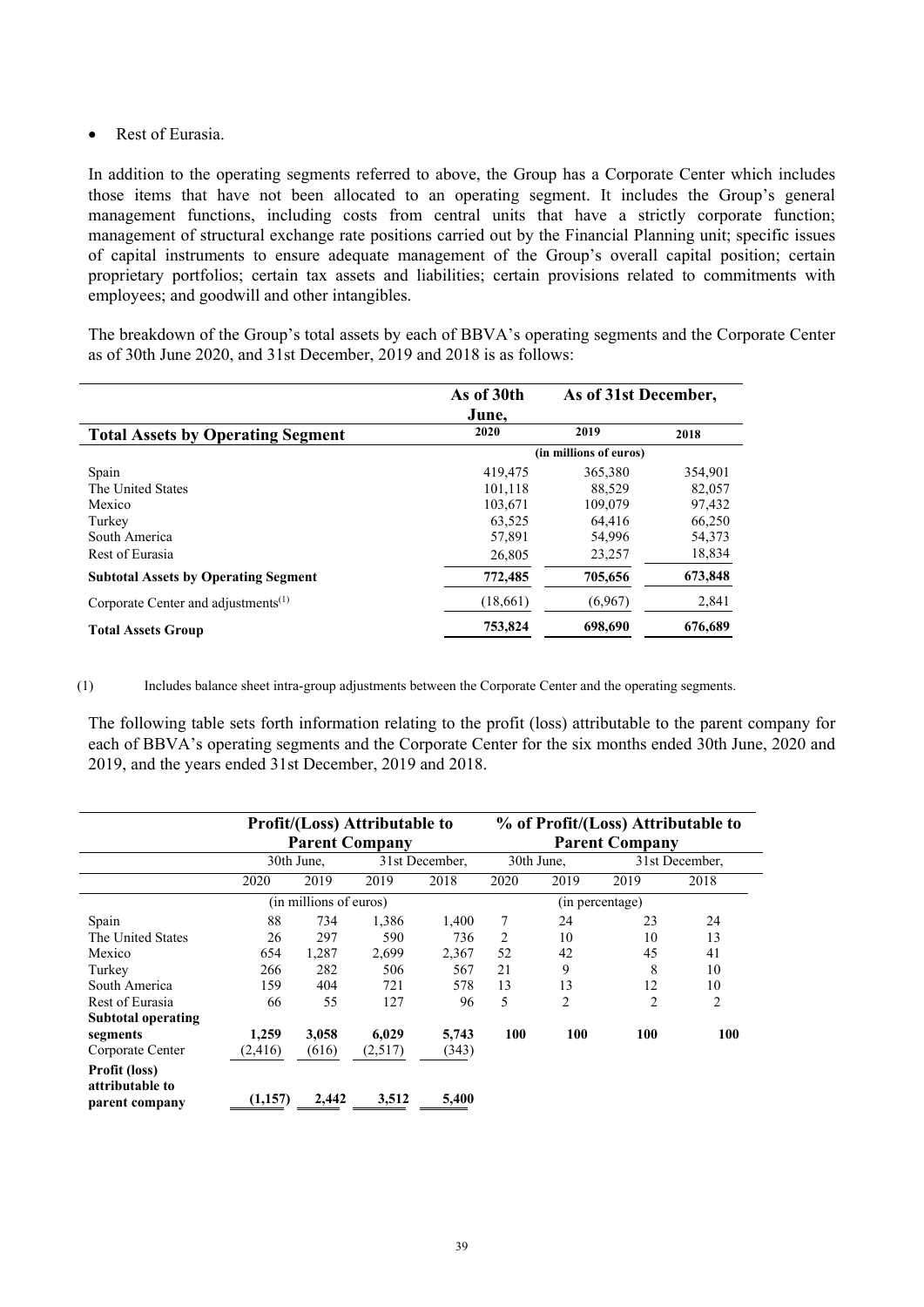- Rest of Eurasia.

In addition to the operating segments referred to above, the Group has a Corporate Center which includes those items that have not been allocated to an operating segment. It includes the Group's general management functions, including costs from central units that have a strictly corporate function; management of structural exchange rate positions carried out by the Financial Planning unit; specific issues of capital instruments to ensure adequate management of the Group's overall capital position; certain proprietary portfolios; certain tax assets and liabilities; certain provisions related to commitments with employees; and goodwill and other intangibles.

The breakdown of the Group's total assets by each of BBVA's operating segments and the Corporate Center as of 30th June 2020, and 31st December, 2019 and 2018 is as follows:

| | As of 30th June, | As of 31st December, | |
|---|---|---|---|
| **Total Assets by Operating Segment** | 2020 | 2019 | 2018 |
| | (in millions of euros) | | |
| Spain | 419,475 | 365,380 | 354,901 |
| The United States | 101,118 | 88,529 | 82,057 |
| Mexico | 103,671 | 109,079 | 97,432 |
| Turkey | 63,525 | 64,416 | 66,250 |
| South America | 57,891 | 54,996 | 54,373 |
| Rest of Eurasia | 26,805 | 23,257 | 18,834 |
| **Subtotal Assets by Operating Segment** | **772,485** | **705,656** | **673,848** |
| Corporate Center and adjustments[(1)] | (18,661) | (6,967) | 2,841 |
| **Total Assets Group** | **753,824** | **698,690** | **676,689** |

(1) Includes balance sheet intra-group adjustments between the Corporate Center and the operating segments.

The following table sets forth information relating to the profit (loss) attributable to the parent company for each of BBVA's operating segments and the Corporate Center for the six months ended 30th June, 2020 and 2019, and the years ended 31st December, 2019 and 2018.

| | **Profit/(Loss) Attributable to Parent Company** | | | | **% of Profit/(Loss) Attributable to Parent Company** | | | |
|---|---|---|---|---|---|---|---|---|
| | 30th June, | | 31st December, | | 30th June, | | 31st December, | |
| | 2020 | 2019 | 2019 | 2018 | 2020 | 2019 | 2019 | 2018 |
| | (in millions of euros) | | | | (in percentage) | | | |
| Spain | 88 | 734 | 1,386 | 1,400 | 7 | 24 | 23 | 24 |
| The United States | 26 | 297 | 590 | 736 | 2 | 10 | 10 | 13 |
| Mexico | 654 | 1,287 | 2,699 | 2,367 | 52 | 42 | 45 | 41 |
| Turkey | 266 | 282 | 506 | 567 | 21 | 9 | 8 | 10 |
| South America | 159 | 404 | 721 | 578 | 13 | 13 | 12 | 10 |
| Rest of Eurasia | 66 | 55 | 127 | 96 | 5 | 2 | 2 | 2 |
| **Subtotal operating segments** | **1,259** | **3,058** | **6,029** | **5,743** | **100** | **100** | **100** | **100** |
| Corporate Center | (2,416) | (616) | (2,517) | (343) | | | | |
| **Profit (loss) attributable to parent company** | **(1,157)** | **2,442** | **3,512** | **5,400** | | | | |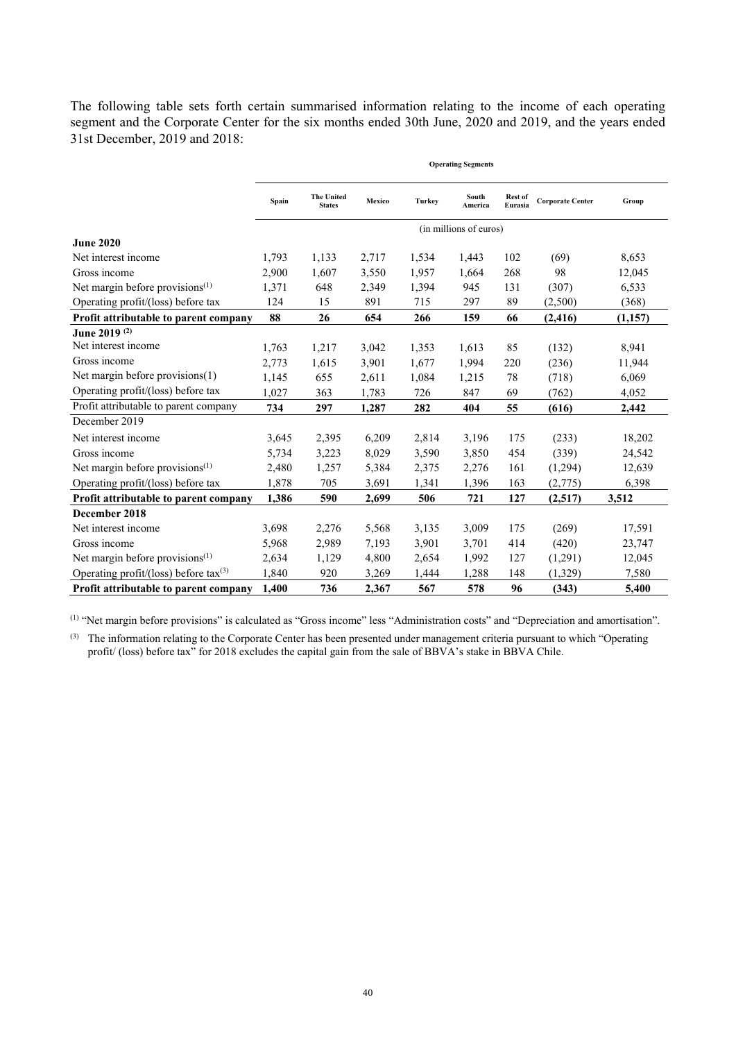The following table sets forth certain summarised information relating to the income of each operating segment and the Corporate Center for the six months ended 30th June, 2020 and 2019, and the years ended 31st December, 2019 and 2018:

| | Operating Segments | | | | | | | |
|---|---|---|---|---|---|---|---|---|
| | Spain | The United States | Mexico | Turkey | South America | Rest of Eurasia | Corporate Center | Group |
| | (in millions of euros) | | | | | | | |
| **June 2020** | | | | | | | | |
| Net interest income | 1,793 | 1,133 | 2,717 | 1,534 | 1,443 | 102 | (69) | 8,653 |
| Gross income | 2,900 | 1,607 | 3,550 | 1,957 | 1,664 | 268 | 98 | 12,045 |
| Net margin before provisions[(1)] | 1,371 | 648 | 2,349 | 1,394 | 945 | 131 | (307) | 6,533 |
| Operating profit/(loss) before tax | 124 | 15 | 891 | 715 | 297 | 89 | (2,500) | (368) |
| **Profit attributable to parent company** | **88** | **26** | **654** | **266** | **159** | **66** | **(2,416)** | **(1,157)** |
| **June 2019 [(2)]** | | | | | | | | |
| Net interest income | 1,763 | 1,217 | 3,042 | 1,353 | 1,613 | 85 | (132) | 8,941 |
| Gross income | 2,773 | 1,615 | 3,901 | 1,677 | 1,994 | 220 | (236) | 11,944 |
| Net margin before provisions(1) | 1,145 | 655 | 2,611 | 1,084 | 1,215 | 78 | (718) | 6,069 |
| Operating profit/(loss) before tax | 1,027 | 363 | 1,783 | 726 | 847 | 69 | (762) | 4,052 |
| Profit attributable to parent company | **734** | **297** | **1,287** | **282** | **404** | **55** | **(616)** | **2,442** |
| December 2019 | | | | | | | | |
| Net interest income | 3,645 | 2,395 | 6,209 | 2,814 | 3,196 | 175 | (233) | 18,202 |
| Gross income | 5,734 | 3,223 | 8,029 | 3,590 | 3,850 | 454 | (339) | 24,542 |
| Net margin before provisions[(1)] | 2,480 | 1,257 | 5,384 | 2,375 | 2,276 | 161 | (1,294) | 12,639 |
| Operating profit/(loss) before tax | 1,878 | 705 | 3,691 | 1,341 | 1,396 | 163 | (2,775) | 6,398 |
| **Profit attributable to parent company** | **1,386** | **590** | **2,699** | **506** | **721** | **127** | **(2,517)** | **3,512** |
| **December 2018** | | | | | | | | |
| Net interest income | 3,698 | 2,276 | 5,568 | 3,135 | 3,009 | 175 | (269) | 17,591 |
| Gross income | 5,968 | 2,989 | 7,193 | 3,901 | 3,701 | 414 | (420) | 23,747 |
| Net margin before provisions[(1)] | 2,634 | 1,129 | 4,800 | 2,654 | 1,992 | 127 | (1,291) | 12,045 |
| Operating profit/(loss) before tax[(3)] | 1,840 | 920 | 3,269 | 1,444 | 1,288 | 148 | (1,329) | 7,580 |
| **Profit attributable to parent company** | **1,400** | **736** | **2,367** | **567** | **578** | **96** | **(343)** | **5,400** |

[(1)] "Net margin before provisions" is calculated as "Gross income" less "Administration costs" and "Depreciation and amortisation".

[(3)] The information relating to the Corporate Center has been presented under management criteria pursuant to which "Operating profit/ (loss) before tax" for 2018 excludes the capital gain from the sale of BBVA's stake in BBVA Chile.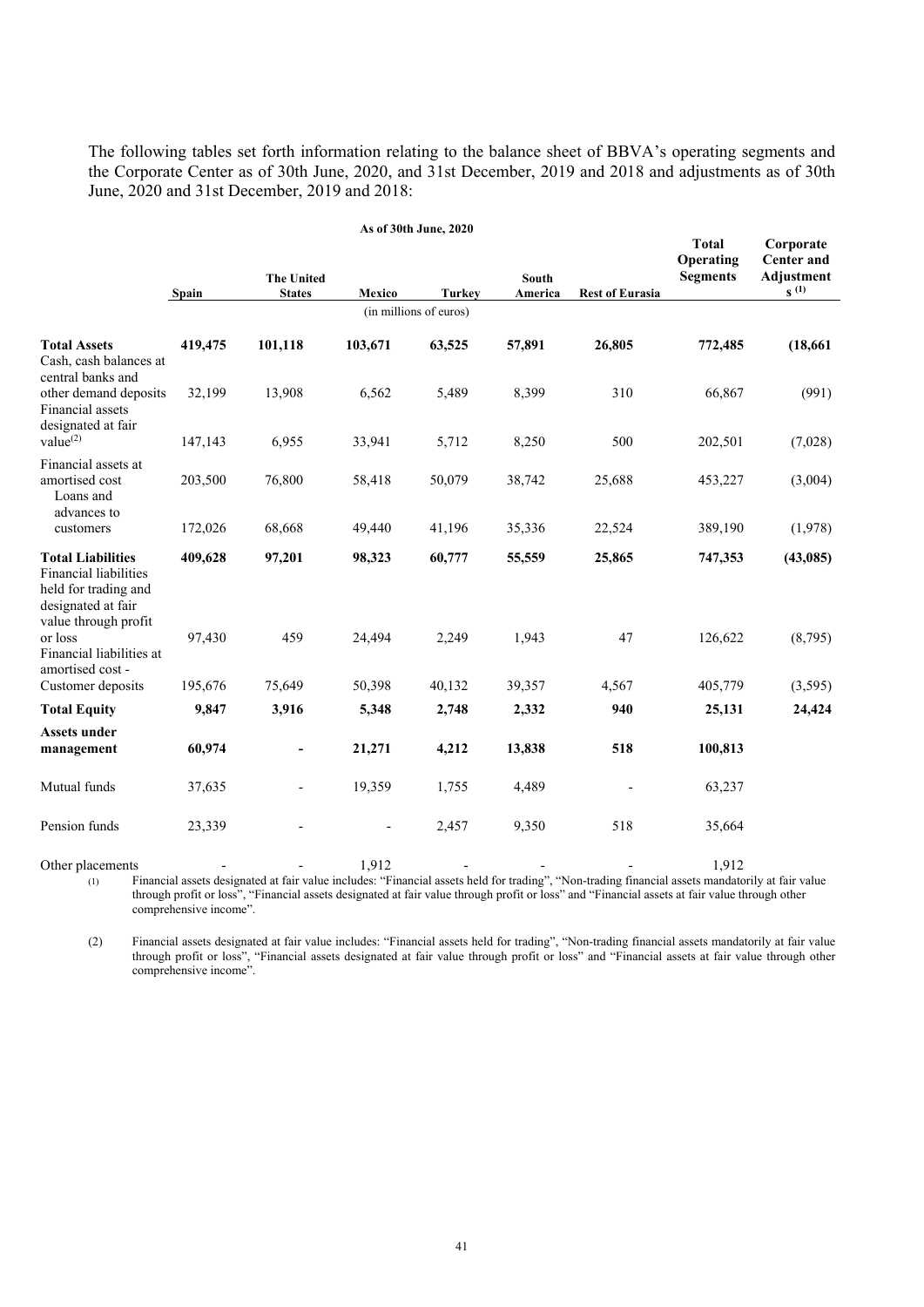The following tables set forth information relating to the balance sheet of BBVA's operating segments and the Corporate Center as of 30th June, 2020, and 31st December, 2019 and 2018 and adjustments as of 30th June, 2020 and 31st December, 2019 and 2018:

| As of 30th June, 2020 | | | | | | | | |
|---|---|---|---|---|---|---|---|---|
| | Spain | The United States | Mexico | Turkey | South America | Rest of Eurasia | Total Operating Segments | Corporate Center and Adjustments [(1)] |
| | | | (in millions of euros) | | | | | |
| **Total Assets** | **419,475** | **101,118** | **103,671** | **63,525** | **57,891** | **26,805** | **772,485** | **(18,661** |
| Cash, cash balances at central banks and other demand deposits | 32,199 | 13,908 | 6,562 | 5,489 | 8,399 | 310 | 66,867 | (991) |
| Financial assets designated at fair value[(2)] | 147,143 | 6,955 | 33,941 | 5,712 | 8,250 | 500 | 202,501 | (7,028) |
| Financial assets at amortised cost | 203,500 | 76,800 | 58,418 | 50,079 | 38,742 | 25,688 | 453,227 | (3,004) |
| Loans and advances to customers | 172,026 | 68,668 | 49,440 | 41,196 | 35,336 | 22,524 | 389,190 | (1,978) |
| **Total Liabilities** | **409,628** | **97,201** | **98,323** | **60,777** | **55,559** | **25,865** | **747,353** | **(43,085)** |
| Financial liabilities held for trading and designated at fair value through profit or loss | 97,430 | 459 | 24,494 | 2,249 | 1,943 | 47 | 126,622 | (8,795) |
| Financial liabilities at amortised cost - Customer deposits | 195,676 | 75,649 | 50,398 | 40,132 | 39,357 | 4,567 | 405,779 | (3,595) |
| **Total Equity** | **9,847** | **3,916** | **5,348** | **2,748** | **2,332** | **940** | **25,131** | **24,424** |
| **Assets under management** | **60,974** | **-** | **21,271** | **4,212** | **13,838** | **518** | **100,813** | |
| Mutual funds | 37,635 | - | 19,359 | 1,755 | 4,489 | - | 63,237 | |
| Pension funds | 23,339 | - | - | 2,457 | 9,350 | 518 | 35,664 | |
| Other placements | - | - | 1,912 | - | - | - | 1,912 | |

(1) Financial assets designated at fair value includes: "Financial assets held for trading", "Non-trading financial assets mandatorily at fair value through profit or loss", "Financial assets designated at fair value through profit or loss" and "Financial assets at fair value through other comprehensive income".

(2) Financial assets designated at fair value includes: "Financial assets held for trading", "Non-trading financial assets mandatorily at fair value through profit or loss", "Financial assets designated at fair value through profit or loss" and "Financial assets at fair value through other comprehensive income".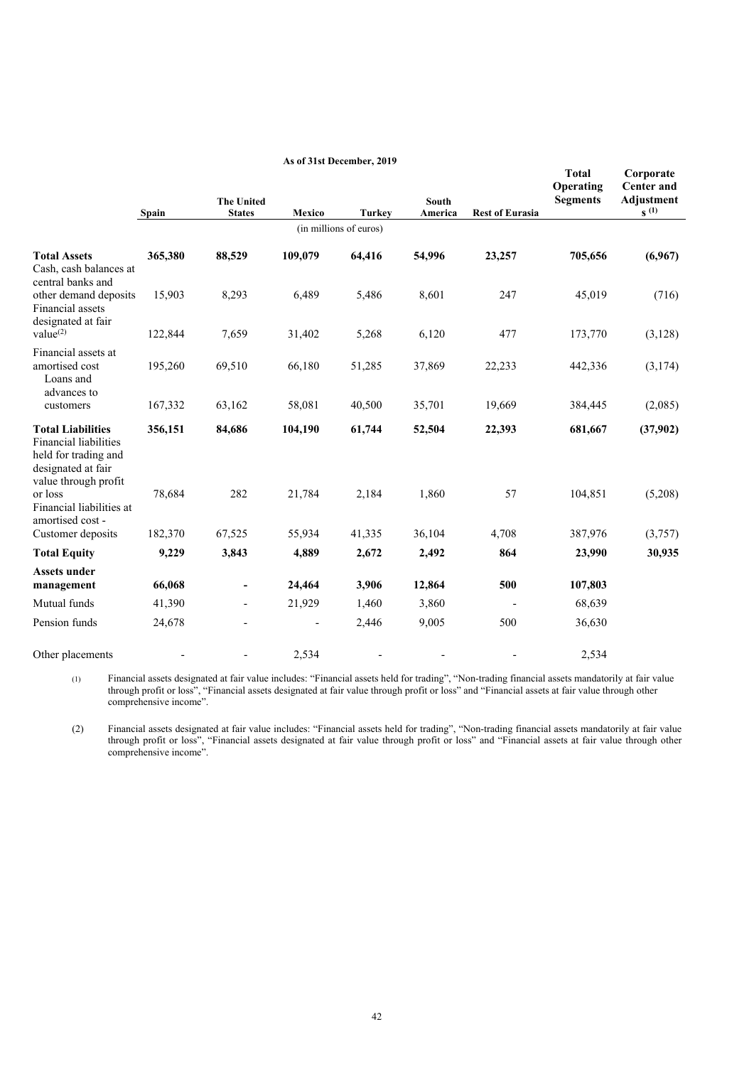| | As of 31st December, 2019 | | | | | | | |
|---|---|---|---|---|---|---|---|---|
| | Spain | The United States | Mexico | Turkey | South America | Rest of Eurasia | Total Operating Segments | Corporate Center and Adjustments [(1)] |
| | (in millions of euros) | | | | | | | |
| **Total Assets** | **365,380** | **88,529** | **109,079** | **64,416** | **54,996** | **23,257** | **705,656** | **(6,967)** |
| Cash, cash balances at central banks and other demand deposits | 15,903 | 8,293 | 6,489 | 5,486 | 8,601 | 247 | 45,019 | (716) |
| Financial assets designated at fair value[(2)] | 122,844 | 7,659 | 31,402 | 5,268 | 6,120 | 477 | 173,770 | (3,128) |
| Financial assets at amortised cost | 195,260 | 69,510 | 66,180 | 51,285 | 37,869 | 22,233 | 442,336 | (3,174) |
| Loans and advances to customers | 167,332 | 63,162 | 58,081 | 40,500 | 35,701 | 19,669 | 384,445 | (2,085) |
| **Total Liabilities** | **356,151** | **84,686** | **104,190** | **61,744** | **52,504** | **22,393** | **681,667** | **(37,902)** |
| Financial liabilities held for trading and designated at fair value through profit or loss | 78,684 | 282 | 21,784 | 2,184 | 1,860 | 57 | 104,851 | (5,208) |
| Financial liabilities at amortised cost - Customer deposits | 182,370 | 67,525 | 55,934 | 41,335 | 36,104 | 4,708 | 387,976 | (3,757) |
| **Total Equity** | **9,229** | **3,843** | **4,889** | **2,672** | **2,492** | **864** | **23,990** | **30,935** |
| **Assets under management** | **66,068** | **-** | **24,464** | **3,906** | **12,864** | **500** | **107,803** | |
| Mutual funds | 41,390 | - | 21,929 | 1,460 | 3,860 | - | 68,639 | |
| Pension funds | 24,678 | - | - | 2,446 | 9,005 | 500 | 36,630 | |
| Other placements | - | - | 2,534 | - | - | - | 2,534 | |

(1) Financial assets designated at fair value includes: "Financial assets held for trading", "Non-trading financial assets mandatorily at fair value through profit or loss", "Financial assets designated at fair value through profit or loss" and "Financial assets at fair value through other comprehensive income".

(2) Financial assets designated at fair value includes: "Financial assets held for trading", "Non-trading financial assets mandatorily at fair value through profit or loss", "Financial assets designated at fair value through profit or loss" and "Financial assets at fair value through other comprehensive income".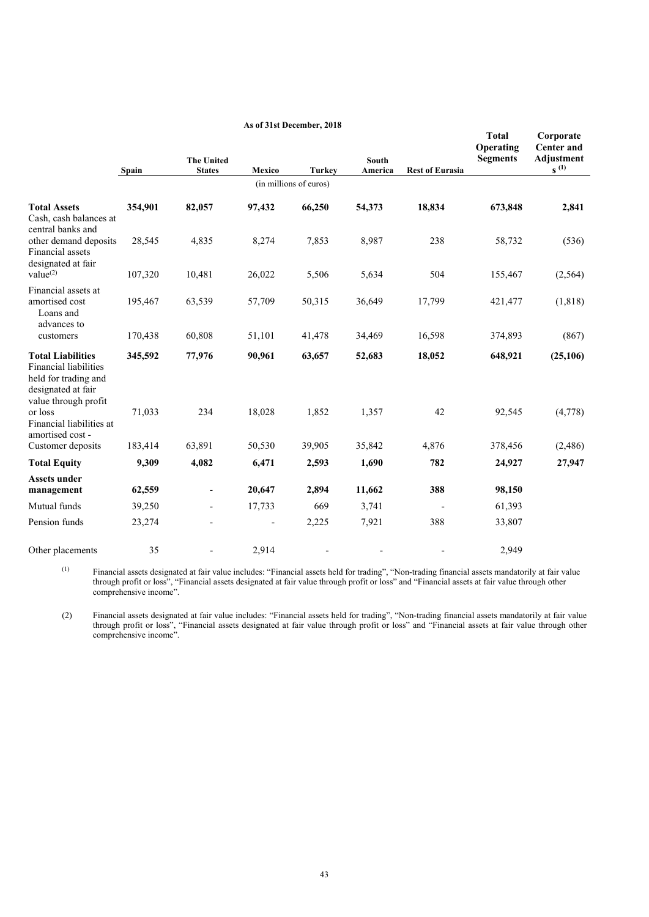**As of 31st December, 2018**

| | Spain | The United States | Mexico | Turkey | South America | Rest of Eurasia | Total Operating Segments | Corporate Center and Adjustments [(1)] |
|---|---|---|---|---|---|---|---|---|
| | | | | (in millions of euros) | | | | |
| **Total Assets** | **354,901** | **82,057** | **97,432** | **66,250** | **54,373** | **18,834** | **673,848** | **2,841** |
| Cash, cash balances at central banks and other demand deposits | 28,545 | 4,835 | 8,274 | 7,853 | 8,987 | 238 | 58,732 | (536) |
| Financial assets designated at fair value[(2)] | 107,320 | 10,481 | 26,022 | 5,506 | 5,634 | 504 | 155,467 | (2,564) |
| Financial assets at amortised cost | 195,467 | 63,539 | 57,709 | 50,315 | 36,649 | 17,799 | 421,477 | (1,818) |
| Loans and advances to customers | 170,438 | 60,808 | 51,101 | 41,478 | 34,469 | 16,598 | 374,893 | (867) |
| **Total Liabilities** | **345,592** | **77,976** | **90,961** | **63,657** | **52,683** | **18,052** | **648,921** | **(25,106)** |
| Financial liabilities held for trading and designated at fair value through profit or loss | 71,033 | 234 | 18,028 | 1,852 | 1,357 | 42 | 92,545 | (4,778) |
| Financial liabilities at amortised cost - Customer deposits | 183,414 | 63,891 | 50,530 | 39,905 | 35,842 | 4,876 | 378,456 | (2,486) |
| **Total Equity** | **9,309** | **4,082** | **6,471** | **2,593** | **1,690** | **782** | **24,927** | **27,947** |
| **Assets under management** | **62,559** | - | **20,647** | **2,894** | **11,662** | **388** | **98,150** | |
| Mutual funds | 39,250 | - | 17,733 | 669 | 3,741 | - | 61,393 | |
| Pension funds | 23,274 | - | - | 2,225 | 7,921 | 388 | 33,807 | |
| Other placements | 35 | - | 2,914 | - | - | - | 2,949 | |

(1) Financial assets designated at fair value includes: "Financial assets held for trading", "Non-trading financial assets mandatorily at fair value through profit or loss", "Financial assets designated at fair value through profit or loss" and "Financial assets at fair value through other comprehensive income".

(2) Financial assets designated at fair value includes: "Financial assets held for trading", "Non-trading financial assets mandatorily at fair value through profit or loss", "Financial assets designated at fair value through profit or loss" and "Financial assets at fair value through other comprehensive income".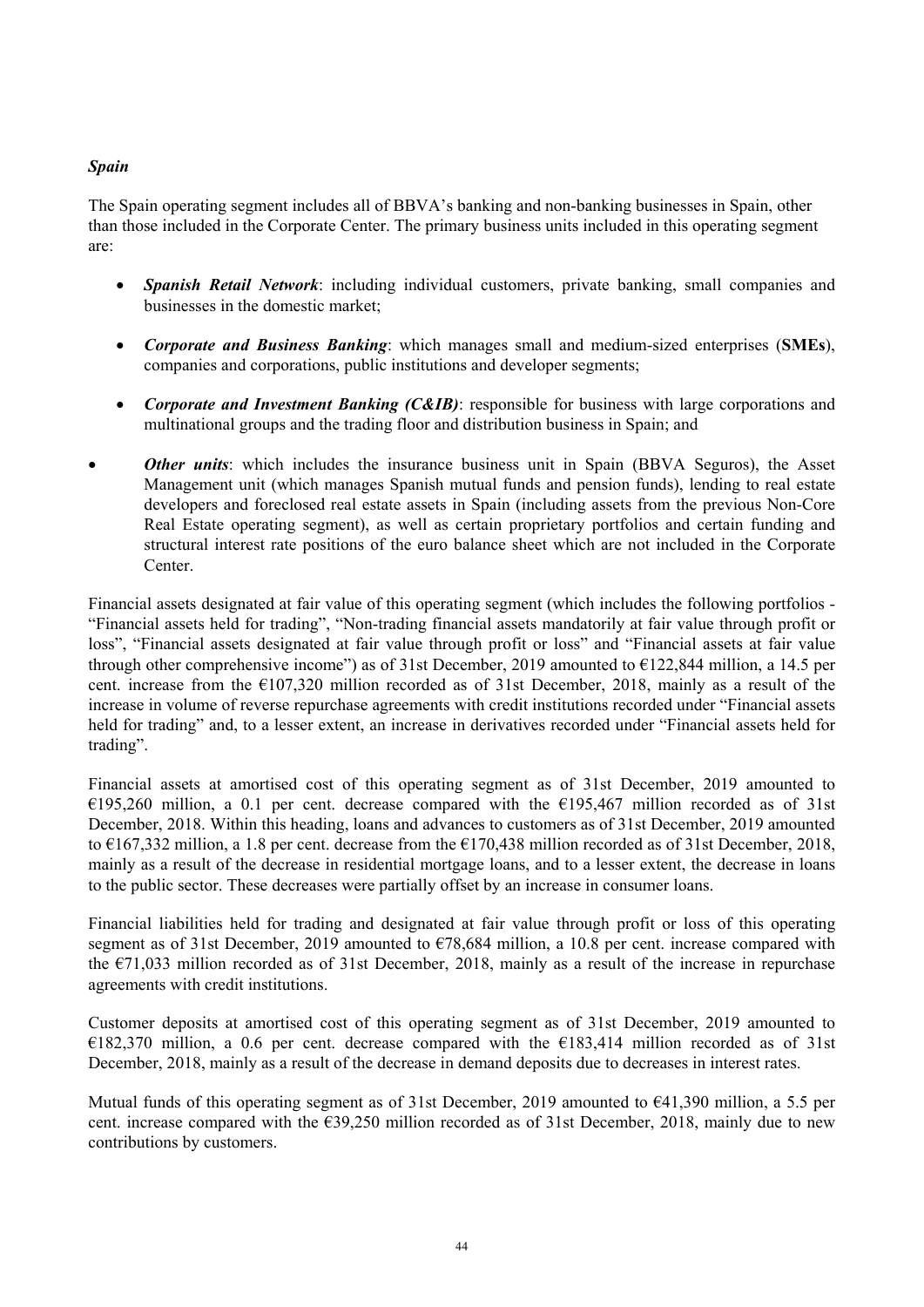### *Spain*

The Spain operating segment includes all of BBVA's banking and non-banking businesses in Spain, other than those included in the Corporate Center. The primary business units included in this operating segment are:

- ***Spanish Retail Network***: including individual customers, private banking, small companies and businesses in the domestic market;
- ***Corporate and Business Banking***: which manages small and medium-sized enterprises (**SMEs**), companies and corporations, public institutions and developer segments;
- ***Corporate and Investment Banking (C&IB)***: responsible for business with large corporations and multinational groups and the trading floor and distribution business in Spain; and
- ***Other units***: which includes the insurance business unit in Spain (BBVA Seguros), the Asset Management unit (which manages Spanish mutual funds and pension funds), lending to real estate developers and foreclosed real estate assets in Spain (including assets from the previous Non-Core Real Estate operating segment), as well as certain proprietary portfolios and certain funding and structural interest rate positions of the euro balance sheet which are not included in the Corporate Center.

Financial assets designated at fair value of this operating segment (which includes the following portfolios - "Financial assets held for trading", "Non-trading financial assets mandatorily at fair value through profit or loss", "Financial assets designated at fair value through profit or loss" and "Financial assets at fair value through other comprehensive income") as of 31st December, 2019 amounted to €122,844 million, a 14.5 per cent. increase from the €107,320 million recorded as of 31st December, 2018, mainly as a result of the increase in volume of reverse repurchase agreements with credit institutions recorded under "Financial assets held for trading" and, to a lesser extent, an increase in derivatives recorded under "Financial assets held for trading".

Financial assets at amortised cost of this operating segment as of 31st December, 2019 amounted to €195,260 million, a 0.1 per cent. decrease compared with the €195,467 million recorded as of 31st December, 2018. Within this heading, loans and advances to customers as of 31st December, 2019 amounted to €167,332 million, a 1.8 per cent. decrease from the €170,438 million recorded as of 31st December, 2018, mainly as a result of the decrease in residential mortgage loans, and to a lesser extent, the decrease in loans to the public sector. These decreases were partially offset by an increase in consumer loans.

Financial liabilities held for trading and designated at fair value through profit or loss of this operating segment as of 31st December, 2019 amounted to €78,684 million, a 10.8 per cent. increase compared with the €71,033 million recorded as of 31st December, 2018, mainly as a result of the increase in repurchase agreements with credit institutions.

Customer deposits at amortised cost of this operating segment as of 31st December, 2019 amounted to €182,370 million, a 0.6 per cent. decrease compared with the €183,414 million recorded as of 31st December, 2018, mainly as a result of the decrease in demand deposits due to decreases in interest rates.

Mutual funds of this operating segment as of 31st December, 2019 amounted to €41,390 million, a 5.5 per cent. increase compared with the €39,250 million recorded as of 31st December, 2018, mainly due to new contributions by customers.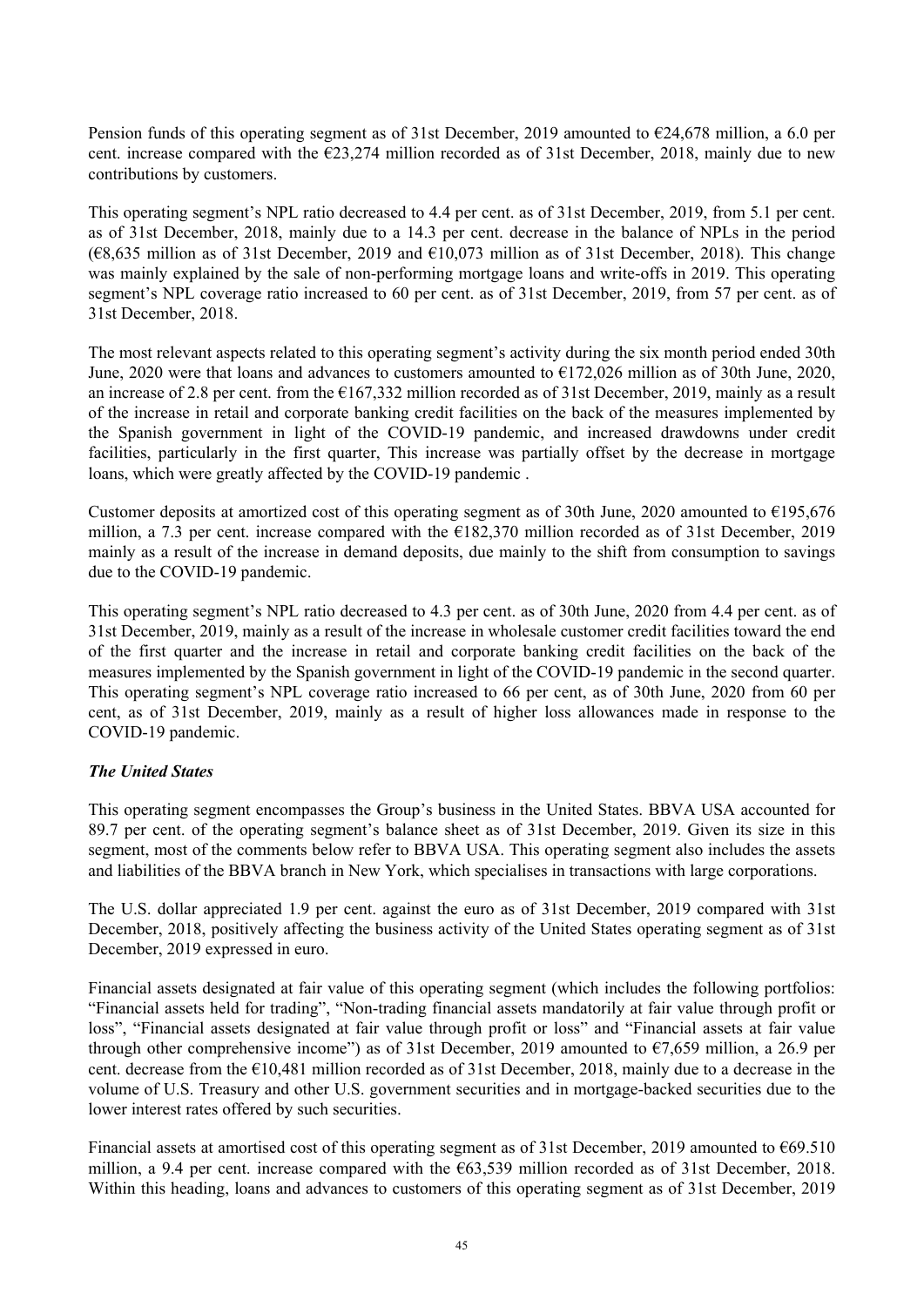Pension funds of this operating segment as of 31st December, 2019 amounted to €24,678 million, a 6.0 per cent. increase compared with the €23,274 million recorded as of 31st December, 2018, mainly due to new contributions by customers.

This operating segment's NPL ratio decreased to 4.4 per cent. as of 31st December, 2019, from 5.1 per cent. as of 31st December, 2018, mainly due to a 14.3 per cent. decrease in the balance of NPLs in the period (€8,635 million as of 31st December, 2019 and €10,073 million as of 31st December, 2018). This change was mainly explained by the sale of non-performing mortgage loans and write-offs in 2019. This operating segment's NPL coverage ratio increased to 60 per cent. as of 31st December, 2019, from 57 per cent. as of 31st December, 2018.

The most relevant aspects related to this operating segment's activity during the six month period ended 30th June, 2020 were that loans and advances to customers amounted to €172,026 million as of 30th June, 2020, an increase of 2.8 per cent. from the €167,332 million recorded as of 31st December, 2019, mainly as a result of the increase in retail and corporate banking credit facilities on the back of the measures implemented by the Spanish government in light of the COVID-19 pandemic, and increased drawdowns under credit facilities, particularly in the first quarter, This increase was partially offset by the decrease in mortgage loans, which were greatly affected by the COVID-19 pandemic .

Customer deposits at amortized cost of this operating segment as of 30th June, 2020 amounted to €195,676 million, a 7.3 per cent. increase compared with the €182,370 million recorded as of 31st December, 2019 mainly as a result of the increase in demand deposits, due mainly to the shift from consumption to savings due to the COVID-19 pandemic.

This operating segment's NPL ratio decreased to 4.3 per cent. as of 30th June, 2020 from 4.4 per cent. as of 31st December, 2019, mainly as a result of the increase in wholesale customer credit facilities toward the end of the first quarter and the increase in retail and corporate banking credit facilities on the back of the measures implemented by the Spanish government in light of the COVID-19 pandemic in the second quarter. This operating segment's NPL coverage ratio increased to 66 per cent, as of 30th June, 2020 from 60 per cent, as of 31st December, 2019, mainly as a result of higher loss allowances made in response to the COVID-19 pandemic.

***The United States***

This operating segment encompasses the Group's business in the United States. BBVA USA accounted for 89.7 per cent. of the operating segment's balance sheet as of 31st December, 2019. Given its size in this segment, most of the comments below refer to BBVA USA. This operating segment also includes the assets and liabilities of the BBVA branch in New York, which specialises in transactions with large corporations.

The U.S. dollar appreciated 1.9 per cent. against the euro as of 31st December, 2019 compared with 31st December, 2018, positively affecting the business activity of the United States operating segment as of 31st December, 2019 expressed in euro.

Financial assets designated at fair value of this operating segment (which includes the following portfolios: "Financial assets held for trading", "Non-trading financial assets mandatorily at fair value through profit or loss", "Financial assets designated at fair value through profit or loss" and "Financial assets at fair value through other comprehensive income") as of 31st December, 2019 amounted to €7,659 million, a 26.9 per cent. decrease from the €10,481 million recorded as of 31st December, 2018, mainly due to a decrease in the volume of U.S. Treasury and other U.S. government securities and in mortgage-backed securities due to the lower interest rates offered by such securities.

Financial assets at amortised cost of this operating segment as of 31st December, 2019 amounted to €69.510 million, a 9.4 per cent. increase compared with the €63,539 million recorded as of 31st December, 2018. Within this heading, loans and advances to customers of this operating segment as of 31st December, 2019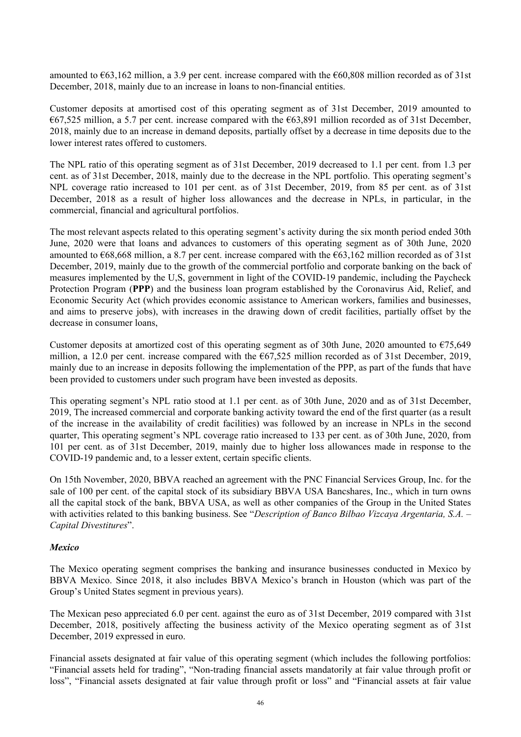amounted to €63,162 million, a 3.9 per cent. increase compared with the €60,808 million recorded as of 31st December, 2018, mainly due to an increase in loans to non-financial entities.

Customer deposits at amortised cost of this operating segment as of 31st December, 2019 amounted to €67,525 million, a 5.7 per cent. increase compared with the €63,891 million recorded as of 31st December, 2018, mainly due to an increase in demand deposits, partially offset by a decrease in time deposits due to the lower interest rates offered to customers.

The NPL ratio of this operating segment as of 31st December, 2019 decreased to 1.1 per cent. from 1.3 per cent. as of 31st December, 2018, mainly due to the decrease in the NPL portfolio. This operating segment's NPL coverage ratio increased to 101 per cent. as of 31st December, 2019, from 85 per cent. as of 31st December, 2018 as a result of higher loss allowances and the decrease in NPLs, in particular, in the commercial, financial and agricultural portfolios.

The most relevant aspects related to this operating segment's activity during the six month period ended 30th June, 2020 were that loans and advances to customers of this operating segment as of 30th June, 2020 amounted to €68,668 million, a 8.7 per cent. increase compared with the €63,162 million recorded as of 31st December, 2019, mainly due to the growth of the commercial portfolio and corporate banking on the back of measures implemented by the U,S, government in light of the COVID-19 pandemic, including the Paycheck Protection Program (**PPP**) and the business loan program established by the Coronavirus Aid, Relief, and Economic Security Act (which provides economic assistance to American workers, families and businesses, and aims to preserve jobs), with increases in the drawing down of credit facilities, partially offset by the decrease in consumer loans,

Customer deposits at amortized cost of this operating segment as of 30th June, 2020 amounted to €75,649 million, a 12.0 per cent. increase compared with the €67,525 million recorded as of 31st December, 2019, mainly due to an increase in deposits following the implementation of the PPP, as part of the funds that have been provided to customers under such program have been invested as deposits.

This operating segment's NPL ratio stood at 1.1 per cent. as of 30th June, 2020 and as of 31st December, 2019, The increased commercial and corporate banking activity toward the end of the first quarter (as a result of the increase in the availability of credit facilities) was followed by an increase in NPLs in the second quarter, This operating segment's NPL coverage ratio increased to 133 per cent. as of 30th June, 2020, from 101 per cent. as of 31st December, 2019, mainly due to higher loss allowances made in response to the COVID-19 pandemic and, to a lesser extent, certain specific clients.

On 15th November, 2020, BBVA reached an agreement with the PNC Financial Services Group, Inc. for the sale of 100 per cent. of the capital stock of its subsidiary BBVA USA Bancshares, Inc., which in turn owns all the capital stock of the bank, BBVA USA, as well as other companies of the Group in the United States with activities related to this banking business. See "*Description of Banco Bilbao Vizcaya Argentaria, S.A. – Capital Divestitures*".

***Mexico***

The Mexico operating segment comprises the banking and insurance businesses conducted in Mexico by BBVA Mexico. Since 2018, it also includes BBVA Mexico's branch in Houston (which was part of the Group's United States segment in previous years).

The Mexican peso appreciated 6.0 per cent. against the euro as of 31st December, 2019 compared with 31st December, 2018, positively affecting the business activity of the Mexico operating segment as of 31st December, 2019 expressed in euro.

Financial assets designated at fair value of this operating segment (which includes the following portfolios: "Financial assets held for trading", "Non-trading financial assets mandatorily at fair value through profit or loss", "Financial assets designated at fair value through profit or loss" and "Financial assets at fair value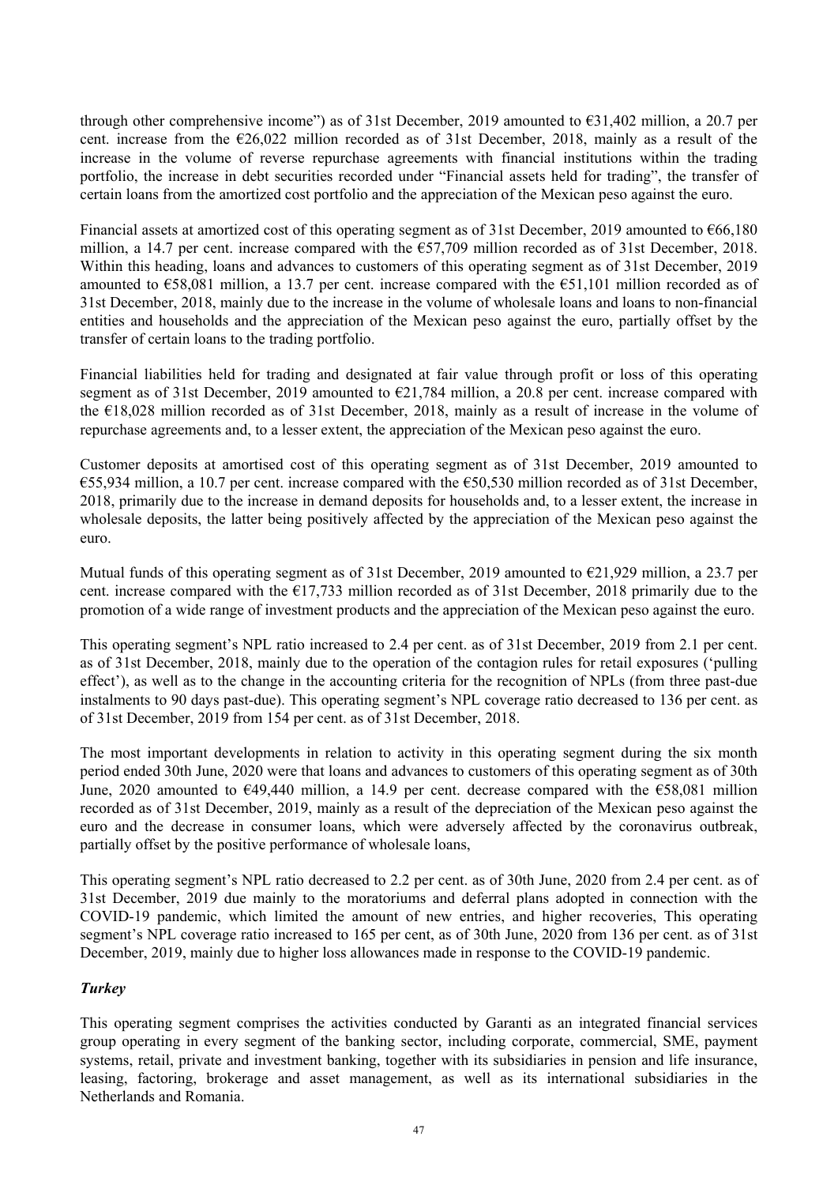through other comprehensive income") as of 31st December, 2019 amounted to €31,402 million, a 20.7 per cent. increase from the €26,022 million recorded as of 31st December, 2018, mainly as a result of the increase in the volume of reverse repurchase agreements with financial institutions within the trading portfolio, the increase in debt securities recorded under "Financial assets held for trading", the transfer of certain loans from the amortized cost portfolio and the appreciation of the Mexican peso against the euro.

Financial assets at amortized cost of this operating segment as of 31st December, 2019 amounted to €66,180 million, a 14.7 per cent. increase compared with the €57,709 million recorded as of 31st December, 2018. Within this heading, loans and advances to customers of this operating segment as of 31st December, 2019 amounted to €58,081 million, a 13.7 per cent. increase compared with the €51,101 million recorded as of 31st December, 2018, mainly due to the increase in the volume of wholesale loans and loans to non-financial entities and households and the appreciation of the Mexican peso against the euro, partially offset by the transfer of certain loans to the trading portfolio.

Financial liabilities held for trading and designated at fair value through profit or loss of this operating segment as of 31st December, 2019 amounted to €21,784 million, a 20.8 per cent. increase compared with the €18,028 million recorded as of 31st December, 2018, mainly as a result of increase in the volume of repurchase agreements and, to a lesser extent, the appreciation of the Mexican peso against the euro.

Customer deposits at amortised cost of this operating segment as of 31st December, 2019 amounted to €55,934 million, a 10.7 per cent. increase compared with the €50,530 million recorded as of 31st December, 2018, primarily due to the increase in demand deposits for households and, to a lesser extent, the increase in wholesale deposits, the latter being positively affected by the appreciation of the Mexican peso against the euro.

Mutual funds of this operating segment as of 31st December, 2019 amounted to €21,929 million, a 23.7 per cent. increase compared with the €17,733 million recorded as of 31st December, 2018 primarily due to the promotion of a wide range of investment products and the appreciation of the Mexican peso against the euro.

This operating segment's NPL ratio increased to 2.4 per cent. as of 31st December, 2019 from 2.1 per cent. as of 31st December, 2018, mainly due to the operation of the contagion rules for retail exposures ('pulling effect'), as well as to the change in the accounting criteria for the recognition of NPLs (from three past-due instalments to 90 days past-due). This operating segment's NPL coverage ratio decreased to 136 per cent. as of 31st December, 2019 from 154 per cent. as of 31st December, 2018.

The most important developments in relation to activity in this operating segment during the six month period ended 30th June, 2020 were that loans and advances to customers of this operating segment as of 30th June, 2020 amounted to €49,440 million, a 14.9 per cent. decrease compared with the €58,081 million recorded as of 31st December, 2019, mainly as a result of the depreciation of the Mexican peso against the euro and the decrease in consumer loans, which were adversely affected by the coronavirus outbreak, partially offset by the positive performance of wholesale loans,

This operating segment's NPL ratio decreased to 2.2 per cent. as of 30th June, 2020 from 2.4 per cent. as of 31st December, 2019 due mainly to the moratoriums and deferral plans adopted in connection with the COVID-19 pandemic, which limited the amount of new entries, and higher recoveries, This operating segment's NPL coverage ratio increased to 165 per cent, as of 30th June, 2020 from 136 per cent. as of 31st December, 2019, mainly due to higher loss allowances made in response to the COVID-19 pandemic.

### *Turkey*

This operating segment comprises the activities conducted by Garanti as an integrated financial services group operating in every segment of the banking sector, including corporate, commercial, SME, payment systems, retail, private and investment banking, together with its subsidiaries in pension and life insurance, leasing, factoring, brokerage and asset management, as well as its international subsidiaries in the Netherlands and Romania.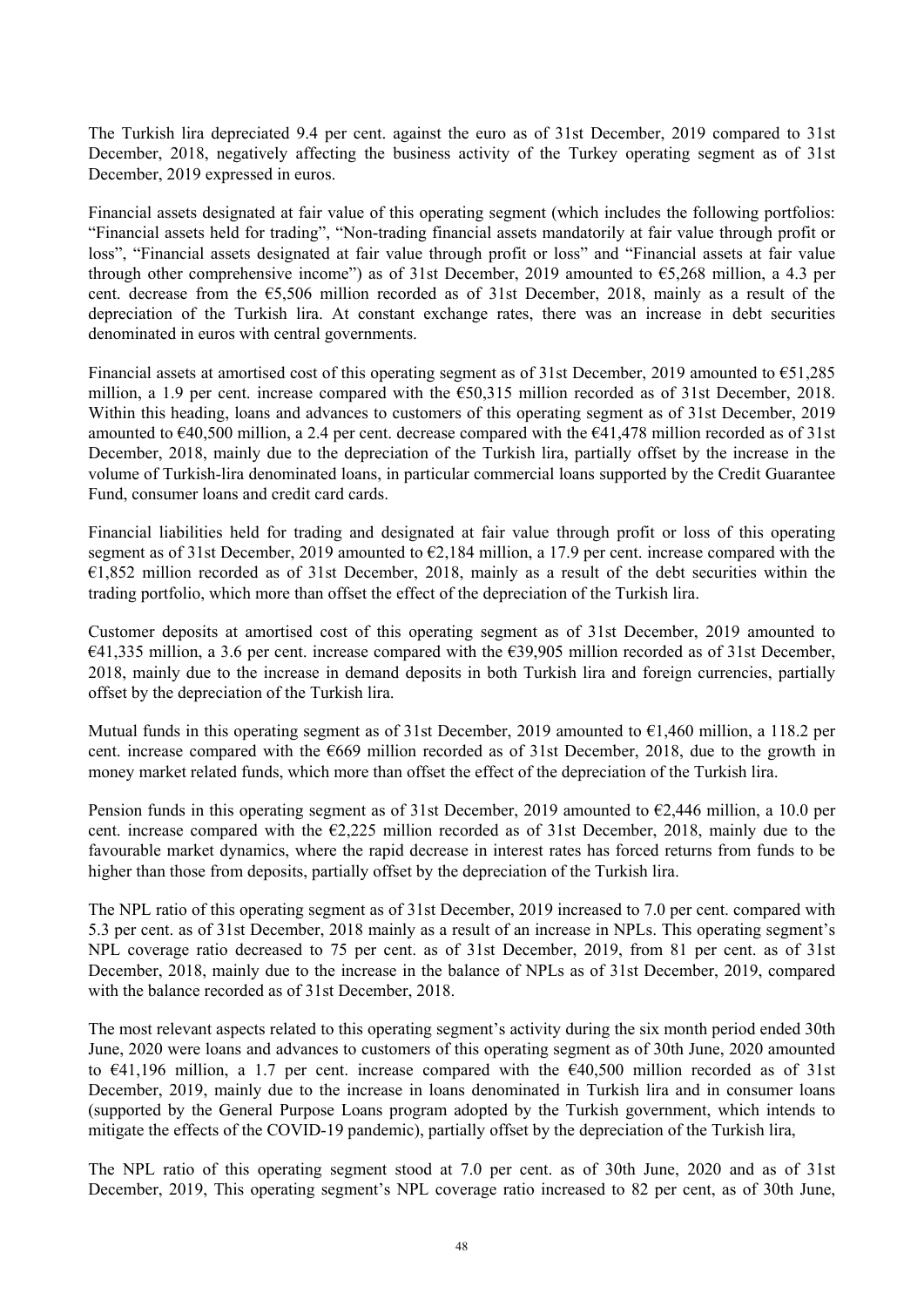The Turkish lira depreciated 9.4 per cent. against the euro as of 31st December, 2019 compared to 31st December, 2018, negatively affecting the business activity of the Turkey operating segment as of 31st December, 2019 expressed in euros.

Financial assets designated at fair value of this operating segment (which includes the following portfolios: "Financial assets held for trading", "Non-trading financial assets mandatorily at fair value through profit or loss", "Financial assets designated at fair value through profit or loss" and "Financial assets at fair value through other comprehensive income") as of 31st December, 2019 amounted to €5,268 million, a 4.3 per cent. decrease from the €5,506 million recorded as of 31st December, 2018, mainly as a result of the depreciation of the Turkish lira. At constant exchange rates, there was an increase in debt securities denominated in euros with central governments.

Financial assets at amortised cost of this operating segment as of 31st December, 2019 amounted to €51,285 million, a 1.9 per cent. increase compared with the €50,315 million recorded as of 31st December, 2018. Within this heading, loans and advances to customers of this operating segment as of 31st December, 2019 amounted to €40,500 million, a 2.4 per cent. decrease compared with the €41,478 million recorded as of 31st December, 2018, mainly due to the depreciation of the Turkish lira, partially offset by the increase in the volume of Turkish-lira denominated loans, in particular commercial loans supported by the Credit Guarantee Fund, consumer loans and credit card cards.

Financial liabilities held for trading and designated at fair value through profit or loss of this operating segment as of 31st December, 2019 amounted to €2,184 million, a 17.9 per cent. increase compared with the €1,852 million recorded as of 31st December, 2018, mainly as a result of the debt securities within the trading portfolio, which more than offset the effect of the depreciation of the Turkish lira.

Customer deposits at amortised cost of this operating segment as of 31st December, 2019 amounted to €41,335 million, a 3.6 per cent. increase compared with the €39,905 million recorded as of 31st December, 2018, mainly due to the increase in demand deposits in both Turkish lira and foreign currencies, partially offset by the depreciation of the Turkish lira.

Mutual funds in this operating segment as of 31st December, 2019 amounted to €1,460 million, a 118.2 per cent. increase compared with the €669 million recorded as of 31st December, 2018, due to the growth in money market related funds, which more than offset the effect of the depreciation of the Turkish lira.

Pension funds in this operating segment as of 31st December, 2019 amounted to €2,446 million, a 10.0 per cent. increase compared with the €2,225 million recorded as of 31st December, 2018, mainly due to the favourable market dynamics, where the rapid decrease in interest rates has forced returns from funds to be higher than those from deposits, partially offset by the depreciation of the Turkish lira.

The NPL ratio of this operating segment as of 31st December, 2019 increased to 7.0 per cent. compared with 5.3 per cent. as of 31st December, 2018 mainly as a result of an increase in NPLs. This operating segment's NPL coverage ratio decreased to 75 per cent. as of 31st December, 2019, from 81 per cent. as of 31st December, 2018, mainly due to the increase in the balance of NPLs as of 31st December, 2019, compared with the balance recorded as of 31st December, 2018.

The most relevant aspects related to this operating segment's activity during the six month period ended 30th June, 2020 were loans and advances to customers of this operating segment as of 30th June, 2020 amounted to €41,196 million, a 1.7 per cent. increase compared with the €40,500 million recorded as of 31st December, 2019, mainly due to the increase in loans denominated in Turkish lira and in consumer loans (supported by the General Purpose Loans program adopted by the Turkish government, which intends to mitigate the effects of the COVID-19 pandemic), partially offset by the depreciation of the Turkish lira,

The NPL ratio of this operating segment stood at 7.0 per cent. as of 30th June, 2020 and as of 31st December, 2019, This operating segment's NPL coverage ratio increased to 82 per cent, as of 30th June,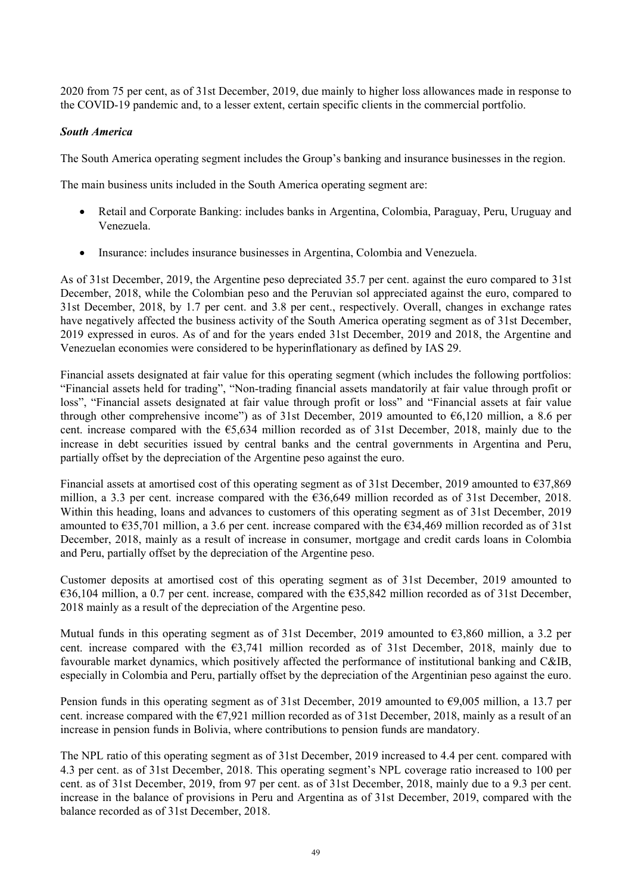2020 from 75 per cent, as of 31st December, 2019, due mainly to higher loss allowances made in response to the COVID-19 pandemic and, to a lesser extent, certain specific clients in the commercial portfolio.

***South America***

The South America operating segment includes the Group's banking and insurance businesses in the region.

The main business units included in the South America operating segment are:

- Retail and Corporate Banking: includes banks in Argentina, Colombia, Paraguay, Peru, Uruguay and Venezuela.
- Insurance: includes insurance businesses in Argentina, Colombia and Venezuela.

As of 31st December, 2019, the Argentine peso depreciated 35.7 per cent. against the euro compared to 31st December, 2018, while the Colombian peso and the Peruvian sol appreciated against the euro, compared to 31st December, 2018, by 1.7 per cent. and 3.8 per cent., respectively. Overall, changes in exchange rates have negatively affected the business activity of the South America operating segment as of 31st December, 2019 expressed in euros. As of and for the years ended 31st December, 2019 and 2018, the Argentine and Venezuelan economies were considered to be hyperinflationary as defined by IAS 29.

Financial assets designated at fair value for this operating segment (which includes the following portfolios: "Financial assets held for trading", "Non-trading financial assets mandatorily at fair value through profit or loss", "Financial assets designated at fair value through profit or loss" and "Financial assets at fair value through other comprehensive income") as of 31st December, 2019 amounted to €6,120 million, a 8.6 per cent. increase compared with the €5,634 million recorded as of 31st December, 2018, mainly due to the increase in debt securities issued by central banks and the central governments in Argentina and Peru, partially offset by the depreciation of the Argentine peso against the euro.

Financial assets at amortised cost of this operating segment as of 31st December, 2019 amounted to €37,869 million, a 3.3 per cent. increase compared with the €36,649 million recorded as of 31st December, 2018. Within this heading, loans and advances to customers of this operating segment as of 31st December, 2019 amounted to €35,701 million, a 3.6 per cent. increase compared with the €34,469 million recorded as of 31st December, 2018, mainly as a result of increase in consumer, mortgage and credit cards loans in Colombia and Peru, partially offset by the depreciation of the Argentine peso.

Customer deposits at amortised cost of this operating segment as of 31st December, 2019 amounted to €36,104 million, a 0.7 per cent. increase, compared with the €35,842 million recorded as of 31st December, 2018 mainly as a result of the depreciation of the Argentine peso.

Mutual funds in this operating segment as of 31st December, 2019 amounted to €3,860 million, a 3.2 per cent. increase compared with the €3,741 million recorded as of 31st December, 2018, mainly due to favourable market dynamics, which positively affected the performance of institutional banking and C&IB, especially in Colombia and Peru, partially offset by the depreciation of the Argentinian peso against the euro.

Pension funds in this operating segment as of 31st December, 2019 amounted to €9,005 million, a 13.7 per cent. increase compared with the €7,921 million recorded as of 31st December, 2018, mainly as a result of an increase in pension funds in Bolivia, where contributions to pension funds are mandatory.

The NPL ratio of this operating segment as of 31st December, 2019 increased to 4.4 per cent. compared with 4.3 per cent. as of 31st December, 2018. This operating segment's NPL coverage ratio increased to 100 per cent. as of 31st December, 2019, from 97 per cent. as of 31st December, 2018, mainly due to a 9.3 per cent. increase in the balance of provisions in Peru and Argentina as of 31st December, 2019, compared with the balance recorded as of 31st December, 2018.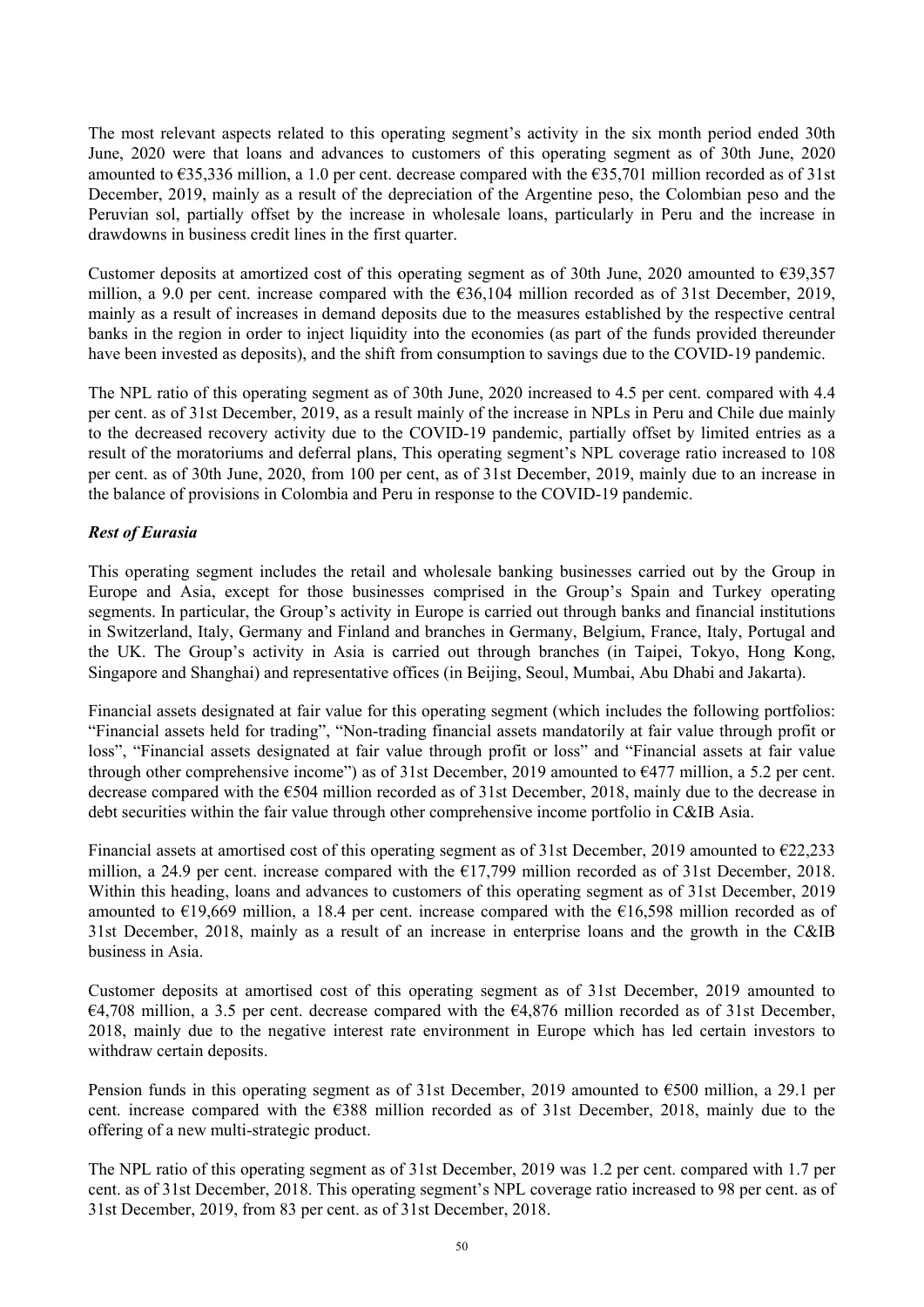The most relevant aspects related to this operating segment's activity in the six month period ended 30th June, 2020 were that loans and advances to customers of this operating segment as of 30th June, 2020 amounted to €35,336 million, a 1.0 per cent. decrease compared with the €35,701 million recorded as of 31st December, 2019, mainly as a result of the depreciation of the Argentine peso, the Colombian peso and the Peruvian sol, partially offset by the increase in wholesale loans, particularly in Peru and the increase in drawdowns in business credit lines in the first quarter.

Customer deposits at amortized cost of this operating segment as of 30th June, 2020 amounted to €39,357 million, a 9.0 per cent. increase compared with the €36,104 million recorded as of 31st December, 2019, mainly as a result of increases in demand deposits due to the measures established by the respective central banks in the region in order to inject liquidity into the economies (as part of the funds provided thereunder have been invested as deposits), and the shift from consumption to savings due to the COVID-19 pandemic.

The NPL ratio of this operating segment as of 30th June, 2020 increased to 4.5 per cent. compared with 4.4 per cent. as of 31st December, 2019, as a result mainly of the increase in NPLs in Peru and Chile due mainly to the decreased recovery activity due to the COVID-19 pandemic, partially offset by limited entries as a result of the moratoriums and deferral plans, This operating segment's NPL coverage ratio increased to 108 per cent. as of 30th June, 2020, from 100 per cent, as of 31st December, 2019, mainly due to an increase in the balance of provisions in Colombia and Peru in response to the COVID-19 pandemic.

***Rest of Eurasia***

This operating segment includes the retail and wholesale banking businesses carried out by the Group in Europe and Asia, except for those businesses comprised in the Group's Spain and Turkey operating segments. In particular, the Group's activity in Europe is carried out through banks and financial institutions in Switzerland, Italy, Germany and Finland and branches in Germany, Belgium, France, Italy, Portugal and the UK. The Group's activity in Asia is carried out through branches (in Taipei, Tokyo, Hong Kong, Singapore and Shanghai) and representative offices (in Beijing, Seoul, Mumbai, Abu Dhabi and Jakarta).

Financial assets designated at fair value for this operating segment (which includes the following portfolios: "Financial assets held for trading", "Non-trading financial assets mandatorily at fair value through profit or loss", "Financial assets designated at fair value through profit or loss" and "Financial assets at fair value through other comprehensive income") as of 31st December, 2019 amounted to €477 million, a 5.2 per cent. decrease compared with the €504 million recorded as of 31st December, 2018, mainly due to the decrease in debt securities within the fair value through other comprehensive income portfolio in C&IB Asia.

Financial assets at amortised cost of this operating segment as of 31st December, 2019 amounted to €22,233 million, a 24.9 per cent. increase compared with the €17,799 million recorded as of 31st December, 2018. Within this heading, loans and advances to customers of this operating segment as of 31st December, 2019 amounted to €19,669 million, a 18.4 per cent. increase compared with the €16,598 million recorded as of 31st December, 2018, mainly as a result of an increase in enterprise loans and the growth in the C&IB business in Asia.

Customer deposits at amortised cost of this operating segment as of 31st December, 2019 amounted to €4,708 million, a 3.5 per cent. decrease compared with the €4,876 million recorded as of 31st December, 2018, mainly due to the negative interest rate environment in Europe which has led certain investors to withdraw certain deposits.

Pension funds in this operating segment as of 31st December, 2019 amounted to €500 million, a 29.1 per cent. increase compared with the €388 million recorded as of 31st December, 2018, mainly due to the offering of a new multi-strategic product.

The NPL ratio of this operating segment as of 31st December, 2019 was 1.2 per cent. compared with 1.7 per cent. as of 31st December, 2018. This operating segment's NPL coverage ratio increased to 98 per cent. as of 31st December, 2019, from 83 per cent. as of 31st December, 2018.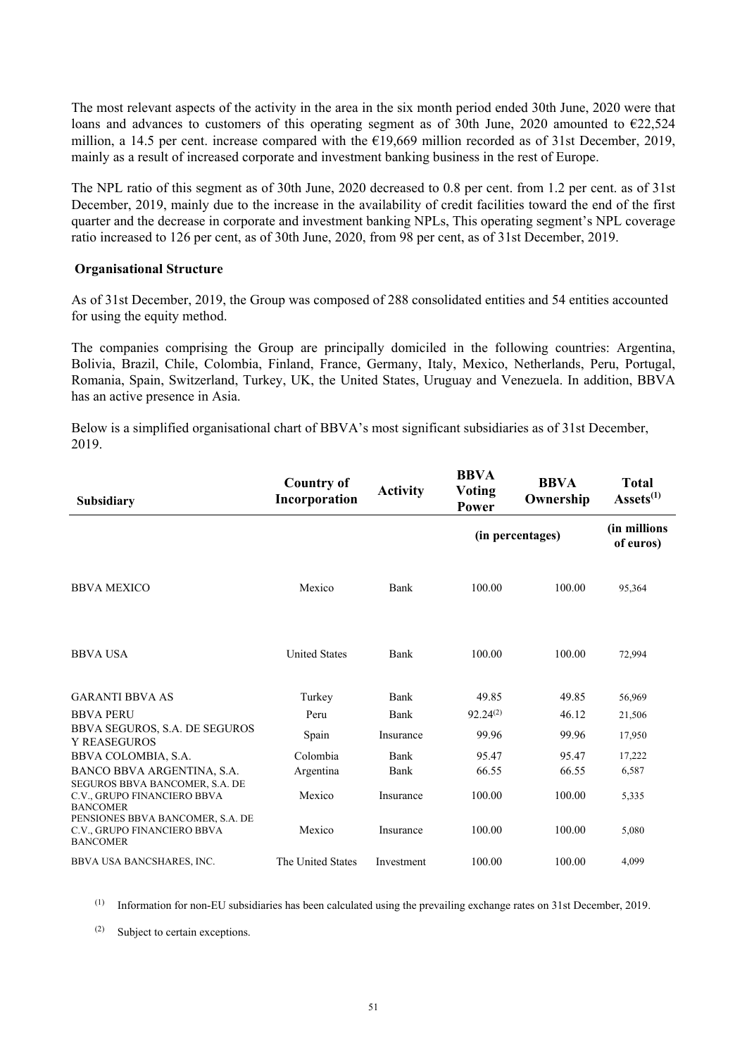The most relevant aspects of the activity in the area in the six month period ended 30th June, 2020 were that loans and advances to customers of this operating segment as of 30th June, 2020 amounted to €22,524 million, a 14.5 per cent. increase compared with the €19,669 million recorded as of 31st December, 2019, mainly as a result of increased corporate and investment banking business in the rest of Europe.

The NPL ratio of this segment as of 30th June, 2020 decreased to 0.8 per cent. from 1.2 per cent. as of 31st December, 2019, mainly due to the increase in the availability of credit facilities toward the end of the first quarter and the decrease in corporate and investment banking NPLs, This operating segment's NPL coverage ratio increased to 126 per cent, as of 30th June, 2020, from 98 per cent, as of 31st December, 2019.

**Organisational Structure**

As of 31st December, 2019, the Group was composed of 288 consolidated entities and 54 entities accounted for using the equity method.

The companies comprising the Group are principally domiciled in the following countries: Argentina, Bolivia, Brazil, Chile, Colombia, Finland, France, Germany, Italy, Mexico, Netherlands, Peru, Portugal, Romania, Spain, Switzerland, Turkey, UK, the United States, Uruguay and Venezuela. In addition, BBVA has an active presence in Asia.

Below is a simplified organisational chart of BBVA's most significant subsidiaries as of 31st December, 2019.

| Subsidiary | Country of Incorporation | Activity | BBVA Voting Power | BBVA Ownership | Total Assets[(1)] |
|---|---|---|---|---|---|
| | | | (in percentages) | | (in millions of euros) |
| BBVA MEXICO | Mexico | Bank | 100.00 | 100.00 | 95,364 |
| BBVA USA | United States | Bank | 100.00 | 100.00 | 72,994 |
| GARANTI BBVA AS | Turkey | Bank | 49.85 | 49.85 | 56,969 |
| BBVA PERU | Peru | Bank | 92.24[(2)] | 46.12 | 21,506 |
| BBVA SEGUROS, S.A. DE SEGUROS Y REASEGUROS | Spain | Insurance | 99.96 | 99.96 | 17,950 |
| BBVA COLOMBIA, S.A. | Colombia | Bank | 95.47 | 95.47 | 17,222 |
| BANCO BBVA ARGENTINA, S.A. | Argentina | Bank | 66.55 | 66.55 | 6,587 |
| SEGUROS BBVA BANCOMER, S.A. DE C.V., GRUPO FINANCIERO BBVA BANCOMER | Mexico | Insurance | 100.00 | 100.00 | 5,335 |
| PENSIONES BBVA BANCOMER, S.A. DE C.V., GRUPO FINANCIERO BBVA BANCOMER | Mexico | Insurance | 100.00 | 100.00 | 5,080 |
| BBVA USA BANCSHARES, INC. | The United States | Investment | 100.00 | 100.00 | 4,099 |

(1) Information for non-EU subsidiaries has been calculated using the prevailing exchange rates on 31st December, 2019.

(2) Subject to certain exceptions.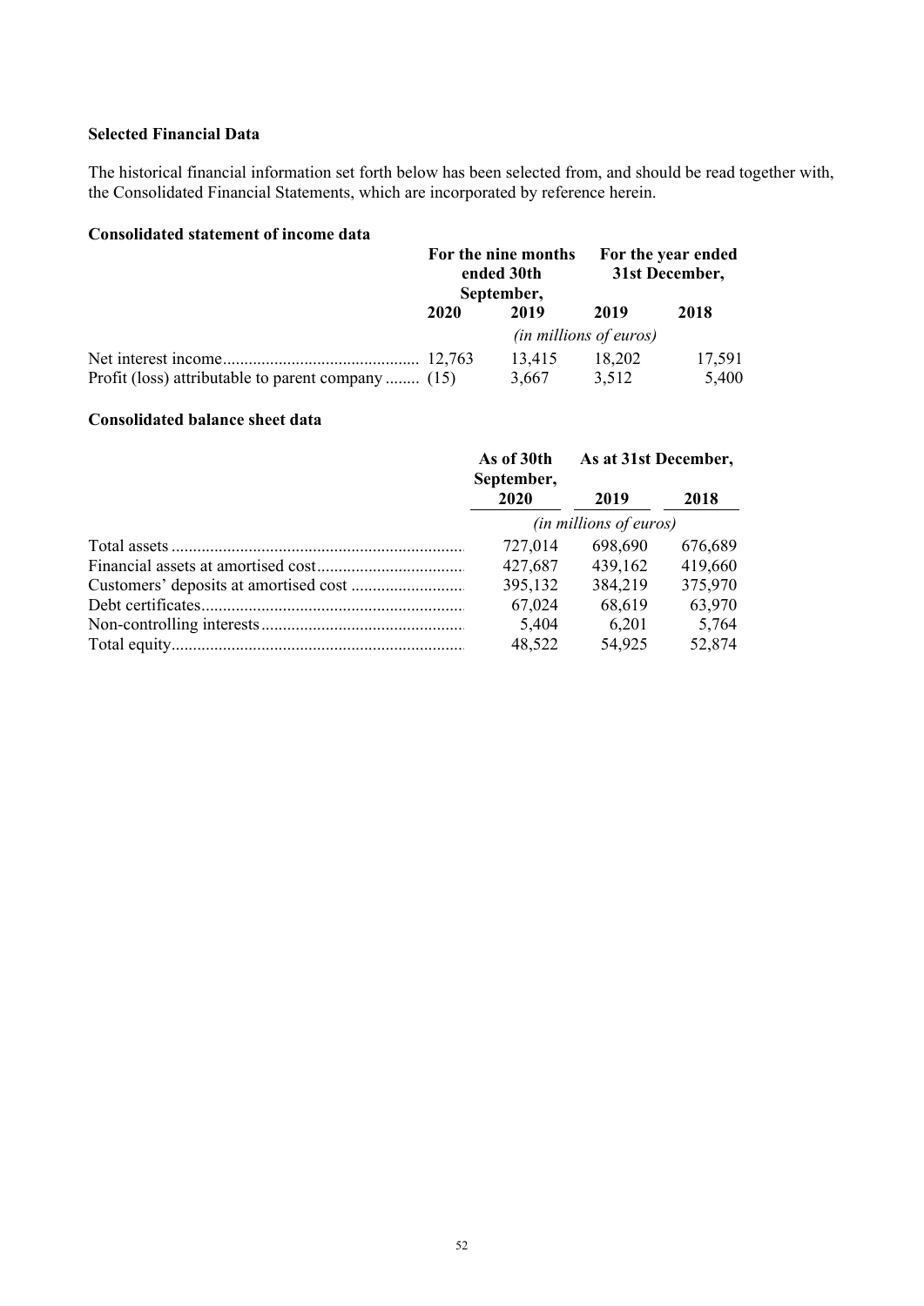### Selected Financial Data

The historical financial information set forth below has been selected from, and should be read together with, the Consolidated Financial Statements, which are incorporated by reference herein.

### Consolidated statement of income data

| | For the nine months ended 30th September, | | For the year ended 31st December, | |
|---|---|---|---|---|
| | 2020 | 2019 | 2019 | 2018 |
| | *(in millions of euros)* | | | |
| Net interest income | 12,763 | 13,415 | 18,202 | 17,591 |
| Profit (loss) attributable to parent company | (15) | 3,667 | 3,512 | 5,400 |

### Consolidated balance sheet data

| | As of 30th September, | As at 31st December, | |
|---|---|---|---|
| | 2020 | 2019 | 2018 |
| | *(in millions of euros)* | | |
| Total assets | 727,014 | 698,690 | 676,689 |
| Financial assets at amortised cost | 427,687 | 439,162 | 419,660 |
| Customers' deposits at amortised cost | 395,132 | 384,219 | 375,970 |
| Debt certificates | 67,024 | 68,619 | 63,970 |
| Non-controlling interests | 5,404 | 6,201 | 5,764 |
| Total equity | 48,522 | 54,925 | 52,874 |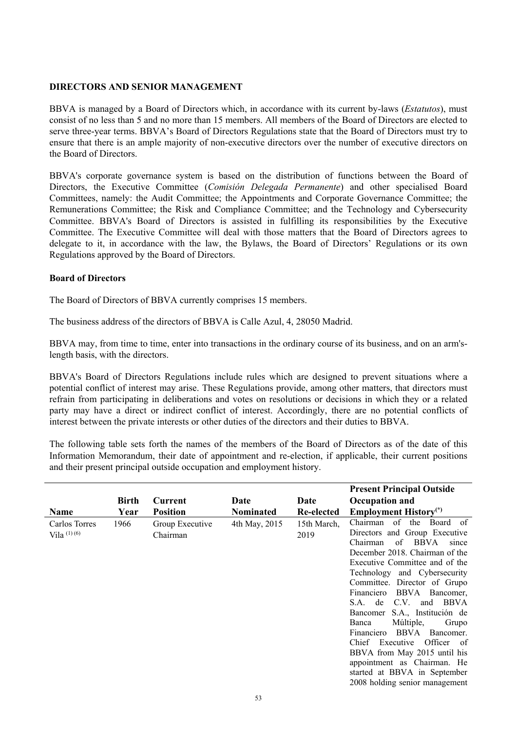**DIRECTORS AND SENIOR MANAGEMENT**

BBVA is managed by a Board of Directors which, in accordance with its current by-laws (*Estatutos*), must consist of no less than 5 and no more than 15 members. All members of the Board of Directors are elected to serve three-year terms. BBVA's Board of Directors Regulations state that the Board of Directors must try to ensure that there is an ample majority of non-executive directors over the number of executive directors on the Board of Directors.

BBVA's corporate governance system is based on the distribution of functions between the Board of Directors, the Executive Committee (*Comisión Delegada Permanente*) and other specialised Board Committees, namely: the Audit Committee; the Appointments and Corporate Governance Committee; the Remunerations Committee; the Risk and Compliance Committee; and the Technology and Cybersecurity Committee. BBVA's Board of Directors is assisted in fulfilling its responsibilities by the Executive Committee. The Executive Committee will deal with those matters that the Board of Directors agrees to delegate to it, in accordance with the law, the Bylaws, the Board of Directors' Regulations or its own Regulations approved by the Board of Directors.

**Board of Directors**

The Board of Directors of BBVA currently comprises 15 members.

The business address of the directors of BBVA is Calle Azul, 4, 28050 Madrid.

BBVA may, from time to time, enter into transactions in the ordinary course of its business, and on an arm's-length basis, with the directors.

BBVA's Board of Directors Regulations include rules which are designed to prevent situations where a potential conflict of interest may arise. These Regulations provide, among other matters, that directors must refrain from participating in deliberations and votes on resolutions or decisions in which they or a related party may have a direct or indirect conflict of interest. Accordingly, there are no potential conflicts of interest between the private interests or other duties of the directors and their duties to BBVA.

The following table sets forth the names of the members of the Board of Directors as of the date of this Information Memorandum, their date of appointment and re-election, if applicable, their current positions and their present principal outside occupation and employment history.

| Name | Birth Year | Current Position | Date Nominated | Date Re-elected | Present Principal Outside Occupation and Employment History(*) |
|---|---|---|---|---|---|
| Carlos Torres Vila (1) (6) | 1966 | Group Executive Chairman | 4th May, 2015 | 15th March, 2019 | Chairman of the Board of Directors and Group Executive Chairman of BBVA since December 2018. Chairman of the Executive Committee and of the Technology and Cybersecurity Committee. Director of Grupo Financiero BBVA Bancomer, S.A. de C.V. and BBVA Bancomer S.A., Institución de Banca Múltiple, Grupo Financiero BBVA Bancomer. Chief Executive Officer of BBVA from May 2015 until his appointment as Chairman. He started at BBVA in September 2008 holding senior management |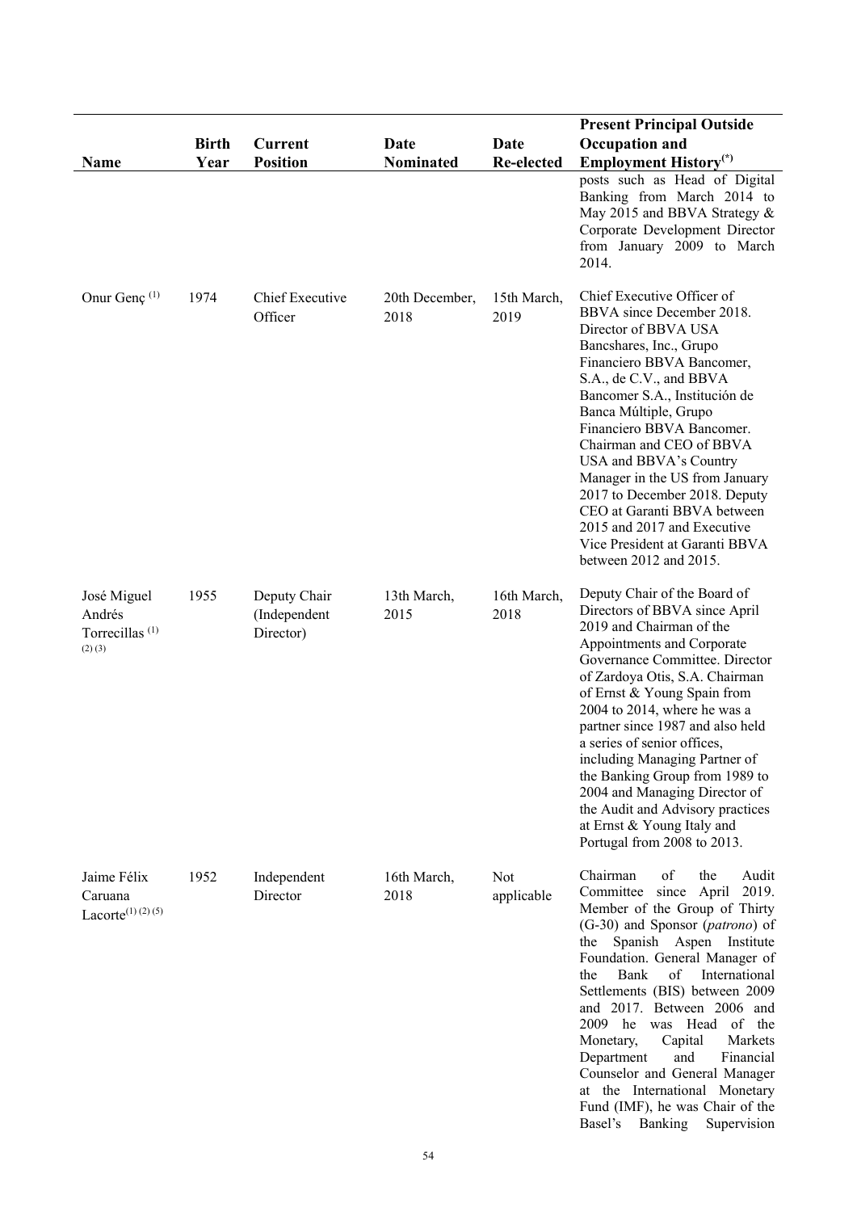| Name | Birth Year | Current Position | Date Nominated | Date Re-elected | Present Principal Outside Occupation and Employment History[(*)] |
|---|---|---|---|---|---|
| | | | | | posts such as Head of Digital Banking from March 2014 to May 2015 and BBVA Strategy & Corporate Development Director from January 2009 to March 2014. |
| Onur Genç [(1)] | 1974 | Chief Executive Officer | 20th December, 2018 | 15th March, 2019 | Chief Executive Officer of BBVA since December 2018. Director of BBVA USA Bancshares, Inc., Grupo Financiero BBVA Bancomer, S.A., de C.V., and BBVA Bancomer S.A., Institución de Banca Múltiple, Grupo Financiero BBVA Bancomer. Chairman and CEO of BBVA USA and BBVA's Country Manager in the US from January 2017 to December 2018. Deputy CEO at Garanti BBVA between 2015 and 2017 and Executive Vice President at Garanti BBVA between 2012 and 2015. |
| José Miguel Andrés Torrecillas [(1) (2) (3)] | 1955 | Deputy Chair (Independent Director) | 13th March, 2015 | 16th March, 2018 | Deputy Chair of the Board of Directors of BBVA since April 2019 and Chairman of the Appointments and Corporate Governance Committee. Director of Zardoya Otis, S.A. Chairman of Ernst & Young Spain from 2004 to 2014, where he was a partner since 1987 and also held a series of senior offices, including Managing Partner of the Banking Group from 1989 to 2004 and Managing Director of the Audit and Advisory practices at Ernst & Young Italy and Portugal from 2008 to 2013. |
| Jaime Félix Caruana Lacorte[(1) (2) (5)] | 1952 | Independent Director | 16th March, 2018 | Not applicable | Chairman of the Audit Committee since April 2019. Member of the Group of Thirty (G-30) and Sponsor (*patrono*) of the Spanish Aspen Institute Foundation. General Manager of the Bank of International Settlements (BIS) between 2009 and 2017. Between 2006 and 2009 he was Head of the Monetary, Capital Markets Department and Financial Counselor and General Manager at the International Monetary Fund (IMF), he was Chair of the Basel's Banking Supervision |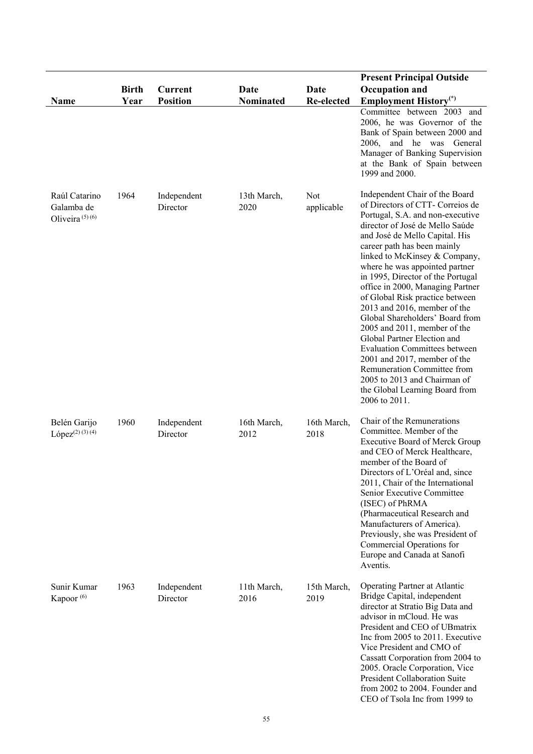| Name | Birth Year | Current Position | Date Nominated | Date Re-elected | Present Principal Outside Occupation and Employment History(*) |
|---|---|---|---|---|---|
| | | | | | Committee between 2003 and 2006, he was Governor of the Bank of Spain between 2000 and 2006, and he was General Manager of Banking Supervision at the Bank of Spain between 1999 and 2000. |
| Raúl Catarino Galamba de Oliveira (5) (6) | 1964 | Independent Director | 13th March, 2020 | Not applicable | Independent Chair of the Board of Directors of CTT- Correios de Portugal, S.A. and non-executive director of José de Mello Saúde and José de Mello Capital. His career path has been mainly linked to McKinsey & Company, where he was appointed partner in 1995, Director of the Portugal office in 2000, Managing Partner of Global Risk practice between 2013 and 2016, member of the Global Shareholders' Board from 2005 and 2011, member of the Global Partner Election and Evaluation Committees between 2001 and 2017, member of the Remuneration Committee from 2005 to 2013 and Chairman of the Global Learning Board from 2006 to 2011. |
| Belén Garijo López(2) (3) (4) | 1960 | Independent Director | 16th March, 2012 | 16th March, 2018 | Chair of the Remunerations Committee. Member of the Executive Board of Merck Group and CEO of Merck Healthcare, member of the Board of Directors of L'Oréal and, since 2011, Chair of the International Senior Executive Committee (ISEC) of PhRMA (Pharmaceutical Research and Manufacturers of America). Previously, she was President of Commercial Operations for Europe and Canada at Sanofi Aventis. |
| Sunir Kumar Kapoor (6) | 1963 | Independent Director | 11th March, 2016 | 15th March, 2019 | Operating Partner at Atlantic Bridge Capital, independent director at Stratio Big Data and advisor in mCloud. He was President and CEO of UBmatrix Inc from 2005 to 2011. Executive Vice President and CMO of Cassatt Corporation from 2004 to 2005. Oracle Corporation, Vice President Collaboration Suite from 2002 to 2004. Founder and CEO of Tsola Inc from 1999 to |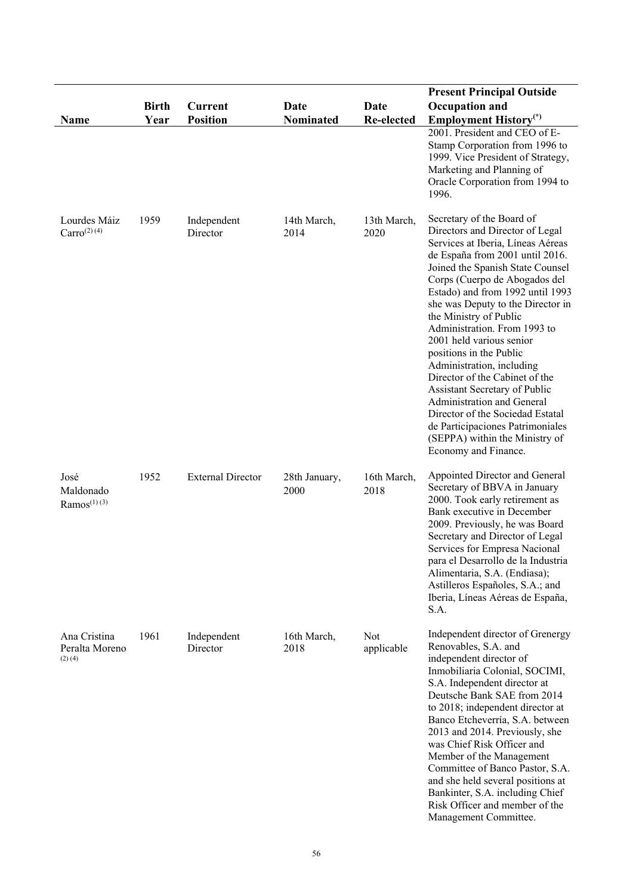| Name | Birth Year | Current Position | Date Nominated | Date Re-elected | Present Principal Outside Occupation and Employment History(*) |
|---|---|---|---|---|---|
| | | | | | 2001. President and CEO of E-Stamp Corporation from 1996 to 1999. Vice President of Strategy, Marketing and Planning of Oracle Corporation from 1994 to 1996. |
| Lourdes Máiz Carro(2) (4) | 1959 | Independent Director | 14th March, 2014 | 13th March, 2020 | Secretary of the Board of Directors and Director of Legal Services at Iberia, Líneas Aéreas de España from 2001 until 2016. Joined the Spanish State Counsel Corps (Cuerpo de Abogados del Estado) and from 1992 until 1993 she was Deputy to the Director in the Ministry of Public Administration. From 1993 to 2001 held various senior positions in the Public Administration, including Director of the Cabinet of the Assistant Secretary of Public Administration and General Director of the Sociedad Estatal de Participaciones Patrimoniales (SEPPA) within the Ministry of Economy and Finance. |
| José Maldonado Ramos(1) (3) | 1952 | External Director | 28th January, 2000 | 16th March, 2018 | Appointed Director and General Secretary of BBVA in January 2000. Took early retirement as Bank executive in December 2009. Previously, he was Board Secretary and Director of Legal Services for Empresa Nacional para el Desarrollo de la Industria Alimentaria, S.A. (Endiasa); Astilleros Españoles, S.A.; and Iberia, Líneas Aéreas de España, S.A. |
| Ana Cristina Peralta Moreno (2) (4) | 1961 | Independent Director | 16th March, 2018 | Not applicable | Independent director of Grenergy Renovables, S.A. and independent director of Inmobiliaria Colonial, SOCIMI, S.A. Independent director at Deutsche Bank SAE from 2014 to 2018; independent director at Banco Etcheverría, S.A. between 2013 and 2014. Previously, she was Chief Risk Officer and Member of the Management Committee of Banco Pastor, S.A. and she held several positions at Bankinter, S.A. including Chief Risk Officer and member of the Management Committee. |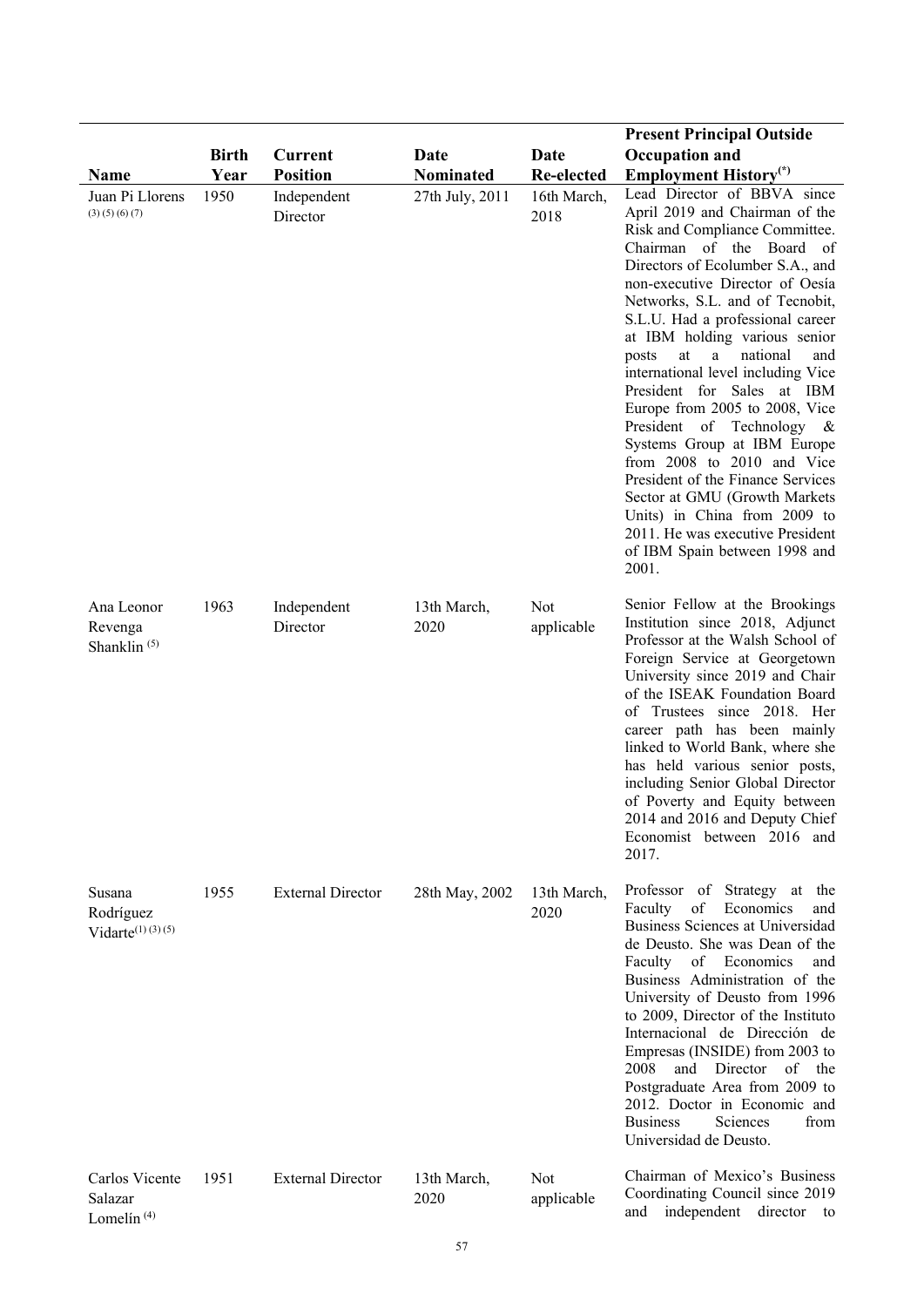| Name | Birth Year | Current Position | Date Nominated | Date Re-elected | Present Principal Outside Occupation and Employment History(*) |
|---|---|---|---|---|---|
| Juan Pi Llorens (3) (5) (6) (7) | 1950 | Independent Director | 27th July, 2011 | 16th March, 2018 | Lead Director of BBVA since April 2019 and Chairman of the Risk and Compliance Committee. Chairman of the Board of Directors of Ecolumber S.A., and non-executive Director of Oesía Networks, S.L. and of Tecnobit, S.L.U. Had a professional career at IBM holding various senior posts at a national and international level including Vice President for Sales at IBM Europe from 2005 to 2008, Vice President of Technology & Systems Group at IBM Europe from 2008 to 2010 and Vice President of the Finance Services Sector at GMU (Growth Markets Units) in China from 2009 to 2011. He was executive President of IBM Spain between 1998 and 2001. |
| Ana Leonor Revenga Shanklin (5) | 1963 | Independent Director | 13th March, 2020 | Not applicable | Senior Fellow at the Brookings Institution since 2018, Adjunct Professor at the Walsh School of Foreign Service at Georgetown University since 2019 and Chair of the ISEAK Foundation Board of Trustees since 2018. Her career path has been mainly linked to World Bank, where she has held various senior posts, including Senior Global Director of Poverty and Equity between 2014 and 2016 and Deputy Chief Economist between 2016 and 2017. |
| Susana Rodríguez Vidarte (1) (3) (5) | 1955 | External Director | 28th May, 2002 | 13th March, 2020 | Professor of Strategy at the Faculty of Economics and Business Sciences at Universidad de Deusto. She was Dean of the Faculty of Economics and Business Administration of the University of Deusto from 1996 to 2009, Director of the Instituto Internacional de Dirección de Empresas (INSIDE) from 2003 to 2008 and Director of the Postgraduate Area from 2009 to 2012. Doctor in Economic and Business Sciences from Universidad de Deusto. |
| Carlos Vicente Salazar Lomelín (4) | 1951 | External Director | 13th March, 2020 | Not applicable | Chairman of Mexico's Business Coordinating Council since 2019 and independent director to |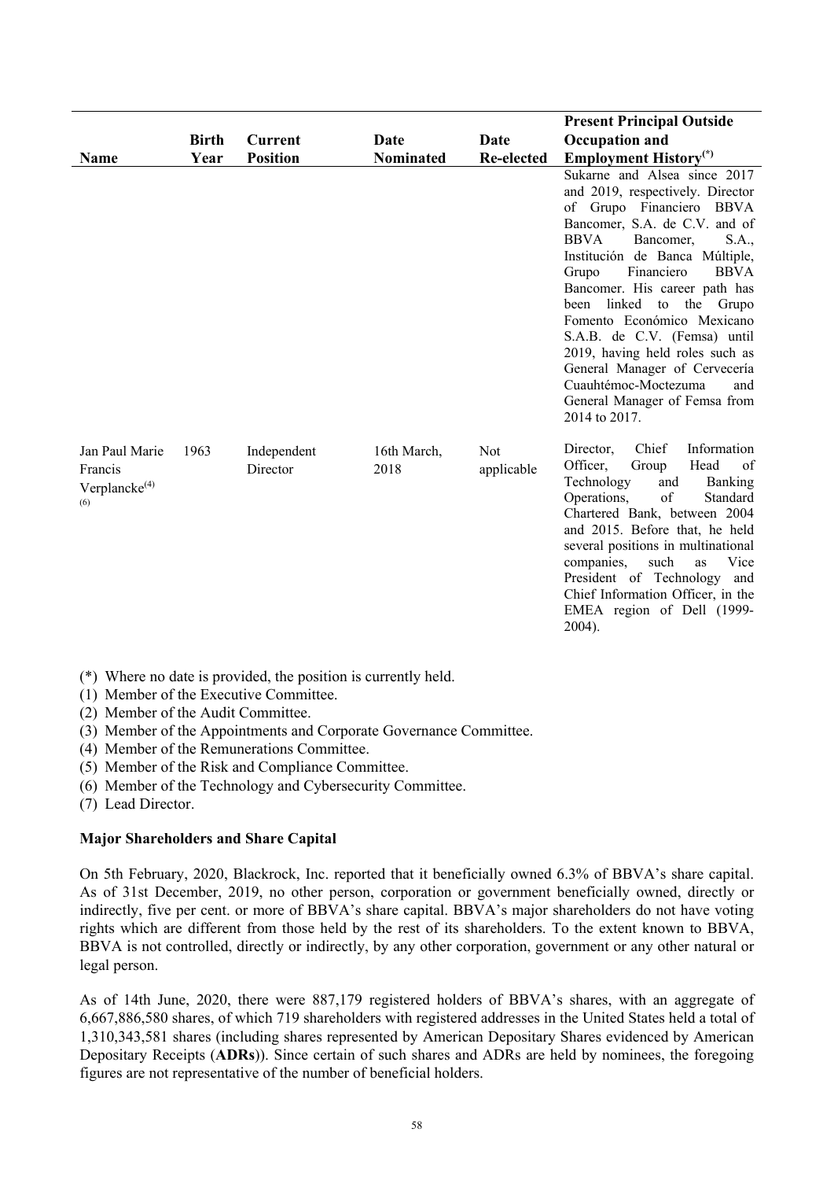| Name | Birth Year | Current Position | Date Nominated | Date Re-elected | Present Principal Outside Occupation and Employment History(*) |
| --- | --- | --- | --- | --- | --- |
| | | | | | Sukarne and Alsea since 2017 and 2019, respectively. Director of Grupo Financiero BBVA Bancomer, S.A. de C.V. and of BBVA Bancomer, S.A., Institución de Banca Múltiple, Grupo Financiero BBVA Bancomer. His career path has been linked to the Grupo Fomento Económico Mexicano S.A.B. de C.V. (Femsa) until 2019, having held roles such as General Manager of Cervecería Cuauhtémoc-Moctezuma and General Manager of Femsa from 2014 to 2017. |
| Jan Paul Marie Francis Verplancke[4] [6] | 1963 | Independent Director | 16th March, 2018 | Not applicable | Director, Chief Information Officer, Group Head of Technology and Banking Operations, of Standard Chartered Bank, between 2004 and 2015. Before that, he held several positions in multinational companies, such as Vice President of Technology and Chief Information Officer, in the EMEA region of Dell (1999-2004). |

(*) Where no date is provided, the position is currently held.
(1) Member of the Executive Committee.
(2) Member of the Audit Committee.
(3) Member of the Appointments and Corporate Governance Committee.
(4) Member of the Remunerations Committee.
(5) Member of the Risk and Compliance Committee.
(6) Member of the Technology and Cybersecurity Committee.
(7) Lead Director.

**Major Shareholders and Share Capital**

On 5th February, 2020, Blackrock, Inc. reported that it beneficially owned 6.3% of BBVA's share capital. As of 31st December, 2019, no other person, corporation or government beneficially owned, directly or indirectly, five per cent. or more of BBVA's share capital. BBVA's major shareholders do not have voting rights which are different from those held by the rest of its shareholders. To the extent known to BBVA, BBVA is not controlled, directly or indirectly, by any other corporation, government or any other natural or legal person.

As of 14th June, 2020, there were 887,179 registered holders of BBVA's shares, with an aggregate of 6,667,886,580 shares, of which 719 shareholders with registered addresses in the United States held a total of 1,310,343,581 shares (including shares represented by American Depositary Shares evidenced by American Depositary Receipts (**ADRs**)). Since certain of such shares and ADRs are held by nominees, the foregoing figures are not representative of the number of beneficial holders.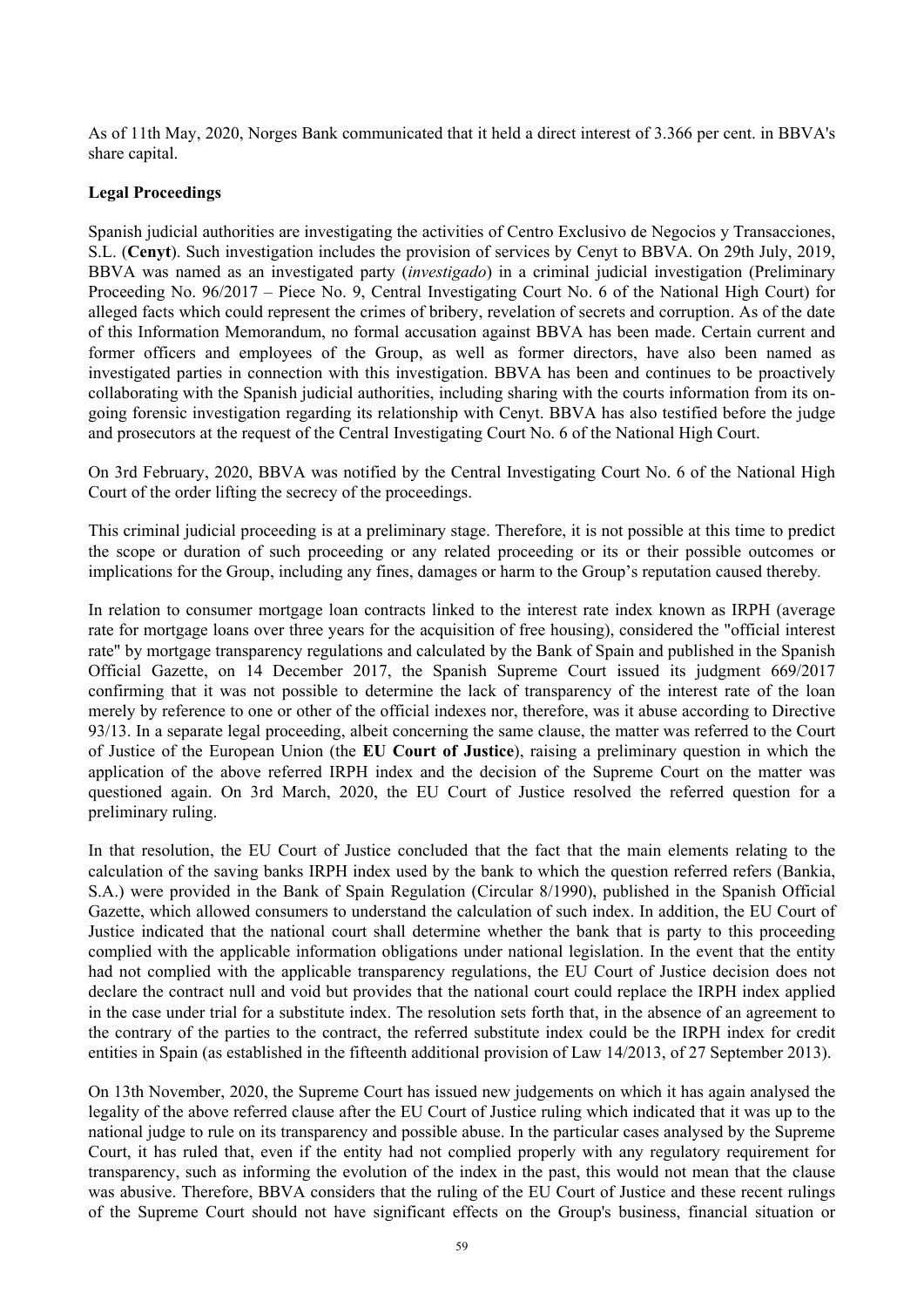As of 11th May, 2020, Norges Bank communicated that it held a direct interest of 3.366 per cent. in BBVA's share capital.

**Legal Proceedings**

Spanish judicial authorities are investigating the activities of Centro Exclusivo de Negocios y Transacciones, S.L. (**Cenyt**). Such investigation includes the provision of services by Cenyt to BBVA. On 29th July, 2019, BBVA was named as an investigated party (*investigado*) in a criminal judicial investigation (Preliminary Proceeding No. 96/2017 – Piece No. 9, Central Investigating Court No. 6 of the National High Court) for alleged facts which could represent the crimes of bribery, revelation of secrets and corruption. As of the date of this Information Memorandum, no formal accusation against BBVA has been made. Certain current and former officers and employees of the Group, as well as former directors, have also been named as investigated parties in connection with this investigation. BBVA has been and continues to be proactively collaborating with the Spanish judicial authorities, including sharing with the courts information from its on-going forensic investigation regarding its relationship with Cenyt. BBVA has also testified before the judge and prosecutors at the request of the Central Investigating Court No. 6 of the National High Court.

On 3rd February, 2020, BBVA was notified by the Central Investigating Court No. 6 of the National High Court of the order lifting the secrecy of the proceedings.

This criminal judicial proceeding is at a preliminary stage. Therefore, it is not possible at this time to predict the scope or duration of such proceeding or any related proceeding or its or their possible outcomes or implications for the Group, including any fines, damages or harm to the Group's reputation caused thereby.

In relation to consumer mortgage loan contracts linked to the interest rate index known as IRPH (average rate for mortgage loans over three years for the acquisition of free housing), considered the "official interest rate" by mortgage transparency regulations and calculated by the Bank of Spain and published in the Spanish Official Gazette, on 14 December 2017, the Spanish Supreme Court issued its judgment 669/2017 confirming that it was not possible to determine the lack of transparency of the interest rate of the loan merely by reference to one or other of the official indexes nor, therefore, was it abuse according to Directive 93/13. In a separate legal proceeding, albeit concerning the same clause, the matter was referred to the Court of Justice of the European Union (the **EU Court of Justice**), raising a preliminary question in which the application of the above referred IRPH index and the decision of the Supreme Court on the matter was questioned again. On 3rd March, 2020, the EU Court of Justice resolved the referred question for a preliminary ruling.

In that resolution, the EU Court of Justice concluded that the fact that the main elements relating to the calculation of the saving banks IRPH index used by the bank to which the question referred refers (Bankia, S.A.) were provided in the Bank of Spain Regulation (Circular 8/1990), published in the Spanish Official Gazette, which allowed consumers to understand the calculation of such index. In addition, the EU Court of Justice indicated that the national court shall determine whether the bank that is party to this proceeding complied with the applicable information obligations under national legislation. In the event that the entity had not complied with the applicable transparency regulations, the EU Court of Justice decision does not declare the contract null and void but provides that the national court could replace the IRPH index applied in the case under trial for a substitute index. The resolution sets forth that, in the absence of an agreement to the contrary of the parties to the contract, the referred substitute index could be the IRPH index for credit entities in Spain (as established in the fifteenth additional provision of Law 14/2013, of 27 September 2013).

On 13th November, 2020, the Supreme Court has issued new judgements on which it has again analysed the legality of the above referred clause after the EU Court of Justice ruling which indicated that it was up to the national judge to rule on its transparency and possible abuse. In the particular cases analysed by the Supreme Court, it has ruled that, even if the entity had not complied properly with any regulatory requirement for transparency, such as informing the evolution of the index in the past, this would not mean that the clause was abusive. Therefore, BBVA considers that the ruling of the EU Court of Justice and these recent rulings of the Supreme Court should not have significant effects on the Group's business, financial situation or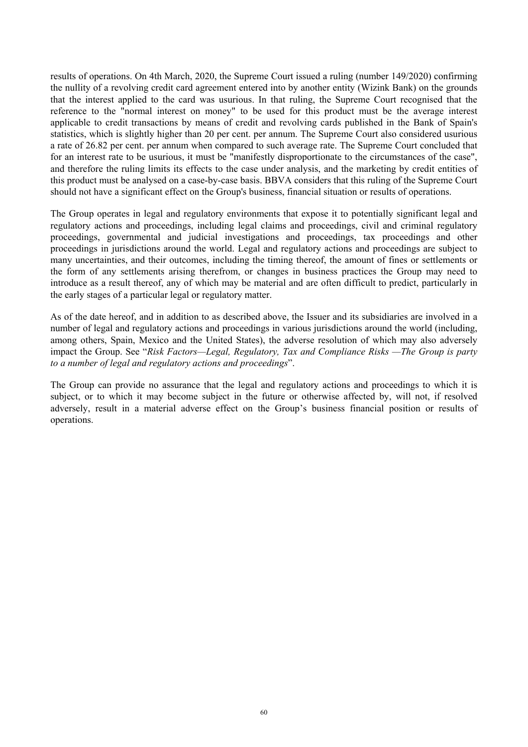results of operations. On 4th March, 2020, the Supreme Court issued a ruling (number 149/2020) confirming the nullity of a revolving credit card agreement entered into by another entity (Wizink Bank) on the grounds that the interest applied to the card was usurious. In that ruling, the Supreme Court recognised that the reference to the "normal interest on money" to be used for this product must be the average interest applicable to credit transactions by means of credit and revolving cards published in the Bank of Spain's statistics, which is slightly higher than 20 per cent. per annum. The Supreme Court also considered usurious a rate of 26.82 per cent. per annum when compared to such average rate. The Supreme Court concluded that for an interest rate to be usurious, it must be "manifestly disproportionate to the circumstances of the case", and therefore the ruling limits its effects to the case under analysis, and the marketing by credit entities of this product must be analysed on a case-by-case basis. BBVA considers that this ruling of the Supreme Court should not have a significant effect on the Group's business, financial situation or results of operations.

The Group operates in legal and regulatory environments that expose it to potentially significant legal and regulatory actions and proceedings, including legal claims and proceedings, civil and criminal regulatory proceedings, governmental and judicial investigations and proceedings, tax proceedings and other proceedings in jurisdictions around the world. Legal and regulatory actions and proceedings are subject to many uncertainties, and their outcomes, including the timing thereof, the amount of fines or settlements or the form of any settlements arising therefrom, or changes in business practices the Group may need to introduce as a result thereof, any of which may be material and are often difficult to predict, particularly in the early stages of a particular legal or regulatory matter.

As of the date hereof, and in addition to as described above, the Issuer and its subsidiaries are involved in a number of legal and regulatory actions and proceedings in various jurisdictions around the world (including, among others, Spain, Mexico and the United States), the adverse resolution of which may also adversely impact the Group. See "*Risk Factors—Legal, Regulatory, Tax and Compliance Risks —The Group is party to a number of legal and regulatory actions and proceedings*".

The Group can provide no assurance that the legal and regulatory actions and proceedings to which it is subject, or to which it may become subject in the future or otherwise affected by, will not, if resolved adversely, result in a material adverse effect on the Group's business financial position or results of operations.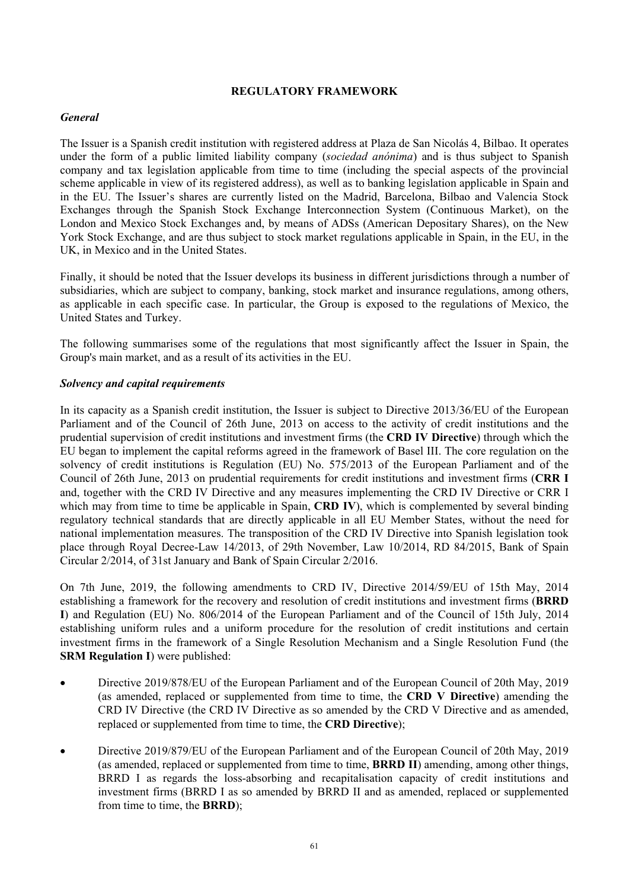## REGULATORY FRAMEWORK

### *General*

The Issuer is a Spanish credit institution with registered address at Plaza de San Nicolás 4, Bilbao. It operates under the form of a public limited liability company (*sociedad anónima*) and is thus subject to Spanish company and tax legislation applicable from time to time (including the special aspects of the provincial scheme applicable in view of its registered address), as well as to banking legislation applicable in Spain and in the EU. The Issuer's shares are currently listed on the Madrid, Barcelona, Bilbao and Valencia Stock Exchanges through the Spanish Stock Exchange Interconnection System (Continuous Market), on the London and Mexico Stock Exchanges and, by means of ADSs (American Depositary Shares), on the New York Stock Exchange, and are thus subject to stock market regulations applicable in Spain, in the EU, in the UK, in Mexico and in the United States.

Finally, it should be noted that the Issuer develops its business in different jurisdictions through a number of subsidiaries, which are subject to company, banking, stock market and insurance regulations, among others, as applicable in each specific case. In particular, the Group is exposed to the regulations of Mexico, the United States and Turkey.

The following summarises some of the regulations that most significantly affect the Issuer in Spain, the Group's main market, and as a result of its activities in the EU.

### *Solvency and capital requirements*

In its capacity as a Spanish credit institution, the Issuer is subject to Directive 2013/36/EU of the European Parliament and of the Council of 26th June, 2013 on access to the activity of credit institutions and the prudential supervision of credit institutions and investment firms (the **CRD IV Directive**) through which the EU began to implement the capital reforms agreed in the framework of Basel III. The core regulation on the solvency of credit institutions is Regulation (EU) No. 575/2013 of the European Parliament and of the Council of 26th June, 2013 on prudential requirements for credit institutions and investment firms (**CRR I** and, together with the CRD IV Directive and any measures implementing the CRD IV Directive or CRR I which may from time to time be applicable in Spain, **CRD IV**), which is complemented by several binding regulatory technical standards that are directly applicable in all EU Member States, without the need for national implementation measures. The transposition of the CRD IV Directive into Spanish legislation took place through Royal Decree-Law 14/2013, of 29th November, Law 10/2014, RD 84/2015, Bank of Spain Circular 2/2014, of 31st January and Bank of Spain Circular 2/2016.

On 7th June, 2019, the following amendments to CRD IV, Directive 2014/59/EU of 15th May, 2014 establishing a framework for the recovery and resolution of credit institutions and investment firms (**BRRD I**) and Regulation (EU) No. 806/2014 of the European Parliament and of the Council of 15th July, 2014 establishing uniform rules and a uniform procedure for the resolution of credit institutions and certain investment firms in the framework of a Single Resolution Mechanism and a Single Resolution Fund (the **SRM Regulation I**) were published:

- Directive 2019/878/EU of the European Parliament and of the European Council of 20th May, 2019 (as amended, replaced or supplemented from time to time, the **CRD V Directive**) amending the CRD IV Directive (the CRD IV Directive as so amended by the CRD V Directive and as amended, replaced or supplemented from time to time, the **CRD Directive**);
- Directive 2019/879/EU of the European Parliament and of the European Council of 20th May, 2019 (as amended, replaced or supplemented from time to time, **BRRD II**) amending, among other things, BRRD I as regards the loss-absorbing and recapitalisation capacity of credit institutions and investment firms (BRRD I as so amended by BRRD II and as amended, replaced or supplemented from time to time, the **BRRD**);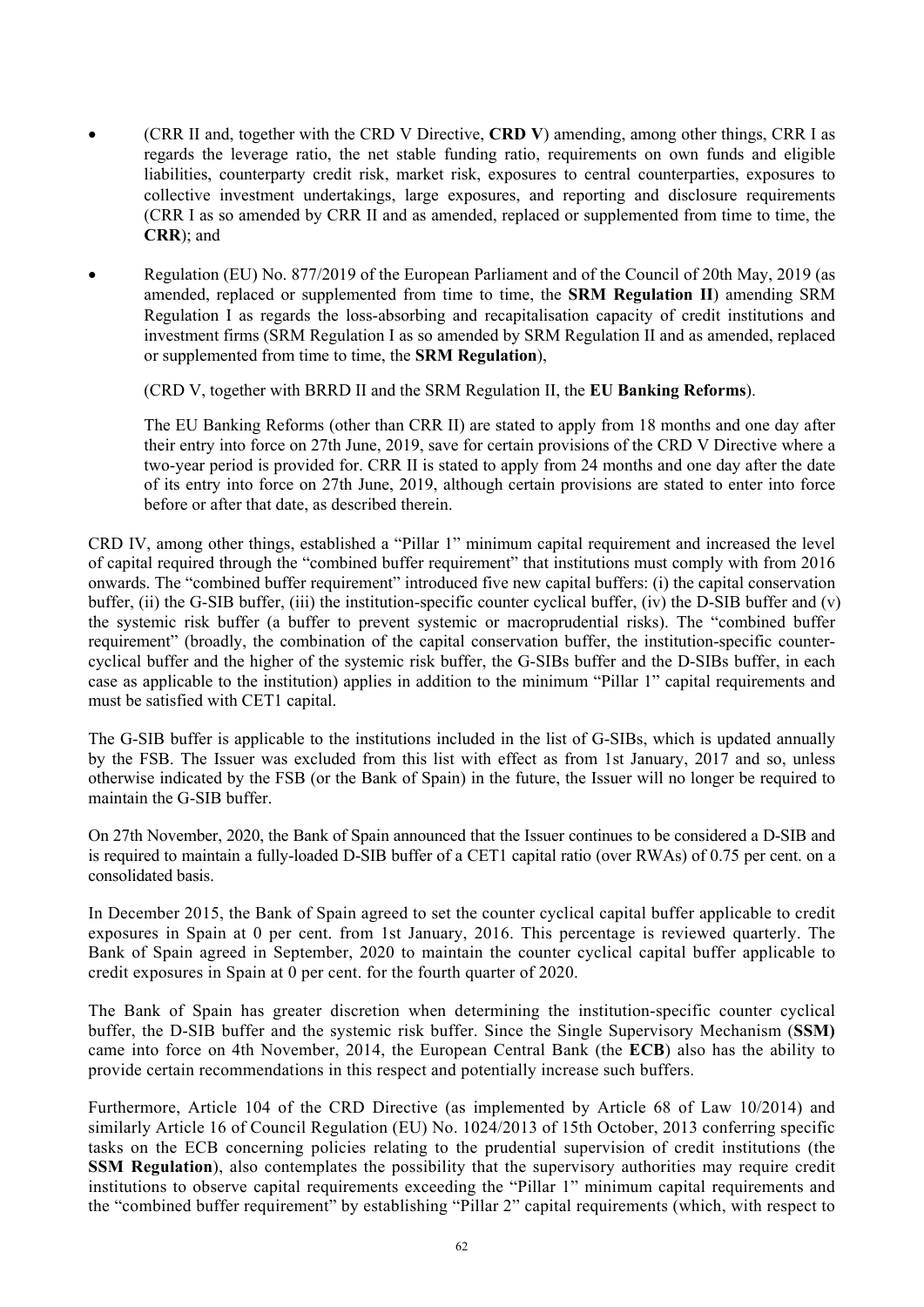- (CRR II and, together with the CRD V Directive, **CRD V**) amending, among other things, CRR I as regards the leverage ratio, the net stable funding ratio, requirements on own funds and eligible liabilities, counterparty credit risk, market risk, exposures to central counterparties, exposures to collective investment undertakings, large exposures, and reporting and disclosure requirements (CRR I as so amended by CRR II and as amended, replaced or supplemented from time to time, the **CRR**); and

- Regulation (EU) No. 877/2019 of the European Parliament and of the Council of 20th May, 2019 (as amended, replaced or supplemented from time to time, the **SRM Regulation II**) amending SRM Regulation I as regards the loss-absorbing and recapitalisation capacity of credit institutions and investment firms (SRM Regulation I as so amended by SRM Regulation II and as amended, replaced or supplemented from time to time, the **SRM Regulation**),

  (CRD V, together with BRRD II and the SRM Regulation II, the **EU Banking Reforms**).

  The EU Banking Reforms (other than CRR II) are stated to apply from 18 months and one day after their entry into force on 27th June, 2019, save for certain provisions of the CRD V Directive where a two-year period is provided for. CRR II is stated to apply from 24 months and one day after the date of its entry into force on 27th June, 2019, although certain provisions are stated to enter into force before or after that date, as described therein.

CRD IV, among other things, established a "Pillar 1" minimum capital requirement and increased the level of capital required through the "combined buffer requirement" that institutions must comply with from 2016 onwards. The "combined buffer requirement" introduced five new capital buffers: (i) the capital conservation buffer, (ii) the G-SIB buffer, (iii) the institution-specific counter cyclical buffer, (iv) the D-SIB buffer and (v) the systemic risk buffer (a buffer to prevent systemic or macroprudential risks). The "combined buffer requirement" (broadly, the combination of the capital conservation buffer, the institution-specific counter-cyclical buffer and the higher of the systemic risk buffer, the G-SIBs buffer and the D-SIBs buffer, in each case as applicable to the institution) applies in addition to the minimum "Pillar 1" capital requirements and must be satisfied with CET1 capital.

The G-SIB buffer is applicable to the institutions included in the list of G-SIBs, which is updated annually by the FSB. The Issuer was excluded from this list with effect as from 1st January, 2017 and so, unless otherwise indicated by the FSB (or the Bank of Spain) in the future, the Issuer will no longer be required to maintain the G-SIB buffer.

On 27th November, 2020, the Bank of Spain announced that the Issuer continues to be considered a D-SIB and is required to maintain a fully-loaded D-SIB buffer of a CET1 capital ratio (over RWAs) of 0.75 per cent. on a consolidated basis.

In December 2015, the Bank of Spain agreed to set the counter cyclical capital buffer applicable to credit exposures in Spain at 0 per cent. from 1st January, 2016. This percentage is reviewed quarterly. The Bank of Spain agreed in September, 2020 to maintain the counter cyclical capital buffer applicable to credit exposures in Spain at 0 per cent. for the fourth quarter of 2020.

The Bank of Spain has greater discretion when determining the institution-specific counter cyclical buffer, the D-SIB buffer and the systemic risk buffer. Since the Single Supervisory Mechanism (**SSM)** came into force on 4th November, 2014, the European Central Bank (the **ECB**) also has the ability to provide certain recommendations in this respect and potentially increase such buffers.

Furthermore, Article 104 of the CRD Directive (as implemented by Article 68 of Law 10/2014) and similarly Article 16 of Council Regulation (EU) No. 1024/2013 of 15th October, 2013 conferring specific tasks on the ECB concerning policies relating to the prudential supervision of credit institutions (the **SSM Regulation**), also contemplates the possibility that the supervisory authorities may require credit institutions to observe capital requirements exceeding the "Pillar 1" minimum capital requirements and the "combined buffer requirement" by establishing "Pillar 2" capital requirements (which, with respect to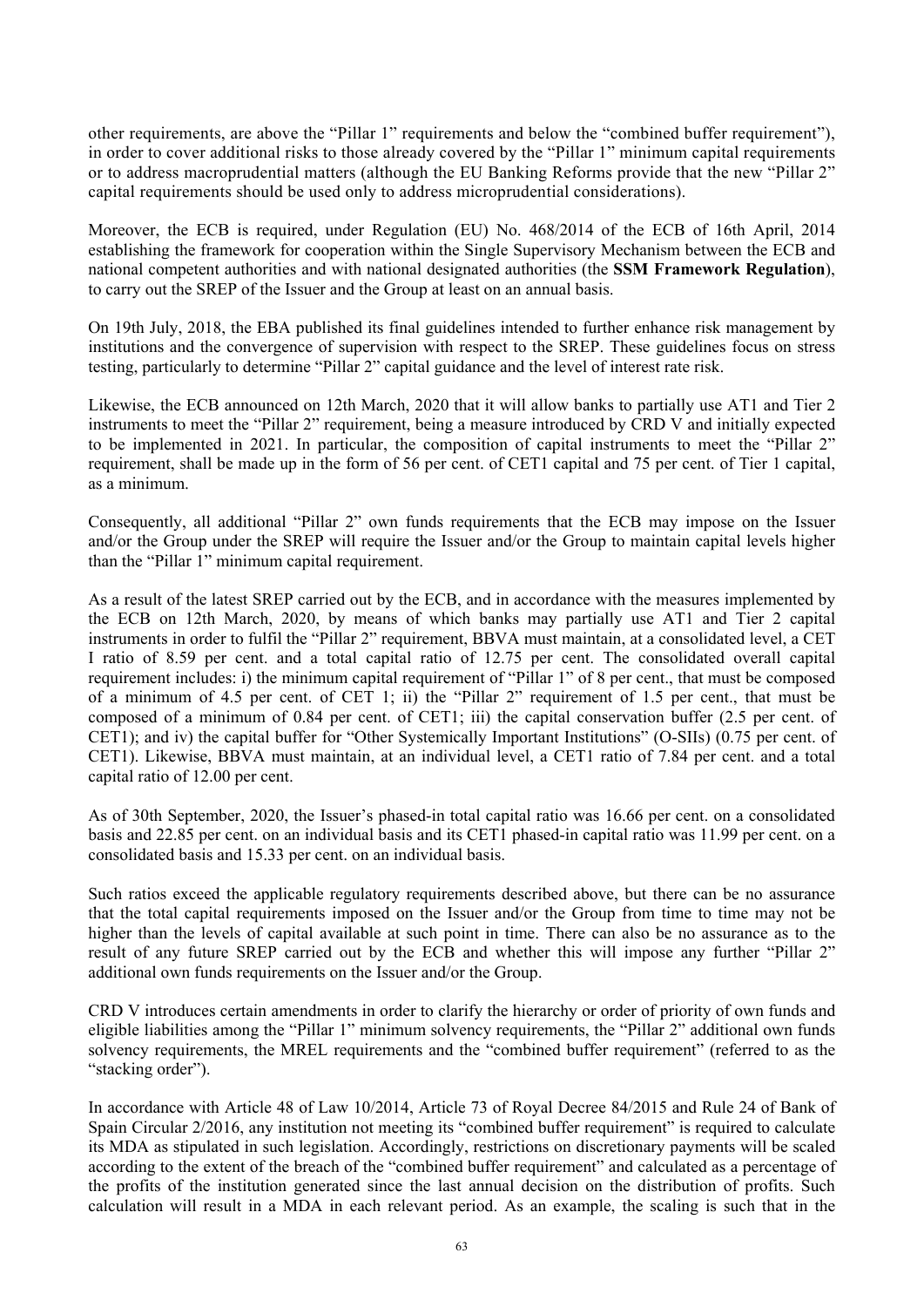other requirements, are above the "Pillar 1" requirements and below the "combined buffer requirement"), in order to cover additional risks to those already covered by the "Pillar 1" minimum capital requirements or to address macroprudential matters (although the EU Banking Reforms provide that the new "Pillar 2" capital requirements should be used only to address microprudential considerations).

Moreover, the ECB is required, under Regulation (EU) No. 468/2014 of the ECB of 16th April, 2014 establishing the framework for cooperation within the Single Supervisory Mechanism between the ECB and national competent authorities and with national designated authorities (the **SSM Framework Regulation**), to carry out the SREP of the Issuer and the Group at least on an annual basis.

On 19th July, 2018, the EBA published its final guidelines intended to further enhance risk management by institutions and the convergence of supervision with respect to the SREP. These guidelines focus on stress testing, particularly to determine "Pillar 2" capital guidance and the level of interest rate risk.

Likewise, the ECB announced on 12th March, 2020 that it will allow banks to partially use AT1 and Tier 2 instruments to meet the "Pillar 2" requirement, being a measure introduced by CRD V and initially expected to be implemented in 2021. In particular, the composition of capital instruments to meet the "Pillar 2" requirement, shall be made up in the form of 56 per cent. of CET1 capital and 75 per cent. of Tier 1 capital, as a minimum.

Consequently, all additional "Pillar 2" own funds requirements that the ECB may impose on the Issuer and/or the Group under the SREP will require the Issuer and/or the Group to maintain capital levels higher than the "Pillar 1" minimum capital requirement.

As a result of the latest SREP carried out by the ECB, and in accordance with the measures implemented by the ECB on 12th March, 2020, by means of which banks may partially use AT1 and Tier 2 capital instruments in order to fulfil the "Pillar 2" requirement, BBVA must maintain, at a consolidated level, a CET I ratio of 8.59 per cent. and a total capital ratio of 12.75 per cent. The consolidated overall capital requirement includes: i) the minimum capital requirement of "Pillar 1" of 8 per cent., that must be composed of a minimum of 4.5 per cent. of CET 1; ii) the "Pillar 2" requirement of 1.5 per cent., that must be composed of a minimum of 0.84 per cent. of CET1; iii) the capital conservation buffer (2.5 per cent. of CET1); and iv) the capital buffer for "Other Systemically Important Institutions" (O-SIIs) (0.75 per cent. of CET1). Likewise, BBVA must maintain, at an individual level, a CET1 ratio of 7.84 per cent. and a total capital ratio of 12.00 per cent.

As of 30th September, 2020, the Issuer's phased-in total capital ratio was 16.66 per cent. on a consolidated basis and 22.85 per cent. on an individual basis and its CET1 phased-in capital ratio was 11.99 per cent. on a consolidated basis and 15.33 per cent. on an individual basis.

Such ratios exceed the applicable regulatory requirements described above, but there can be no assurance that the total capital requirements imposed on the Issuer and/or the Group from time to time may not be higher than the levels of capital available at such point in time. There can also be no assurance as to the result of any future SREP carried out by the ECB and whether this will impose any further "Pillar 2" additional own funds requirements on the Issuer and/or the Group.

CRD V introduces certain amendments in order to clarify the hierarchy or order of priority of own funds and eligible liabilities among the "Pillar 1" minimum solvency requirements, the "Pillar 2" additional own funds solvency requirements, the MREL requirements and the "combined buffer requirement" (referred to as the "stacking order").

In accordance with Article 48 of Law 10/2014, Article 73 of Royal Decree 84/2015 and Rule 24 of Bank of Spain Circular 2/2016, any institution not meeting its "combined buffer requirement" is required to calculate its MDA as stipulated in such legislation. Accordingly, restrictions on discretionary payments will be scaled according to the extent of the breach of the "combined buffer requirement" and calculated as a percentage of the profits of the institution generated since the last annual decision on the distribution of profits. Such calculation will result in a MDA in each relevant period. As an example, the scaling is such that in the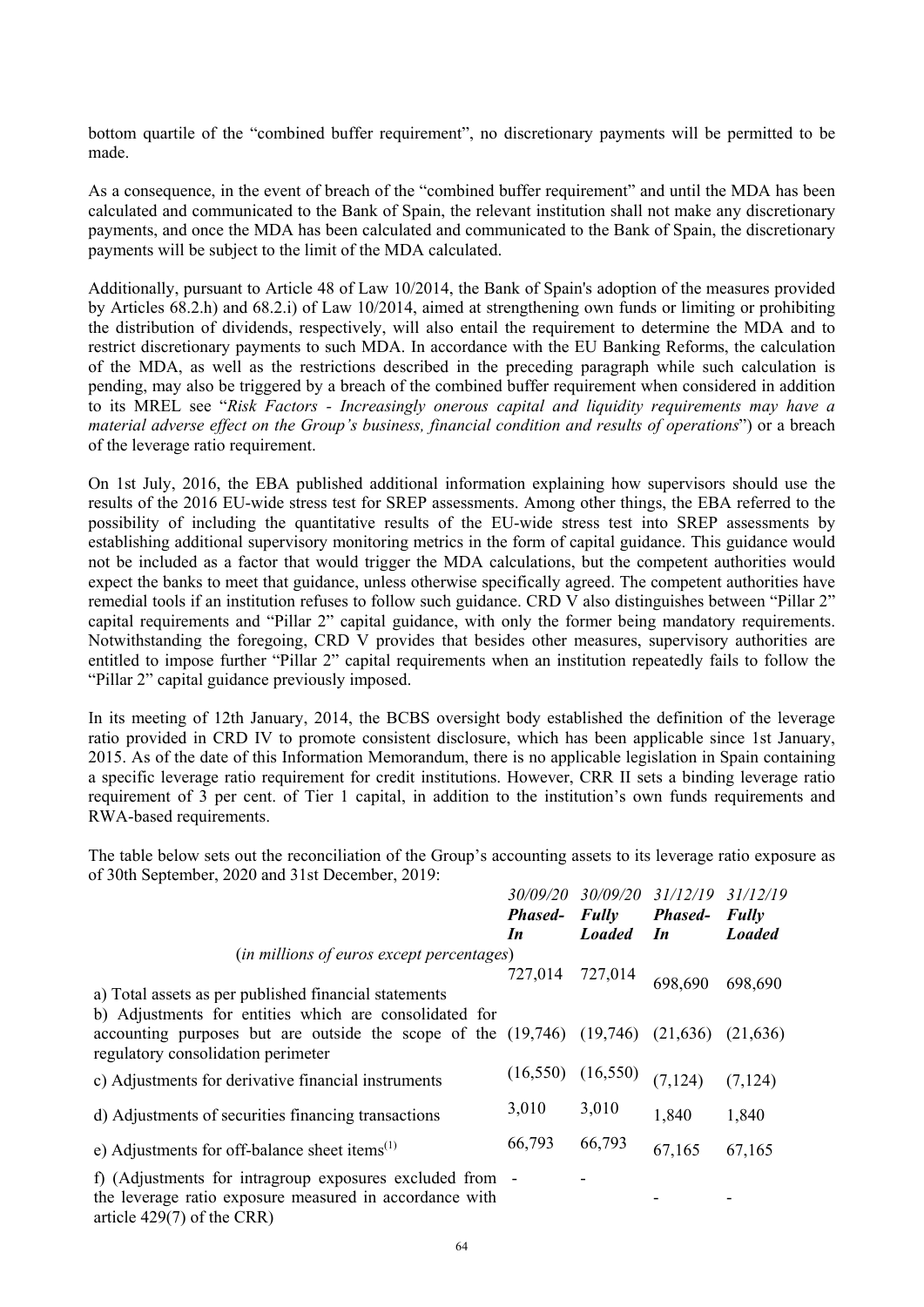bottom quartile of the "combined buffer requirement", no discretionary payments will be permitted to be made.

As a consequence, in the event of breach of the "combined buffer requirement" and until the MDA has been calculated and communicated to the Bank of Spain, the relevant institution shall not make any discretionary payments, and once the MDA has been calculated and communicated to the Bank of Spain, the discretionary payments will be subject to the limit of the MDA calculated.

Additionally, pursuant to Article 48 of Law 10/2014, the Bank of Spain's adoption of the measures provided by Articles 68.2.h) and 68.2.i) of Law 10/2014, aimed at strengthening own funds or limiting or prohibiting the distribution of dividends, respectively, will also entail the requirement to determine the MDA and to restrict discretionary payments to such MDA. In accordance with the EU Banking Reforms, the calculation of the MDA, as well as the restrictions described in the preceding paragraph while such calculation is pending, may also be triggered by a breach of the combined buffer requirement when considered in addition to its MREL see "*Risk Factors - Increasingly onerous capital and liquidity requirements may have a material adverse effect on the Group's business, financial condition and results of operations*") or a breach of the leverage ratio requirement.

On 1st July, 2016, the EBA published additional information explaining how supervisors should use the results of the 2016 EU-wide stress test for SREP assessments. Among other things, the EBA referred to the possibility of including the quantitative results of the EU-wide stress test into SREP assessments by establishing additional supervisory monitoring metrics in the form of capital guidance. This guidance would not be included as a factor that would trigger the MDA calculations, but the competent authorities would expect the banks to meet that guidance, unless otherwise specifically agreed. The competent authorities have remedial tools if an institution refuses to follow such guidance. CRD V also distinguishes between "Pillar 2" capital requirements and "Pillar 2" capital guidance, with only the former being mandatory requirements. Notwithstanding the foregoing, CRD V provides that besides other measures, supervisory authorities are entitled to impose further "Pillar 2" capital requirements when an institution repeatedly fails to follow the "Pillar 2" capital guidance previously imposed.

In its meeting of 12th January, 2014, the BCBS oversight body established the definition of the leverage ratio provided in CRD IV to promote consistent disclosure, which has been applicable since 1st January, 2015. As of the date of this Information Memorandum, there is no applicable legislation in Spain containing a specific leverage ratio requirement for credit institutions. However, CRR II sets a binding leverage ratio requirement of 3 per cent. of Tier 1 capital, in addition to the institution's own funds requirements and RWA-based requirements.

The table below sets out the reconciliation of the Group's accounting assets to its leverage ratio exposure as of 30th September, 2020 and 31st December, 2019:

| | *30/09/20* ***Phased-In*** | *30/09/20* ***Fully Loaded*** | *31/12/19* ***Phased-In*** | *31/12/19* ***Fully Loaded*** |
|---|---|---|---|---|
| (*in millions of euros except percentages*) | | | | |
| a) Total assets as per published financial statements | 727,014 | 727,014 | 698,690 | 698,690 |
| b) Adjustments for entities which are consolidated for accounting purposes but are outside the scope of the regulatory consolidation perimeter | (19,746) | (19,746) | (21,636) | (21,636) |
| c) Adjustments for derivative financial instruments | (16,550) | (16,550) | (7,124) | (7,124) |
| d) Adjustments of securities financing transactions | 3,010 | 3,010 | 1,840 | 1,840 |
| e) Adjustments for off-balance sheet items[1] | 66,793 | 66,793 | 67,165 | 67,165 |
| f) (Adjustments for intragroup exposures excluded from the leverage ratio exposure measured in accordance with article 429(7) of the CRR) | - | - | - | - |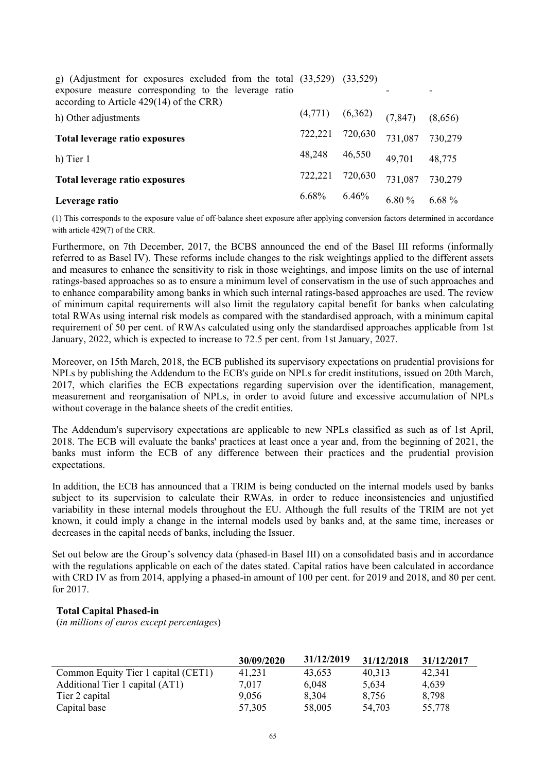| | | | | |
|---|---|---|---|---|
| g) (Adjustment for exposures excluded from the total exposure measure corresponding to the leverage ratio according to Article 429(14) of the CRR) | (33,529) | (33,529) | - | - |
| h) Other adjustments | (4,771) | (6,362) | (7,847) | (8,656) |
| **Total leverage ratio exposures** | 722,221 | 720,630 | 731,087 | 730,279 |
| h) Tier 1 | 48,248 | 46,550 | 49,701 | 48,775 |
| **Total leverage ratio exposures** | 722,221 | 720,630 | 731,087 | 730,279 |
| **Leverage ratio** | 6.68% | 6.46% | 6.80 % | 6.68 % |

(1) This corresponds to the exposure value of off-balance sheet exposure after applying conversion factors determined in accordance with article 429(7) of the CRR.

Furthermore, on 7th December, 2017, the BCBS announced the end of the Basel III reforms (informally referred to as Basel IV). These reforms include changes to the risk weightings applied to the different assets and measures to enhance the sensitivity to risk in those weightings, and impose limits on the use of internal ratings-based approaches so as to ensure a minimum level of conservatism in the use of such approaches and to enhance comparability among banks in which such internal ratings-based approaches are used. The review of minimum capital requirements will also limit the regulatory capital benefit for banks when calculating total RWAs using internal risk models as compared with the standardised approach, with a minimum capital requirement of 50 per cent. of RWAs calculated using only the standardised approaches applicable from 1st January, 2022, which is expected to increase to 72.5 per cent. from 1st January, 2027.

Moreover, on 15th March, 2018, the ECB published its supervisory expectations on prudential provisions for NPLs by publishing the Addendum to the ECB's guide on NPLs for credit institutions, issued on 20th March, 2017, which clarifies the ECB expectations regarding supervision over the identification, management, measurement and reorganisation of NPLs, in order to avoid future and excessive accumulation of NPLs without coverage in the balance sheets of the credit entities.

The Addendum's supervisory expectations are applicable to new NPLs classified as such as of 1st April, 2018. The ECB will evaluate the banks' practices at least once a year and, from the beginning of 2021, the banks must inform the ECB of any difference between their practices and the prudential provision expectations.

In addition, the ECB has announced that a TRIM is being conducted on the internal models used by banks subject to its supervision to calculate their RWAs, in order to reduce inconsistencies and unjustified variability in these internal models throughout the EU. Although the full results of the TRIM are not yet known, it could imply a change in the internal models used by banks and, at the same time, increases or decreases in the capital needs of banks, including the Issuer.

Set out below are the Group's solvency data (phased-in Basel III) on a consolidated basis and in accordance with the regulations applicable on each of the dates stated. Capital ratios have been calculated in accordance with CRD IV as from 2014, applying a phased-in amount of 100 per cent. for 2019 and 2018, and 80 per cent. for 2017.

**Total Capital Phased-in**
(*in millions of euros except percentages*)

| | 30/09/2020 | 31/12/2019 | 31/12/2018 | 31/12/2017 |
|---|---|---|---|---|
| Common Equity Tier 1 capital (CET1) | 41,231 | 43,653 | 40,313 | 42,341 |
| Additional Tier 1 capital (AT1) | 7,017 | 6,048 | 5,634 | 4,639 |
| Tier 2 capital | 9,056 | 8,304 | 8,756 | 8,798 |
| Capital base | 57,305 | 58,005 | 54,703 | 55,778 |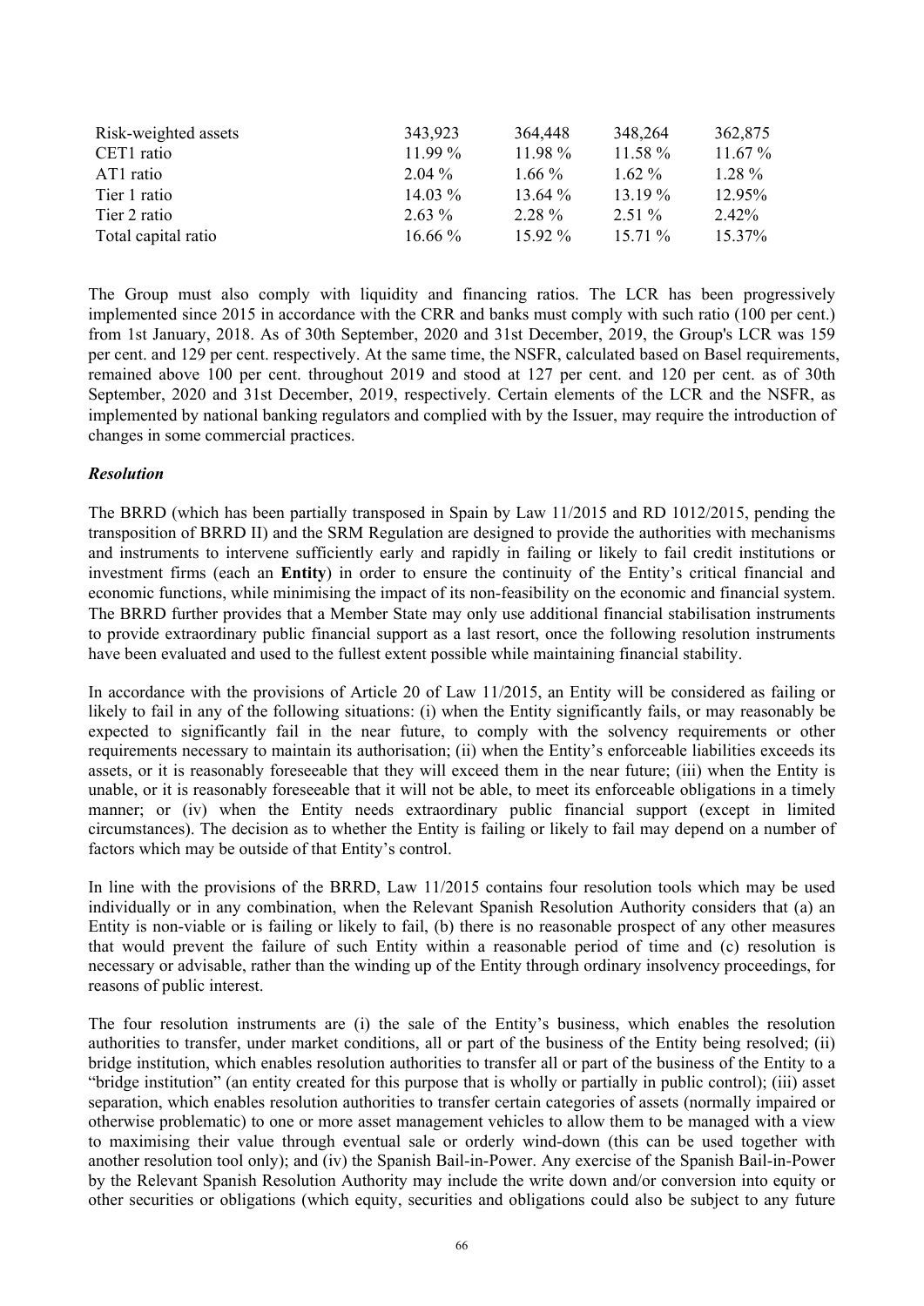| | | | | |
|---|---|---|---|---|
| Risk-weighted assets | 343,923 | 364,448 | 348,264 | 362,875 |
| CET1 ratio | 11.99 % | 11.98 % | 11.58 % | 11.67 % |
| AT1 ratio | 2.04 % | 1.66 % | 1.62 % | 1.28 % |
| Tier 1 ratio | 14.03 % | 13.64 % | 13.19 % | 12.95% |
| Tier 2 ratio | 2.63 % | 2.28 % | 2.51 % | 2.42% |
| Total capital ratio | 16.66 % | 15.92 % | 15.71 % | 15.37% |

The Group must also comply with liquidity and financing ratios. The LCR has been progressively implemented since 2015 in accordance with the CRR and banks must comply with such ratio (100 per cent.) from 1st January, 2018. As of 30th September, 2020 and 31st December, 2019, the Group's LCR was 159 per cent. and 129 per cent. respectively. At the same time, the NSFR, calculated based on Basel requirements, remained above 100 per cent. throughout 2019 and stood at 127 per cent. and 120 per cent. as of 30th September, 2020 and 31st December, 2019, respectively. Certain elements of the LCR and the NSFR, as implemented by national banking regulators and complied with by the Issuer, may require the introduction of changes in some commercial practices.

***Resolution***

The BRRD (which has been partially transposed in Spain by Law 11/2015 and RD 1012/2015, pending the transposition of BRRD II) and the SRM Regulation are designed to provide the authorities with mechanisms and instruments to intervene sufficiently early and rapidly in failing or likely to fail credit institutions or investment firms (each an **Entity**) in order to ensure the continuity of the Entity's critical financial and economic functions, while minimising the impact of its non-feasibility on the economic and financial system. The BRRD further provides that a Member State may only use additional financial stabilisation instruments to provide extraordinary public financial support as a last resort, once the following resolution instruments have been evaluated and used to the fullest extent possible while maintaining financial stability.

In accordance with the provisions of Article 20 of Law 11/2015, an Entity will be considered as failing or likely to fail in any of the following situations: (i) when the Entity significantly fails, or may reasonably be expected to significantly fail in the near future, to comply with the solvency requirements or other requirements necessary to maintain its authorisation; (ii) when the Entity's enforceable liabilities exceeds its assets, or it is reasonably foreseeable that they will exceed them in the near future; (iii) when the Entity is unable, or it is reasonably foreseeable that it will not be able, to meet its enforceable obligations in a timely manner; or (iv) when the Entity needs extraordinary public financial support (except in limited circumstances). The decision as to whether the Entity is failing or likely to fail may depend on a number of factors which may be outside of that Entity's control.

In line with the provisions of the BRRD, Law 11/2015 contains four resolution tools which may be used individually or in any combination, when the Relevant Spanish Resolution Authority considers that (a) an Entity is non-viable or is failing or likely to fail, (b) there is no reasonable prospect of any other measures that would prevent the failure of such Entity within a reasonable period of time and (c) resolution is necessary or advisable, rather than the winding up of the Entity through ordinary insolvency proceedings, for reasons of public interest.

The four resolution instruments are (i) the sale of the Entity's business, which enables the resolution authorities to transfer, under market conditions, all or part of the business of the Entity being resolved; (ii) bridge institution, which enables resolution authorities to transfer all or part of the business of the Entity to a "bridge institution" (an entity created for this purpose that is wholly or partially in public control); (iii) asset separation, which enables resolution authorities to transfer certain categories of assets (normally impaired or otherwise problematic) to one or more asset management vehicles to allow them to be managed with a view to maximising their value through eventual sale or orderly wind-down (this can be used together with another resolution tool only); and (iv) the Spanish Bail-in-Power. Any exercise of the Spanish Bail-in-Power by the Relevant Spanish Resolution Authority may include the write down and/or conversion into equity or other securities or obligations (which equity, securities and obligations could also be subject to any future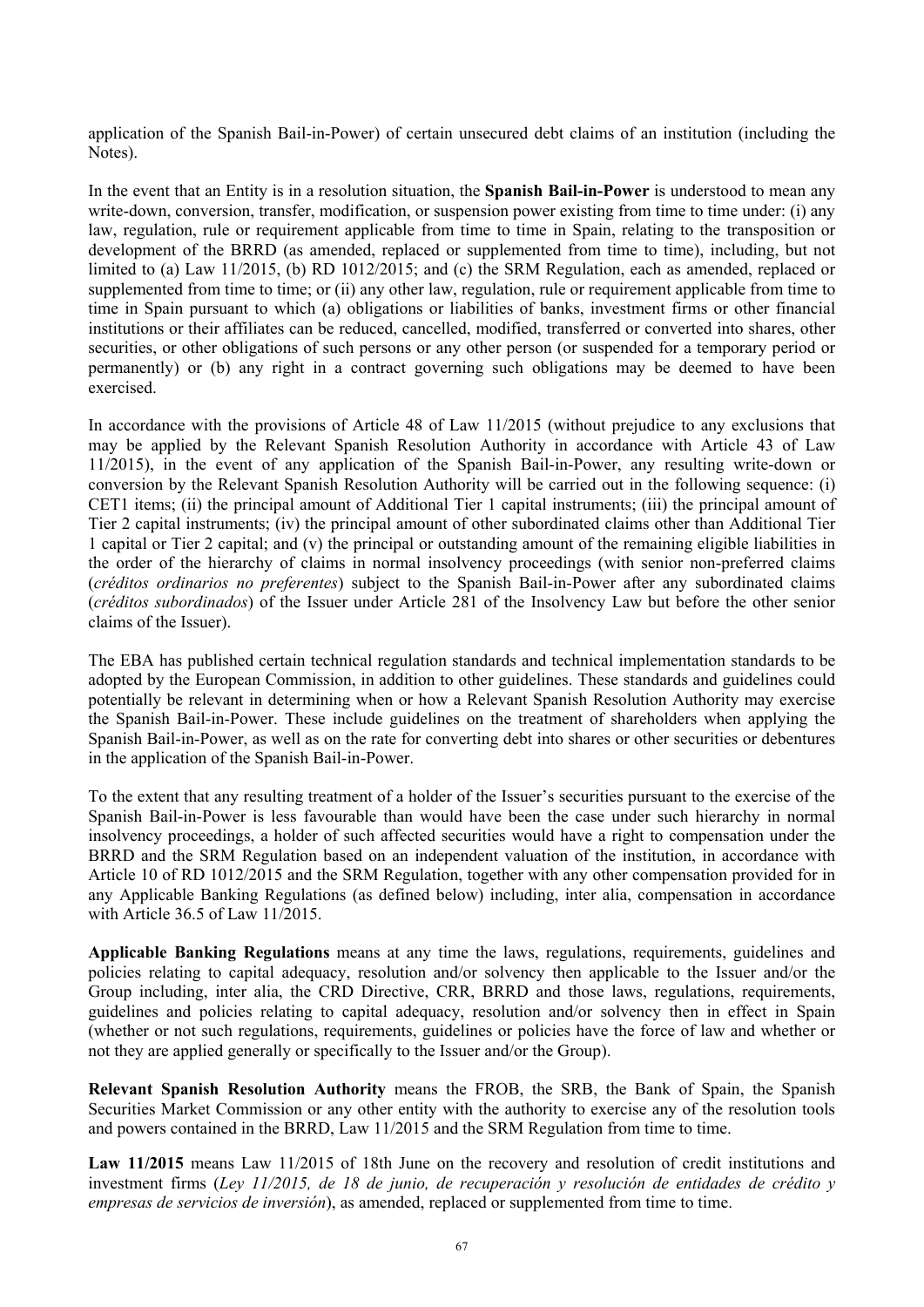application of the Spanish Bail-in-Power) of certain unsecured debt claims of an institution (including the Notes).

In the event that an Entity is in a resolution situation, the **Spanish Bail-in-Power** is understood to mean any write-down, conversion, transfer, modification, or suspension power existing from time to time under: (i) any law, regulation, rule or requirement applicable from time to time in Spain, relating to the transposition or development of the BRRD (as amended, replaced or supplemented from time to time), including, but not limited to (a) Law 11/2015, (b) RD 1012/2015; and (c) the SRM Regulation, each as amended, replaced or supplemented from time to time; or (ii) any other law, regulation, rule or requirement applicable from time to time in Spain pursuant to which (a) obligations or liabilities of banks, investment firms or other financial institutions or their affiliates can be reduced, cancelled, modified, transferred or converted into shares, other securities, or other obligations of such persons or any other person (or suspended for a temporary period or permanently) or (b) any right in a contract governing such obligations may be deemed to have been exercised.

In accordance with the provisions of Article 48 of Law 11/2015 (without prejudice to any exclusions that may be applied by the Relevant Spanish Resolution Authority in accordance with Article 43 of Law 11/2015), in the event of any application of the Spanish Bail-in-Power, any resulting write-down or conversion by the Relevant Spanish Resolution Authority will be carried out in the following sequence: (i) CET1 items; (ii) the principal amount of Additional Tier 1 capital instruments; (iii) the principal amount of Tier 2 capital instruments; (iv) the principal amount of other subordinated claims other than Additional Tier 1 capital or Tier 2 capital; and (v) the principal or outstanding amount of the remaining eligible liabilities in the order of the hierarchy of claims in normal insolvency proceedings (with senior non-preferred claims (*créditos ordinarios no preferentes*) subject to the Spanish Bail-in-Power after any subordinated claims (*créditos subordinados*) of the Issuer under Article 281 of the Insolvency Law but before the other senior claims of the Issuer).

The EBA has published certain technical regulation standards and technical implementation standards to be adopted by the European Commission, in addition to other guidelines. These standards and guidelines could potentially be relevant in determining when or how a Relevant Spanish Resolution Authority may exercise the Spanish Bail-in-Power. These include guidelines on the treatment of shareholders when applying the Spanish Bail-in-Power, as well as on the rate for converting debt into shares or other securities or debentures in the application of the Spanish Bail-in-Power.

To the extent that any resulting treatment of a holder of the Issuer's securities pursuant to the exercise of the Spanish Bail-in-Power is less favourable than would have been the case under such hierarchy in normal insolvency proceedings, a holder of such affected securities would have a right to compensation under the BRRD and the SRM Regulation based on an independent valuation of the institution, in accordance with Article 10 of RD 1012/2015 and the SRM Regulation, together with any other compensation provided for in any Applicable Banking Regulations (as defined below) including, inter alia, compensation in accordance with Article 36.5 of Law 11/2015.

**Applicable Banking Regulations** means at any time the laws, regulations, requirements, guidelines and policies relating to capital adequacy, resolution and/or solvency then applicable to the Issuer and/or the Group including, inter alia, the CRD Directive, CRR, BRRD and those laws, regulations, requirements, guidelines and policies relating to capital adequacy, resolution and/or solvency then in effect in Spain (whether or not such regulations, requirements, guidelines or policies have the force of law and whether or not they are applied generally or specifically to the Issuer and/or the Group).

**Relevant Spanish Resolution Authority** means the FROB, the SRB, the Bank of Spain, the Spanish Securities Market Commission or any other entity with the authority to exercise any of the resolution tools and powers contained in the BRRD, Law 11/2015 and the SRM Regulation from time to time.

**Law 11/2015** means Law 11/2015 of 18th June on the recovery and resolution of credit institutions and investment firms (*Ley 11/2015, de 18 de junio, de recuperación y resolución de entidades de crédito y empresas de servicios de inversión*), as amended, replaced or supplemented from time to time.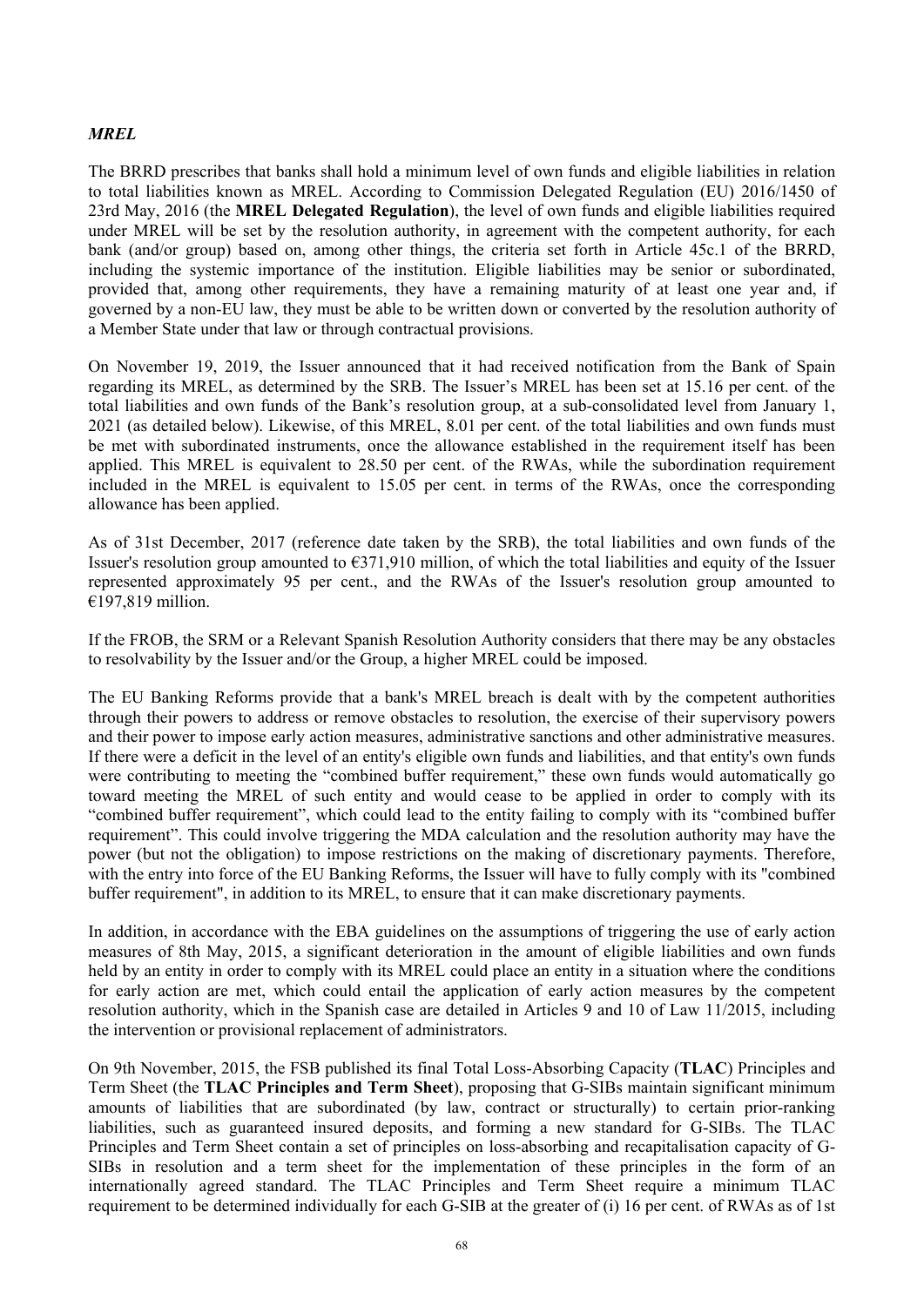### *MREL*

The BRRD prescribes that banks shall hold a minimum level of own funds and eligible liabilities in relation to total liabilities known as MREL. According to Commission Delegated Regulation (EU) 2016/1450 of 23rd May, 2016 (the **MREL Delegated Regulation**), the level of own funds and eligible liabilities required under MREL will be set by the resolution authority, in agreement with the competent authority, for each bank (and/or group) based on, among other things, the criteria set forth in Article 45c.1 of the BRRD, including the systemic importance of the institution. Eligible liabilities may be senior or subordinated, provided that, among other requirements, they have a remaining maturity of at least one year and, if governed by a non-EU law, they must be able to be written down or converted by the resolution authority of a Member State under that law or through contractual provisions.

On November 19, 2019, the Issuer announced that it had received notification from the Bank of Spain regarding its MREL, as determined by the SRB. The Issuer's MREL has been set at 15.16 per cent. of the total liabilities and own funds of the Bank's resolution group, at a sub-consolidated level from January 1, 2021 (as detailed below). Likewise, of this MREL, 8.01 per cent. of the total liabilities and own funds must be met with subordinated instruments, once the allowance established in the requirement itself has been applied. This MREL is equivalent to 28.50 per cent. of the RWAs, while the subordination requirement included in the MREL is equivalent to 15.05 per cent. in terms of the RWAs, once the corresponding allowance has been applied.

As of 31st December, 2017 (reference date taken by the SRB), the total liabilities and own funds of the Issuer's resolution group amounted to €371,910 million, of which the total liabilities and equity of the Issuer represented approximately 95 per cent., and the RWAs of the Issuer's resolution group amounted to €197,819 million.

If the FROB, the SRM or a Relevant Spanish Resolution Authority considers that there may be any obstacles to resolvability by the Issuer and/or the Group, a higher MREL could be imposed.

The EU Banking Reforms provide that a bank's MREL breach is dealt with by the competent authorities through their powers to address or remove obstacles to resolution, the exercise of their supervisory powers and their power to impose early action measures, administrative sanctions and other administrative measures. If there were a deficit in the level of an entity's eligible own funds and liabilities, and that entity's own funds were contributing to meeting the "combined buffer requirement," these own funds would automatically go toward meeting the MREL of such entity and would cease to be applied in order to comply with its "combined buffer requirement", which could lead to the entity failing to comply with its "combined buffer requirement". This could involve triggering the MDA calculation and the resolution authority may have the power (but not the obligation) to impose restrictions on the making of discretionary payments. Therefore, with the entry into force of the EU Banking Reforms, the Issuer will have to fully comply with its "combined buffer requirement", in addition to its MREL, to ensure that it can make discretionary payments.

In addition, in accordance with the EBA guidelines on the assumptions of triggering the use of early action measures of 8th May, 2015, a significant deterioration in the amount of eligible liabilities and own funds held by an entity in order to comply with its MREL could place an entity in a situation where the conditions for early action are met, which could entail the application of early action measures by the competent resolution authority, which in the Spanish case are detailed in Articles 9 and 10 of Law 11/2015, including the intervention or provisional replacement of administrators.

On 9th November, 2015, the FSB published its final Total Loss-Absorbing Capacity (**TLAC**) Principles and Term Sheet (the **TLAC Principles and Term Sheet**), proposing that G-SIBs maintain significant minimum amounts of liabilities that are subordinated (by law, contract or structurally) to certain prior-ranking liabilities, such as guaranteed insured deposits, and forming a new standard for G-SIBs. The TLAC Principles and Term Sheet contain a set of principles on loss-absorbing and recapitalisation capacity of G-SIBs in resolution and a term sheet for the implementation of these principles in the form of an internationally agreed standard. The TLAC Principles and Term Sheet require a minimum TLAC requirement to be determined individually for each G-SIB at the greater of (i) 16 per cent. of RWAs as of 1st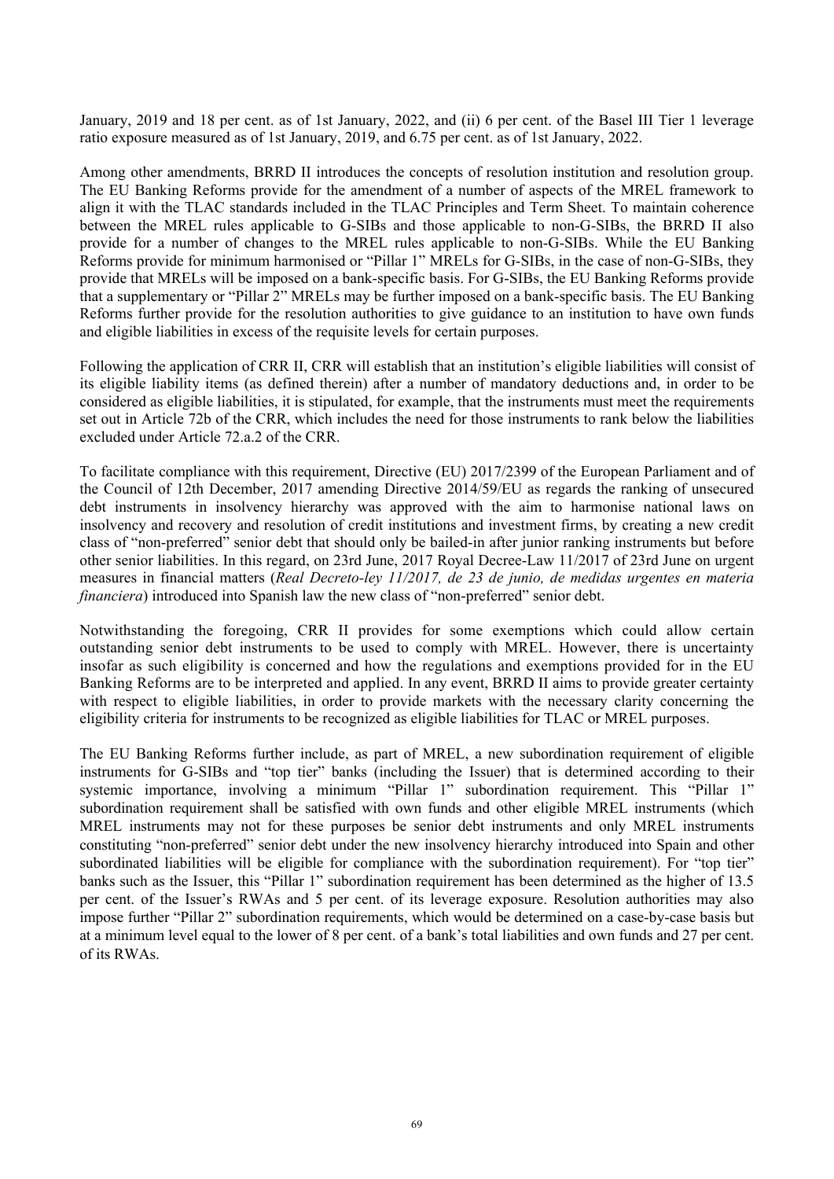January, 2019 and 18 per cent. as of 1st January, 2022, and (ii) 6 per cent. of the Basel III Tier 1 leverage ratio exposure measured as of 1st January, 2019, and 6.75 per cent. as of 1st January, 2022.

Among other amendments, BRRD II introduces the concepts of resolution institution and resolution group. The EU Banking Reforms provide for the amendment of a number of aspects of the MREL framework to align it with the TLAC standards included in the TLAC Principles and Term Sheet. To maintain coherence between the MREL rules applicable to G-SIBs and those applicable to non-G-SIBs, the BRRD II also provide for a number of changes to the MREL rules applicable to non-G-SIBs. While the EU Banking Reforms provide for minimum harmonised or "Pillar 1" MRELs for G-SIBs, in the case of non-G-SIBs, they provide that MRELs will be imposed on a bank-specific basis. For G-SIBs, the EU Banking Reforms provide that a supplementary or "Pillar 2" MRELs may be further imposed on a bank-specific basis. The EU Banking Reforms further provide for the resolution authorities to give guidance to an institution to have own funds and eligible liabilities in excess of the requisite levels for certain purposes.

Following the application of CRR II, CRR will establish that an institution's eligible liabilities will consist of its eligible liability items (as defined therein) after a number of mandatory deductions and, in order to be considered as eligible liabilities, it is stipulated, for example, that the instruments must meet the requirements set out in Article 72b of the CRR, which includes the need for those instruments to rank below the liabilities excluded under Article 72.a.2 of the CRR.

To facilitate compliance with this requirement, Directive (EU) 2017/2399 of the European Parliament and of the Council of 12th December, 2017 amending Directive 2014/59/EU as regards the ranking of unsecured debt instruments in insolvency hierarchy was approved with the aim to harmonise national laws on insolvency and recovery and resolution of credit institutions and investment firms, by creating a new credit class of "non-preferred" senior debt that should only be bailed-in after junior ranking instruments but before other senior liabilities. In this regard, on 23rd June, 2017 Royal Decree-Law 11/2017 of 23rd June on urgent measures in financial matters (*Real Decreto-ley 11/2017, de 23 de junio, de medidas urgentes en materia financiera*) introduced into Spanish law the new class of "non-preferred" senior debt.

Notwithstanding the foregoing, CRR II provides for some exemptions which could allow certain outstanding senior debt instruments to be used to comply with MREL. However, there is uncertainty insofar as such eligibility is concerned and how the regulations and exemptions provided for in the EU Banking Reforms are to be interpreted and applied. In any event, BRRD II aims to provide greater certainty with respect to eligible liabilities, in order to provide markets with the necessary clarity concerning the eligibility criteria for instruments to be recognized as eligible liabilities for TLAC or MREL purposes.

The EU Banking Reforms further include, as part of MREL, a new subordination requirement of eligible instruments for G-SIBs and "top tier" banks (including the Issuer) that is determined according to their systemic importance, involving a minimum "Pillar 1" subordination requirement. This "Pillar 1" subordination requirement shall be satisfied with own funds and other eligible MREL instruments (which MREL instruments may not for these purposes be senior debt instruments and only MREL instruments constituting "non-preferred" senior debt under the new insolvency hierarchy introduced into Spain and other subordinated liabilities will be eligible for compliance with the subordination requirement). For "top tier" banks such as the Issuer, this "Pillar 1" subordination requirement has been determined as the higher of 13.5 per cent. of the Issuer's RWAs and 5 per cent. of its leverage exposure. Resolution authorities may also impose further "Pillar 2" subordination requirements, which would be determined on a case-by-case basis but at a minimum level equal to the lower of 8 per cent. of a bank's total liabilities and own funds and 27 per cent. of its RWAs.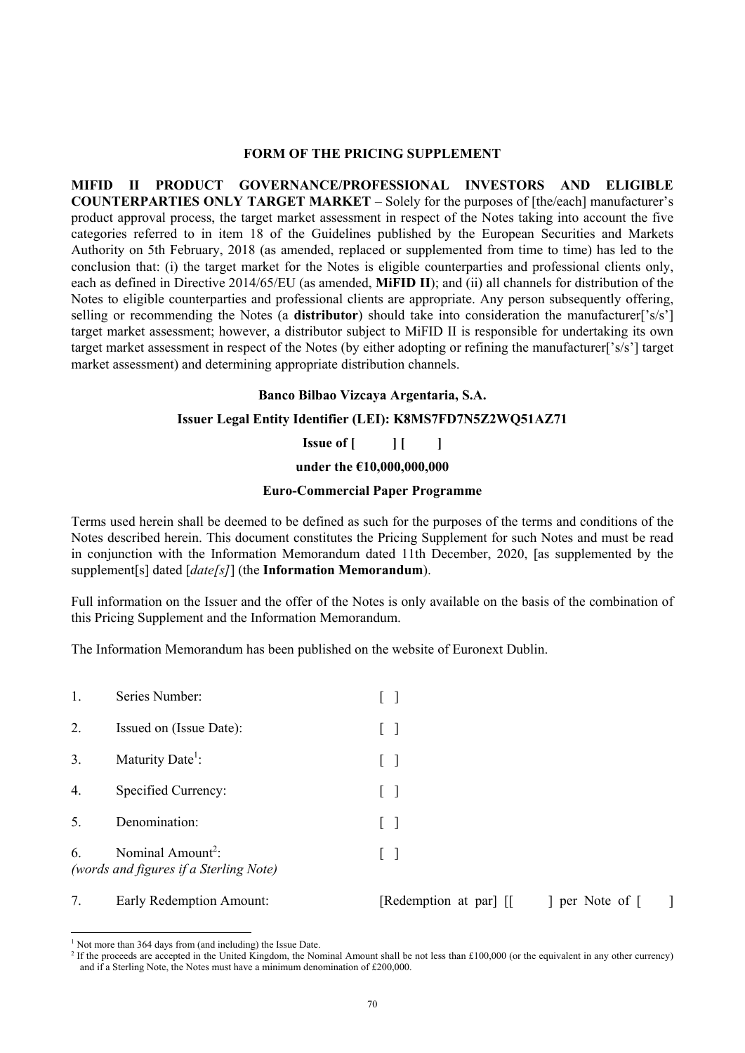## FORM OF THE PRICING SUPPLEMENT

**MIFID II PRODUCT GOVERNANCE/PROFESSIONAL INVESTORS AND ELIGIBLE COUNTERPARTIES ONLY TARGET MARKET** – Solely for the purposes of [the/each] manufacturer's product approval process, the target market assessment in respect of the Notes taking into account the five categories referred to in item 18 of the Guidelines published by the European Securities and Markets Authority on 5th February, 2018 (as amended, replaced or supplemented from time to time) has led to the conclusion that: (i) the target market for the Notes is eligible counterparties and professional clients only, each as defined in Directive 2014/65/EU (as amended, **MiFID II**); and (ii) all channels for distribution of the Notes to eligible counterparties and professional clients are appropriate. Any person subsequently offering, selling or recommending the Notes (a **distributor**) should take into consideration the manufacturer['s/s'] target market assessment; however, a distributor subject to MiFID II is responsible for undertaking its own target market assessment in respect of the Notes (by either adopting or refining the manufacturer['s/s'] target market assessment) and determining appropriate distribution channels.

**Banco Bilbao Vizcaya Argentaria, S.A.**

**Issuer Legal Entity Identifier (LEI): K8MS7FD7N5Z2WQ51AZ71**

**Issue of [ ] [ ]**

**under the €10,000,000,000**

**Euro-Commercial Paper Programme**

Terms used herein shall be deemed to be defined as such for the purposes of the terms and conditions of the Notes described herein. This document constitutes the Pricing Supplement for such Notes and must be read in conjunction with the Information Memorandum dated 11th December, 2020, [as supplemented by the supplement[s] dated [*date[s]*] (the **Information Memorandum**).

Full information on the Issuer and the offer of the Notes is only available on the basis of the combination of this Pricing Supplement and the Information Memorandum.

The Information Memorandum has been published on the website of Euronext Dublin.

| | | |
|---|---|---|
| 1. | Series Number: | [ ] |
| 2. | Issued on (Issue Date): | [ ] |
| 3. | Maturity Date[1]: | [ ] |
| 4. | Specified Currency: | [ ] |
| 5. | Denomination: | [ ] |
| 6. | Nominal Amount[2]: *(words and figures if a Sterling Note)* | [ ] |
| 7. | Early Redemption Amount: | [Redemption at par] [[ ] per Note of [ ] |

[1] Not more than 364 days from (and including) the Issue Date.

[2] If the proceeds are accepted in the United Kingdom, the Nominal Amount shall be not less than £100,000 (or the equivalent in any other currency) and if a Sterling Note, the Notes must have a minimum denomination of £200,000.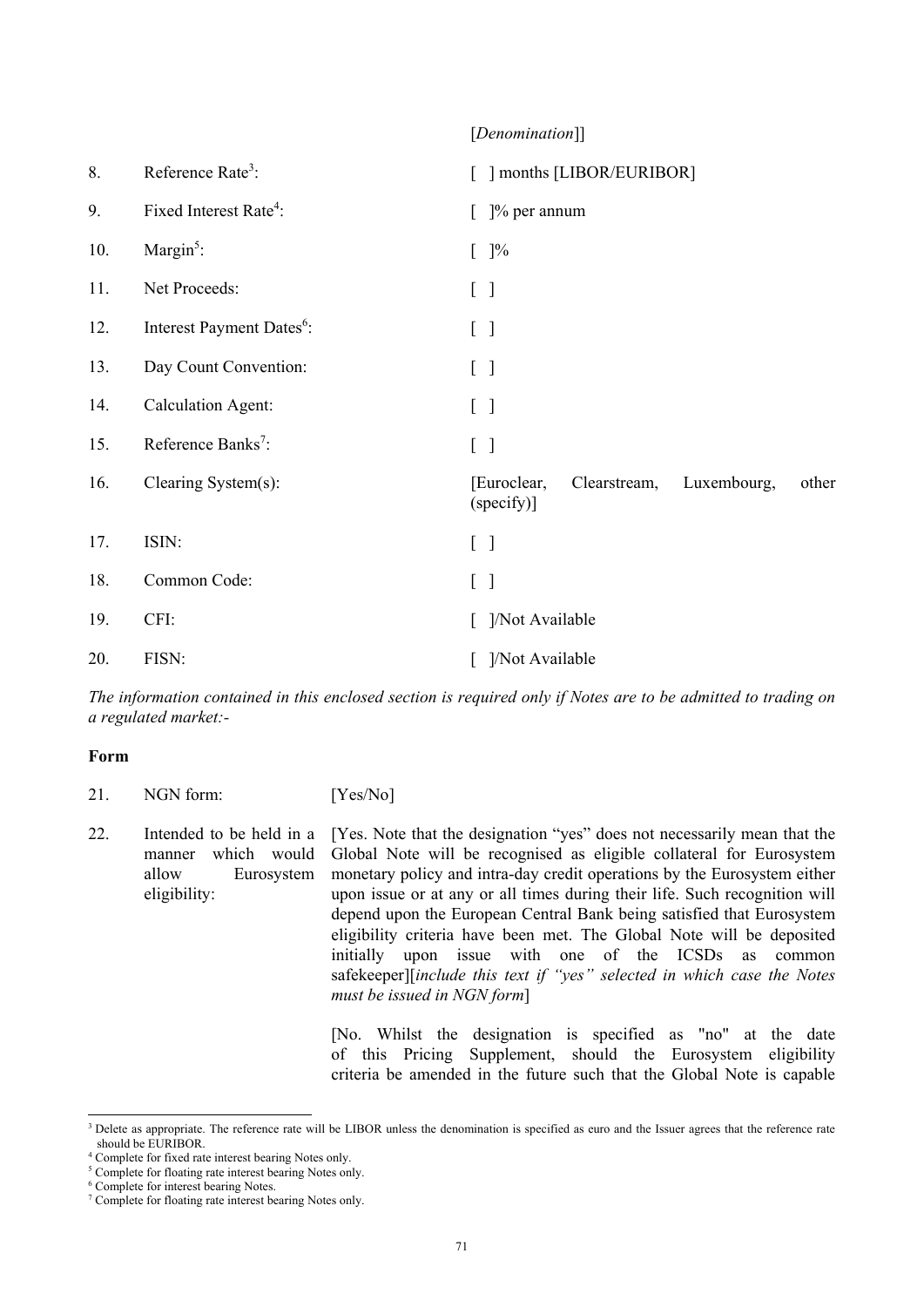| | | [*Denomination*]] |
|---|---|---|
| 8. | Reference Rate[3]: | [ ] months [LIBOR/EURIBOR] |
| 9. | Fixed Interest Rate[4]: | [ ]% per annum |
| 10. | Margin[5]: | [ ]% |
| 11. | Net Proceeds: | [ ] |
| 12. | Interest Payment Dates[6]: | [ ] |
| 13. | Day Count Convention: | [ ] |
| 14. | Calculation Agent: | [ ] |
| 15. | Reference Banks[7]: | [ ] |
| 16. | Clearing System(s): | [Euroclear, Clearstream, Luxembourg, other (specify)] |
| 17. | ISIN: | [ ] |
| 18. | Common Code: | [ ] |
| 19. | CFI: | [ ]/Not Available |
| 20. | FISN: | [ ]/Not Available |

*The information contained in this enclosed section is required only if Notes are to be admitted to trading on a regulated market:-*

**Form**

| | | |
|---|---|---|
| 21. | NGN form: | [Yes/No] |
| 22. | Intended to be held in a manner which would allow Eurosystem eligibility: | [Yes. Note that the designation "yes" does not necessarily mean that the Global Note will be recognised as eligible collateral for Eurosystem monetary policy and intra-day credit operations by the Eurosystem either upon issue or at any or all times during their life. Such recognition will depend upon the European Central Bank being satisfied that Eurosystem eligibility criteria have been met. The Global Note will be deposited initially upon issue with one of the ICSDs as common safekeeper][*include this text if "yes" selected in which case the Notes must be issued in NGN form*]<br><br>[No. Whilst the designation is specified as "no" at the date of this Pricing Supplement, should the Eurosystem eligibility criteria be amended in the future such that the Global Note is capable |

---

[3] Delete as appropriate. The reference rate will be LIBOR unless the denomination is specified as euro and the Issuer agrees that the reference rate should be EURIBOR.

[4] Complete for fixed rate interest bearing Notes only.

[5] Complete for floating rate interest bearing Notes only.

[6] Complete for interest bearing Notes.

[7] Complete for floating rate interest bearing Notes only.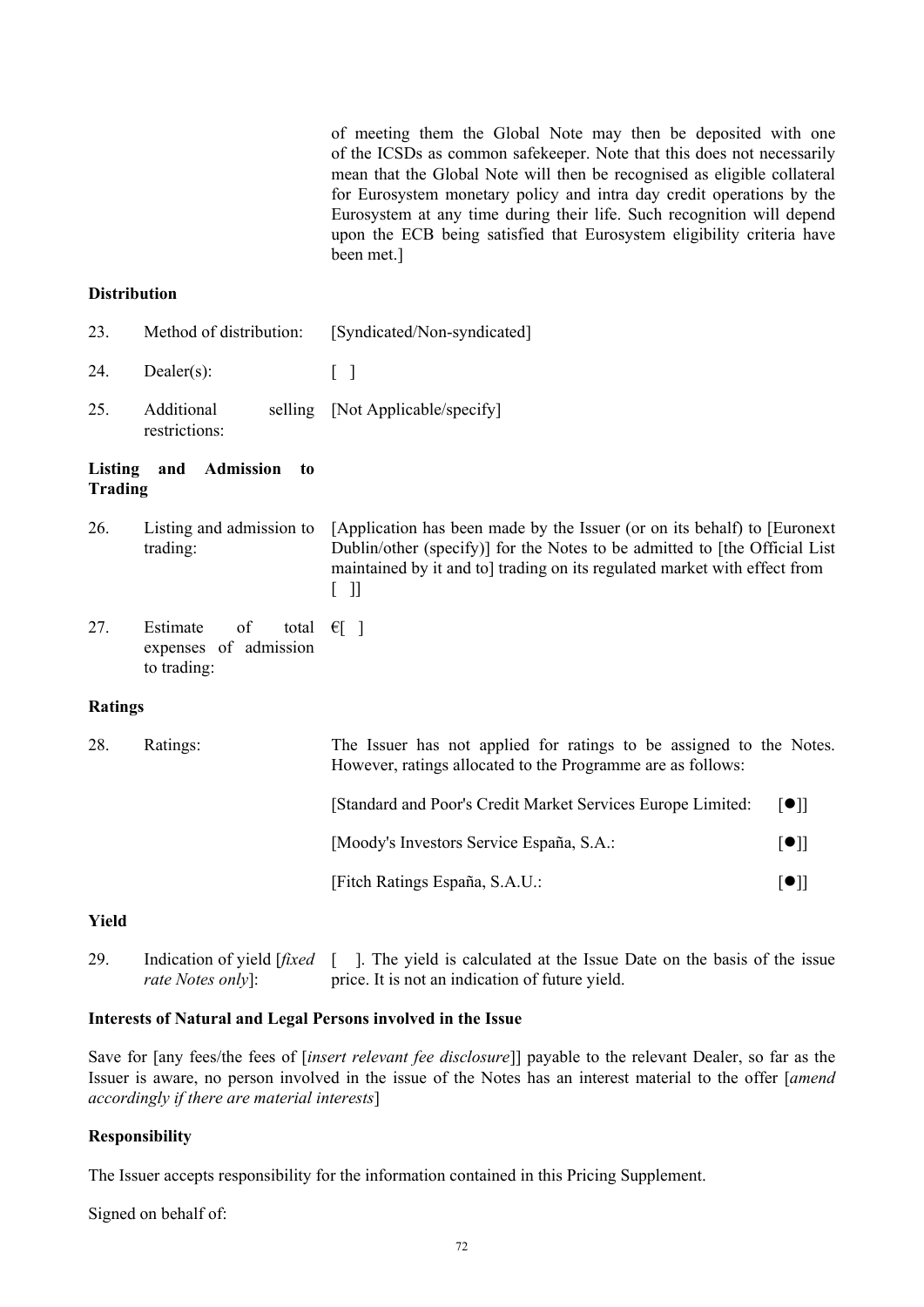of meeting them the Global Note may then be deposited with one of the ICSDs as common safekeeper. Note that this does not necessarily mean that the Global Note will then be recognised as eligible collateral for Eurosystem monetary policy and intra day credit operations by the Eurosystem at any time during their life. Such recognition will depend upon the ECB being satisfied that Eurosystem eligibility criteria have been met.]

**Distribution**

| | | |
|---|---|---|
| 23. | Method of distribution: | [Syndicated/Non-syndicated] |
| 24. | Dealer(s): | [ ] |
| 25. | Additional selling restrictions: | [Not Applicable/specify] |

**Listing and Admission to Trading**

| | | |
|---|---|---|
| 26. | Listing and admission to trading: | [Application has been made by the Issuer (or on its behalf) to [Euronext Dublin/other (specify)] for the Notes to be admitted to [the Official List maintained by it and to] trading on its regulated market with effect from [ ]] |
| 27. | Estimate of total expenses of admission to trading: | €[ ] |

**Ratings**

| | | |
|---|---|---|
| 28. | Ratings: | The Issuer has not applied for ratings to be assigned to the Notes. However, ratings allocated to the Programme are as follows: |
| | | [Standard and Poor's Credit Market Services Europe Limited: [●]] |
| | | [Moody's Investors Service España, S.A.: [●]] |
| | | [Fitch Ratings España, S.A.U.: [●]] |

**Yield**

| | | |
|---|---|---|
| 29. | Indication of yield [*fixed rate Notes only*]: | [ ]. The yield is calculated at the Issue Date on the basis of the issue price. It is not an indication of future yield. |

**Interests of Natural and Legal Persons involved in the Issue**

Save for [any fees/the fees of [*insert relevant fee disclosure*]] payable to the relevant Dealer, so far as the Issuer is aware, no person involved in the issue of the Notes has an interest material to the offer [*amend accordingly if there are material interests*]

**Responsibility**

The Issuer accepts responsibility for the information contained in this Pricing Supplement.

Signed on behalf of: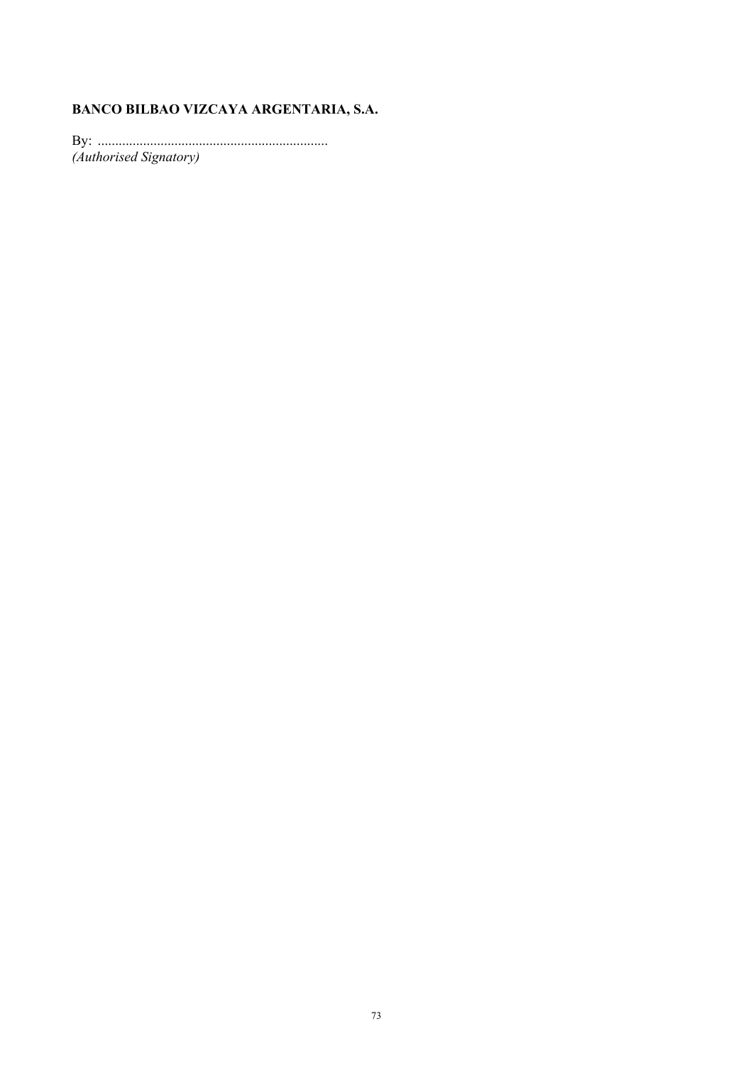**BANCO BILBAO VIZCAYA ARGENTARIA, S.A.**

By: ..................................................................
*(Authorised Signatory)*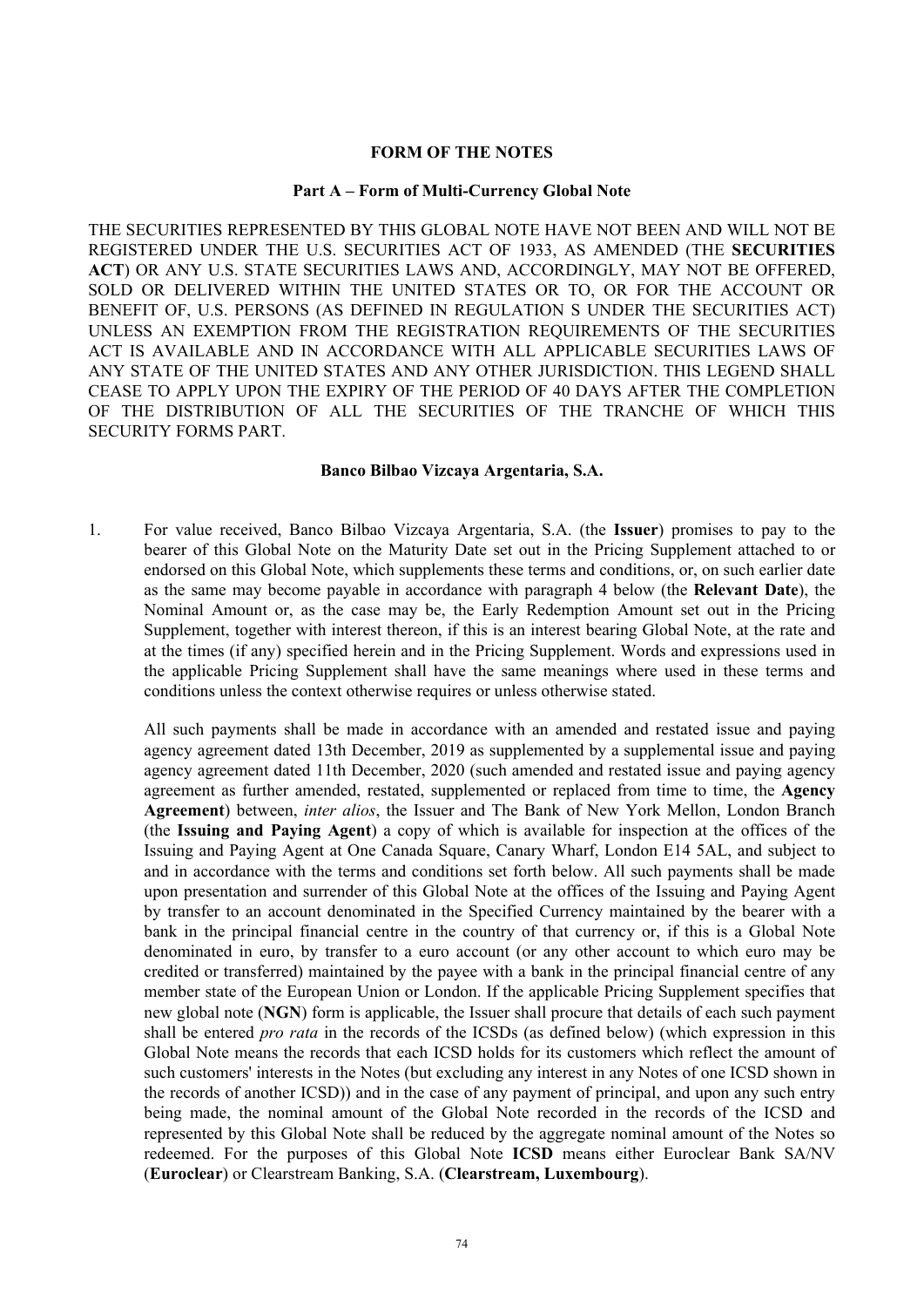**FORM OF THE NOTES**

**Part A – Form of Multi-Currency Global Note**

THE SECURITIES REPRESENTED BY THIS GLOBAL NOTE HAVE NOT BEEN AND WILL NOT BE REGISTERED UNDER THE U.S. SECURITIES ACT OF 1933, AS AMENDED (THE **SECURITIES ACT**) OR ANY U.S. STATE SECURITIES LAWS AND, ACCORDINGLY, MAY NOT BE OFFERED, SOLD OR DELIVERED WITHIN THE UNITED STATES OR TO, OR FOR THE ACCOUNT OR BENEFIT OF, U.S. PERSONS (AS DEFINED IN REGULATION S UNDER THE SECURITIES ACT) UNLESS AN EXEMPTION FROM THE REGISTRATION REQUIREMENTS OF THE SECURITIES ACT IS AVAILABLE AND IN ACCORDANCE WITH ALL APPLICABLE SECURITIES LAWS OF ANY STATE OF THE UNITED STATES AND ANY OTHER JURISDICTION. THIS LEGEND SHALL CEASE TO APPLY UPON THE EXPIRY OF THE PERIOD OF 40 DAYS AFTER THE COMPLETION OF THE DISTRIBUTION OF ALL THE SECURITIES OF THE TRANCHE OF WHICH THIS SECURITY FORMS PART.

**Banco Bilbao Vizcaya Argentaria, S.A.**

1. For value received, Banco Bilbao Vizcaya Argentaria, S.A. (the **Issuer**) promises to pay to the bearer of this Global Note on the Maturity Date set out in the Pricing Supplement attached to or endorsed on this Global Note, which supplements these terms and conditions, or, on such earlier date as the same may become payable in accordance with paragraph 4 below (the **Relevant Date**), the Nominal Amount or, as the case may be, the Early Redemption Amount set out in the Pricing Supplement, together with interest thereon, if this is an interest bearing Global Note, at the rate and at the times (if any) specified herein and in the Pricing Supplement. Words and expressions used in the applicable Pricing Supplement shall have the same meanings where used in these terms and conditions unless the context otherwise requires or unless otherwise stated.

   All such payments shall be made in accordance with an amended and restated issue and paying agency agreement dated 13th December, 2019 as supplemented by a supplemental issue and paying agency agreement dated 11th December, 2020 (such amended and restated issue and paying agency agreement as further amended, restated, supplemented or replaced from time to time, the **Agency Agreement**) between, *inter alios*, the Issuer and The Bank of New York Mellon, London Branch (the **Issuing and Paying Agent**) a copy of which is available for inspection at the offices of the Issuing and Paying Agent at One Canada Square, Canary Wharf, London E14 5AL, and subject to and in accordance with the terms and conditions set forth below. All such payments shall be made upon presentation and surrender of this Global Note at the offices of the Issuing and Paying Agent by transfer to an account denominated in the Specified Currency maintained by the bearer with a bank in the principal financial centre in the country of that currency or, if this is a Global Note denominated in euro, by transfer to a euro account (or any other account to which euro may be credited or transferred) maintained by the payee with a bank in the principal financial centre of any member state of the European Union or London. If the applicable Pricing Supplement specifies that new global note (**NGN**) form is applicable, the Issuer shall procure that details of each such payment shall be entered *pro rata* in the records of the ICSDs (as defined below) (which expression in this Global Note means the records that each ICSD holds for its customers which reflect the amount of such customers' interests in the Notes (but excluding any interest in any Notes of one ICSD shown in the records of another ICSD)) and in the case of any payment of principal, and upon any such entry being made, the nominal amount of the Global Note recorded in the records of the ICSD and represented by this Global Note shall be reduced by the aggregate nominal amount of the Notes so redeemed. For the purposes of this Global Note **ICSD** means either Euroclear Bank SA/NV (**Euroclear**) or Clearstream Banking, S.A. (**Clearstream, Luxembourg**).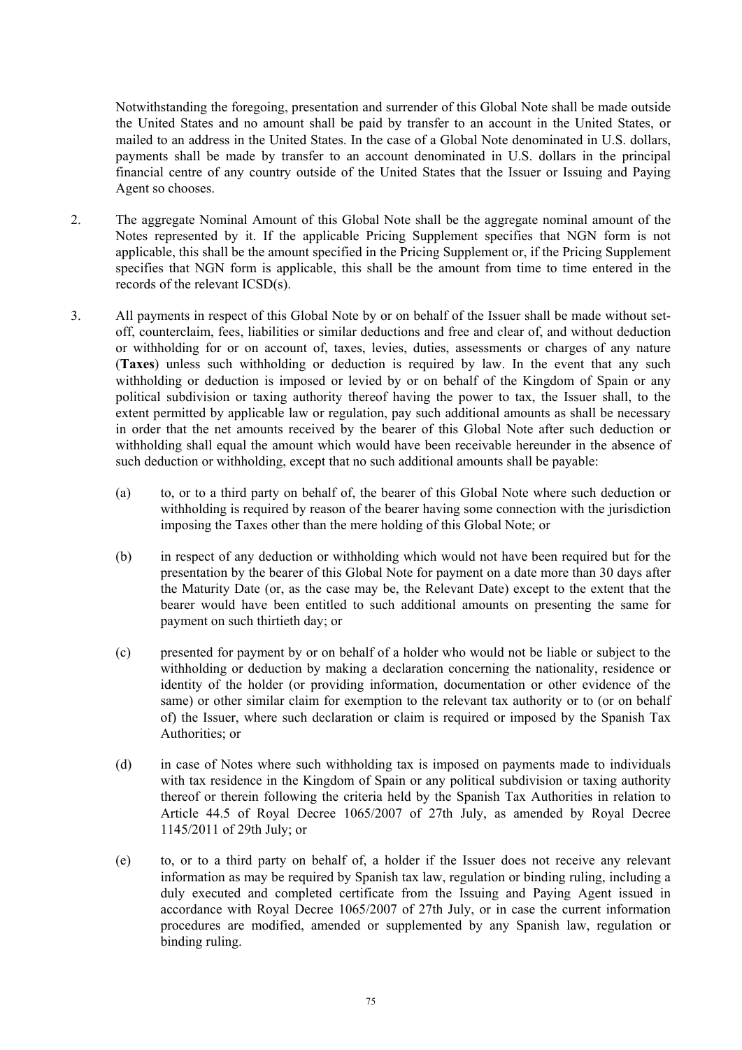Notwithstanding the foregoing, presentation and surrender of this Global Note shall be made outside the United States and no amount shall be paid by transfer to an account in the United States, or mailed to an address in the United States. In the case of a Global Note denominated in U.S. dollars, payments shall be made by transfer to an account denominated in U.S. dollars in the principal financial centre of any country outside of the United States that the Issuer or Issuing and Paying Agent so chooses.

2. The aggregate Nominal Amount of this Global Note shall be the aggregate nominal amount of the Notes represented by it. If the applicable Pricing Supplement specifies that NGN form is not applicable, this shall be the amount specified in the Pricing Supplement or, if the Pricing Supplement specifies that NGN form is applicable, this shall be the amount from time to time entered in the records of the relevant ICSD(s).

3. All payments in respect of this Global Note by or on behalf of the Issuer shall be made without set-off, counterclaim, fees, liabilities or similar deductions and free and clear of, and without deduction or withholding for or on account of, taxes, levies, duties, assessments or charges of any nature (**Taxes**) unless such withholding or deduction is required by law. In the event that any such withholding or deduction is imposed or levied by or on behalf of the Kingdom of Spain or any political subdivision or taxing authority thereof having the power to tax, the Issuer shall, to the extent permitted by applicable law or regulation, pay such additional amounts as shall be necessary in order that the net amounts received by the bearer of this Global Note after such deduction or withholding shall equal the amount which would have been receivable hereunder in the absence of such deduction or withholding, except that no such additional amounts shall be payable:

   (a) to, or to a third party on behalf of, the bearer of this Global Note where such deduction or withholding is required by reason of the bearer having some connection with the jurisdiction imposing the Taxes other than the mere holding of this Global Note; or

   (b) in respect of any deduction or withholding which would not have been required but for the presentation by the bearer of this Global Note for payment on a date more than 30 days after the Maturity Date (or, as the case may be, the Relevant Date) except to the extent that the bearer would have been entitled to such additional amounts on presenting the same for payment on such thirtieth day; or

   (c) presented for payment by or on behalf of a holder who would not be liable or subject to the withholding or deduction by making a declaration concerning the nationality, residence or identity of the holder (or providing information, documentation or other evidence of the same) or other similar claim for exemption to the relevant tax authority or to (or on behalf of) the Issuer, where such declaration or claim is required or imposed by the Spanish Tax Authorities; or

   (d) in case of Notes where such withholding tax is imposed on payments made to individuals with tax residence in the Kingdom of Spain or any political subdivision or taxing authority thereof or therein following the criteria held by the Spanish Tax Authorities in relation to Article 44.5 of Royal Decree 1065/2007 of 27th July, as amended by Royal Decree 1145/2011 of 29th July; or

   (e) to, or to a third party on behalf of, a holder if the Issuer does not receive any relevant information as may be required by Spanish tax law, regulation or binding ruling, including a duly executed and completed certificate from the Issuing and Paying Agent issued in accordance with Royal Decree 1065/2007 of 27th July, or in case the current information procedures are modified, amended or supplemented by any Spanish law, regulation or binding ruling.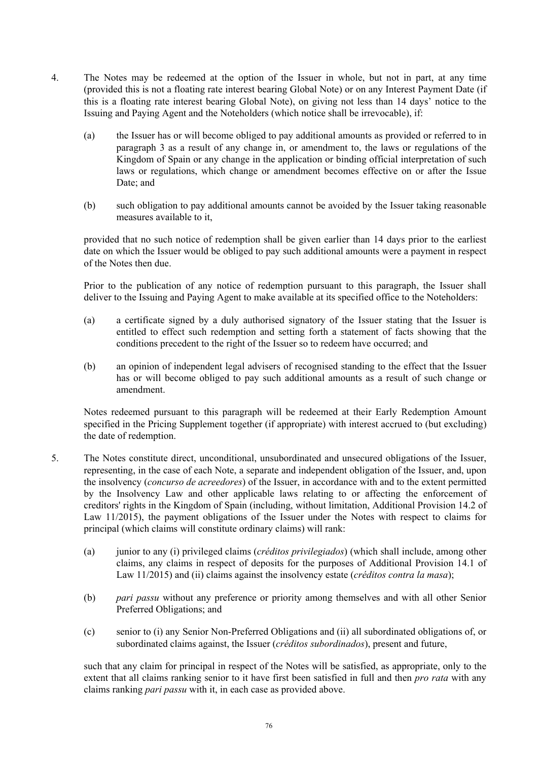4. The Notes may be redeemed at the option of the Issuer in whole, but not in part, at any time (provided this is not a floating rate interest bearing Global Note) or on any Interest Payment Date (if this is a floating rate interest bearing Global Note), on giving not less than 14 days' notice to the Issuing and Paying Agent and the Noteholders (which notice shall be irrevocable), if:

   (a) the Issuer has or will become obliged to pay additional amounts as provided or referred to in paragraph 3 as a result of any change in, or amendment to, the laws or regulations of the Kingdom of Spain or any change in the application or binding official interpretation of such laws or regulations, which change or amendment becomes effective on or after the Issue Date; and

   (b) such obligation to pay additional amounts cannot be avoided by the Issuer taking reasonable measures available to it,

   provided that no such notice of redemption shall be given earlier than 14 days prior to the earliest date on which the Issuer would be obliged to pay such additional amounts were a payment in respect of the Notes then due.

   Prior to the publication of any notice of redemption pursuant to this paragraph, the Issuer shall deliver to the Issuing and Paying Agent to make available at its specified office to the Noteholders:

   (a) a certificate signed by a duly authorised signatory of the Issuer stating that the Issuer is entitled to effect such redemption and setting forth a statement of facts showing that the conditions precedent to the right of the Issuer so to redeem have occurred; and

   (b) an opinion of independent legal advisers of recognised standing to the effect that the Issuer has or will become obliged to pay such additional amounts as a result of such change or amendment.

   Notes redeemed pursuant to this paragraph will be redeemed at their Early Redemption Amount specified in the Pricing Supplement together (if appropriate) with interest accrued to (but excluding) the date of redemption.

5. The Notes constitute direct, unconditional, unsubordinated and unsecured obligations of the Issuer, representing, in the case of each Note, a separate and independent obligation of the Issuer, and, upon the insolvency (*concurso de acreedores*) of the Issuer, in accordance with and to the extent permitted by the Insolvency Law and other applicable laws relating to or affecting the enforcement of creditors' rights in the Kingdom of Spain (including, without limitation, Additional Provision 14.2 of Law 11/2015), the payment obligations of the Issuer under the Notes with respect to claims for principal (which claims will constitute ordinary claims) will rank:

   (a) junior to any (i) privileged claims (*créditos privilegiados*) (which shall include, among other claims, any claims in respect of deposits for the purposes of Additional Provision 14.1 of Law 11/2015) and (ii) claims against the insolvency estate (*créditos contra la masa*);

   (b) *pari passu* without any preference or priority among themselves and with all other Senior Preferred Obligations; and

   (c) senior to (i) any Senior Non-Preferred Obligations and (ii) all subordinated obligations of, or subordinated claims against, the Issuer (*créditos subordinados*), present and future,

   such that any claim for principal in respect of the Notes will be satisfied, as appropriate, only to the extent that all claims ranking senior to it have first been satisfied in full and then *pro rata* with any claims ranking *pari passu* with it, in each case as provided above.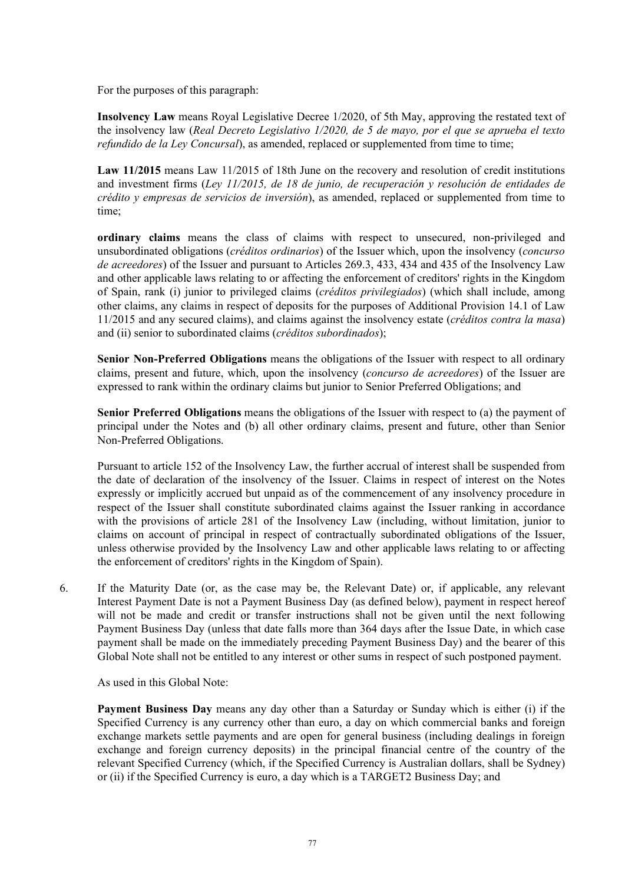For the purposes of this paragraph:

**Insolvency Law** means Royal Legislative Decree 1/2020, of 5th May, approving the restated text of the insolvency law (*Real Decreto Legislativo 1/2020, de 5 de mayo, por el que se aprueba el texto refundido de la Ley Concursal*), as amended, replaced or supplemented from time to time;

**Law 11/2015** means Law 11/2015 of 18th June on the recovery and resolution of credit institutions and investment firms (*Ley 11/2015, de 18 de junio, de recuperación y resolución de entidades de crédito y empresas de servicios de inversión*), as amended, replaced or supplemented from time to time;

**ordinary claims** means the class of claims with respect to unsecured, non-privileged and unsubordinated obligations (*créditos ordinarios*) of the Issuer which, upon the insolvency (*concurso de acreedores*) of the Issuer and pursuant to Articles 269.3, 433, 434 and 435 of the Insolvency Law and other applicable laws relating to or affecting the enforcement of creditors' rights in the Kingdom of Spain, rank (i) junior to privileged claims (*créditos privilegiados*) (which shall include, among other claims, any claims in respect of deposits for the purposes of Additional Provision 14.1 of Law 11/2015 and any secured claims), and claims against the insolvency estate (*créditos contra la masa*) and (ii) senior to subordinated claims (*créditos subordinados*);

**Senior Non-Preferred Obligations** means the obligations of the Issuer with respect to all ordinary claims, present and future, which, upon the insolvency (*concurso de acreedores*) of the Issuer are expressed to rank within the ordinary claims but junior to Senior Preferred Obligations; and

**Senior Preferred Obligations** means the obligations of the Issuer with respect to (a) the payment of principal under the Notes and (b) all other ordinary claims, present and future, other than Senior Non-Preferred Obligations.

Pursuant to article 152 of the Insolvency Law, the further accrual of interest shall be suspended from the date of declaration of the insolvency of the Issuer. Claims in respect of interest on the Notes expressly or implicitly accrued but unpaid as of the commencement of any insolvency procedure in respect of the Issuer shall constitute subordinated claims against the Issuer ranking in accordance with the provisions of article 281 of the Insolvency Law (including, without limitation, junior to claims on account of principal in respect of contractually subordinated obligations of the Issuer, unless otherwise provided by the Insolvency Law and other applicable laws relating to or affecting the enforcement of creditors' rights in the Kingdom of Spain).

6. If the Maturity Date (or, as the case may be, the Relevant Date) or, if applicable, any relevant Interest Payment Date is not a Payment Business Day (as defined below), payment in respect hereof will not be made and credit or transfer instructions shall not be given until the next following Payment Business Day (unless that date falls more than 364 days after the Issue Date, in which case payment shall be made on the immediately preceding Payment Business Day) and the bearer of this Global Note shall not be entitled to any interest or other sums in respect of such postponed payment.

   As used in this Global Note:

   **Payment Business Day** means any day other than a Saturday or Sunday which is either (i) if the Specified Currency is any currency other than euro, a day on which commercial banks and foreign exchange markets settle payments and are open for general business (including dealings in foreign exchange and foreign currency deposits) in the principal financial centre of the country of the relevant Specified Currency (which, if the Specified Currency is Australian dollars, shall be Sydney) or (ii) if the Specified Currency is euro, a day which is a TARGET2 Business Day; and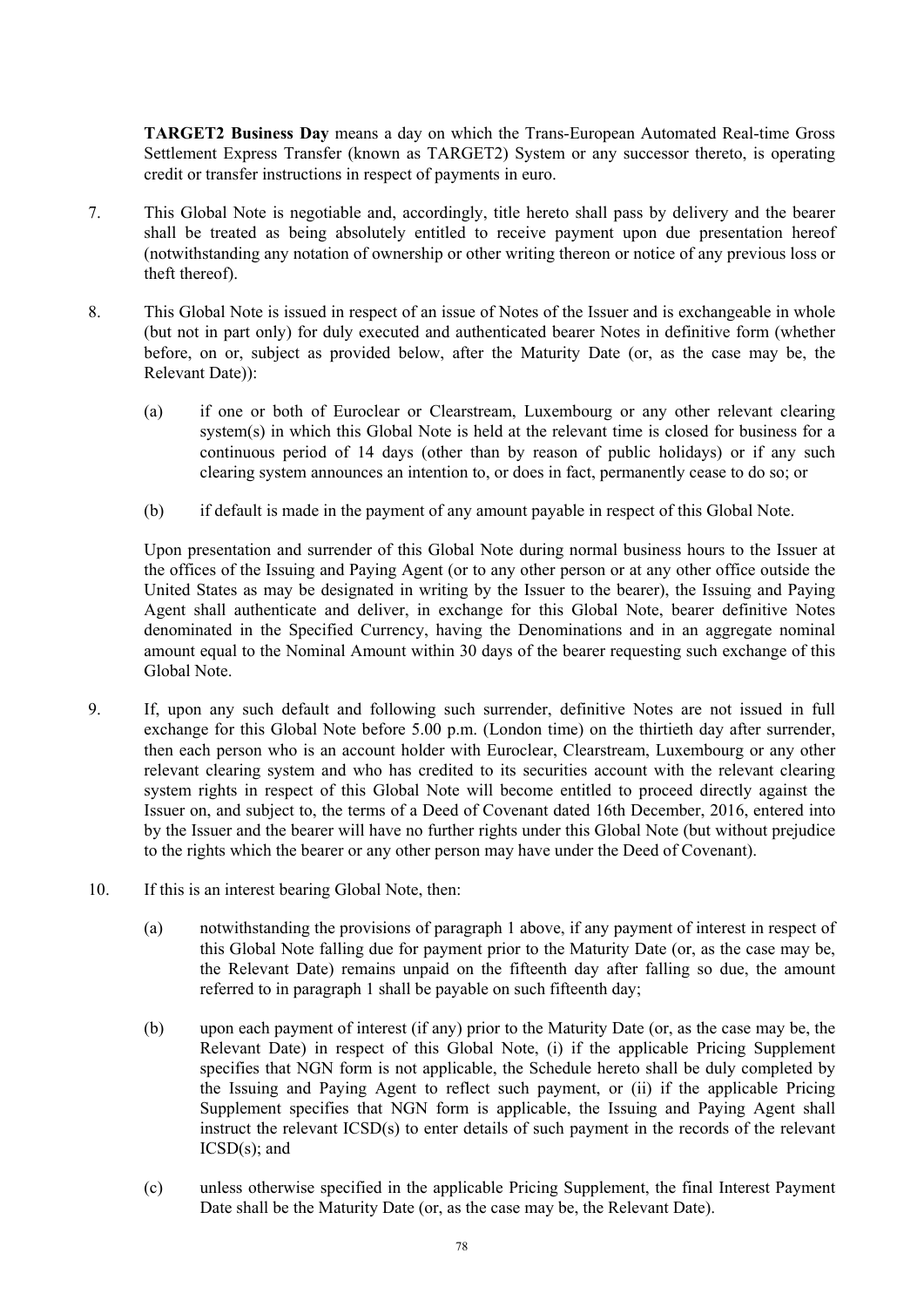**TARGET2 Business Day** means a day on which the Trans-European Automated Real-time Gross Settlement Express Transfer (known as TARGET2) System or any successor thereto, is operating credit or transfer instructions in respect of payments in euro.

7. This Global Note is negotiable and, accordingly, title hereto shall pass by delivery and the bearer shall be treated as being absolutely entitled to receive payment upon due presentation hereof (notwithstanding any notation of ownership or other writing thereon or notice of any previous loss or theft thereof).

8. This Global Note is issued in respect of an issue of Notes of the Issuer and is exchangeable in whole (but not in part only) for duly executed and authenticated bearer Notes in definitive form (whether before, on or, subject as provided below, after the Maturity Date (or, as the case may be, the Relevant Date)):

   (a) if one or both of Euroclear or Clearstream, Luxembourg or any other relevant clearing system(s) in which this Global Note is held at the relevant time is closed for business for a continuous period of 14 days (other than by reason of public holidays) or if any such clearing system announces an intention to, or does in fact, permanently cease to do so; or

   (b) if default is made in the payment of any amount payable in respect of this Global Note.

   Upon presentation and surrender of this Global Note during normal business hours to the Issuer at the offices of the Issuing and Paying Agent (or to any other person or at any other office outside the United States as may be designated in writing by the Issuer to the bearer), the Issuing and Paying Agent shall authenticate and deliver, in exchange for this Global Note, bearer definitive Notes denominated in the Specified Currency, having the Denominations and in an aggregate nominal amount equal to the Nominal Amount within 30 days of the bearer requesting such exchange of this Global Note.

9. If, upon any such default and following such surrender, definitive Notes are not issued in full exchange for this Global Note before 5.00 p.m. (London time) on the thirtieth day after surrender, then each person who is an account holder with Euroclear, Clearstream, Luxembourg or any other relevant clearing system and who has credited to its securities account with the relevant clearing system rights in respect of this Global Note will become entitled to proceed directly against the Issuer on, and subject to, the terms of a Deed of Covenant dated 16th December, 2016, entered into by the Issuer and the bearer will have no further rights under this Global Note (but without prejudice to the rights which the bearer or any other person may have under the Deed of Covenant).

10. If this is an interest bearing Global Note, then:

    (a) notwithstanding the provisions of paragraph 1 above, if any payment of interest in respect of this Global Note falling due for payment prior to the Maturity Date (or, as the case may be, the Relevant Date) remains unpaid on the fifteenth day after falling so due, the amount referred to in paragraph 1 shall be payable on such fifteenth day;

    (b) upon each payment of interest (if any) prior to the Maturity Date (or, as the case may be, the Relevant Date) in respect of this Global Note, (i) if the applicable Pricing Supplement specifies that NGN form is not applicable, the Schedule hereto shall be duly completed by the Issuing and Paying Agent to reflect such payment, or (ii) if the applicable Pricing Supplement specifies that NGN form is applicable, the Issuing and Paying Agent shall instruct the relevant ICSD(s) to enter details of such payment in the records of the relevant ICSD(s); and

    (c) unless otherwise specified in the applicable Pricing Supplement, the final Interest Payment Date shall be the Maturity Date (or, as the case may be, the Relevant Date).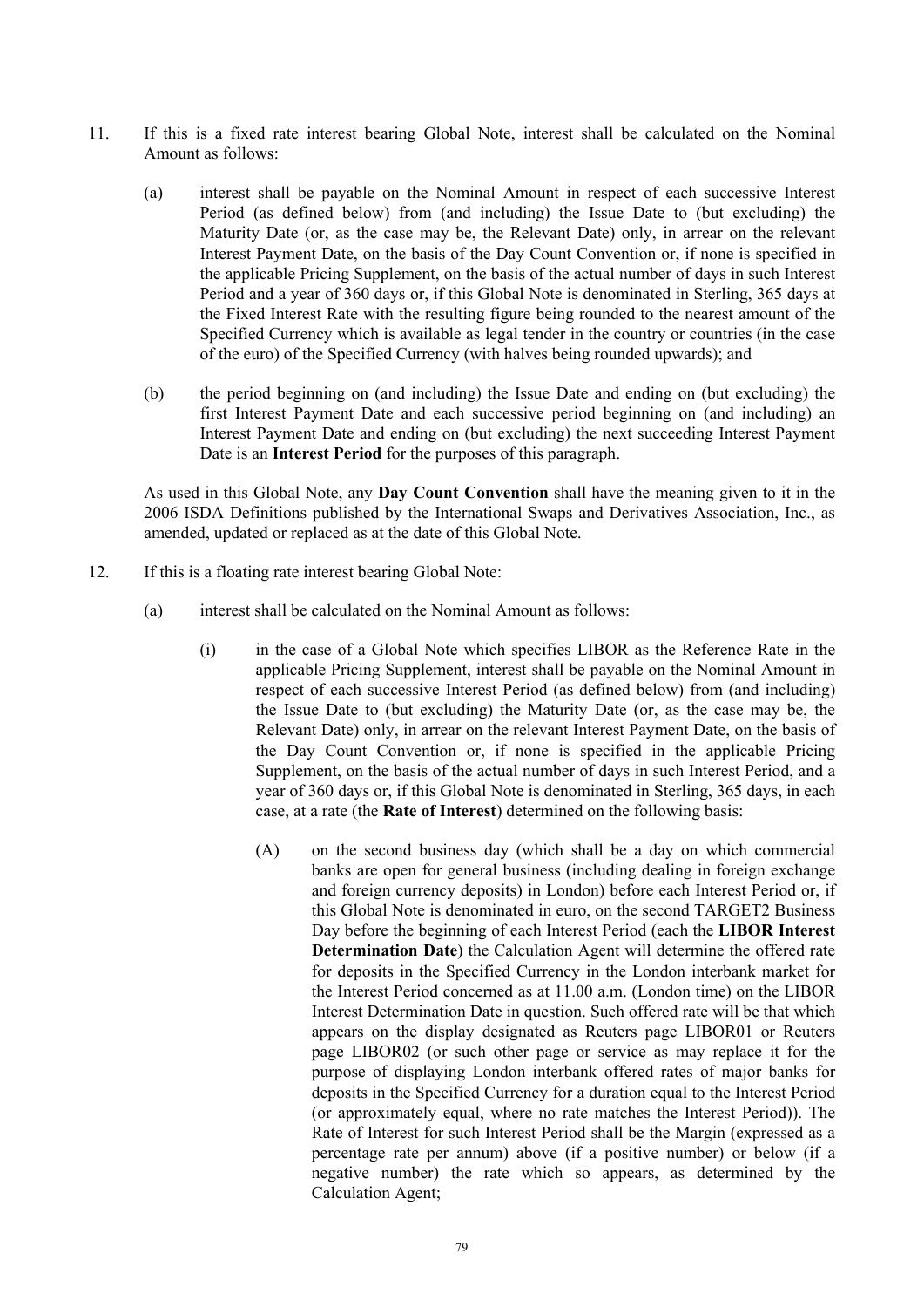11. If this is a fixed rate interest bearing Global Note, interest shall be calculated on the Nominal Amount as follows:

    (a) interest shall be payable on the Nominal Amount in respect of each successive Interest Period (as defined below) from (and including) the Issue Date to (but excluding) the Maturity Date (or, as the case may be, the Relevant Date) only, in arrear on the relevant Interest Payment Date, on the basis of the Day Count Convention or, if none is specified in the applicable Pricing Supplement, on the basis of the actual number of days in such Interest Period and a year of 360 days or, if this Global Note is denominated in Sterling, 365 days at the Fixed Interest Rate with the resulting figure being rounded to the nearest amount of the Specified Currency which is available as legal tender in the country or countries (in the case of the euro) of the Specified Currency (with halves being rounded upwards); and

    (b) the period beginning on (and including) the Issue Date and ending on (but excluding) the first Interest Payment Date and each successive period beginning on (and including) an Interest Payment Date and ending on (but excluding) the next succeeding Interest Payment Date is an **Interest Period** for the purposes of this paragraph.

    As used in this Global Note, any **Day Count Convention** shall have the meaning given to it in the 2006 ISDA Definitions published by the International Swaps and Derivatives Association, Inc., as amended, updated or replaced as at the date of this Global Note.

12. If this is a floating rate interest bearing Global Note:

    (a) interest shall be calculated on the Nominal Amount as follows:

        (i) in the case of a Global Note which specifies LIBOR as the Reference Rate in the applicable Pricing Supplement, interest shall be payable on the Nominal Amount in respect of each successive Interest Period (as defined below) from (and including) the Issue Date to (but excluding) the Maturity Date (or, as the case may be, the Relevant Date) only, in arrear on the relevant Interest Payment Date, on the basis of the Day Count Convention or, if none is specified in the applicable Pricing Supplement, on the basis of the actual number of days in such Interest Period, and a year of 360 days or, if this Global Note is denominated in Sterling, 365 days, in each case, at a rate (the **Rate of Interest**) determined on the following basis:

            (A) on the second business day (which shall be a day on which commercial banks are open for general business (including dealing in foreign exchange and foreign currency deposits) in London) before each Interest Period or, if this Global Note is denominated in euro, on the second TARGET2 Business Day before the beginning of each Interest Period (each the **LIBOR Interest Determination Date**) the Calculation Agent will determine the offered rate for deposits in the Specified Currency in the London interbank market for the Interest Period concerned as at 11.00 a.m. (London time) on the LIBOR Interest Determination Date in question. Such offered rate will be that which appears on the display designated as Reuters page LIBOR01 or Reuters page LIBOR02 (or such other page or service as may replace it for the purpose of displaying London interbank offered rates of major banks for deposits in the Specified Currency for a duration equal to the Interest Period (or approximately equal, where no rate matches the Interest Period)). The Rate of Interest for such Interest Period shall be the Margin (expressed as a percentage rate per annum) above (if a positive number) or below (if a negative number) the rate which so appears, as determined by the Calculation Agent;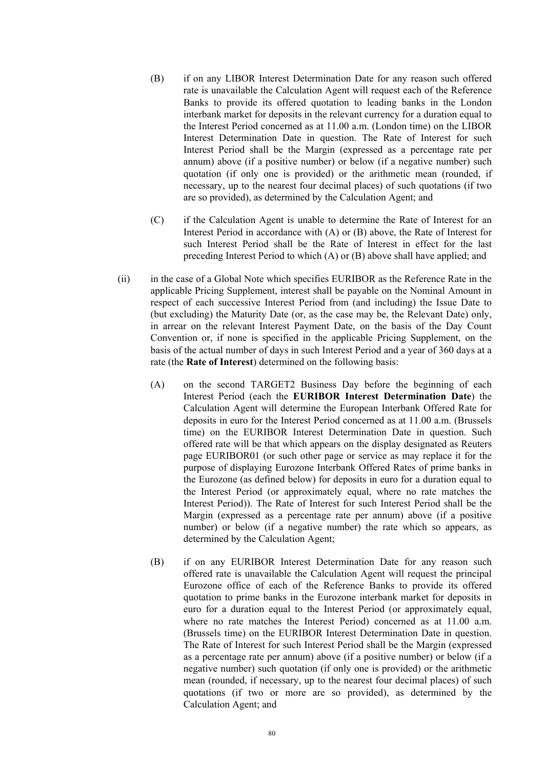(B) if on any LIBOR Interest Determination Date for any reason such offered rate is unavailable the Calculation Agent will request each of the Reference Banks to provide its offered quotation to leading banks in the London interbank market for deposits in the relevant currency for a duration equal to the Interest Period concerned as at 11.00 a.m. (London time) on the LIBOR Interest Determination Date in question. The Rate of Interest for such Interest Period shall be the Margin (expressed as a percentage rate per annum) above (if a positive number) or below (if a negative number) such quotation (if only one is provided) or the arithmetic mean (rounded, if necessary, up to the nearest four decimal places) of such quotations (if two are so provided), as determined by the Calculation Agent; and

(C) if the Calculation Agent is unable to determine the Rate of Interest for an Interest Period in accordance with (A) or (B) above, the Rate of Interest for such Interest Period shall be the Rate of Interest in effect for the last preceding Interest Period to which (A) or (B) above shall have applied; and

(ii) in the case of a Global Note which specifies EURIBOR as the Reference Rate in the applicable Pricing Supplement, interest shall be payable on the Nominal Amount in respect of each successive Interest Period from (and including) the Issue Date to (but excluding) the Maturity Date (or, as the case may be, the Relevant Date) only, in arrear on the relevant Interest Payment Date, on the basis of the Day Count Convention or, if none is specified in the applicable Pricing Supplement, on the basis of the actual number of days in such Interest Period and a year of 360 days at a rate (the **Rate of Interest**) determined on the following basis:

(A) on the second TARGET2 Business Day before the beginning of each Interest Period (each the **EURIBOR Interest Determination Date**) the Calculation Agent will determine the European Interbank Offered Rate for deposits in euro for the Interest Period concerned as at 11.00 a.m. (Brussels time) on the EURIBOR Interest Determination Date in question. Such offered rate will be that which appears on the display designated as Reuters page EURIBOR01 (or such other page or service as may replace it for the purpose of displaying Eurozone Interbank Offered Rates of prime banks in the Eurozone (as defined below) for deposits in euro for a duration equal to the Interest Period (or approximately equal, where no rate matches the Interest Period)). The Rate of Interest for such Interest Period shall be the Margin (expressed as a percentage rate per annum) above (if a positive number) or below (if a negative number) the rate which so appears, as determined by the Calculation Agent;

(B) if on any EURIBOR Interest Determination Date for any reason such offered rate is unavailable the Calculation Agent will request the principal Eurozone office of each of the Reference Banks to provide its offered quotation to prime banks in the Eurozone interbank market for deposits in euro for a duration equal to the Interest Period (or approximately equal, where no rate matches the Interest Period) concerned as at 11.00 a.m. (Brussels time) on the EURIBOR Interest Determination Date in question. The Rate of Interest for such Interest Period shall be the Margin (expressed as a percentage rate per annum) above (if a positive number) or below (if a negative number) such quotation (if only one is provided) or the arithmetic mean (rounded, if necessary, up to the nearest four decimal places) of such quotations (if two or more are so provided), as determined by the Calculation Agent; and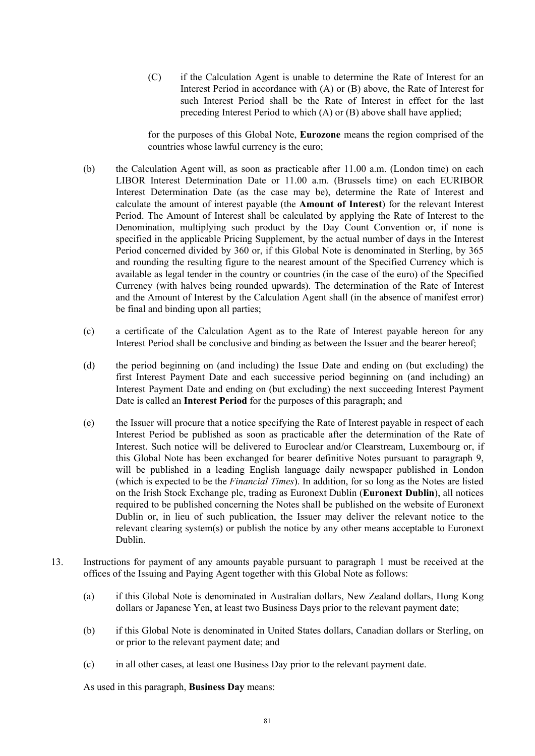(C) if the Calculation Agent is unable to determine the Rate of Interest for an Interest Period in accordance with (A) or (B) above, the Rate of Interest for such Interest Period shall be the Rate of Interest in effect for the last preceding Interest Period to which (A) or (B) above shall have applied;

for the purposes of this Global Note, **Eurozone** means the region comprised of the countries whose lawful currency is the euro;

(b) the Calculation Agent will, as soon as practicable after 11.00 a.m. (London time) on each LIBOR Interest Determination Date or 11.00 a.m. (Brussels time) on each EURIBOR Interest Determination Date (as the case may be), determine the Rate of Interest and calculate the amount of interest payable (the **Amount of Interest**) for the relevant Interest Period. The Amount of Interest shall be calculated by applying the Rate of Interest to the Denomination, multiplying such product by the Day Count Convention or, if none is specified in the applicable Pricing Supplement, by the actual number of days in the Interest Period concerned divided by 360 or, if this Global Note is denominated in Sterling, by 365 and rounding the resulting figure to the nearest amount of the Specified Currency which is available as legal tender in the country or countries (in the case of the euro) of the Specified Currency (with halves being rounded upwards). The determination of the Rate of Interest and the Amount of Interest by the Calculation Agent shall (in the absence of manifest error) be final and binding upon all parties;

(c) a certificate of the Calculation Agent as to the Rate of Interest payable hereon for any Interest Period shall be conclusive and binding as between the Issuer and the bearer hereof;

(d) the period beginning on (and including) the Issue Date and ending on (but excluding) the first Interest Payment Date and each successive period beginning on (and including) an Interest Payment Date and ending on (but excluding) the next succeeding Interest Payment Date is called an **Interest Period** for the purposes of this paragraph; and

(e) the Issuer will procure that a notice specifying the Rate of Interest payable in respect of each Interest Period be published as soon as practicable after the determination of the Rate of Interest. Such notice will be delivered to Euroclear and/or Clearstream, Luxembourg or, if this Global Note has been exchanged for bearer definitive Notes pursuant to paragraph 9, will be published in a leading English language daily newspaper published in London (which is expected to be the *Financial Times*). In addition, for so long as the Notes are listed on the Irish Stock Exchange plc, trading as Euronext Dublin (**Euronext Dublin**), all notices required to be published concerning the Notes shall be published on the website of Euronext Dublin or, in lieu of such publication, the Issuer may deliver the relevant notice to the relevant clearing system(s) or publish the notice by any other means acceptable to Euronext Dublin.

13. Instructions for payment of any amounts payable pursuant to paragraph 1 must be received at the offices of the Issuing and Paying Agent together with this Global Note as follows:

(a) if this Global Note is denominated in Australian dollars, New Zealand dollars, Hong Kong dollars or Japanese Yen, at least two Business Days prior to the relevant payment date;

(b) if this Global Note is denominated in United States dollars, Canadian dollars or Sterling, on or prior to the relevant payment date; and

(c) in all other cases, at least one Business Day prior to the relevant payment date.

As used in this paragraph, **Business Day** means: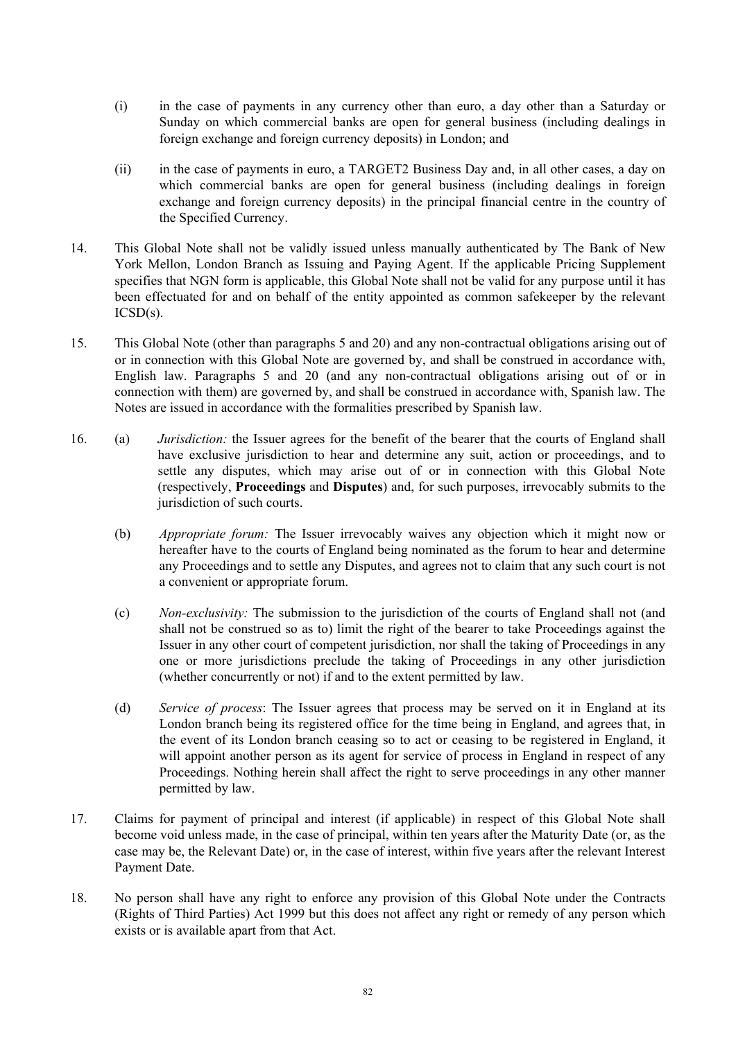(i) in the case of payments in any currency other than euro, a day other than a Saturday or Sunday on which commercial banks are open for general business (including dealings in foreign exchange and foreign currency deposits) in London; and

(ii) in the case of payments in euro, a TARGET2 Business Day and, in all other cases, a day on which commercial banks are open for general business (including dealings in foreign exchange and foreign currency deposits) in the principal financial centre in the country of the Specified Currency.

14. This Global Note shall not be validly issued unless manually authenticated by The Bank of New York Mellon, London Branch as Issuing and Paying Agent. If the applicable Pricing Supplement specifies that NGN form is applicable, this Global Note shall not be valid for any purpose until it has been effectuated for and on behalf of the entity appointed as common safekeeper by the relevant ICSD(s).

15. This Global Note (other than paragraphs 5 and 20) and any non-contractual obligations arising out of or in connection with this Global Note are governed by, and shall be construed in accordance with, English law. Paragraphs 5 and 20 (and any non-contractual obligations arising out of or in connection with them) are governed by, and shall be construed in accordance with, Spanish law. The Notes are issued in accordance with the formalities prescribed by Spanish law.

16. (a) *Jurisdiction:* the Issuer agrees for the benefit of the bearer that the courts of England shall have exclusive jurisdiction to hear and determine any suit, action or proceedings, and to settle any disputes, which may arise out of or in connection with this Global Note (respectively, **Proceedings** and **Disputes**) and, for such purposes, irrevocably submits to the jurisdiction of such courts.

(b) *Appropriate forum:* The Issuer irrevocably waives any objection which it might now or hereafter have to the courts of England being nominated as the forum to hear and determine any Proceedings and to settle any Disputes, and agrees not to claim that any such court is not a convenient or appropriate forum.

(c) *Non-exclusivity:* The submission to the jurisdiction of the courts of England shall not (and shall not be construed so as to) limit the right of the bearer to take Proceedings against the Issuer in any other court of competent jurisdiction, nor shall the taking of Proceedings in any one or more jurisdictions preclude the taking of Proceedings in any other jurisdiction (whether concurrently or not) if and to the extent permitted by law.

(d) *Service of process*: The Issuer agrees that process may be served on it in England at its London branch being its registered office for the time being in England, and agrees that, in the event of its London branch ceasing so to act or ceasing to be registered in England, it will appoint another person as its agent for service of process in England in respect of any Proceedings. Nothing herein shall affect the right to serve proceedings in any other manner permitted by law.

17. Claims for payment of principal and interest (if applicable) in respect of this Global Note shall become void unless made, in the case of principal, within ten years after the Maturity Date (or, as the case may be, the Relevant Date) or, in the case of interest, within five years after the relevant Interest Payment Date.

18. No person shall have any right to enforce any provision of this Global Note under the Contracts (Rights of Third Parties) Act 1999 but this does not affect any right or remedy of any person which exists or is available apart from that Act.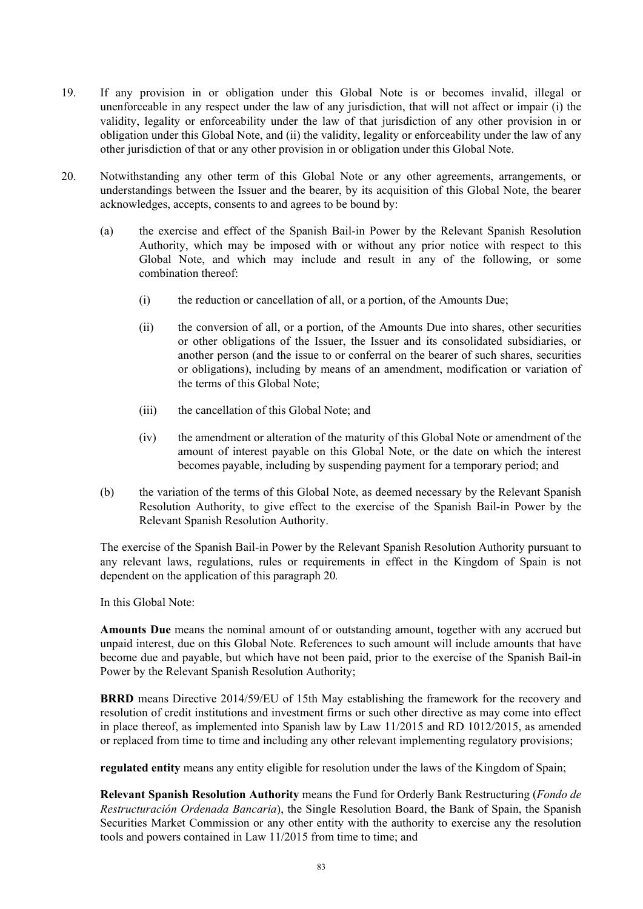19. If any provision in or obligation under this Global Note is or becomes invalid, illegal or unenforceable in any respect under the law of any jurisdiction, that will not affect or impair (i) the validity, legality or enforceability under the law of that jurisdiction of any other provision in or obligation under this Global Note, and (ii) the validity, legality or enforceability under the law of any other jurisdiction of that or any other provision in or obligation under this Global Note.

20. Notwithstanding any other term of this Global Note or any other agreements, arrangements, or understandings between the Issuer and the bearer, by its acquisition of this Global Note, the bearer acknowledges, accepts, consents to and agrees to be bound by:

    (a) the exercise and effect of the Spanish Bail-in Power by the Relevant Spanish Resolution Authority, which may be imposed with or without any prior notice with respect to this Global Note, and which may include and result in any of the following, or some combination thereof:

        (i) the reduction or cancellation of all, or a portion, of the Amounts Due;

        (ii) the conversion of all, or a portion, of the Amounts Due into shares, other securities or other obligations of the Issuer, the Issuer and its consolidated subsidiaries, or another person (and the issue to or conferral on the bearer of such shares, securities or obligations), including by means of an amendment, modification or variation of the terms of this Global Note;

        (iii) the cancellation of this Global Note; and

        (iv) the amendment or alteration of the maturity of this Global Note or amendment of the amount of interest payable on this Global Note, or the date on which the interest becomes payable, including by suspending payment for a temporary period; and

    (b) the variation of the terms of this Global Note, as deemed necessary by the Relevant Spanish Resolution Authority, to give effect to the exercise of the Spanish Bail-in Power by the Relevant Spanish Resolution Authority.

    The exercise of the Spanish Bail-in Power by the Relevant Spanish Resolution Authority pursuant to any relevant laws, regulations, rules or requirements in effect in the Kingdom of Spain is not dependent on the application of this paragraph 20*.*

    In this Global Note:

    **Amounts Due** means the nominal amount of or outstanding amount, together with any accrued but unpaid interest, due on this Global Note. References to such amount will include amounts that have become due and payable, but which have not been paid, prior to the exercise of the Spanish Bail-in Power by the Relevant Spanish Resolution Authority;

    **BRRD** means Directive 2014/59/EU of 15th May establishing the framework for the recovery and resolution of credit institutions and investment firms or such other directive as may come into effect in place thereof, as implemented into Spanish law by Law 11/2015 and RD 1012/2015, as amended or replaced from time to time and including any other relevant implementing regulatory provisions;

    **regulated entity** means any entity eligible for resolution under the laws of the Kingdom of Spain;

    **Relevant Spanish Resolution Authority** means the Fund for Orderly Bank Restructuring (*Fondo de Restructuración Ordenada Bancaria*), the Single Resolution Board, the Bank of Spain, the Spanish Securities Market Commission or any other entity with the authority to exercise any the resolution tools and powers contained in Law 11/2015 from time to time; and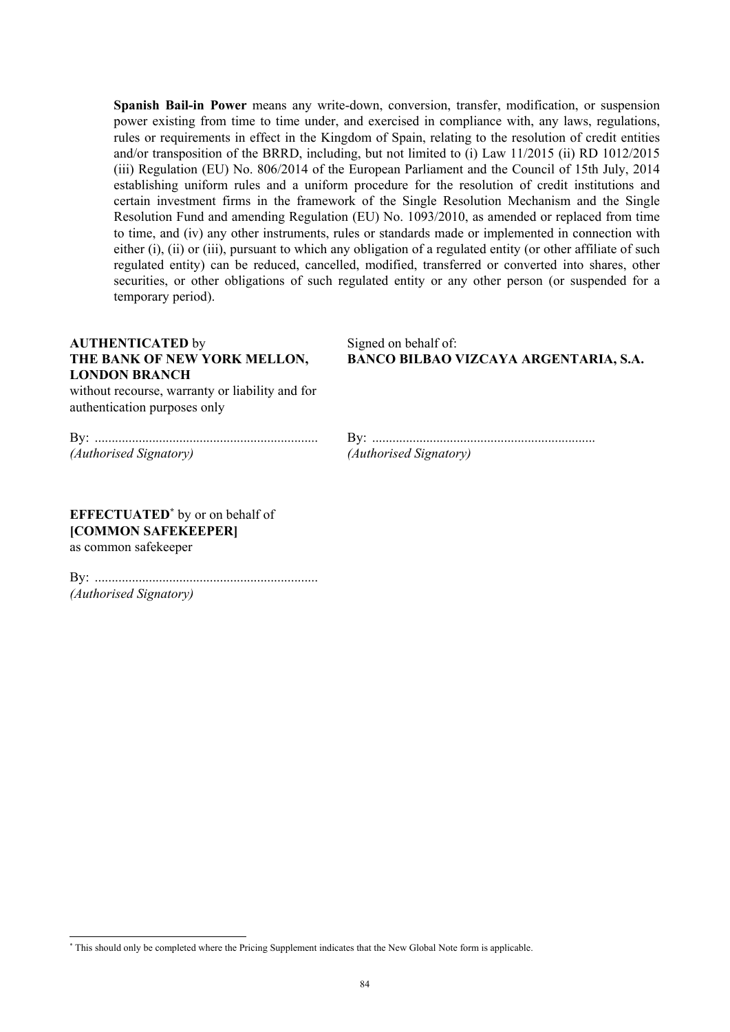**Spanish Bail-in Power** means any write-down, conversion, transfer, modification, or suspension power existing from time to time under, and exercised in compliance with, any laws, regulations, rules or requirements in effect in the Kingdom of Spain, relating to the resolution of credit entities and/or transposition of the BRRD, including, but not limited to (i) Law 11/2015 (ii) RD 1012/2015 (iii) Regulation (EU) No. 806/2014 of the European Parliament and the Council of 15th July, 2014 establishing uniform rules and a uniform procedure for the resolution of credit institutions and certain investment firms in the framework of the Single Resolution Mechanism and the Single Resolution Fund and amending Regulation (EU) No. 1093/2010, as amended or replaced from time to time, and (iv) any other instruments, rules or standards made or implemented in connection with either (i), (ii) or (iii), pursuant to which any obligation of a regulated entity (or other affiliate of such regulated entity) can be reduced, cancelled, modified, transferred or converted into shares, other securities, or other obligations of such regulated entity or any other person (or suspended for a temporary period).

**AUTHENTICATED** by
**THE BANK OF NEW YORK MELLON, LONDON BRANCH**
without recourse, warranty or liability and for authentication purposes only

By: .................................................................
*(Authorised Signatory)*

Signed on behalf of:
**BANCO BILBAO VIZCAYA ARGENTARIA, S.A.**

By: .................................................................
*(Authorised Signatory)*

**EFFECTUATED**[*] by or on behalf of
**[COMMON SAFEKEEPER]**
as common safekeeper

By: .................................................................
*(Authorised Signatory)*

[*] This should only be completed where the Pricing Supplement indicates that the New Global Note form is applicable.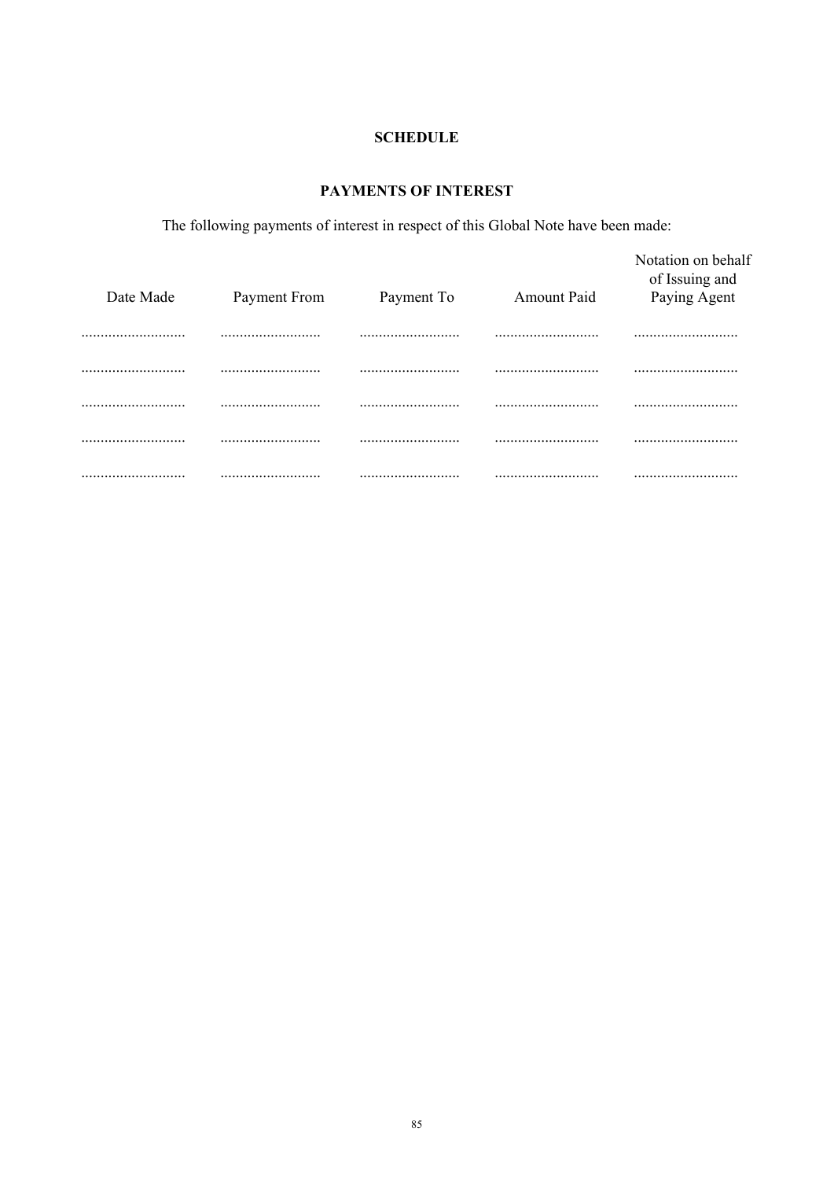## SCHEDULE

## PAYMENTS OF INTEREST

The following payments of interest in respect of this Global Note have been made:

| Date Made | Payment From | Payment To | Amount Paid | Notation on behalf of Issuing and Paying Agent |
|---|---|---|---|---|
| ........................... | ........................... | ........................... | ........................... | ........................... |
| ........................... | ........................... | ........................... | ........................... | ........................... |
| ........................... | ........................... | ........................... | ........................... | ........................... |
| ........................... | ........................... | ........................... | ........................... | ........................... |
| ........................... | ........................... | ........................... | ........................... | ........................... |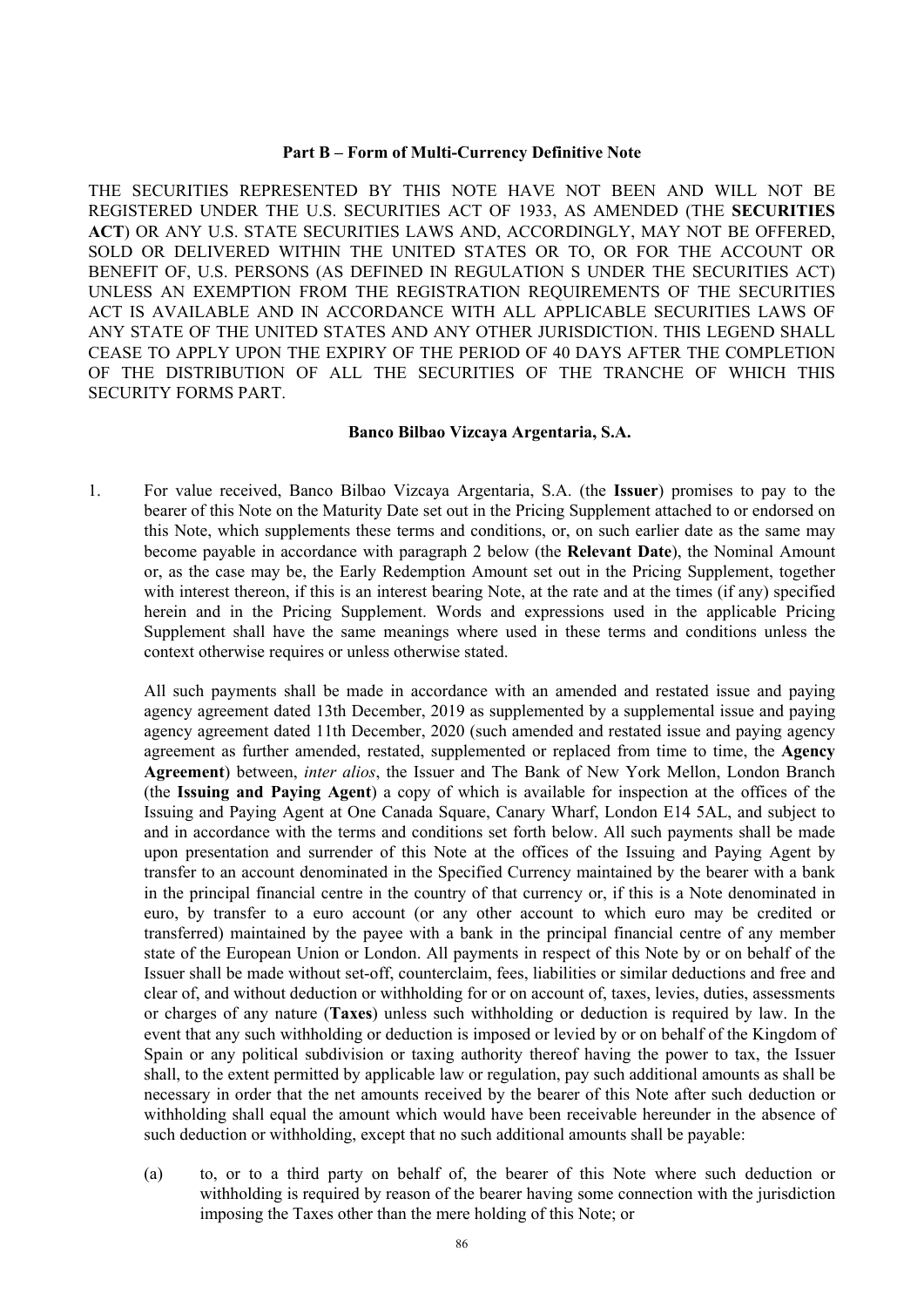**Part B – Form of Multi-Currency Definitive Note**

THE SECURITIES REPRESENTED BY THIS NOTE HAVE NOT BEEN AND WILL NOT BE REGISTERED UNDER THE U.S. SECURITIES ACT OF 1933, AS AMENDED (THE **SECURITIES ACT**) OR ANY U.S. STATE SECURITIES LAWS AND, ACCORDINGLY, MAY NOT BE OFFERED, SOLD OR DELIVERED WITHIN THE UNITED STATES OR TO, OR FOR THE ACCOUNT OR BENEFIT OF, U.S. PERSONS (AS DEFINED IN REGULATION S UNDER THE SECURITIES ACT) UNLESS AN EXEMPTION FROM THE REGISTRATION REQUIREMENTS OF THE SECURITIES ACT IS AVAILABLE AND IN ACCORDANCE WITH ALL APPLICABLE SECURITIES LAWS OF ANY STATE OF THE UNITED STATES AND ANY OTHER JURISDICTION. THIS LEGEND SHALL CEASE TO APPLY UPON THE EXPIRY OF THE PERIOD OF 40 DAYS AFTER THE COMPLETION OF THE DISTRIBUTION OF ALL THE SECURITIES OF THE TRANCHE OF WHICH THIS SECURITY FORMS PART.

**Banco Bilbao Vizcaya Argentaria, S.A.**

1. For value received, Banco Bilbao Vizcaya Argentaria, S.A. (the **Issuer**) promises to pay to the bearer of this Note on the Maturity Date set out in the Pricing Supplement attached to or endorsed on this Note, which supplements these terms and conditions, or, on such earlier date as the same may become payable in accordance with paragraph 2 below (the **Relevant Date**), the Nominal Amount or, as the case may be, the Early Redemption Amount set out in the Pricing Supplement, together with interest thereon, if this is an interest bearing Note, at the rate and at the times (if any) specified herein and in the Pricing Supplement. Words and expressions used in the applicable Pricing Supplement shall have the same meanings where used in these terms and conditions unless the context otherwise requires or unless otherwise stated.

   All such payments shall be made in accordance with an amended and restated issue and paying agency agreement dated 13th December, 2019 as supplemented by a supplemental issue and paying agency agreement dated 11th December, 2020 (such amended and restated issue and paying agency agreement as further amended, restated, supplemented or replaced from time to time, the **Agency Agreement**) between, *inter alios*, the Issuer and The Bank of New York Mellon, London Branch (the **Issuing and Paying Agent**) a copy of which is available for inspection at the offices of the Issuing and Paying Agent at One Canada Square, Canary Wharf, London E14 5AL, and subject to and in accordance with the terms and conditions set forth below. All such payments shall be made upon presentation and surrender of this Note at the offices of the Issuing and Paying Agent by transfer to an account denominated in the Specified Currency maintained by the bearer with a bank in the principal financial centre in the country of that currency or, if this is a Note denominated in euro, by transfer to a euro account (or any other account to which euro may be credited or transferred) maintained by the payee with a bank in the principal financial centre of any member state of the European Union or London. All payments in respect of this Note by or on behalf of the Issuer shall be made without set-off, counterclaim, fees, liabilities or similar deductions and free and clear of, and without deduction or withholding for or on account of, taxes, levies, duties, assessments or charges of any nature (**Taxes**) unless such withholding or deduction is required by law. In the event that any such withholding or deduction is imposed or levied by or on behalf of the Kingdom of Spain or any political subdivision or taxing authority thereof having the power to tax, the Issuer shall, to the extent permitted by applicable law or regulation, pay such additional amounts as shall be necessary in order that the net amounts received by the bearer of this Note after such deduction or withholding shall equal the amount which would have been receivable hereunder in the absence of such deduction or withholding, except that no such additional amounts shall be payable:

   (a) to, or to a third party on behalf of, the bearer of this Note where such deduction or withholding is required by reason of the bearer having some connection with the jurisdiction imposing the Taxes other than the mere holding of this Note; or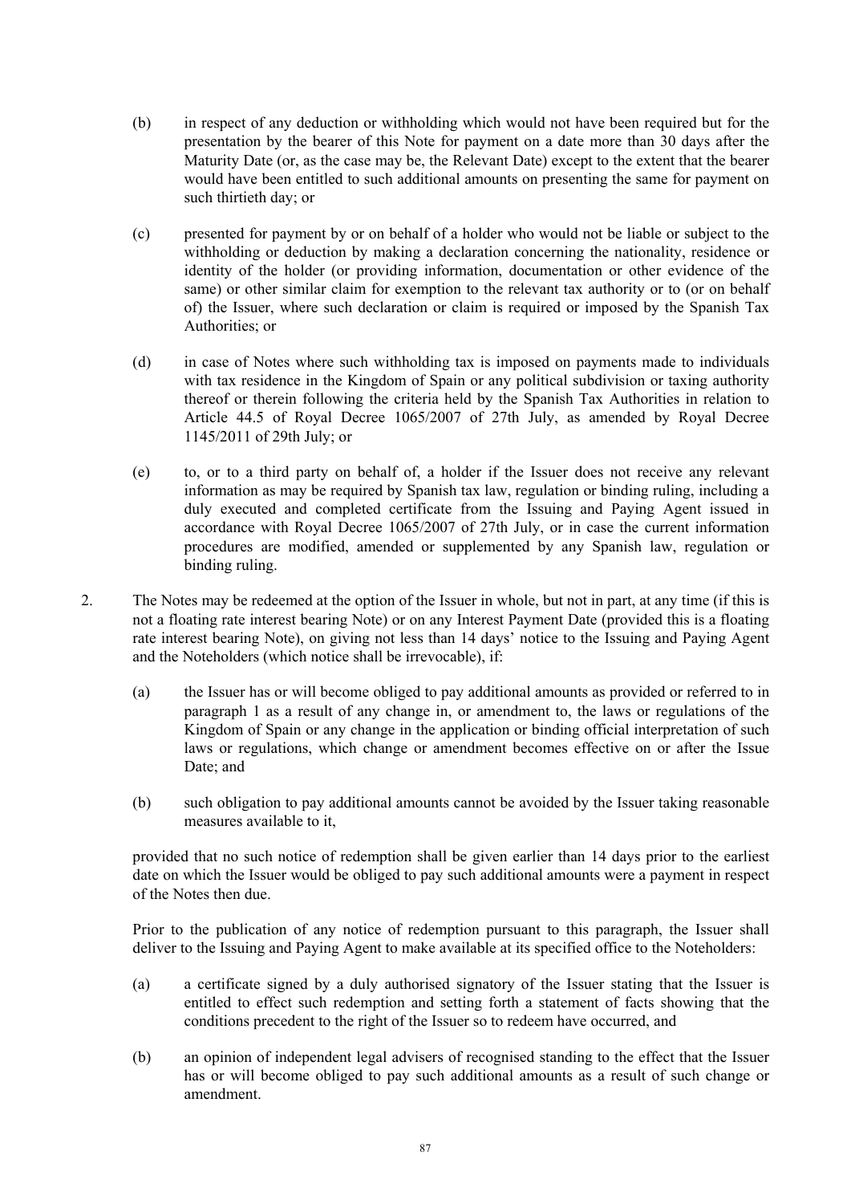(b) in respect of any deduction or withholding which would not have been required but for the presentation by the bearer of this Note for payment on a date more than 30 days after the Maturity Date (or, as the case may be, the Relevant Date) except to the extent that the bearer would have been entitled to such additional amounts on presenting the same for payment on such thirtieth day; or

(c) presented for payment by or on behalf of a holder who would not be liable or subject to the withholding or deduction by making a declaration concerning the nationality, residence or identity of the holder (or providing information, documentation or other evidence of the same) or other similar claim for exemption to the relevant tax authority or to (or on behalf of) the Issuer, where such declaration or claim is required or imposed by the Spanish Tax Authorities; or

(d) in case of Notes where such withholding tax is imposed on payments made to individuals with tax residence in the Kingdom of Spain or any political subdivision or taxing authority thereof or therein following the criteria held by the Spanish Tax Authorities in relation to Article 44.5 of Royal Decree 1065/2007 of 27th July, as amended by Royal Decree 1145/2011 of 29th July; or

(e) to, or to a third party on behalf of, a holder if the Issuer does not receive any relevant information as may be required by Spanish tax law, regulation or binding ruling, including a duly executed and completed certificate from the Issuing and Paying Agent issued in accordance with Royal Decree 1065/2007 of 27th July, or in case the current information procedures are modified, amended or supplemented by any Spanish law, regulation or binding ruling.

2. The Notes may be redeemed at the option of the Issuer in whole, but not in part, at any time (if this is not a floating rate interest bearing Note) or on any Interest Payment Date (provided this is a floating rate interest bearing Note), on giving not less than 14 days' notice to the Issuing and Paying Agent and the Noteholders (which notice shall be irrevocable), if:

   (a) the Issuer has or will become obliged to pay additional amounts as provided or referred to in paragraph 1 as a result of any change in, or amendment to, the laws or regulations of the Kingdom of Spain or any change in the application or binding official interpretation of such laws or regulations, which change or amendment becomes effective on or after the Issue Date; and

   (b) such obligation to pay additional amounts cannot be avoided by the Issuer taking reasonable measures available to it,

   provided that no such notice of redemption shall be given earlier than 14 days prior to the earliest date on which the Issuer would be obliged to pay such additional amounts were a payment in respect of the Notes then due.

   Prior to the publication of any notice of redemption pursuant to this paragraph, the Issuer shall deliver to the Issuing and Paying Agent to make available at its specified office to the Noteholders:

   (a) a certificate signed by a duly authorised signatory of the Issuer stating that the Issuer is entitled to effect such redemption and setting forth a statement of facts showing that the conditions precedent to the right of the Issuer so to redeem have occurred, and

   (b) an opinion of independent legal advisers of recognised standing to the effect that the Issuer has or will become obliged to pay such additional amounts as a result of such change or amendment.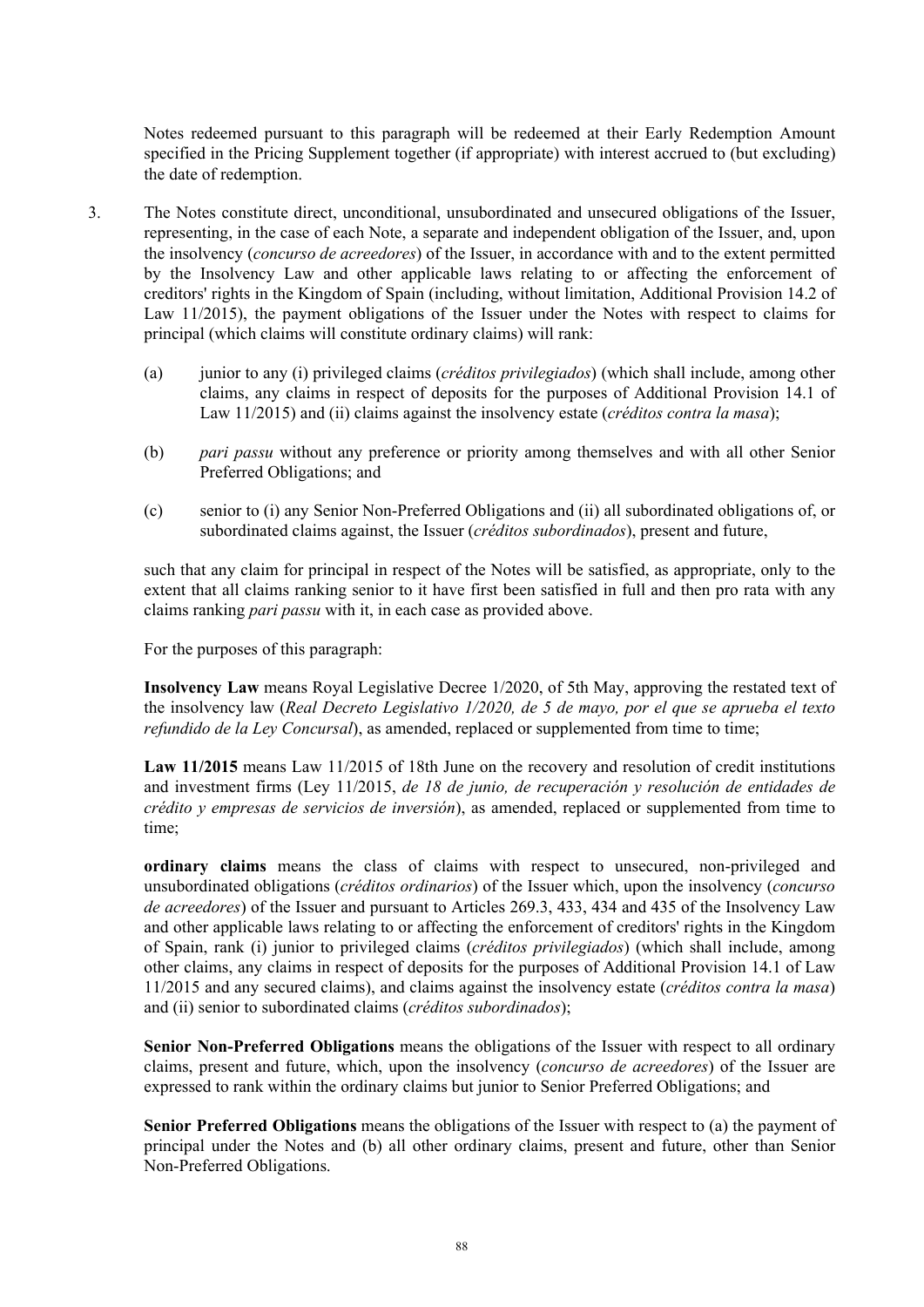Notes redeemed pursuant to this paragraph will be redeemed at their Early Redemption Amount specified in the Pricing Supplement together (if appropriate) with interest accrued to (but excluding) the date of redemption.

3. The Notes constitute direct, unconditional, unsubordinated and unsecured obligations of the Issuer, representing, in the case of each Note, a separate and independent obligation of the Issuer, and, upon the insolvency (*concurso de acreedores*) of the Issuer, in accordance with and to the extent permitted by the Insolvency Law and other applicable laws relating to or affecting the enforcement of creditors' rights in the Kingdom of Spain (including, without limitation, Additional Provision 14.2 of Law 11/2015), the payment obligations of the Issuer under the Notes with respect to claims for principal (which claims will constitute ordinary claims) will rank:

   (a) junior to any (i) privileged claims (*créditos privilegiados*) (which shall include, among other claims, any claims in respect of deposits for the purposes of Additional Provision 14.1 of Law 11/2015) and (ii) claims against the insolvency estate (*créditos contra la masa*);

   (b) *pari passu* without any preference or priority among themselves and with all other Senior Preferred Obligations; and

   (c) senior to (i) any Senior Non-Preferred Obligations and (ii) all subordinated obligations of, or subordinated claims against, the Issuer (*créditos subordinados*), present and future,

   such that any claim for principal in respect of the Notes will be satisfied, as appropriate, only to the extent that all claims ranking senior to it have first been satisfied in full and then pro rata with any claims ranking *pari passu* with it, in each case as provided above.

   For the purposes of this paragraph:

   **Insolvency Law** means Royal Legislative Decree 1/2020, of 5th May, approving the restated text of the insolvency law (*Real Decreto Legislativo 1/2020, de 5 de mayo, por el que se aprueba el texto refundido de la Ley Concursal*), as amended, replaced or supplemented from time to time;

   **Law 11/2015** means Law 11/2015 of 18th June on the recovery and resolution of credit institutions and investment firms (Ley 11/2015, *de 18 de junio, de recuperación y resolución de entidades de crédito y empresas de servicios de inversión*), as amended, replaced or supplemented from time to time;

   **ordinary claims** means the class of claims with respect to unsecured, non-privileged and unsubordinated obligations (*créditos ordinarios*) of the Issuer which, upon the insolvency (*concurso de acreedores*) of the Issuer and pursuant to Articles 269.3, 433, 434 and 435 of the Insolvency Law and other applicable laws relating to or affecting the enforcement of creditors' rights in the Kingdom of Spain, rank (i) junior to privileged claims (*créditos privilegiados*) (which shall include, among other claims, any claims in respect of deposits for the purposes of Additional Provision 14.1 of Law 11/2015 and any secured claims), and claims against the insolvency estate (*créditos contra la masa*) and (ii) senior to subordinated claims (*créditos subordinados*);

   **Senior Non-Preferred Obligations** means the obligations of the Issuer with respect to all ordinary claims, present and future, which, upon the insolvency (*concurso de acreedores*) of the Issuer are expressed to rank within the ordinary claims but junior to Senior Preferred Obligations; and

   **Senior Preferred Obligations** means the obligations of the Issuer with respect to (a) the payment of principal under the Notes and (b) all other ordinary claims, present and future, other than Senior Non-Preferred Obligations.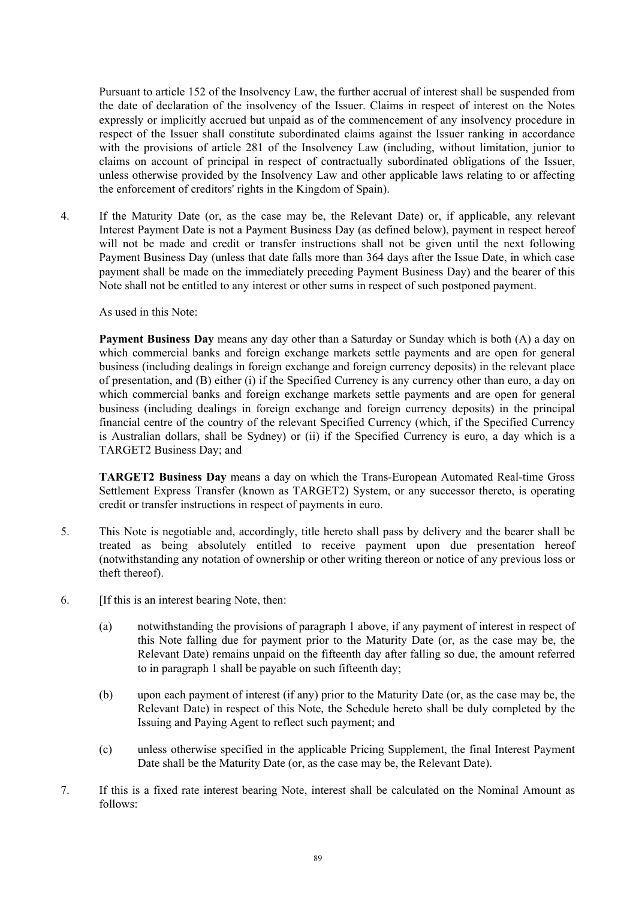Pursuant to article 152 of the Insolvency Law, the further accrual of interest shall be suspended from the date of declaration of the insolvency of the Issuer. Claims in respect of interest on the Notes expressly or implicitly accrued but unpaid as of the commencement of any insolvency procedure in respect of the Issuer shall constitute subordinated claims against the Issuer ranking in accordance with the provisions of article 281 of the Insolvency Law (including, without limitation, junior to claims on account of principal in respect of contractually subordinated obligations of the Issuer, unless otherwise provided by the Insolvency Law and other applicable laws relating to or affecting the enforcement of creditors' rights in the Kingdom of Spain).

4. If the Maturity Date (or, as the case may be, the Relevant Date) or, if applicable, any relevant Interest Payment Date is not a Payment Business Day (as defined below), payment in respect hereof will not be made and credit or transfer instructions shall not be given until the next following Payment Business Day (unless that date falls more than 364 days after the Issue Date, in which case payment shall be made on the immediately preceding Payment Business Day) and the bearer of this Note shall not be entitled to any interest or other sums in respect of such postponed payment.

   As used in this Note:

   **Payment Business Day** means any day other than a Saturday or Sunday which is both (A) a day on which commercial banks and foreign exchange markets settle payments and are open for general business (including dealings in foreign exchange and foreign currency deposits) in the relevant place of presentation, and (B) either (i) if the Specified Currency is any currency other than euro, a day on which commercial banks and foreign exchange markets settle payments and are open for general business (including dealings in foreign exchange and foreign currency deposits) in the principal financial centre of the country of the relevant Specified Currency (which, if the Specified Currency is Australian dollars, shall be Sydney) or (ii) if the Specified Currency is euro, a day which is a TARGET2 Business Day; and

   **TARGET2 Business Day** means a day on which the Trans-European Automated Real-time Gross Settlement Express Transfer (known as TARGET2) System, or any successor thereto, is operating credit or transfer instructions in respect of payments in euro.

5. This Note is negotiable and, accordingly, title hereto shall pass by delivery and the bearer shall be treated as being absolutely entitled to receive payment upon due presentation hereof (notwithstanding any notation of ownership or other writing thereon or notice of any previous loss or theft thereof).

6. [If this is an interest bearing Note, then:

   (a) notwithstanding the provisions of paragraph 1 above, if any payment of interest in respect of this Note falling due for payment prior to the Maturity Date (or, as the case may be, the Relevant Date) remains unpaid on the fifteenth day after falling so due, the amount referred to in paragraph 1 shall be payable on such fifteenth day;

   (b) upon each payment of interest (if any) prior to the Maturity Date (or, as the case may be, the Relevant Date) in respect of this Note, the Schedule hereto shall be duly completed by the Issuing and Paying Agent to reflect such payment; and

   (c) unless otherwise specified in the applicable Pricing Supplement, the final Interest Payment Date shall be the Maturity Date (or, as the case may be, the Relevant Date).

7. If this is a fixed rate interest bearing Note, interest shall be calculated on the Nominal Amount as follows: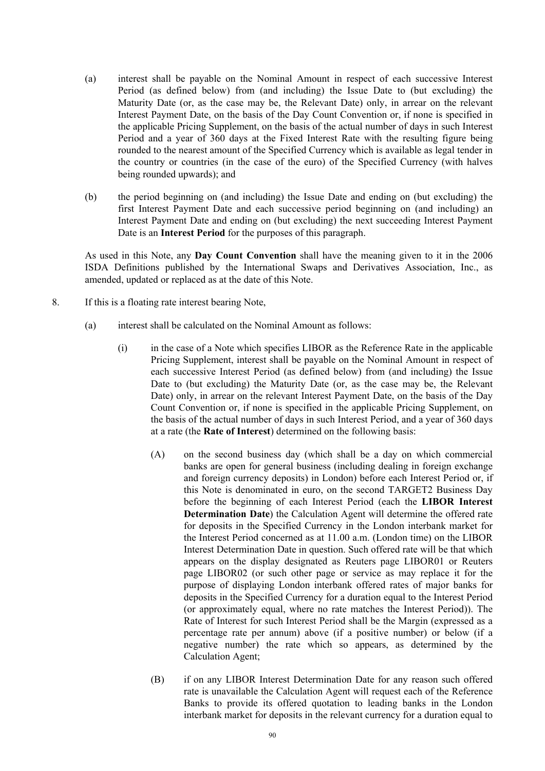(a) interest shall be payable on the Nominal Amount in respect of each successive Interest Period (as defined below) from (and including) the Issue Date to (but excluding) the Maturity Date (or, as the case may be, the Relevant Date) only, in arrear on the relevant Interest Payment Date, on the basis of the Day Count Convention or, if none is specified in the applicable Pricing Supplement, on the basis of the actual number of days in such Interest Period and a year of 360 days at the Fixed Interest Rate with the resulting figure being rounded to the nearest amount of the Specified Currency which is available as legal tender in the country or countries (in the case of the euro) of the Specified Currency (with halves being rounded upwards); and

(b) the period beginning on (and including) the Issue Date and ending on (but excluding) the first Interest Payment Date and each successive period beginning on (and including) an Interest Payment Date and ending on (but excluding) the next succeeding Interest Payment Date is an **Interest Period** for the purposes of this paragraph.

As used in this Note, any **Day Count Convention** shall have the meaning given to it in the 2006 ISDA Definitions published by the International Swaps and Derivatives Association, Inc., as amended, updated or replaced as at the date of this Note.

8. If this is a floating rate interest bearing Note,

(a) interest shall be calculated on the Nominal Amount as follows:

(i) in the case of a Note which specifies LIBOR as the Reference Rate in the applicable Pricing Supplement, interest shall be payable on the Nominal Amount in respect of each successive Interest Period (as defined below) from (and including) the Issue Date to (but excluding) the Maturity Date (or, as the case may be, the Relevant Date) only, in arrear on the relevant Interest Payment Date, on the basis of the Day Count Convention or, if none is specified in the applicable Pricing Supplement, on the basis of the actual number of days in such Interest Period, and a year of 360 days at a rate (the **Rate of Interest**) determined on the following basis:

(A) on the second business day (which shall be a day on which commercial banks are open for general business (including dealing in foreign exchange and foreign currency deposits) in London) before each Interest Period or, if this Note is denominated in euro, on the second TARGET2 Business Day before the beginning of each Interest Period (each the **LIBOR Interest Determination Date**) the Calculation Agent will determine the offered rate for deposits in the Specified Currency in the London interbank market for the Interest Period concerned as at 11.00 a.m. (London time) on the LIBOR Interest Determination Date in question. Such offered rate will be that which appears on the display designated as Reuters page LIBOR01 or Reuters page LIBOR02 (or such other page or service as may replace it for the purpose of displaying London interbank offered rates of major banks for deposits in the Specified Currency for a duration equal to the Interest Period (or approximately equal, where no rate matches the Interest Period)). The Rate of Interest for such Interest Period shall be the Margin (expressed as a percentage rate per annum) above (if a positive number) or below (if a negative number) the rate which so appears, as determined by the Calculation Agent;

(B) if on any LIBOR Interest Determination Date for any reason such offered rate is unavailable the Calculation Agent will request each of the Reference Banks to provide its offered quotation to leading banks in the London interbank market for deposits in the relevant currency for a duration equal to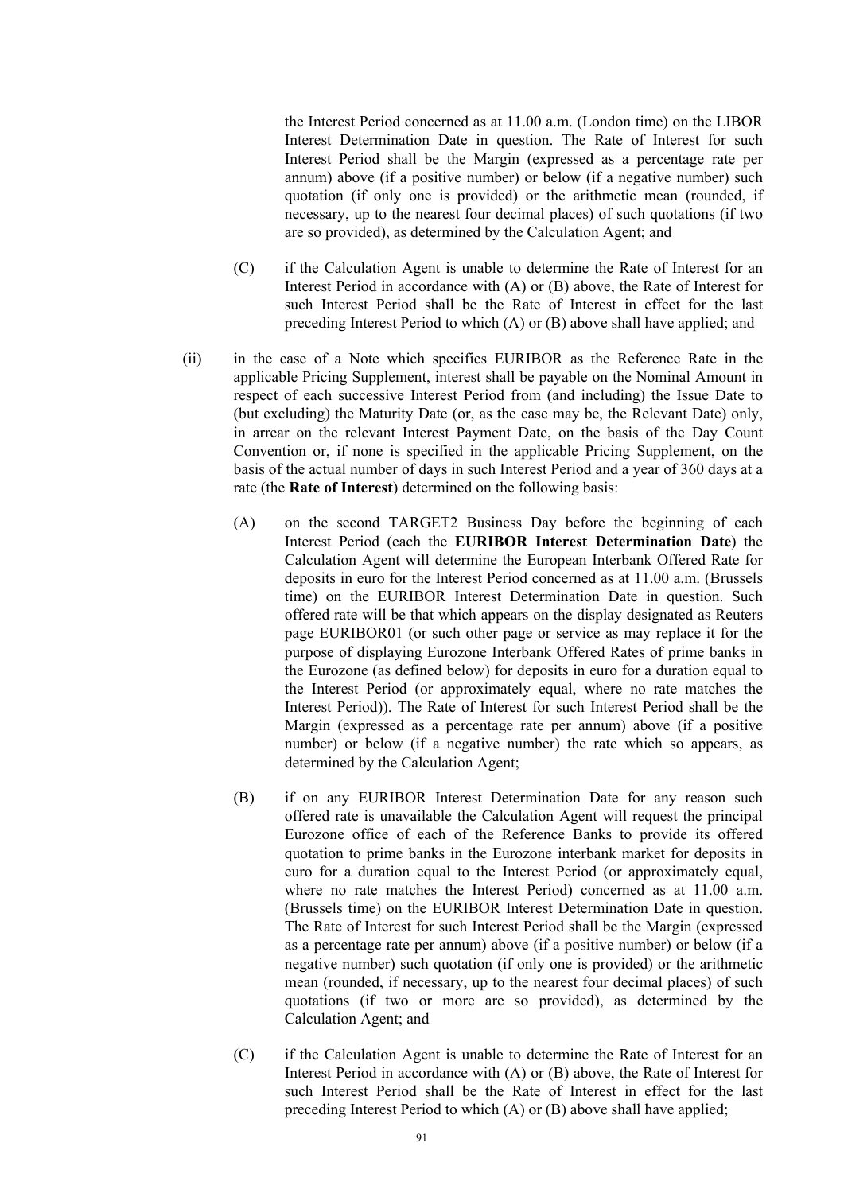the Interest Period concerned as at 11.00 a.m. (London time) on the LIBOR Interest Determination Date in question. The Rate of Interest for such Interest Period shall be the Margin (expressed as a percentage rate per annum) above (if a positive number) or below (if a negative number) such quotation (if only one is provided) or the arithmetic mean (rounded, if necessary, up to the nearest four decimal places) of such quotations (if two are so provided), as determined by the Calculation Agent; and

(C) if the Calculation Agent is unable to determine the Rate of Interest for an Interest Period in accordance with (A) or (B) above, the Rate of Interest for such Interest Period shall be the Rate of Interest in effect for the last preceding Interest Period to which (A) or (B) above shall have applied; and

(ii) in the case of a Note which specifies EURIBOR as the Reference Rate in the applicable Pricing Supplement, interest shall be payable on the Nominal Amount in respect of each successive Interest Period from (and including) the Issue Date to (but excluding) the Maturity Date (or, as the case may be, the Relevant Date) only, in arrear on the relevant Interest Payment Date, on the basis of the Day Count Convention or, if none is specified in the applicable Pricing Supplement, on the basis of the actual number of days in such Interest Period and a year of 360 days at a rate (the **Rate of Interest**) determined on the following basis:

(A) on the second TARGET2 Business Day before the beginning of each Interest Period (each the **EURIBOR Interest Determination Date**) the Calculation Agent will determine the European Interbank Offered Rate for deposits in euro for the Interest Period concerned as at 11.00 a.m. (Brussels time) on the EURIBOR Interest Determination Date in question. Such offered rate will be that which appears on the display designated as Reuters page EURIBOR01 (or such other page or service as may replace it for the purpose of displaying Eurozone Interbank Offered Rates of prime banks in the Eurozone (as defined below) for deposits in euro for a duration equal to the Interest Period (or approximately equal, where no rate matches the Interest Period)). The Rate of Interest for such Interest Period shall be the Margin (expressed as a percentage rate per annum) above (if a positive number) or below (if a negative number) the rate which so appears, as determined by the Calculation Agent;

(B) if on any EURIBOR Interest Determination Date for any reason such offered rate is unavailable the Calculation Agent will request the principal Eurozone office of each of the Reference Banks to provide its offered quotation to prime banks in the Eurozone interbank market for deposits in euro for a duration equal to the Interest Period (or approximately equal, where no rate matches the Interest Period) concerned as at 11.00 a.m. (Brussels time) on the EURIBOR Interest Determination Date in question. The Rate of Interest for such Interest Period shall be the Margin (expressed as a percentage rate per annum) above (if a positive number) or below (if a negative number) such quotation (if only one is provided) or the arithmetic mean (rounded, if necessary, up to the nearest four decimal places) of such quotations (if two or more are so provided), as determined by the Calculation Agent; and

(C) if the Calculation Agent is unable to determine the Rate of Interest for an Interest Period in accordance with (A) or (B) above, the Rate of Interest for such Interest Period shall be the Rate of Interest in effect for the last preceding Interest Period to which (A) or (B) above shall have applied;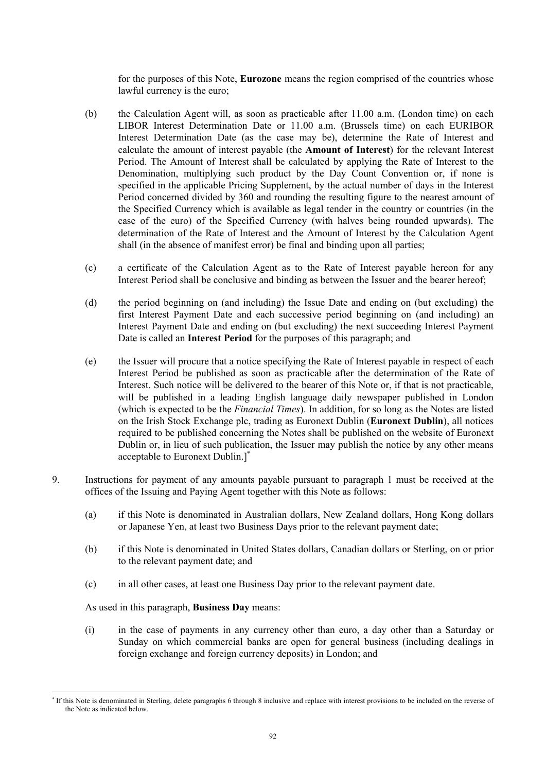for the purposes of this Note, **Eurozone** means the region comprised of the countries whose lawful currency is the euro;

(b) the Calculation Agent will, as soon as practicable after 11.00 a.m. (London time) on each LIBOR Interest Determination Date or 11.00 a.m. (Brussels time) on each EURIBOR Interest Determination Date (as the case may be), determine the Rate of Interest and calculate the amount of interest payable (the **Amount of Interest**) for the relevant Interest Period. The Amount of Interest shall be calculated by applying the Rate of Interest to the Denomination, multiplying such product by the Day Count Convention or, if none is specified in the applicable Pricing Supplement, by the actual number of days in the Interest Period concerned divided by 360 and rounding the resulting figure to the nearest amount of the Specified Currency which is available as legal tender in the country or countries (in the case of the euro) of the Specified Currency (with halves being rounded upwards). The determination of the Rate of Interest and the Amount of Interest by the Calculation Agent shall (in the absence of manifest error) be final and binding upon all parties;

(c) a certificate of the Calculation Agent as to the Rate of Interest payable hereon for any Interest Period shall be conclusive and binding as between the Issuer and the bearer hereof;

(d) the period beginning on (and including) the Issue Date and ending on (but excluding) the first Interest Payment Date and each successive period beginning on (and including) an Interest Payment Date and ending on (but excluding) the next succeeding Interest Payment Date is called an **Interest Period** for the purposes of this paragraph; and

(e) the Issuer will procure that a notice specifying the Rate of Interest payable in respect of each Interest Period be published as soon as practicable after the determination of the Rate of Interest. Such notice will be delivered to the bearer of this Note or, if that is not practicable, will be published in a leading English language daily newspaper published in London (which is expected to be the *Financial Times*). In addition, for so long as the Notes are listed on the Irish Stock Exchange plc, trading as Euronext Dublin (**Euronext Dublin**), all notices required to be published concerning the Notes shall be published on the website of Euronext Dublin or, in lieu of such publication, the Issuer may publish the notice by any other means acceptable to Euronext Dublin.][*]

9. Instructions for payment of any amounts payable pursuant to paragraph 1 must be received at the offices of the Issuing and Paying Agent together with this Note as follows:

(a) if this Note is denominated in Australian dollars, New Zealand dollars, Hong Kong dollars or Japanese Yen, at least two Business Days prior to the relevant payment date;

(b) if this Note is denominated in United States dollars, Canadian dollars or Sterling, on or prior to the relevant payment date; and

(c) in all other cases, at least one Business Day prior to the relevant payment date.

As used in this paragraph, **Business Day** means:

(i) in the case of payments in any currency other than euro, a day other than a Saturday or Sunday on which commercial banks are open for general business (including dealings in foreign exchange and foreign currency deposits) in London; and

---

[*] If this Note is denominated in Sterling, delete paragraphs 6 through 8 inclusive and replace with interest provisions to be included on the reverse of the Note as indicated below.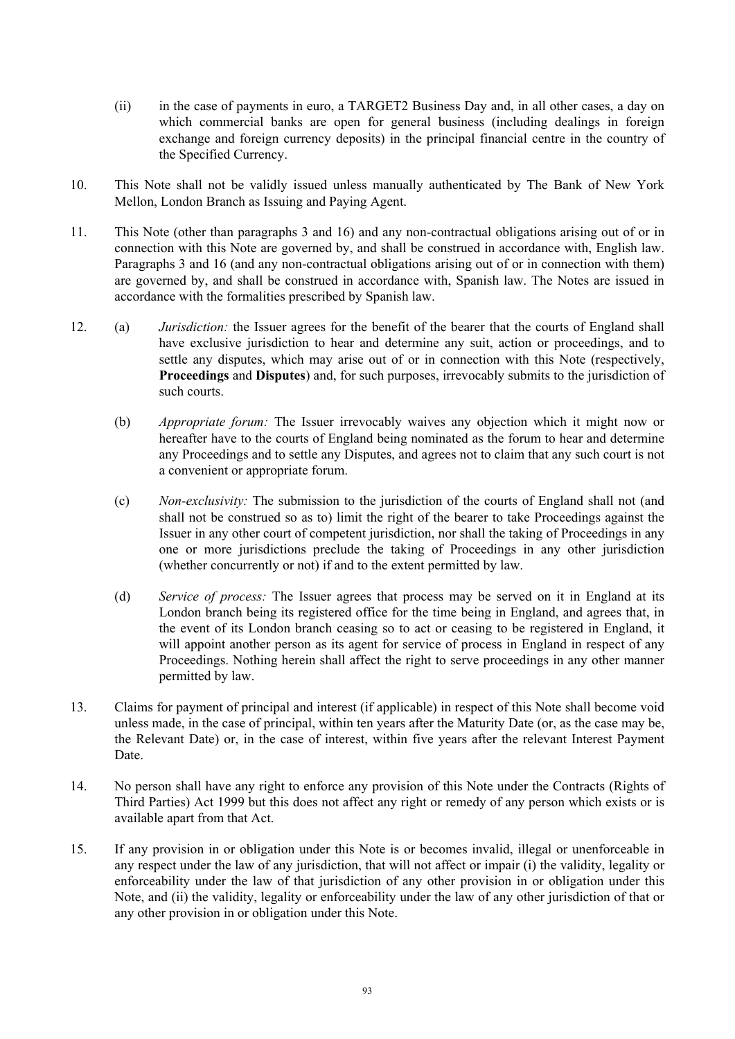(ii) in the case of payments in euro, a TARGET2 Business Day and, in all other cases, a day on which commercial banks are open for general business (including dealings in foreign exchange and foreign currency deposits) in the principal financial centre in the country of the Specified Currency.

10. This Note shall not be validly issued unless manually authenticated by The Bank of New York Mellon, London Branch as Issuing and Paying Agent.

11. This Note (other than paragraphs 3 and 16) and any non-contractual obligations arising out of or in connection with this Note are governed by, and shall be construed in accordance with, English law. Paragraphs 3 and 16 (and any non-contractual obligations arising out of or in connection with them) are governed by, and shall be construed in accordance with, Spanish law. The Notes are issued in accordance with the formalities prescribed by Spanish law.

12. (a) *Jurisdiction:* the Issuer agrees for the benefit of the bearer that the courts of England shall have exclusive jurisdiction to hear and determine any suit, action or proceedings, and to settle any disputes, which may arise out of or in connection with this Note (respectively, **Proceedings** and **Disputes**) and, for such purposes, irrevocably submits to the jurisdiction of such courts.

    (b) *Appropriate forum:* The Issuer irrevocably waives any objection which it might now or hereafter have to the courts of England being nominated as the forum to hear and determine any Proceedings and to settle any Disputes, and agrees not to claim that any such court is not a convenient or appropriate forum.

    (c) *Non-exclusivity:* The submission to the jurisdiction of the courts of England shall not (and shall not be construed so as to) limit the right of the bearer to take Proceedings against the Issuer in any other court of competent jurisdiction, nor shall the taking of Proceedings in any one or more jurisdictions preclude the taking of Proceedings in any other jurisdiction (whether concurrently or not) if and to the extent permitted by law.

    (d) *Service of process:* The Issuer agrees that process may be served on it in England at its London branch being its registered office for the time being in England, and agrees that, in the event of its London branch ceasing so to act or ceasing to be registered in England, it will appoint another person as its agent for service of process in England in respect of any Proceedings. Nothing herein shall affect the right to serve proceedings in any other manner permitted by law.

13. Claims for payment of principal and interest (if applicable) in respect of this Note shall become void unless made, in the case of principal, within ten years after the Maturity Date (or, as the case may be, the Relevant Date) or, in the case of interest, within five years after the relevant Interest Payment Date.

14. No person shall have any right to enforce any provision of this Note under the Contracts (Rights of Third Parties) Act 1999 but this does not affect any right or remedy of any person which exists or is available apart from that Act.

15. If any provision in or obligation under this Note is or becomes invalid, illegal or unenforceable in any respect under the law of any jurisdiction, that will not affect or impair (i) the validity, legality or enforceability under the law of that jurisdiction of any other provision in or obligation under this Note, and (ii) the validity, legality or enforceability under the law of any other jurisdiction of that or any other provision in or obligation under this Note.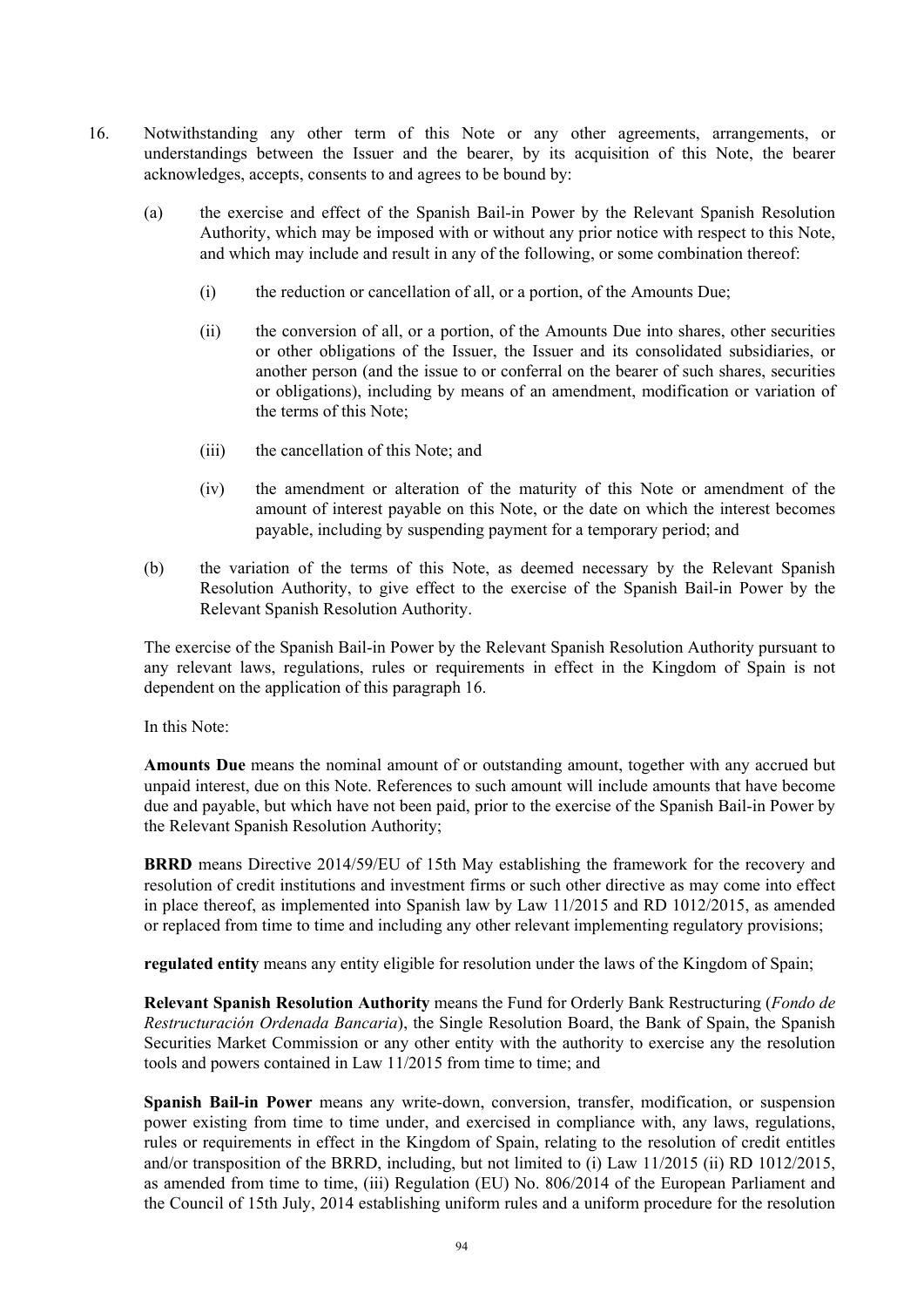16. Notwithstanding any other term of this Note or any other agreements, arrangements, or understandings between the Issuer and the bearer, by its acquisition of this Note, the bearer acknowledges, accepts, consents to and agrees to be bound by:

    (a) the exercise and effect of the Spanish Bail-in Power by the Relevant Spanish Resolution Authority, which may be imposed with or without any prior notice with respect to this Note, and which may include and result in any of the following, or some combination thereof:

        (i) the reduction or cancellation of all, or a portion, of the Amounts Due;

        (ii) the conversion of all, or a portion, of the Amounts Due into shares, other securities or other obligations of the Issuer, the Issuer and its consolidated subsidiaries, or another person (and the issue to or conferral on the bearer of such shares, securities or obligations), including by means of an amendment, modification or variation of the terms of this Note;

        (iii) the cancellation of this Note; and

        (iv) the amendment or alteration of the maturity of this Note or amendment of the amount of interest payable on this Note, or the date on which the interest becomes payable, including by suspending payment for a temporary period; and

    (b) the variation of the terms of this Note, as deemed necessary by the Relevant Spanish Resolution Authority, to give effect to the exercise of the Spanish Bail-in Power by the Relevant Spanish Resolution Authority.

    The exercise of the Spanish Bail-in Power by the Relevant Spanish Resolution Authority pursuant to any relevant laws, regulations, rules or requirements in effect in the Kingdom of Spain is not dependent on the application of this paragraph 16.

    In this Note:

    **Amounts Due** means the nominal amount of or outstanding amount, together with any accrued but unpaid interest, due on this Note. References to such amount will include amounts that have become due and payable, but which have not been paid, prior to the exercise of the Spanish Bail-in Power by the Relevant Spanish Resolution Authority;

    **BRRD** means Directive 2014/59/EU of 15th May establishing the framework for the recovery and resolution of credit institutions and investment firms or such other directive as may come into effect in place thereof, as implemented into Spanish law by Law 11/2015 and RD 1012/2015, as amended or replaced from time to time and including any other relevant implementing regulatory provisions;

    **regulated entity** means any entity eligible for resolution under the laws of the Kingdom of Spain;

    **Relevant Spanish Resolution Authority** means the Fund for Orderly Bank Restructuring (*Fondo de Restructuración Ordenada Bancaria*), the Single Resolution Board, the Bank of Spain, the Spanish Securities Market Commission or any other entity with the authority to exercise any the resolution tools and powers contained in Law 11/2015 from time to time; and

    **Spanish Bail-in Power** means any write-down, conversion, transfer, modification, or suspension power existing from time to time under, and exercised in compliance with, any laws, regulations, rules or requirements in effect in the Kingdom of Spain, relating to the resolution of credit entitles and/or transposition of the BRRD, including, but not limited to (i) Law 11/2015 (ii) RD 1012/2015, as amended from time to time, (iii) Regulation (EU) No. 806/2014 of the European Parliament and the Council of 15th July, 2014 establishing uniform rules and a uniform procedure for the resolution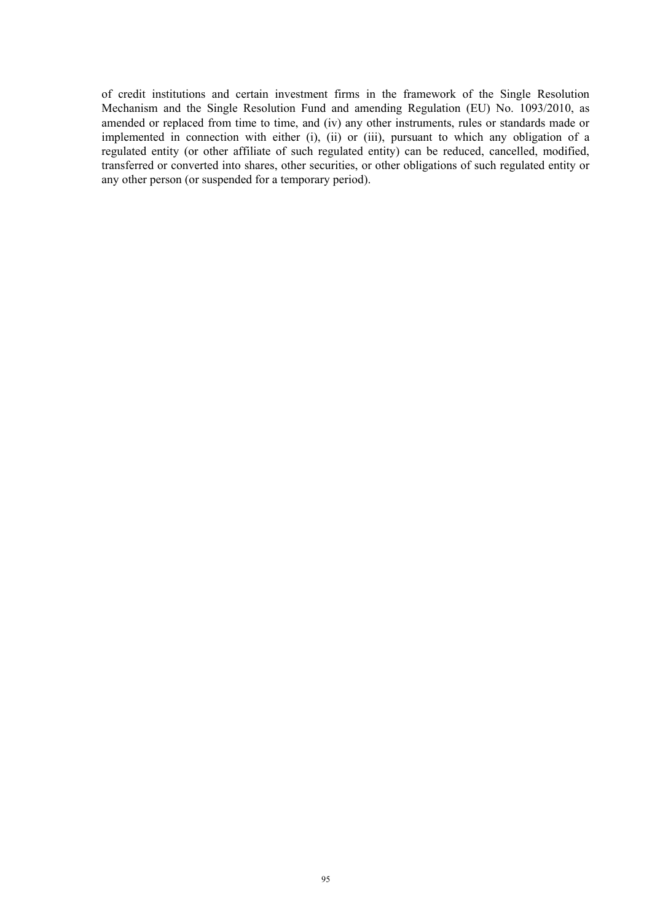of credit institutions and certain investment firms in the framework of the Single Resolution Mechanism and the Single Resolution Fund and amending Regulation (EU) No. 1093/2010, as amended or replaced from time to time, and (iv) any other instruments, rules or standards made or implemented in connection with either (i), (ii) or (iii), pursuant to which any obligation of a regulated entity (or other affiliate of such regulated entity) can be reduced, cancelled, modified, transferred or converted into shares, other securities, or other obligations of such regulated entity or any other person (or suspended for a temporary period).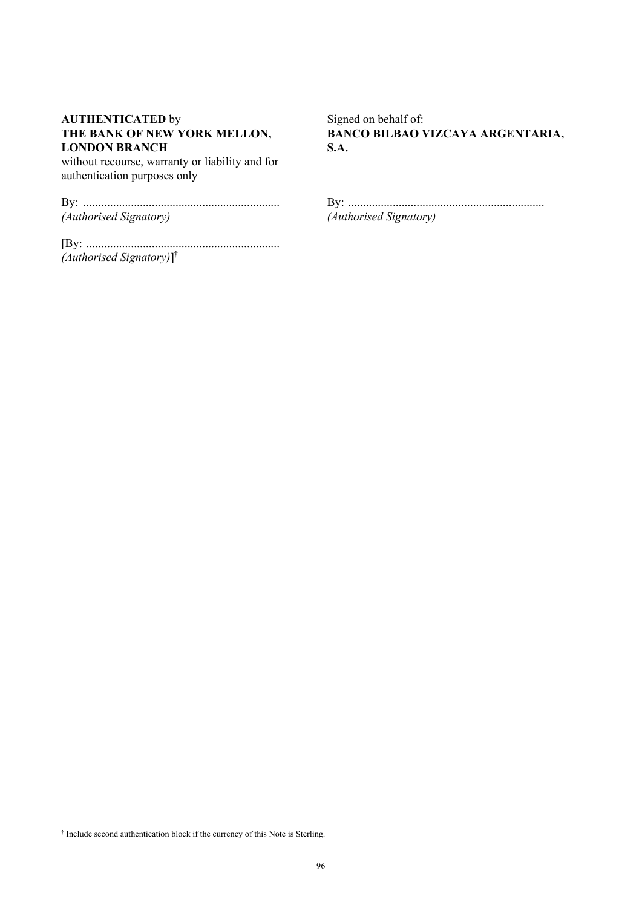**AUTHENTICATED** by
**THE BANK OF NEW YORK MELLON, LONDON BRANCH**
without recourse, warranty or liability and for authentication purposes only

By: ..................................................................
*(Authorised Signatory)*

[By: ..................................................................
*(Authorised Signatory)*][†]

Signed on behalf of:
**BANCO BILBAO VIZCAYA ARGENTARIA, S.A.**

By: ..................................................................
*(Authorised Signatory)*

---

[†] Include second authentication block if the currency of this Note is Sterling.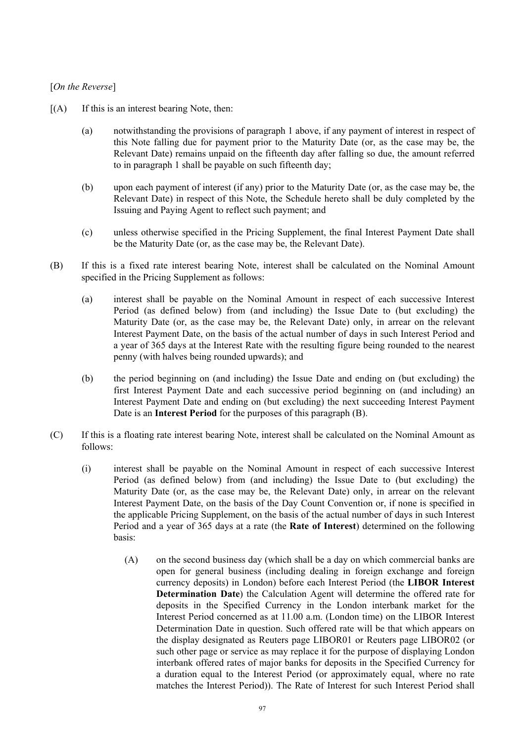[*On the Reverse*]

[(A) If this is an interest bearing Note, then:

(a) notwithstanding the provisions of paragraph 1 above, if any payment of interest in respect of this Note falling due for payment prior to the Maturity Date (or, as the case may be, the Relevant Date) remains unpaid on the fifteenth day after falling so due, the amount referred to in paragraph 1 shall be payable on such fifteenth day;

(b) upon each payment of interest (if any) prior to the Maturity Date (or, as the case may be, the Relevant Date) in respect of this Note, the Schedule hereto shall be duly completed by the Issuing and Paying Agent to reflect such payment; and

(c) unless otherwise specified in the Pricing Supplement, the final Interest Payment Date shall be the Maturity Date (or, as the case may be, the Relevant Date).

(B) If this is a fixed rate interest bearing Note, interest shall be calculated on the Nominal Amount specified in the Pricing Supplement as follows:

(a) interest shall be payable on the Nominal Amount in respect of each successive Interest Period (as defined below) from (and including) the Issue Date to (but excluding) the Maturity Date (or, as the case may be, the Relevant Date) only, in arrear on the relevant Interest Payment Date, on the basis of the actual number of days in such Interest Period and a year of 365 days at the Interest Rate with the resulting figure being rounded to the nearest penny (with halves being rounded upwards); and

(b) the period beginning on (and including) the Issue Date and ending on (but excluding) the first Interest Payment Date and each successive period beginning on (and including) an Interest Payment Date and ending on (but excluding) the next succeeding Interest Payment Date is an **Interest Period** for the purposes of this paragraph (B).

(C) If this is a floating rate interest bearing Note, interest shall be calculated on the Nominal Amount as follows:

(i) interest shall be payable on the Nominal Amount in respect of each successive Interest Period (as defined below) from (and including) the Issue Date to (but excluding) the Maturity Date (or, as the case may be, the Relevant Date) only, in arrear on the relevant Interest Payment Date, on the basis of the Day Count Convention or, if none is specified in the applicable Pricing Supplement, on the basis of the actual number of days in such Interest Period and a year of 365 days at a rate (the **Rate of Interest**) determined on the following basis:

(A) on the second business day (which shall be a day on which commercial banks are open for general business (including dealing in foreign exchange and foreign currency deposits) in London) before each Interest Period (the **LIBOR Interest Determination Date**) the Calculation Agent will determine the offered rate for deposits in the Specified Currency in the London interbank market for the Interest Period concerned as at 11.00 a.m. (London time) on the LIBOR Interest Determination Date in question. Such offered rate will be that which appears on the display designated as Reuters page LIBOR01 or Reuters page LIBOR02 (or such other page or service as may replace it for the purpose of displaying London interbank offered rates of major banks for deposits in the Specified Currency for a duration equal to the Interest Period (or approximately equal, where no rate matches the Interest Period)). The Rate of Interest for such Interest Period shall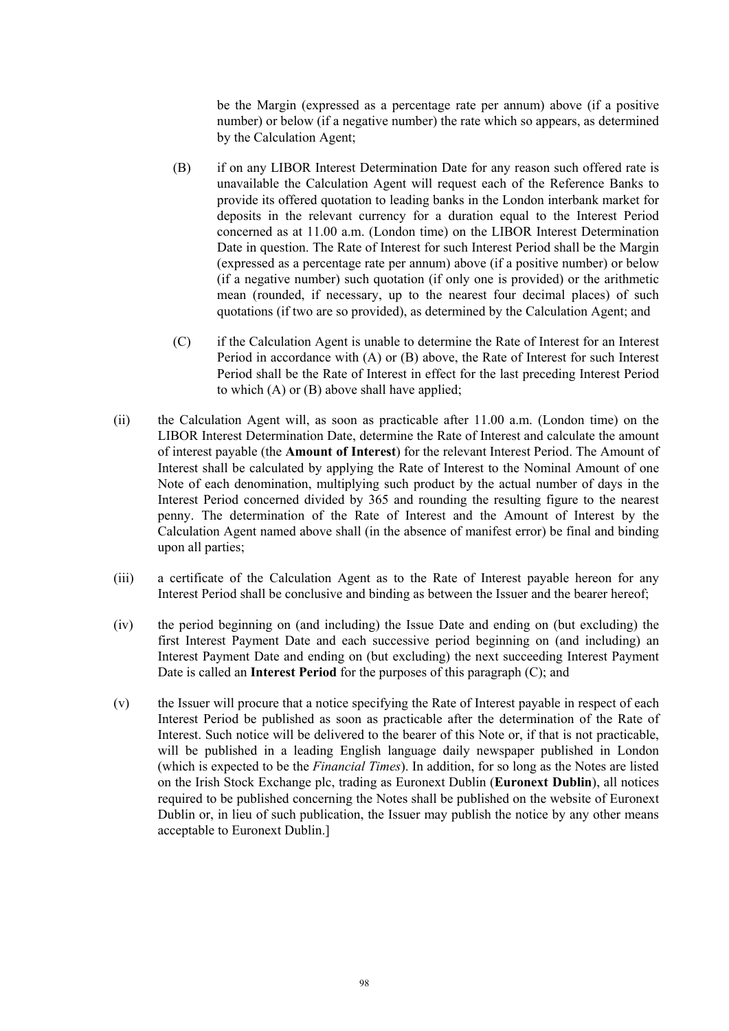be the Margin (expressed as a percentage rate per annum) above (if a positive number) or below (if a negative number) the rate which so appears, as determined by the Calculation Agent;

(B) if on any LIBOR Interest Determination Date for any reason such offered rate is unavailable the Calculation Agent will request each of the Reference Banks to provide its offered quotation to leading banks in the London interbank market for deposits in the relevant currency for a duration equal to the Interest Period concerned as at 11.00 a.m. (London time) on the LIBOR Interest Determination Date in question. The Rate of Interest for such Interest Period shall be the Margin (expressed as a percentage rate per annum) above (if a positive number) or below (if a negative number) such quotation (if only one is provided) or the arithmetic mean (rounded, if necessary, up to the nearest four decimal places) of such quotations (if two are so provided), as determined by the Calculation Agent; and

(C) if the Calculation Agent is unable to determine the Rate of Interest for an Interest Period in accordance with (A) or (B) above, the Rate of Interest for such Interest Period shall be the Rate of Interest in effect for the last preceding Interest Period to which (A) or (B) above shall have applied;

(ii) the Calculation Agent will, as soon as practicable after 11.00 a.m. (London time) on the LIBOR Interest Determination Date, determine the Rate of Interest and calculate the amount of interest payable (the **Amount of Interest**) for the relevant Interest Period. The Amount of Interest shall be calculated by applying the Rate of Interest to the Nominal Amount of one Note of each denomination, multiplying such product by the actual number of days in the Interest Period concerned divided by 365 and rounding the resulting figure to the nearest penny. The determination of the Rate of Interest and the Amount of Interest by the Calculation Agent named above shall (in the absence of manifest error) be final and binding upon all parties;

(iii) a certificate of the Calculation Agent as to the Rate of Interest payable hereon for any Interest Period shall be conclusive and binding as between the Issuer and the bearer hereof;

(iv) the period beginning on (and including) the Issue Date and ending on (but excluding) the first Interest Payment Date and each successive period beginning on (and including) an Interest Payment Date and ending on (but excluding) the next succeeding Interest Payment Date is called an **Interest Period** for the purposes of this paragraph (C); and

(v) the Issuer will procure that a notice specifying the Rate of Interest payable in respect of each Interest Period be published as soon as practicable after the determination of the Rate of Interest. Such notice will be delivered to the bearer of this Note or, if that is not practicable, will be published in a leading English language daily newspaper published in London (which is expected to be the *Financial Times*). In addition, for so long as the Notes are listed on the Irish Stock Exchange plc, trading as Euronext Dublin (**Euronext Dublin**), all notices required to be published concerning the Notes shall be published on the website of Euronext Dublin or, in lieu of such publication, the Issuer may publish the notice by any other means acceptable to Euronext Dublin.]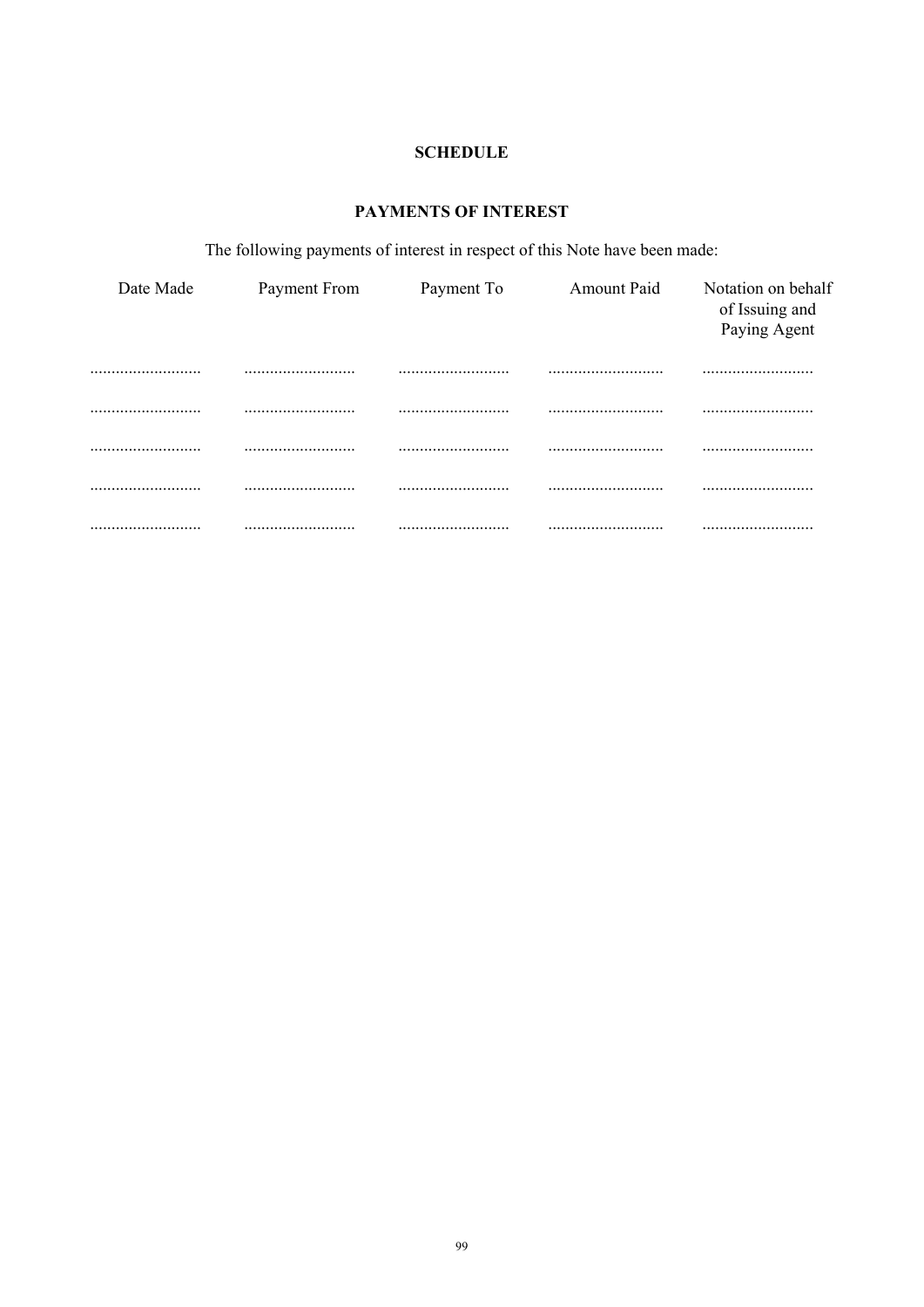# SCHEDULE

## PAYMENTS OF INTEREST

The following payments of interest in respect of this Note have been made:

| Date Made | Payment From | Payment To | Amount Paid | Notation on behalf of Issuing and Paying Agent |
|---|---|---|---|---|
| .......................... | .......................... | .......................... | .......................... | .......................... |
| .......................... | .......................... | .......................... | .......................... | .......................... |
| .......................... | .......................... | .......................... | .......................... | .......................... |
| .......................... | .......................... | .......................... | .......................... | .......................... |
| .......................... | .......................... | .......................... | .......................... | .......................... |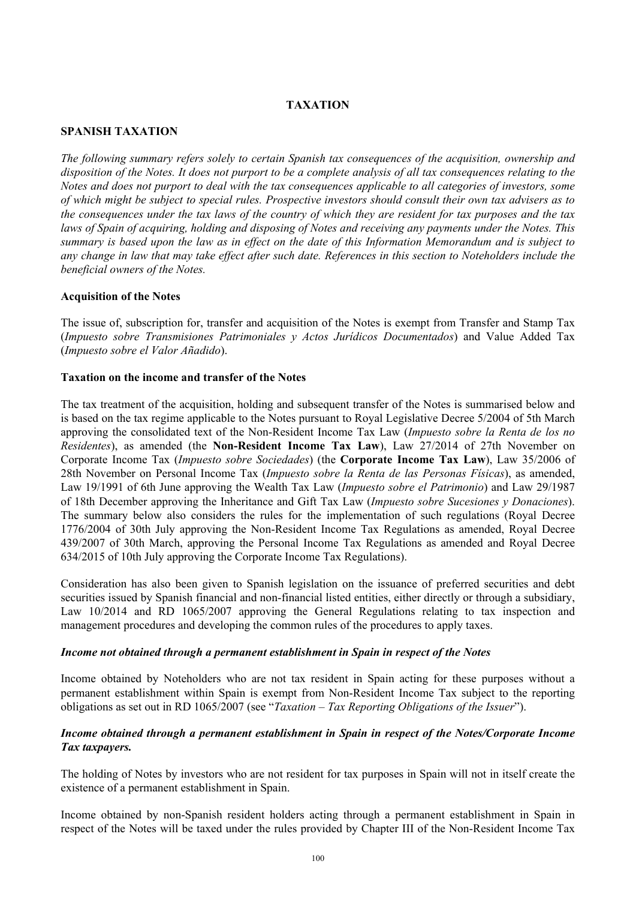# TAXATION

## SPANISH TAXATION

*The following summary refers solely to certain Spanish tax consequences of the acquisition, ownership and disposition of the Notes. It does not purport to be a complete analysis of all tax consequences relating to the Notes and does not purport to deal with the tax consequences applicable to all categories of investors, some of which might be subject to special rules. Prospective investors should consult their own tax advisers as to the consequences under the tax laws of the country of which they are resident for tax purposes and the tax laws of Spain of acquiring, holding and disposing of Notes and receiving any payments under the Notes. This summary is based upon the law as in effect on the date of this Information Memorandum and is subject to any change in law that may take effect after such date. References in this section to Noteholders include the beneficial owners of the Notes.*

### Acquisition of the Notes

The issue of, subscription for, transfer and acquisition of the Notes is exempt from Transfer and Stamp Tax (*Impuesto sobre Transmisiones Patrimoniales y Actos Jurídicos Documentados*) and Value Added Tax (*Impuesto sobre el Valor Añadido*).

### Taxation on the income and transfer of the Notes

The tax treatment of the acquisition, holding and subsequent transfer of the Notes is summarised below and is based on the tax regime applicable to the Notes pursuant to Royal Legislative Decree 5/2004 of 5th March approving the consolidated text of the Non-Resident Income Tax Law (*Impuesto sobre la Renta de los no Residentes*), as amended (the **Non-Resident Income Tax Law**), Law 27/2014 of 27th November on Corporate Income Tax (*Impuesto sobre Sociedades*) (the **Corporate Income Tax Law**), Law 35/2006 of 28th November on Personal Income Tax (*Impuesto sobre la Renta de las Personas Físicas*), as amended, Law 19/1991 of 6th June approving the Wealth Tax Law (*Impuesto sobre el Patrimonio*) and Law 29/1987 of 18th December approving the Inheritance and Gift Tax Law (*Impuesto sobre Sucesiones y Donaciones*). The summary below also considers the rules for the implementation of such regulations (Royal Decree 1776/2004 of 30th July approving the Non-Resident Income Tax Regulations as amended, Royal Decree 439/2007 of 30th March, approving the Personal Income Tax Regulations as amended and Royal Decree 634/2015 of 10th July approving the Corporate Income Tax Regulations).

Consideration has also been given to Spanish legislation on the issuance of preferred securities and debt securities issued by Spanish financial and non-financial listed entities, either directly or through a subsidiary, Law 10/2014 and RD 1065/2007 approving the General Regulations relating to tax inspection and management procedures and developing the common rules of the procedures to apply taxes.

#### *Income not obtained through a permanent establishment in Spain in respect of the Notes*

Income obtained by Noteholders who are not tax resident in Spain acting for these purposes without a permanent establishment within Spain is exempt from Non-Resident Income Tax subject to the reporting obligations as set out in RD 1065/2007 (see "*Taxation – Tax Reporting Obligations of the Issuer*").

#### *Income obtained through a permanent establishment in Spain in respect of the Notes/Corporate Income Tax taxpayers.*

The holding of Notes by investors who are not resident for tax purposes in Spain will not in itself create the existence of a permanent establishment in Spain.

Income obtained by non-Spanish resident holders acting through a permanent establishment in Spain in respect of the Notes will be taxed under the rules provided by Chapter III of the Non-Resident Income Tax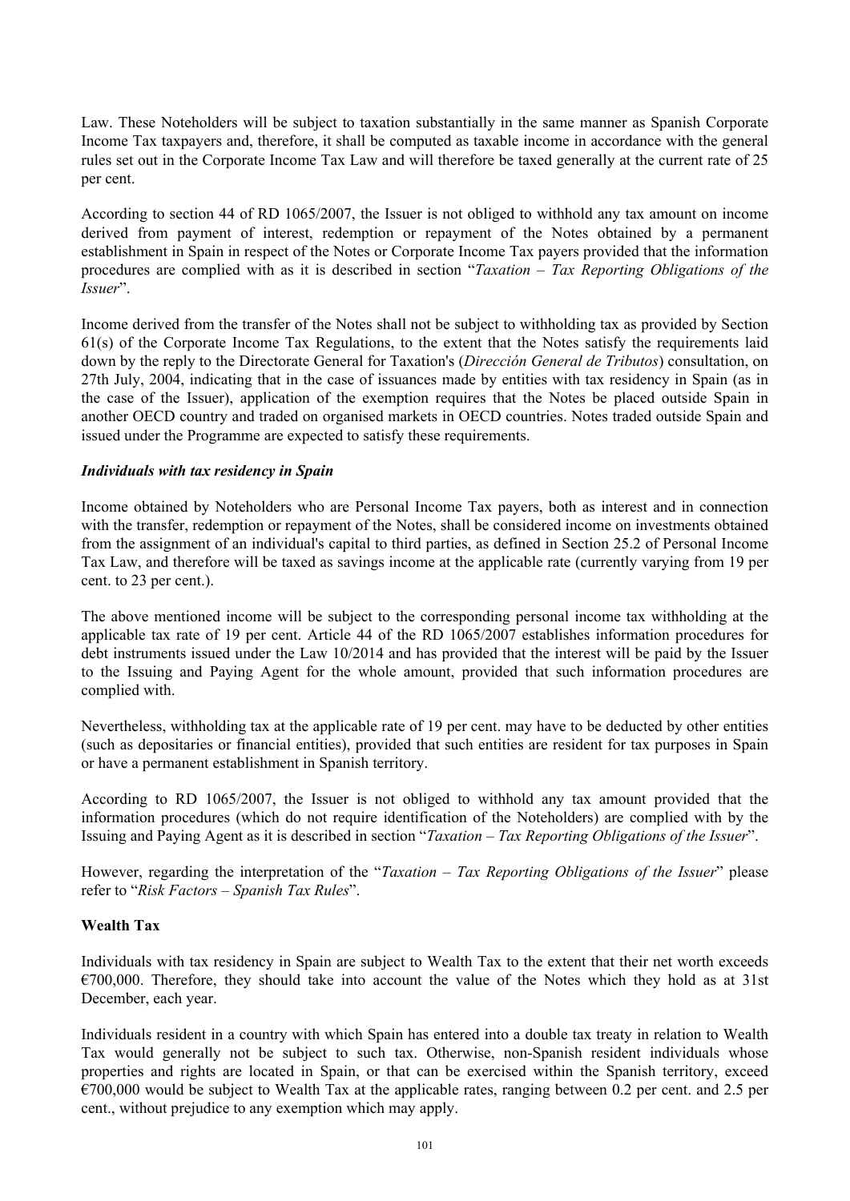Law. These Noteholders will be subject to taxation substantially in the same manner as Spanish Corporate Income Tax taxpayers and, therefore, it shall be computed as taxable income in accordance with the general rules set out in the Corporate Income Tax Law and will therefore be taxed generally at the current rate of 25 per cent.

According to section 44 of RD 1065/2007, the Issuer is not obliged to withhold any tax amount on income derived from payment of interest, redemption or repayment of the Notes obtained by a permanent establishment in Spain in respect of the Notes or Corporate Income Tax payers provided that the information procedures are complied with as it is described in section "*Taxation – Tax Reporting Obligations of the Issuer*".

Income derived from the transfer of the Notes shall not be subject to withholding tax as provided by Section 61(s) of the Corporate Income Tax Regulations, to the extent that the Notes satisfy the requirements laid down by the reply to the Directorate General for Taxation's (*Dirección General de Tributos*) consultation, on 27th July, 2004, indicating that in the case of issuances made by entities with tax residency in Spain (as in the case of the Issuer), application of the exemption requires that the Notes be placed outside Spain in another OECD country and traded on organised markets in OECD countries. Notes traded outside Spain and issued under the Programme are expected to satisfy these requirements.

***Individuals with tax residency in Spain***

Income obtained by Noteholders who are Personal Income Tax payers, both as interest and in connection with the transfer, redemption or repayment of the Notes, shall be considered income on investments obtained from the assignment of an individual's capital to third parties, as defined in Section 25.2 of Personal Income Tax Law, and therefore will be taxed as savings income at the applicable rate (currently varying from 19 per cent. to 23 per cent.).

The above mentioned income will be subject to the corresponding personal income tax withholding at the applicable tax rate of 19 per cent. Article 44 of the RD 1065/2007 establishes information procedures for debt instruments issued under the Law 10/2014 and has provided that the interest will be paid by the Issuer to the Issuing and Paying Agent for the whole amount, provided that such information procedures are complied with.

Nevertheless, withholding tax at the applicable rate of 19 per cent. may have to be deducted by other entities (such as depositaries or financial entities), provided that such entities are resident for tax purposes in Spain or have a permanent establishment in Spanish territory.

According to RD 1065/2007, the Issuer is not obliged to withhold any tax amount provided that the information procedures (which do not require identification of the Noteholders) are complied with by the Issuing and Paying Agent as it is described in section "*Taxation – Tax Reporting Obligations of the Issuer*".

However, regarding the interpretation of the "*Taxation – Tax Reporting Obligations of the Issuer*" please refer to "*Risk Factors – Spanish Tax Rules*".

**Wealth Tax**

Individuals with tax residency in Spain are subject to Wealth Tax to the extent that their net worth exceeds €700,000. Therefore, they should take into account the value of the Notes which they hold as at 31st December, each year.

Individuals resident in a country with which Spain has entered into a double tax treaty in relation to Wealth Tax would generally not be subject to such tax. Otherwise, non-Spanish resident individuals whose properties and rights are located in Spain, or that can be exercised within the Spanish territory, exceed €700,000 would be subject to Wealth Tax at the applicable rates, ranging between 0.2 per cent. and 2.5 per cent., without prejudice to any exemption which may apply.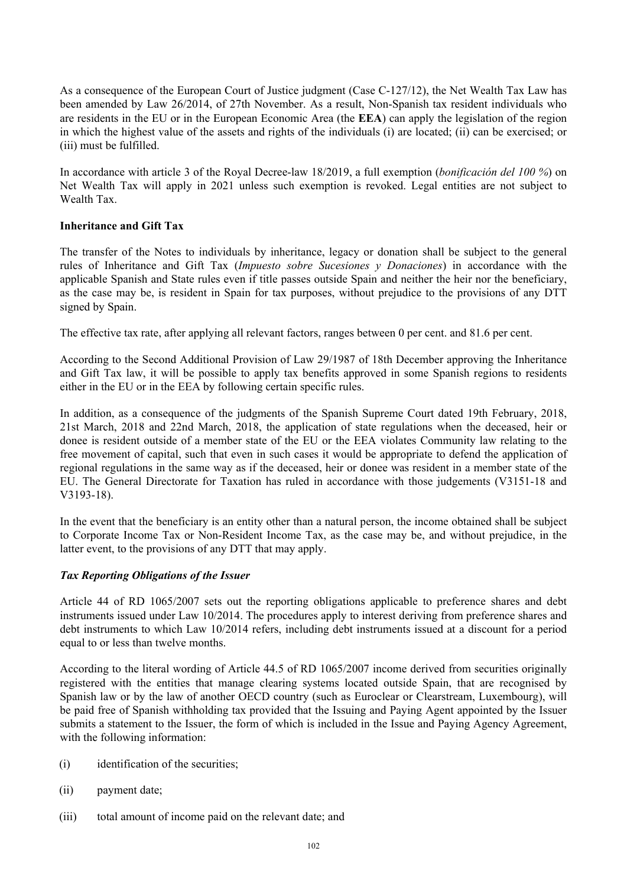As a consequence of the European Court of Justice judgment (Case C-127/12), the Net Wealth Tax Law has been amended by Law 26/2014, of 27th November. As a result, Non-Spanish tax resident individuals who are residents in the EU or in the European Economic Area (the **EEA**) can apply the legislation of the region in which the highest value of the assets and rights of the individuals (i) are located; (ii) can be exercised; or (iii) must be fulfilled.

In accordance with article 3 of the Royal Decree-law 18/2019, a full exemption (*bonificación del 100 %*) on Net Wealth Tax will apply in 2021 unless such exemption is revoked. Legal entities are not subject to Wealth Tax.

**Inheritance and Gift Tax**

The transfer of the Notes to individuals by inheritance, legacy or donation shall be subject to the general rules of Inheritance and Gift Tax (*Impuesto sobre Sucesiones y Donaciones*) in accordance with the applicable Spanish and State rules even if title passes outside Spain and neither the heir nor the beneficiary, as the case may be, is resident in Spain for tax purposes, without prejudice to the provisions of any DTT signed by Spain.

The effective tax rate, after applying all relevant factors, ranges between 0 per cent. and 81.6 per cent.

According to the Second Additional Provision of Law 29/1987 of 18th December approving the Inheritance and Gift Tax law, it will be possible to apply tax benefits approved in some Spanish regions to residents either in the EU or in the EEA by following certain specific rules.

In addition, as a consequence of the judgments of the Spanish Supreme Court dated 19th February, 2018, 21st March, 2018 and 22nd March, 2018, the application of state regulations when the deceased, heir or donee is resident outside of a member state of the EU or the EEA violates Community law relating to the free movement of capital, such that even in such cases it would be appropriate to defend the application of regional regulations in the same way as if the deceased, heir or donee was resident in a member state of the EU. The General Directorate for Taxation has ruled in accordance with those judgements (V3151-18 and V3193-18).

In the event that the beneficiary is an entity other than a natural person, the income obtained shall be subject to Corporate Income Tax or Non-Resident Income Tax, as the case may be, and without prejudice, in the latter event, to the provisions of any DTT that may apply.

***Tax Reporting Obligations of the Issuer***

Article 44 of RD 1065/2007 sets out the reporting obligations applicable to preference shares and debt instruments issued under Law 10/2014. The procedures apply to interest deriving from preference shares and debt instruments to which Law 10/2014 refers, including debt instruments issued at a discount for a period equal to or less than twelve months.

According to the literal wording of Article 44.5 of RD 1065/2007 income derived from securities originally registered with the entities that manage clearing systems located outside Spain, that are recognised by Spanish law or by the law of another OECD country (such as Euroclear or Clearstream, Luxembourg), will be paid free of Spanish withholding tax provided that the Issuing and Paying Agent appointed by the Issuer submits a statement to the Issuer, the form of which is included in the Issue and Paying Agency Agreement, with the following information:

(i) identification of the securities;

(ii) payment date;

(iii) total amount of income paid on the relevant date; and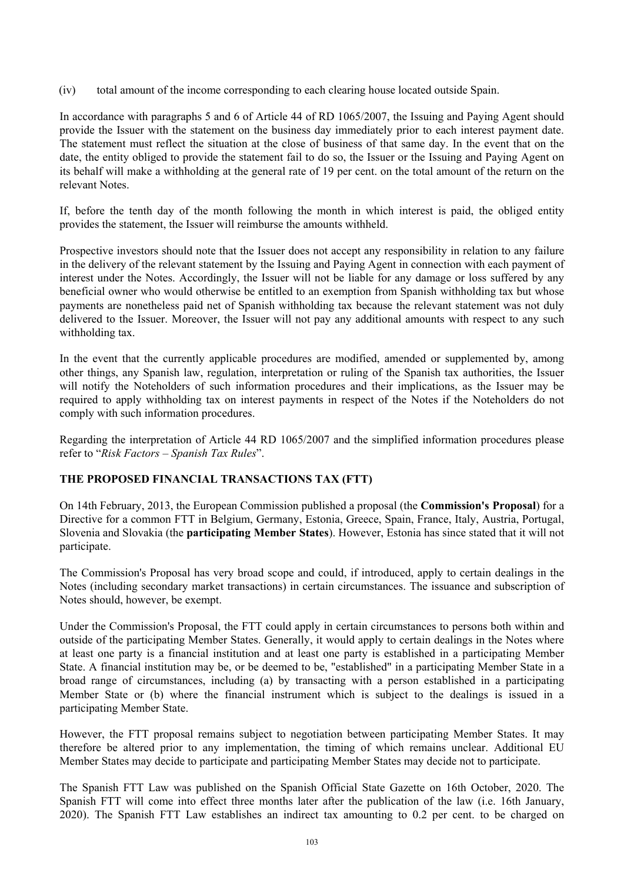(iv) total amount of the income corresponding to each clearing house located outside Spain.

In accordance with paragraphs 5 and 6 of Article 44 of RD 1065/2007, the Issuing and Paying Agent should provide the Issuer with the statement on the business day immediately prior to each interest payment date. The statement must reflect the situation at the close of business of that same day. In the event that on the date, the entity obliged to provide the statement fail to do so, the Issuer or the Issuing and Paying Agent on its behalf will make a withholding at the general rate of 19 per cent. on the total amount of the return on the relevant Notes.

If, before the tenth day of the month following the month in which interest is paid, the obliged entity provides the statement, the Issuer will reimburse the amounts withheld.

Prospective investors should note that the Issuer does not accept any responsibility in relation to any failure in the delivery of the relevant statement by the Issuing and Paying Agent in connection with each payment of interest under the Notes. Accordingly, the Issuer will not be liable for any damage or loss suffered by any beneficial owner who would otherwise be entitled to an exemption from Spanish withholding tax but whose payments are nonetheless paid net of Spanish withholding tax because the relevant statement was not duly delivered to the Issuer. Moreover, the Issuer will not pay any additional amounts with respect to any such withholding tax.

In the event that the currently applicable procedures are modified, amended or supplemented by, among other things, any Spanish law, regulation, interpretation or ruling of the Spanish tax authorities, the Issuer will notify the Noteholders of such information procedures and their implications, as the Issuer may be required to apply withholding tax on interest payments in respect of the Notes if the Noteholders do not comply with such information procedures.

Regarding the interpretation of Article 44 RD 1065/2007 and the simplified information procedures please refer to "*Risk Factors – Spanish Tax Rules*".

## THE PROPOSED FINANCIAL TRANSACTIONS TAX (FTT)

On 14th February, 2013, the European Commission published a proposal (the **Commission's Proposal**) for a Directive for a common FTT in Belgium, Germany, Estonia, Greece, Spain, France, Italy, Austria, Portugal, Slovenia and Slovakia (the **participating Member States**). However, Estonia has since stated that it will not participate.

The Commission's Proposal has very broad scope and could, if introduced, apply to certain dealings in the Notes (including secondary market transactions) in certain circumstances. The issuance and subscription of Notes should, however, be exempt.

Under the Commission's Proposal, the FTT could apply in certain circumstances to persons both within and outside of the participating Member States. Generally, it would apply to certain dealings in the Notes where at least one party is a financial institution and at least one party is established in a participating Member State. A financial institution may be, or be deemed to be, "established" in a participating Member State in a broad range of circumstances, including (a) by transacting with a person established in a participating Member State or (b) where the financial instrument which is subject to the dealings is issued in a participating Member State.

However, the FTT proposal remains subject to negotiation between participating Member States. It may therefore be altered prior to any implementation, the timing of which remains unclear. Additional EU Member States may decide to participate and participating Member States may decide not to participate.

The Spanish FTT Law was published on the Spanish Official State Gazette on 16th October, 2020. The Spanish FTT will come into effect three months later after the publication of the law (i.e. 16th January, 2020). The Spanish FTT Law establishes an indirect tax amounting to 0.2 per cent. to be charged on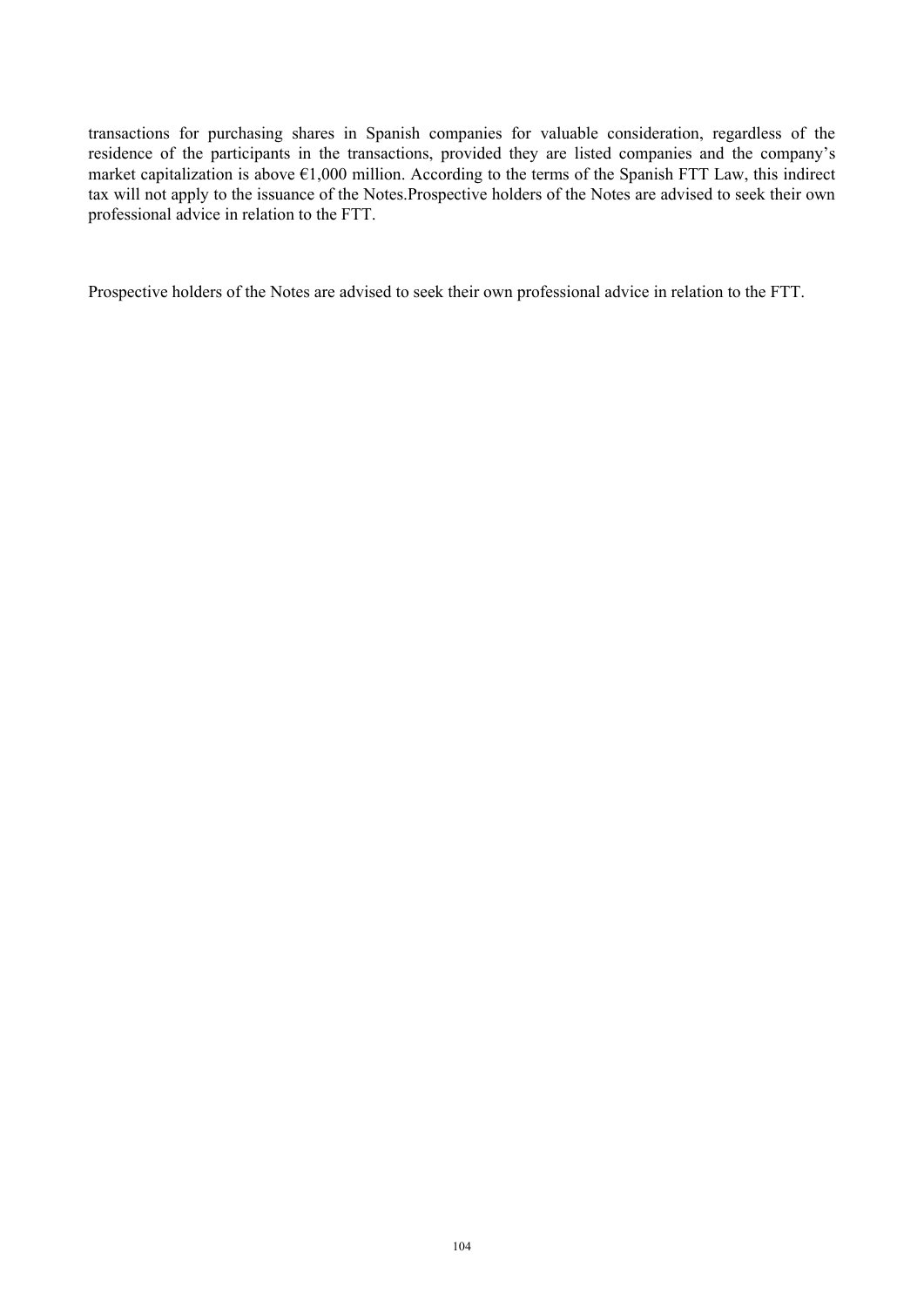transactions for purchasing shares in Spanish companies for valuable consideration, regardless of the residence of the participants in the transactions, provided they are listed companies and the company's market capitalization is above €1,000 million. According to the terms of the Spanish FTT Law, this indirect tax will not apply to the issuance of the Notes.Prospective holders of the Notes are advised to seek their own professional advice in relation to the FTT.

Prospective holders of the Notes are advised to seek their own professional advice in relation to the FTT.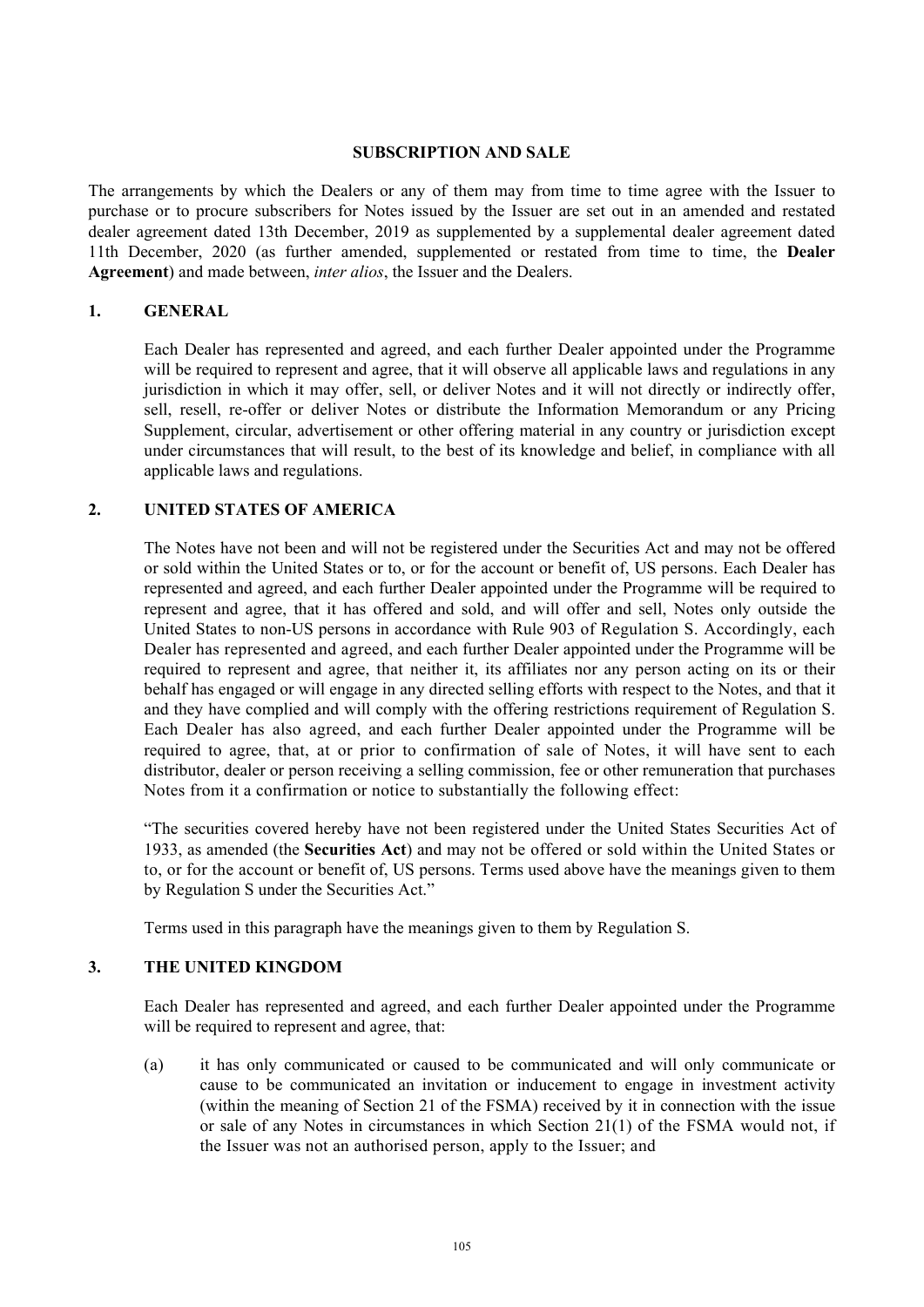# SUBSCRIPTION AND SALE

The arrangements by which the Dealers or any of them may from time to time agree with the Issuer to purchase or to procure subscribers for Notes issued by the Issuer are set out in an amended and restated dealer agreement dated 13th December, 2019 as supplemented by a supplemental dealer agreement dated 11th December, 2020 (as further amended, supplemented or restated from time to time, the **Dealer Agreement**) and made between, *inter alios*, the Issuer and the Dealers.

## 1. GENERAL

Each Dealer has represented and agreed, and each further Dealer appointed under the Programme will be required to represent and agree, that it will observe all applicable laws and regulations in any jurisdiction in which it may offer, sell, or deliver Notes and it will not directly or indirectly offer, sell, resell, re-offer or deliver Notes or distribute the Information Memorandum or any Pricing Supplement, circular, advertisement or other offering material in any country or jurisdiction except under circumstances that will result, to the best of its knowledge and belief, in compliance with all applicable laws and regulations.

## 2. UNITED STATES OF AMERICA

The Notes have not been and will not be registered under the Securities Act and may not be offered or sold within the United States or to, or for the account or benefit of, US persons. Each Dealer has represented and agreed, and each further Dealer appointed under the Programme will be required to represent and agree, that it has offered and sold, and will offer and sell, Notes only outside the United States to non-US persons in accordance with Rule 903 of Regulation S. Accordingly, each Dealer has represented and agreed, and each further Dealer appointed under the Programme will be required to represent and agree, that neither it, its affiliates nor any person acting on its or their behalf has engaged or will engage in any directed selling efforts with respect to the Notes, and that it and they have complied and will comply with the offering restrictions requirement of Regulation S. Each Dealer has also agreed, and each further Dealer appointed under the Programme will be required to agree, that, at or prior to confirmation of sale of Notes, it will have sent to each distributor, dealer or person receiving a selling commission, fee or other remuneration that purchases Notes from it a confirmation or notice to substantially the following effect:

"The securities covered hereby have not been registered under the United States Securities Act of 1933, as amended (the **Securities Act**) and may not be offered or sold within the United States or to, or for the account or benefit of, US persons. Terms used above have the meanings given to them by Regulation S under the Securities Act."

Terms used in this paragraph have the meanings given to them by Regulation S.

## 3. THE UNITED KINGDOM

Each Dealer has represented and agreed, and each further Dealer appointed under the Programme will be required to represent and agree, that:

(a) it has only communicated or caused to be communicated and will only communicate or cause to be communicated an invitation or inducement to engage in investment activity (within the meaning of Section 21 of the FSMA) received by it in connection with the issue or sale of any Notes in circumstances in which Section 21(1) of the FSMA would not, if the Issuer was not an authorised person, apply to the Issuer; and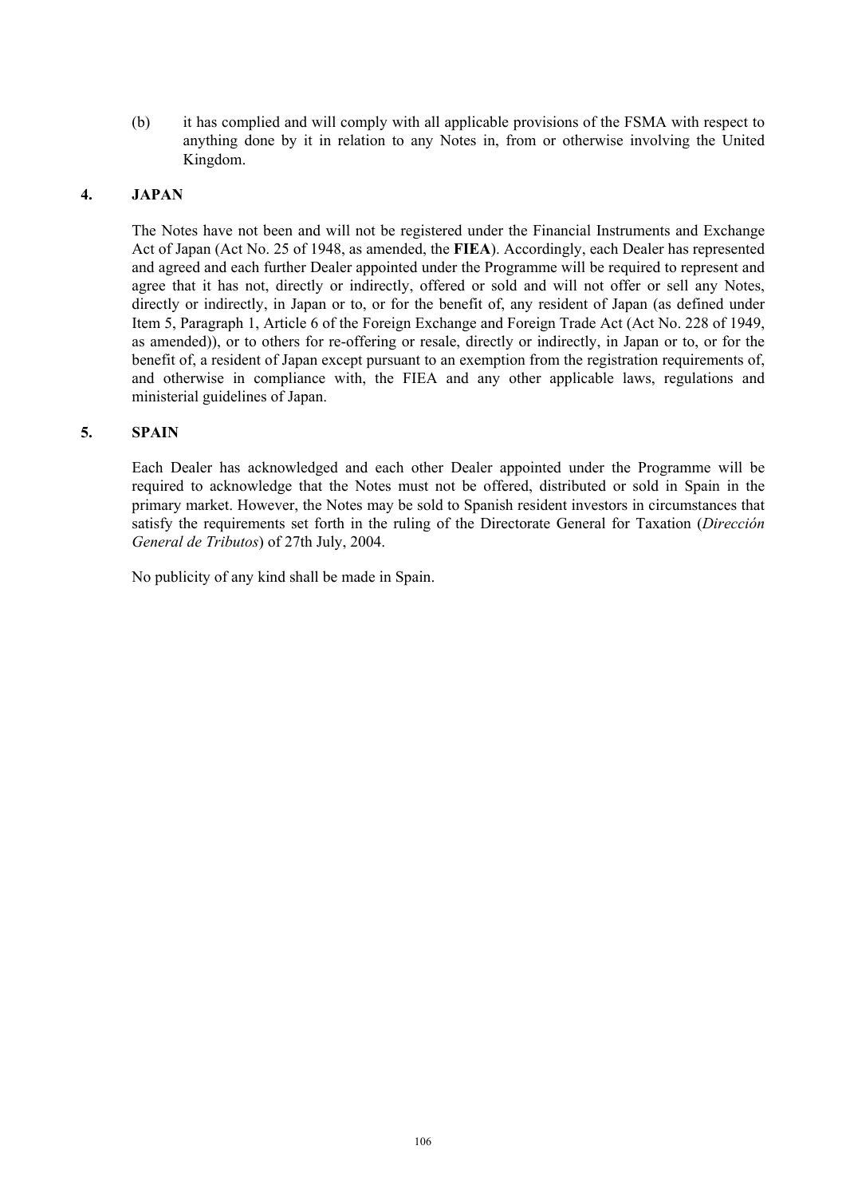(b) it has complied and will comply with all applicable provisions of the FSMA with respect to anything done by it in relation to any Notes in, from or otherwise involving the United Kingdom.

## 4. JAPAN

The Notes have not been and will not be registered under the Financial Instruments and Exchange Act of Japan (Act No. 25 of 1948, as amended, the **FIEA**). Accordingly, each Dealer has represented and agreed and each further Dealer appointed under the Programme will be required to represent and agree that it has not, directly or indirectly, offered or sold and will not offer or sell any Notes, directly or indirectly, in Japan or to, or for the benefit of, any resident of Japan (as defined under Item 5, Paragraph 1, Article 6 of the Foreign Exchange and Foreign Trade Act (Act No. 228 of 1949, as amended)), or to others for re-offering or resale, directly or indirectly, in Japan or to, or for the benefit of, a resident of Japan except pursuant to an exemption from the registration requirements of, and otherwise in compliance with, the FIEA and any other applicable laws, regulations and ministerial guidelines of Japan.

## 5. SPAIN

Each Dealer has acknowledged and each other Dealer appointed under the Programme will be required to acknowledge that the Notes must not be offered, distributed or sold in Spain in the primary market. However, the Notes may be sold to Spanish resident investors in circumstances that satisfy the requirements set forth in the ruling of the Directorate General for Taxation (*Dirección General de Tributos*) of 27th July, 2004.

No publicity of any kind shall be made in Spain.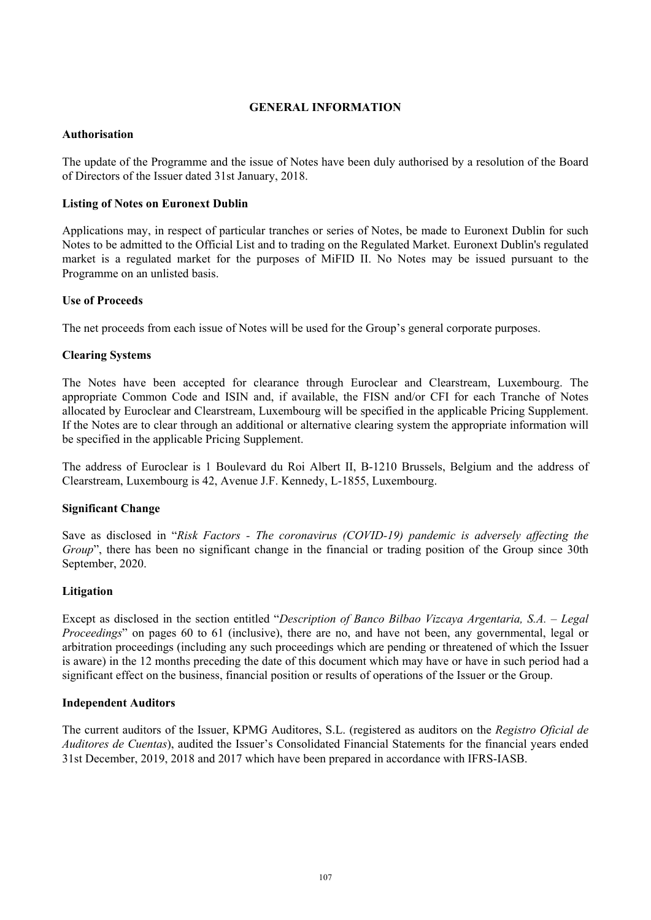## GENERAL INFORMATION

### Authorisation

The update of the Programme and the issue of Notes have been duly authorised by a resolution of the Board of Directors of the Issuer dated 31st January, 2018.

### Listing of Notes on Euronext Dublin

Applications may, in respect of particular tranches or series of Notes, be made to Euronext Dublin for such Notes to be admitted to the Official List and to trading on the Regulated Market. Euronext Dublin's regulated market is a regulated market for the purposes of MiFID II. No Notes may be issued pursuant to the Programme on an unlisted basis.

### Use of Proceeds

The net proceeds from each issue of Notes will be used for the Group's general corporate purposes.

### Clearing Systems

The Notes have been accepted for clearance through Euroclear and Clearstream, Luxembourg. The appropriate Common Code and ISIN and, if available, the FISN and/or CFI for each Tranche of Notes allocated by Euroclear and Clearstream, Luxembourg will be specified in the applicable Pricing Supplement. If the Notes are to clear through an additional or alternative clearing system the appropriate information will be specified in the applicable Pricing Supplement.

The address of Euroclear is 1 Boulevard du Roi Albert II, B-1210 Brussels, Belgium and the address of Clearstream, Luxembourg is 42, Avenue J.F. Kennedy, L-1855, Luxembourg.

### Significant Change

Save as disclosed in "*Risk Factors - The coronavirus (COVID-19) pandemic is adversely affecting the Group*", there has been no significant change in the financial or trading position of the Group since 30th September, 2020.

### Litigation

Except as disclosed in the section entitled "*Description of Banco Bilbao Vizcaya Argentaria, S.A. – Legal Proceedings*" on pages 60 to 61 (inclusive), there are no, and have not been, any governmental, legal or arbitration proceedings (including any such proceedings which are pending or threatened of which the Issuer is aware) in the 12 months preceding the date of this document which may have or have in such period had a significant effect on the business, financial position or results of operations of the Issuer or the Group.

### Independent Auditors

The current auditors of the Issuer, KPMG Auditores, S.L. (registered as auditors on the *Registro Oficial de Auditores de Cuentas*), audited the Issuer's Consolidated Financial Statements for the financial years ended 31st December, 2019, 2018 and 2017 which have been prepared in accordance with IFRS-IASB.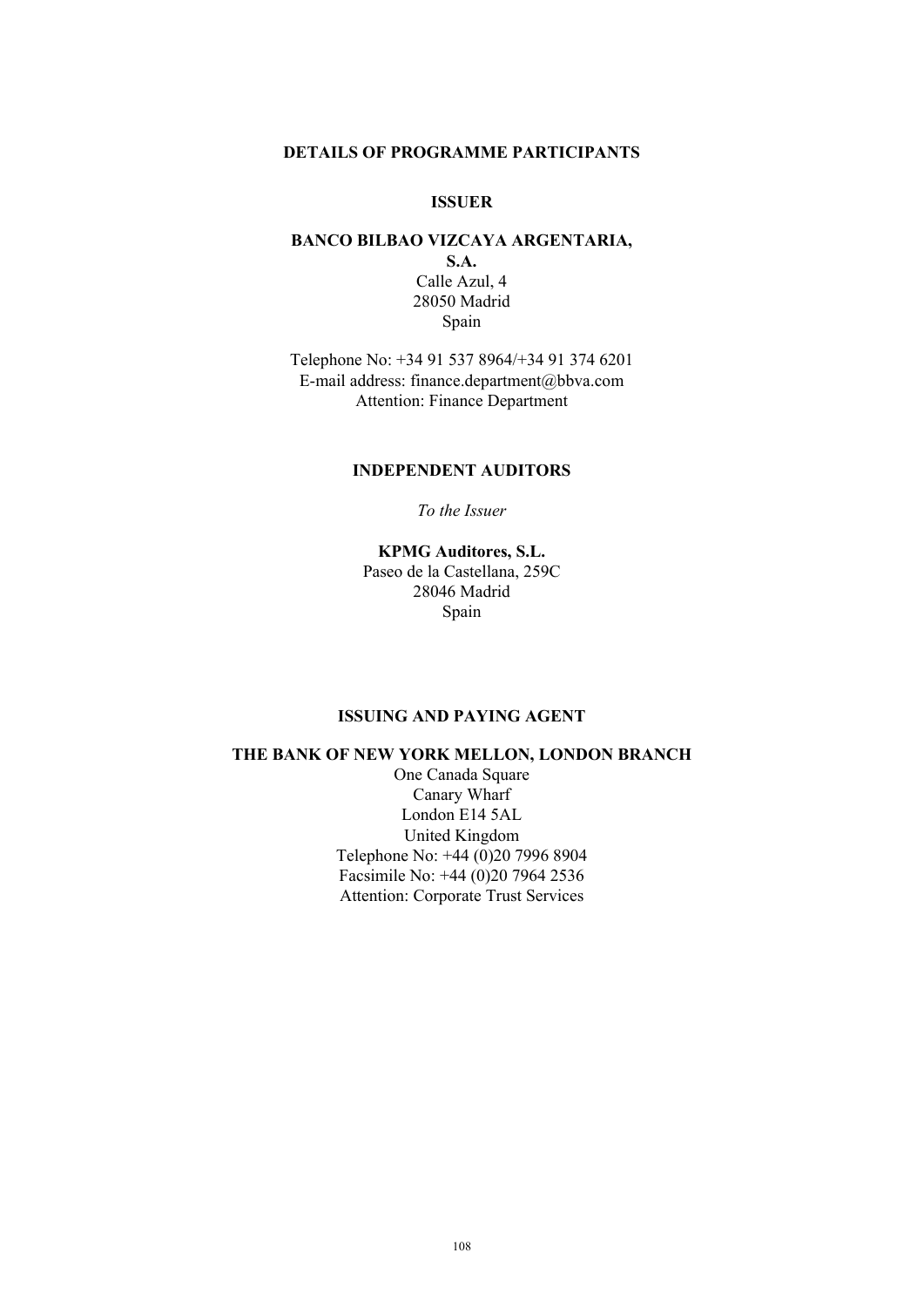## DETAILS OF PROGRAMME PARTICIPANTS

### ISSUER

**BANCO BILBAO VIZCAYA ARGENTARIA, S.A.**
Calle Azul, 4
28050 Madrid
Spain

Telephone No: +34 91 537 8964/+34 91 374 6201
E-mail address: finance.department@bbva.com
Attention: Finance Department

### INDEPENDENT AUDITORS

*To the Issuer*

**KPMG Auditores, S.L.**
Paseo de la Castellana, 259C
28046 Madrid
Spain

### ISSUING AND PAYING AGENT

**THE BANK OF NEW YORK MELLON, LONDON BRANCH**
One Canada Square
Canary Wharf
London E14 5AL
United Kingdom
Telephone No: +44 (0)20 7996 8904
Facsimile No: +44 (0)20 7964 2536
Attention: Corporate Trust Services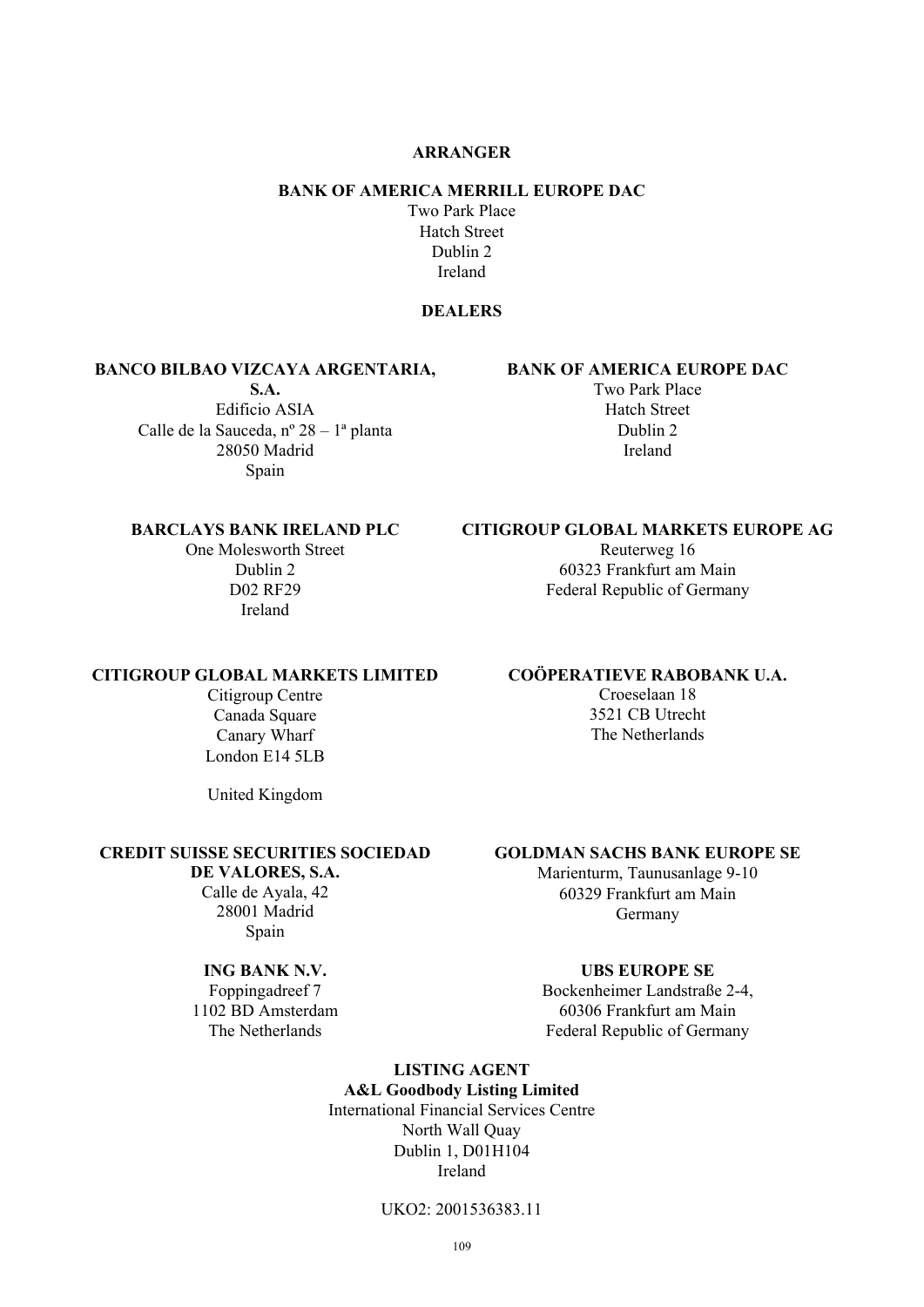## ARRANGER

**BANK OF AMERICA MERRILL EUROPE DAC**
Two Park Place
Hatch Street
Dublin 2
Ireland

## DEALERS

**BANCO BILBAO VIZCAYA ARGENTARIA, S.A.**
Edificio ASIA
Calle de la Sauceda, nº 28 – 1ª planta
28050 Madrid
Spain

**BANK OF AMERICA EUROPE DAC**
Two Park Place
Hatch Street
Dublin 2
Ireland

**BARCLAYS BANK IRELAND PLC**
One Molesworth Street
Dublin 2
D02 RF29
Ireland

**CITIGROUP GLOBAL MARKETS EUROPE AG**
Reuterweg 16
60323 Frankfurt am Main
Federal Republic of Germany

**CITIGROUP GLOBAL MARKETS LIMITED**
Citigroup Centre
Canada Square
Canary Wharf
London E14 5LB

United Kingdom

**COÖPERATIEVE RABOBANK U.A.**
Croeselaan 18
3521 CB Utrecht
The Netherlands

**CREDIT SUISSE SECURITIES SOCIEDAD DE VALORES, S.A.**
Calle de Ayala, 42
28001 Madrid
Spain

**GOLDMAN SACHS BANK EUROPE SE**
Marienturm, Taunusanlage 9-10
60329 Frankfurt am Main
Germany

**ING BANK N.V.**
Foppingadreef 7
1102 BD Amsterdam
The Netherlands

**UBS EUROPE SE**
Bockenheimer Landstraße 2-4,
60306 Frankfurt am Main
Federal Republic of Germany

## LISTING AGENT

**A&L Goodbody Listing Limited**
International Financial Services Centre
North Wall Quay
Dublin 1, D01H104
Ireland

UKO2: 2001536383.11